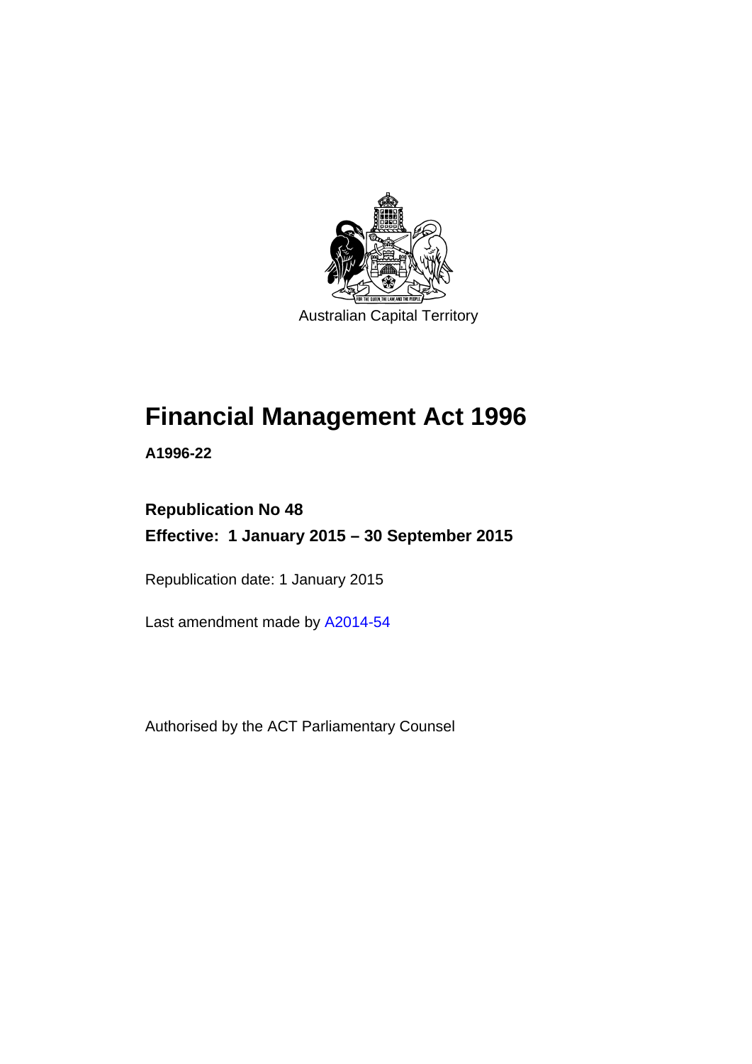Australian Capital Territory

# Financial Management Act 1996

**A1996-22**

**Republication No 48**

**Effective: 1 January 2015 – 30 September 2015**

Republication date: 1 January 2015

Last amendment made by A2014-54

Authorised by the ACT Parliamentary Counsel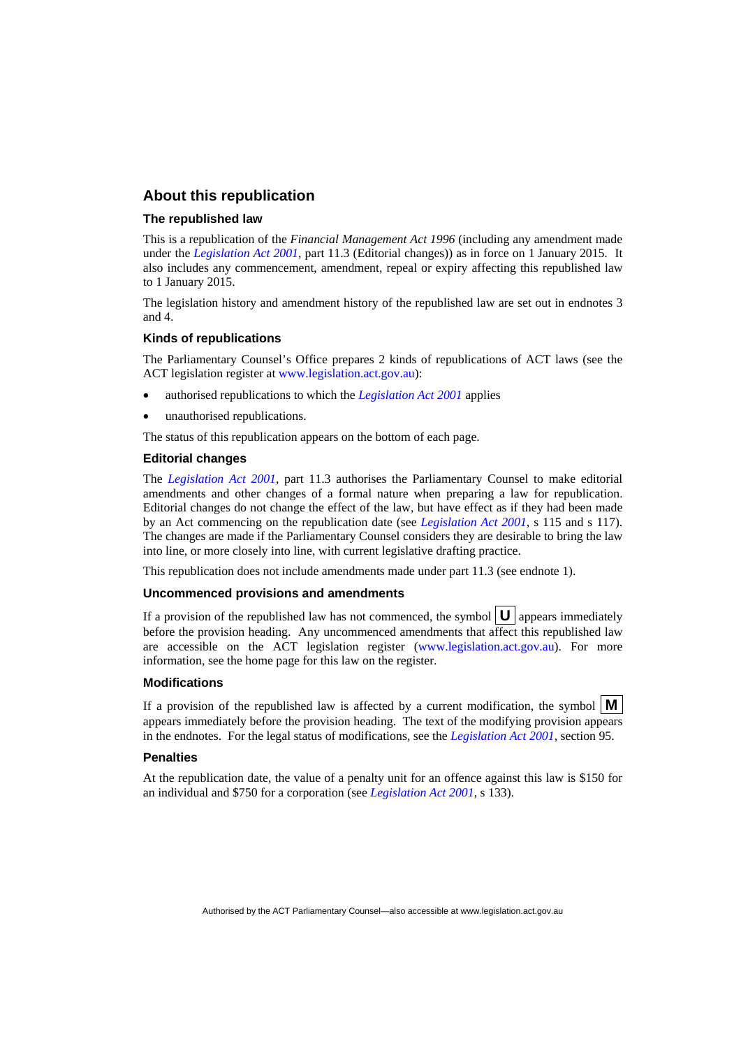## About this republication

### The republished law

This is a republication of the *Financial Management Act 1996* (including any amendment made under the *Legislation Act 2001*, part 11.3 (Editorial changes)) as in force on 1 January 2015. It also includes any commencement, amendment, repeal or expiry affecting this republished law to 1 January 2015.

The legislation history and amendment history of the republished law are set out in endnotes 3 and 4.

### Kinds of republications

The Parliamentary Counsel's Office prepares 2 kinds of republications of ACT laws (see the ACT legislation register at www.legislation.act.gov.au):

- authorised republications to which the *Legislation Act 2001* applies
- unauthorised republications.

The status of this republication appears on the bottom of each page.

### Editorial changes

The *Legislation Act 2001*, part 11.3 authorises the Parliamentary Counsel to make editorial amendments and other changes of a formal nature when preparing a law for republication. Editorial changes do not change the effect of the law, but have effect as if they had been made by an Act commencing on the republication date (see *Legislation Act 2001*, s 115 and s 117). The changes are made if the Parliamentary Counsel considers they are desirable to bring the law into line, or more closely into line, with current legislative drafting practice.

This republication does not include amendments made under part 11.3 (see endnote 1).

### Uncommenced provisions and amendments

If a provision of the republished law has not commenced, the symbol **U** appears immediately before the provision heading. Any uncommenced amendments that affect this republished law are accessible on the ACT legislation register (www.legislation.act.gov.au). For more information, see the home page for this law on the register.

### Modifications

If a provision of the republished law is affected by a current modification, the symbol **M** appears immediately before the provision heading. The text of the modifying provision appears in the endnotes. For the legal status of modifications, see the *Legislation Act 2001*, section 95.

### Penalties

At the republication date, the value of a penalty unit for an offence against this law is $150 for an individual and $750 for a corporation (see *Legislation Act 2001*, s 133).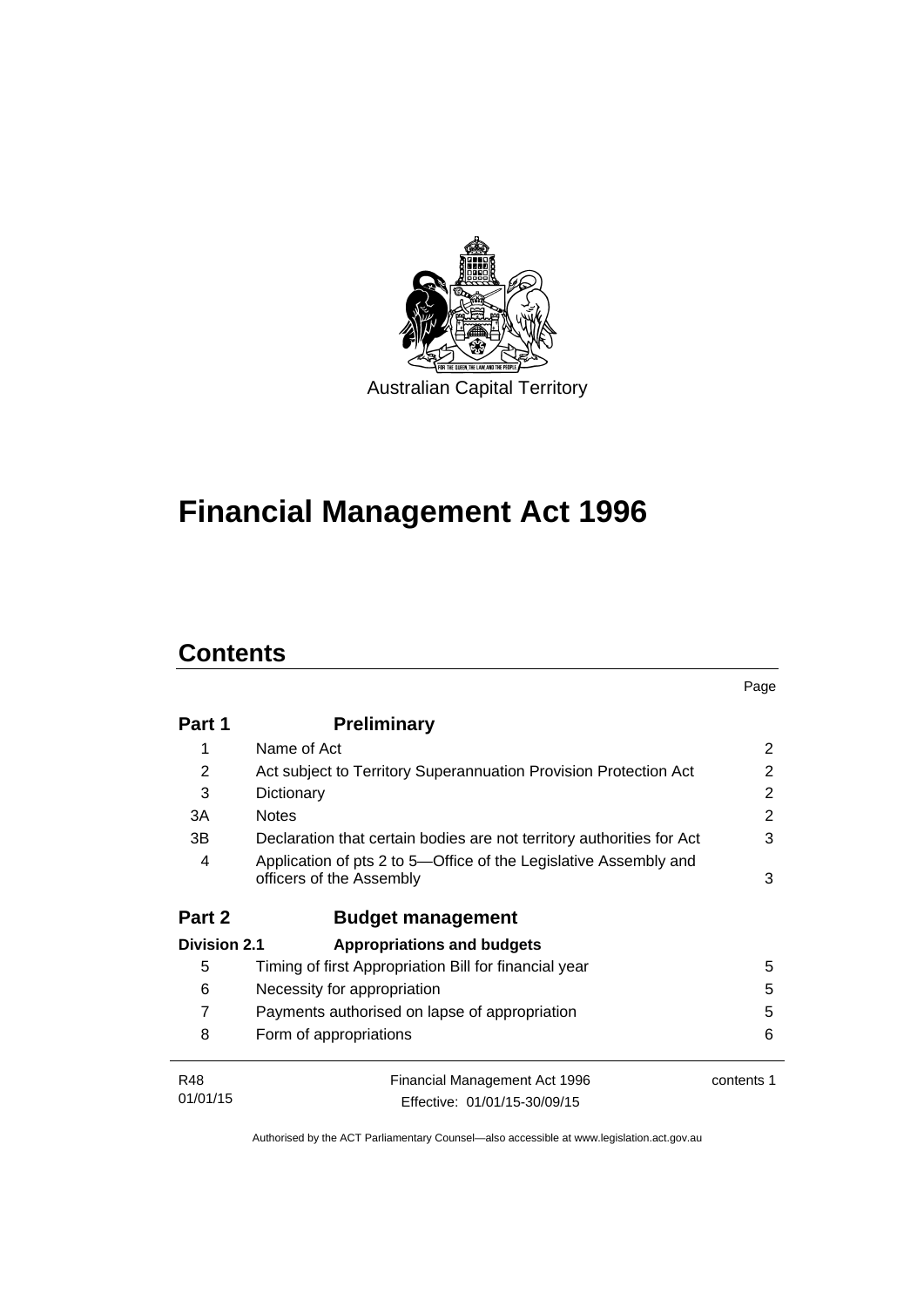Australian Capital Territory

# Financial Management Act 1996

## Contents

| | | Page |
|---|---|---|
| **Part 1** | **Preliminary** | |
| 1 | Name of Act | 2 |
| 2 | Act subject to Territory Superannuation Provision Protection Act | 2 |
| 3 | Dictionary | 2 |
| 3A | Notes | 2 |
| 3B | Declaration that certain bodies are not territory authorities for Act | 3 |
| 4 | Application of pts 2 to 5—Office of the Legislative Assembly and officers of the Assembly | 3 |
| **Part 2** | **Budget management** | |
| **Division 2.1** | **Appropriations and budgets** | |
| 5 | Timing of first Appropriation Bill for financial year | 5 |
| 6 | Necessity for appropriation | 5 |
| 7 | Payments authorised on lapse of appropriation | 5 |
| 8 | Form of appropriations | 6 |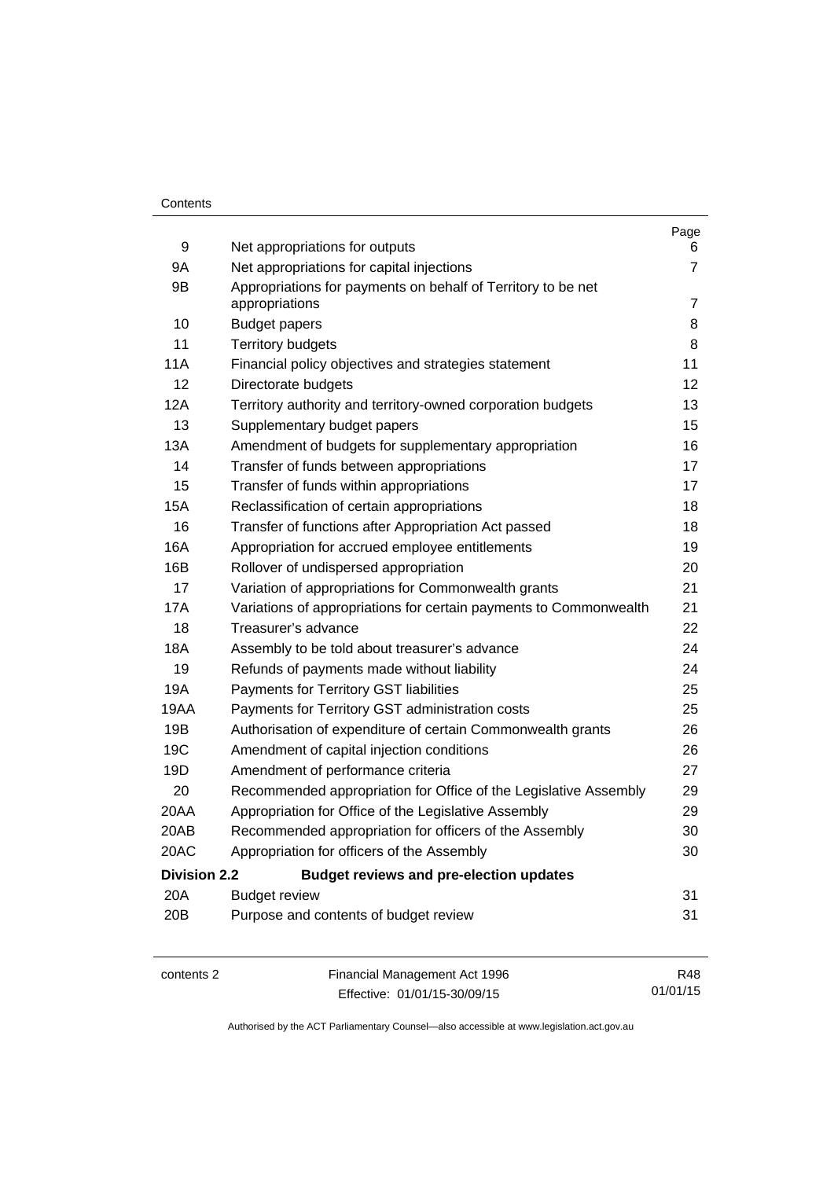| | | Page |
|---|---|---|
| 9 | Net appropriations for outputs | 6 |
| 9A | Net appropriations for capital injections | 7 |
| 9B | Appropriations for payments on behalf of Territory to be net appropriations | 7 |
| 10 | Budget papers | 8 |
| 11 | Territory budgets | 8 |
| 11A | Financial policy objectives and strategies statement | 11 |
| 12 | Directorate budgets | 12 |
| 12A | Territory authority and territory-owned corporation budgets | 13 |
| 13 | Supplementary budget papers | 15 |
| 13A | Amendment of budgets for supplementary appropriation | 16 |
| 14 | Transfer of funds between appropriations | 17 |
| 15 | Transfer of funds within appropriations | 17 |
| 15A | Reclassification of certain appropriations | 18 |
| 16 | Transfer of functions after Appropriation Act passed | 18 |
| 16A | Appropriation for accrued employee entitlements | 19 |
| 16B | Rollover of undisbursed appropriation | 20 |
| 17 | Variation of appropriations for Commonwealth grants | 21 |
| 17A | Variations of appropriations for certain payments to Commonwealth | 21 |
| 18 | Treasurer's advance | 22 |
| 18A | Assembly to be told about treasurer's advance | 24 |
| 19 | Refunds of payments made without liability | 24 |
| 19A | Payments for Territory GST liabilities | 25 |
| 19AA | Payments for Territory GST administration costs | 25 |
| 19B | Authorisation of expenditure of certain Commonwealth grants | 26 |
| 19C | Amendment of capital injection conditions | 26 |
| 19D | Amendment of performance criteria | 27 |
| 20 | Recommended appropriation for Office of the Legislative Assembly | 29 |
| 20AA | Appropriation for Office of the Legislative Assembly | 29 |
| 20AB | Recommended appropriation for officers of the Assembly | 30 |
| 20AC | Appropriation for officers of the Assembly | 30 |
| **Division 2.2** | **Budget reviews and pre-election updates** | |
| 20A | Budget review | 31 |
| 20B | Purpose and contents of budget review | 31 |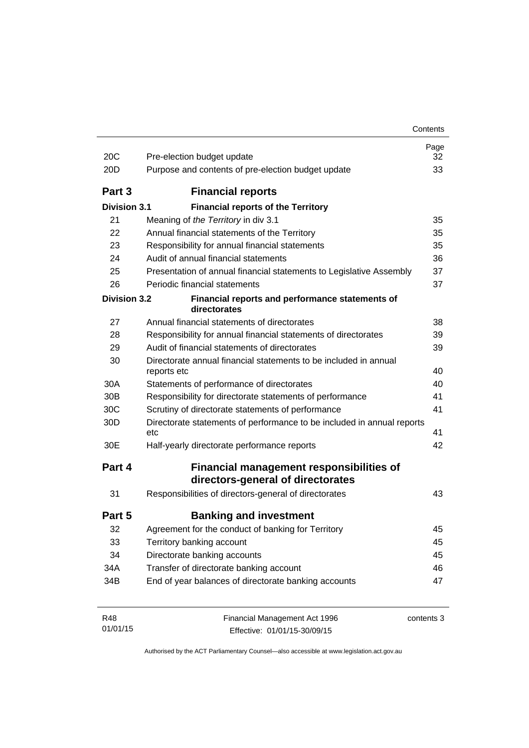| | | Page |
|---|---|---|
| 20C | Pre-election budget update | 32 |
| 20D | Purpose and contents of pre-election budget update | 33 |

## Part 3 Financial reports

**Division 3.1 Financial reports of the Territory**

| | | |
|---|---|---|
| 21 | Meaning of *the Territory* in div 3.1 | 35 |
| 22 | Annual financial statements of the Territory | 35 |
| 23 | Responsibility for annual financial statements | 35 |
| 24 | Audit of annual financial statements | 36 |
| 25 | Presentation of annual financial statements to Legislative Assembly | 37 |
| 26 | Periodic financial statements | 37 |

**Division 3.2 Financial reports and performance statements of directorates**

| | | |
|---|---|---|
| 27 | Annual financial statements of directorates | 38 |
| 28 | Responsibility for annual financial statements of directorates | 39 |
| 29 | Audit of financial statements of directorates | 39 |
| 30 | Directorate annual financial statements to be included in annual reports etc | 40 |
| 30A | Statements of performance of directorates | 40 |
| 30B | Responsibility for directorate statements of performance | 41 |
| 30C | Scrutiny of directorate statements of performance | 41 |
| 30D | Directorate statements of performance to be included in annual reports etc | 41 |
| 30E | Half-yearly directorate performance reports | 42 |

## Part 4 Financial management responsibilities of directors-general of directorates

| | | |
|---|---|---|
| 31 | Responsibilities of directors-general of directorates | 43 |

## Part 5 Banking and investment

| | | |
|---|---|---|
| 32 | Agreement for the conduct of banking for Territory | 45 |
| 33 | Territory banking account | 45 |
| 34 | Directorate banking accounts | 45 |
| 34A | Transfer of directorate banking account | 46 |
| 34B | End of year balances of directorate banking accounts | 47 |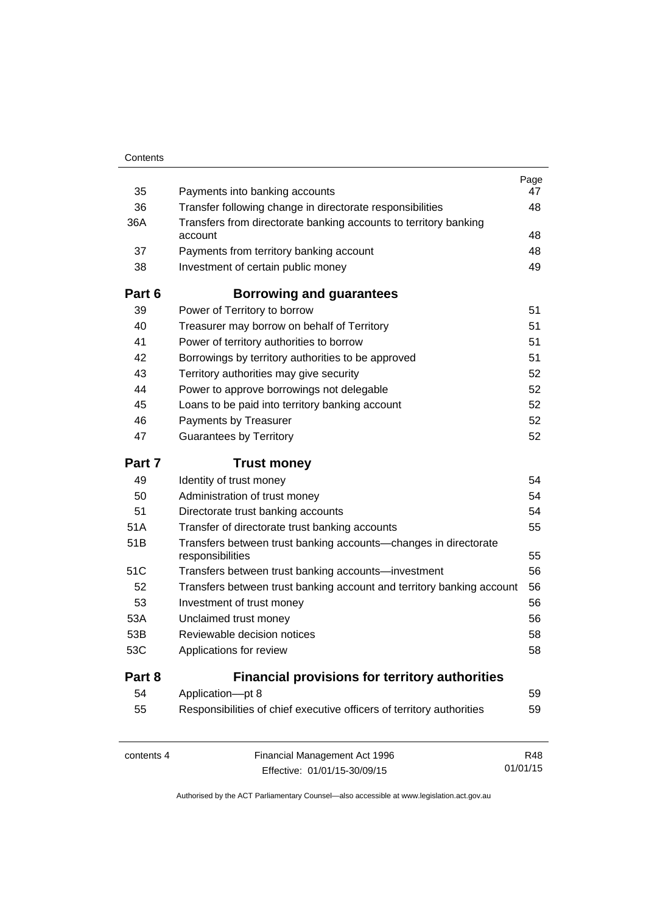| | | Page |
|---|---|---|
| 35 | Payments into banking accounts | 47 |
| 36 | Transfer following change in directorate responsibilities | 48 |
| 36A | Transfers from directorate banking accounts to territory banking account | 48 |
| 37 | Payments from territory banking account | 48 |
| 38 | Investment of certain public money | 49 |
| **Part 6** | **Borrowing and guarantees** | |
| 39 | Power of Territory to borrow | 51 |
| 40 | Treasurer may borrow on behalf of Territory | 51 |
| 41 | Power of territory authorities to borrow | 51 |
| 42 | Borrowings by territory authorities to be approved | 51 |
| 43 | Territory authorities may give security | 52 |
| 44 | Power to approve borrowings not delegable | 52 |
| 45 | Loans to be paid into territory banking account | 52 |
| 46 | Payments by Treasurer | 52 |
| 47 | Guarantees by Territory | 52 |
| **Part 7** | **Trust money** | |
| 49 | Identity of trust money | 54 |
| 50 | Administration of trust money | 54 |
| 51 | Directorate trust banking accounts | 54 |
| 51A | Transfer of directorate trust banking accounts | 55 |
| 51B | Transfers between trust banking accounts—changes in directorate responsibilities | 55 |
| 51C | Transfers between trust banking accounts—investment | 56 |
| 52 | Transfers between trust banking account and territory banking account | 56 |
| 53 | Investment of trust money | 56 |
| 53A | Unclaimed trust money | 56 |
| 53B | Reviewable decision notices | 58 |
| 53C | Applications for review | 58 |
| **Part 8** | **Financial provisions for territory authorities** | |
| 54 | Application—pt 8 | 59 |
| 55 | Responsibilities of chief executive officers of territory authorities | 59 |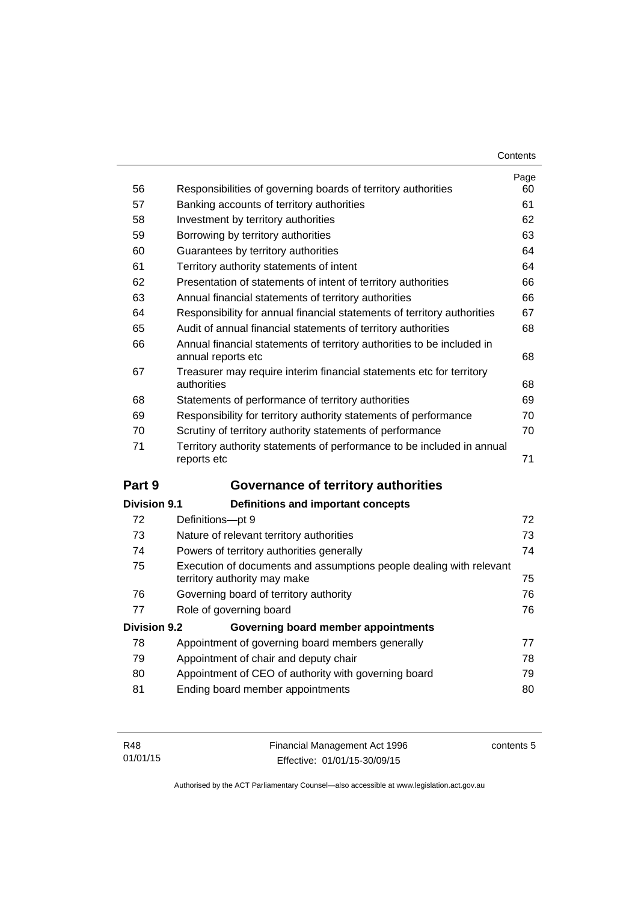| | | Page |
|---|---|---|
| 56 | Responsibilities of governing boards of territory authorities | 60 |
| 57 | Banking accounts of territory authorities | 61 |
| 58 | Investment by territory authorities | 62 |
| 59 | Borrowing by territory authorities | 63 |
| 60 | Guarantees by territory authorities | 64 |
| 61 | Territory authority statements of intent | 64 |
| 62 | Presentation of statements of intent of territory authorities | 66 |
| 63 | Annual financial statements of territory authorities | 66 |
| 64 | Responsibility for annual financial statements of territory authorities | 67 |
| 65 | Audit of annual financial statements of territory authorities | 68 |
| 66 | Annual financial statements of territory authorities to be included in annual reports etc | 68 |
| 67 | Treasurer may require interim financial statements etc for territory authorities | 68 |
| 68 | Statements of performance of territory authorities | 69 |
| 69 | Responsibility for territory authority statements of performance | 70 |
| 70 | Scrutiny of territory authority statements of performance | 70 |
| 71 | Territory authority statements of performance to be included in annual reports etc | 71 |

## Part 9 Governance of territory authorities

### Division 9.1 Definitions and important concepts

| | | |
|---|---|---|
| 72 | Definitions—pt 9 | 72 |
| 73 | Nature of relevant territory authorities | 73 |
| 74 | Powers of territory authorities generally | 74 |
| 75 | Execution of documents and assumptions people dealing with relevant territory authority may make | 75 |
| 76 | Governing board of territory authority | 76 |
| 77 | Role of governing board | 76 |

### Division 9.2 Governing board member appointments

| | | |
|---|---|---|
| 78 | Appointment of governing board members generally | 77 |
| 79 | Appointment of chair and deputy chair | 78 |
| 80 | Appointment of CEO of authority with governing board | 79 |
| 81 | Ending board member appointments | 80 |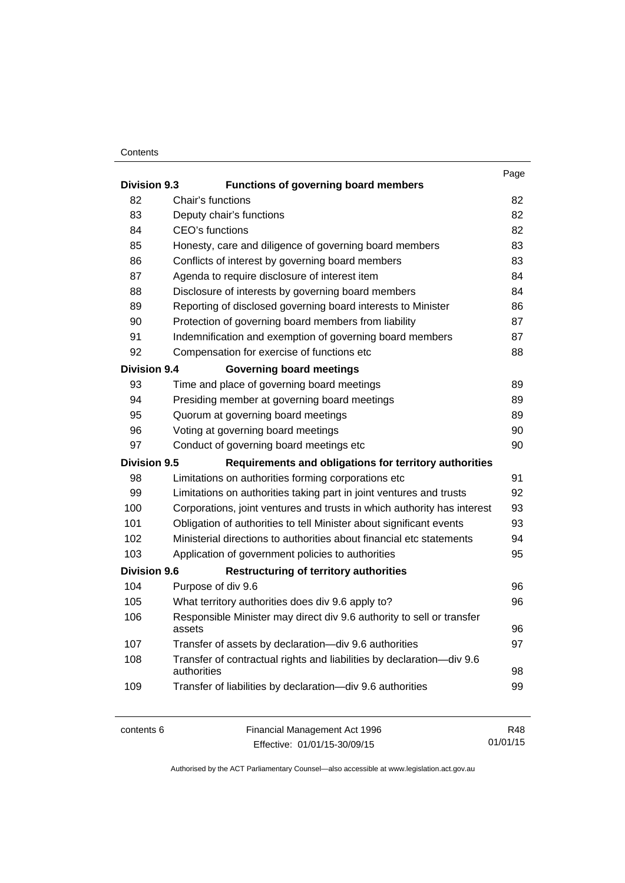| | | Page |
|---|---|---|
| **Division 9.3** | **Functions of governing board members** | |
| 82 | Chair's functions | 82 |
| 83 | Deputy chair's functions | 82 |
| 84 | CEO's functions | 82 |
| 85 | Honesty, care and diligence of governing board members | 83 |
| 86 | Conflicts of interest by governing board members | 83 |
| 87 | Agenda to require disclosure of interest item | 84 |
| 88 | Disclosure of interests by governing board members | 84 |
| 89 | Reporting of disclosed governing board interests to Minister | 86 |
| 90 | Protection of governing board members from liability | 87 |
| 91 | Indemnification and exemption of governing board members | 87 |
| 92 | Compensation for exercise of functions etc | 88 |
| **Division 9.4** | **Governing board meetings** | |
| 93 | Time and place of governing board meetings | 89 |
| 94 | Presiding member at governing board meetings | 89 |
| 95 | Quorum at governing board meetings | 89 |
| 96 | Voting at governing board meetings | 90 |
| 97 | Conduct of governing board meetings etc | 90 |
| **Division 9.5** | **Requirements and obligations for territory authorities** | |
| 98 | Limitations on authorities forming corporations etc | 91 |
| 99 | Limitations on authorities taking part in joint ventures and trusts | 92 |
| 100 | Corporations, joint ventures and trusts in which authority has interest | 93 |
| 101 | Obligation of authorities to tell Minister about significant events | 93 |
| 102 | Ministerial directions to authorities about financial etc statements | 94 |
| 103 | Application of government policies to authorities | 95 |
| **Division 9.6** | **Restructuring of territory authorities** | |
| 104 | Purpose of div 9.6 | 96 |
| 105 | What territory authorities does div 9.6 apply to? | 96 |
| 106 | Responsible Minister may direct div 9.6 authority to sell or transfer assets | 96 |
| 107 | Transfer of assets by declaration—div 9.6 authorities | 97 |
| 108 | Transfer of contractual rights and liabilities by declaration—div 9.6 authorities | 98 |
| 109 | Transfer of liabilities by declaration—div 9.6 authorities | 99 |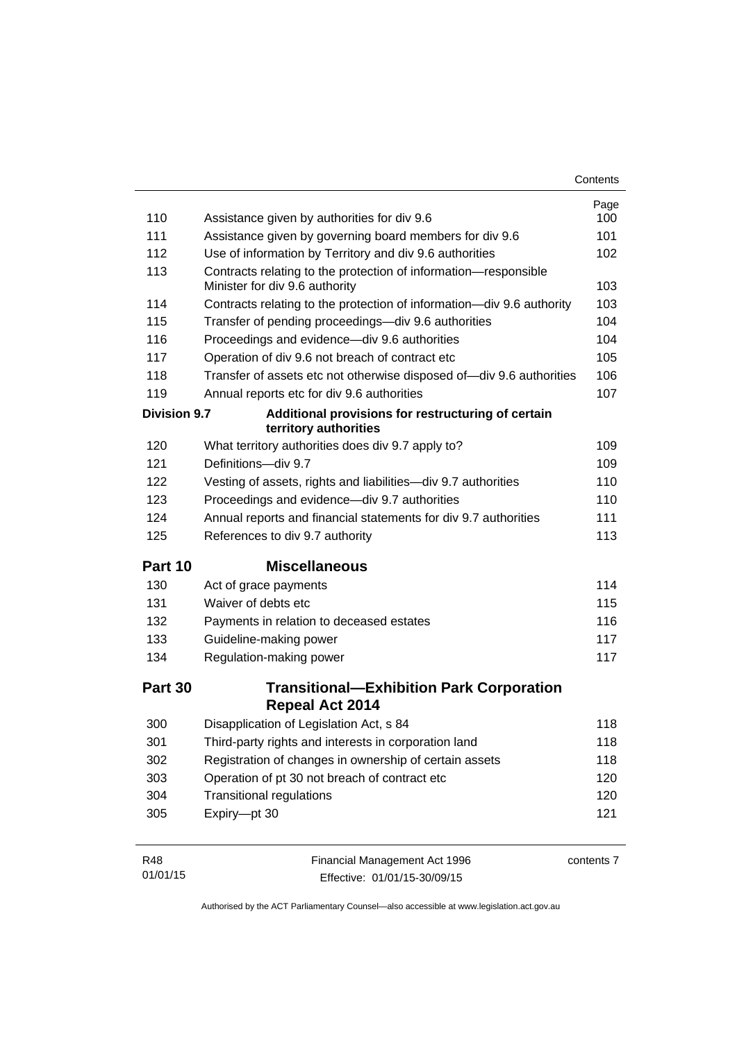| | | Page |
|---|---|---|
| 110 | Assistance given by authorities for div 9.6 | 100 |
| 111 | Assistance given by governing board members for div 9.6 | 101 |
| 112 | Use of information by Territory and div 9.6 authorities | 102 |
| 113 | Contracts relating to the protection of information—responsible Minister for div 9.6 authority | 103 |
| 114 | Contracts relating to the protection of information—div 9.6 authority | 103 |
| 115 | Transfer of pending proceedings—div 9.6 authorities | 104 |
| 116 | Proceedings and evidence—div 9.6 authorities | 104 |
| 117 | Operation of div 9.6 not breach of contract etc | 105 |
| 118 | Transfer of assets etc not otherwise disposed of—div 9.6 authorities | 106 |
| 119 | Annual reports etc for div 9.6 authorities | 107 |
| **Division 9.7** | **Additional provisions for restructuring of certain territory authorities** | |
| 120 | What territory authorities does div 9.7 apply to? | 109 |
| 121 | Definitions—div 9.7 | 109 |
| 122 | Vesting of assets, rights and liabilities—div 9.7 authorities | 110 |
| 123 | Proceedings and evidence—div 9.7 authorities | 110 |
| 124 | Annual reports and financial statements for div 9.7 authorities | 111 |
| 125 | References to div 9.7 authority | 113 |
| **Part 10** | **Miscellaneous** | |
| 130 | Act of grace payments | 114 |
| 131 | Waiver of debts etc | 115 |
| 132 | Payments in relation to deceased estates | 116 |
| 133 | Guideline-making power | 117 |
| 134 | Regulation-making power | 117 |
| **Part 30** | **Transitional—Exhibition Park Corporation Repeal Act 2014** | |
| 300 | Disapplication of Legislation Act, s 84 | 118 |
| 301 | Third-party rights and interests in corporation land | 118 |
| 302 | Registration of changes in ownership of certain assets | 118 |
| 303 | Operation of pt 30 not breach of contract etc | 120 |
| 304 | Transitional regulations | 120 |
| 305 | Expiry—pt 30 | 121 |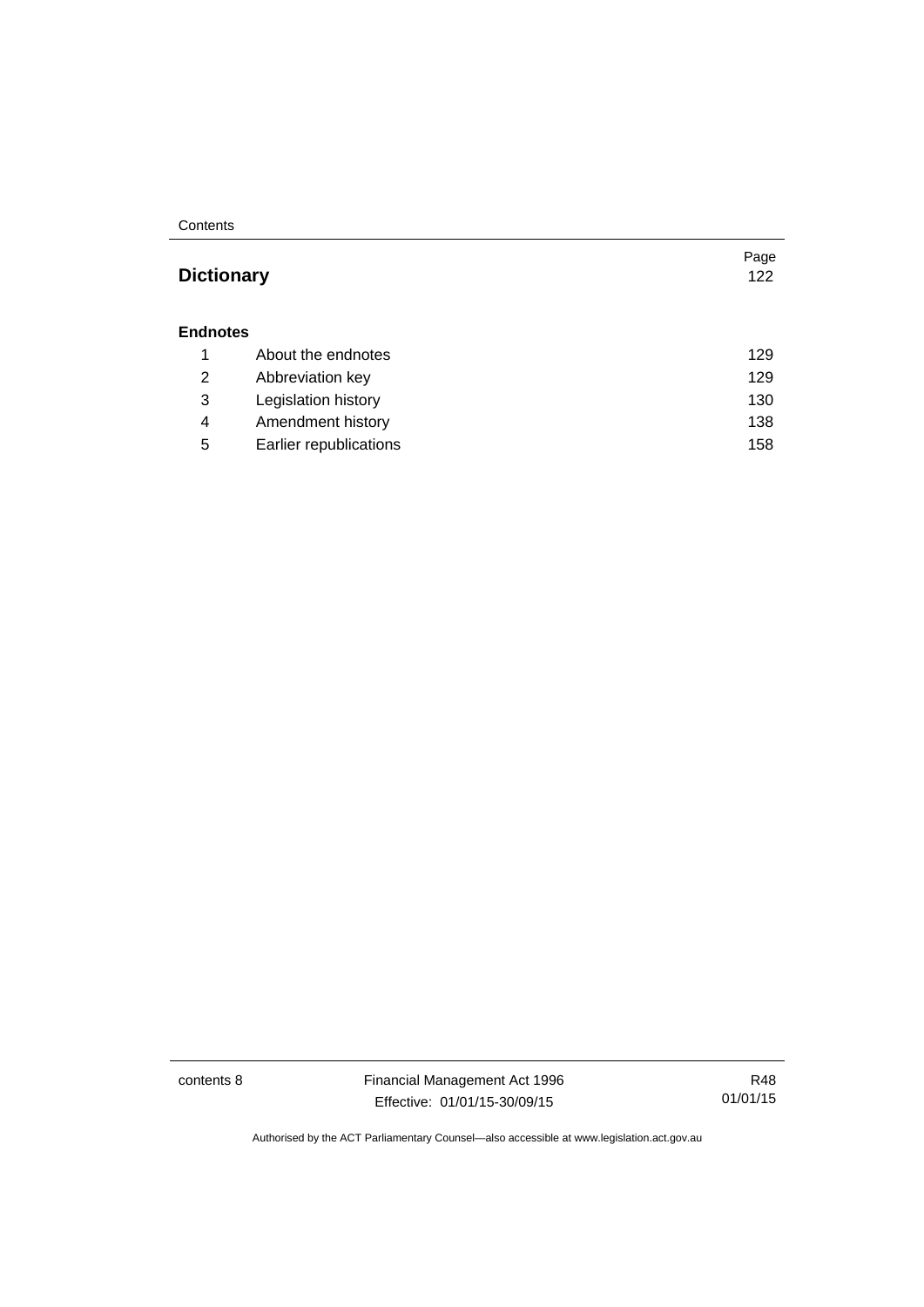| | | Page |
|---|---|---|
| **Dictionary** | | 122 |
| **Endnotes** | | |
| 1 | About the endnotes | 129 |
| 2 | Abbreviation key | 129 |
| 3 | Legislation history | 130 |
| 4 | Amendment history | 138 |
| 5 | Earlier republications | 158 |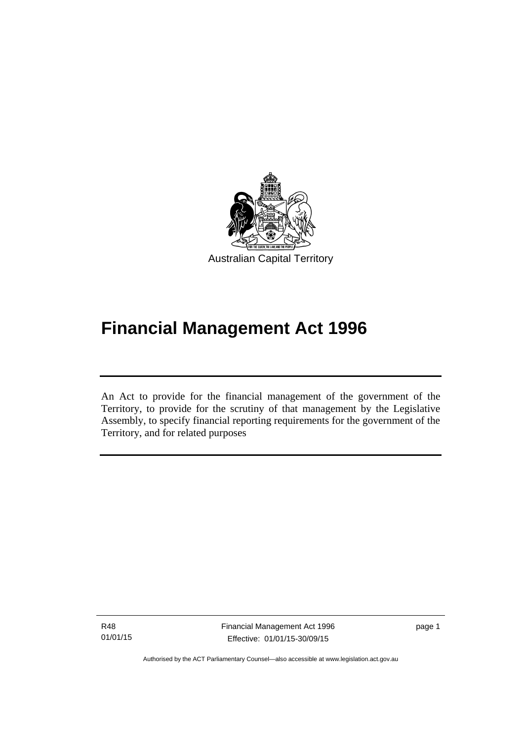Australian Capital Territory

# Financial Management Act 1996

An Act to provide for the financial management of the government of the Territory, to provide for the scrutiny of that management by the Legislative Assembly, to specify financial reporting requirements for the government of the Territory, and for related purposes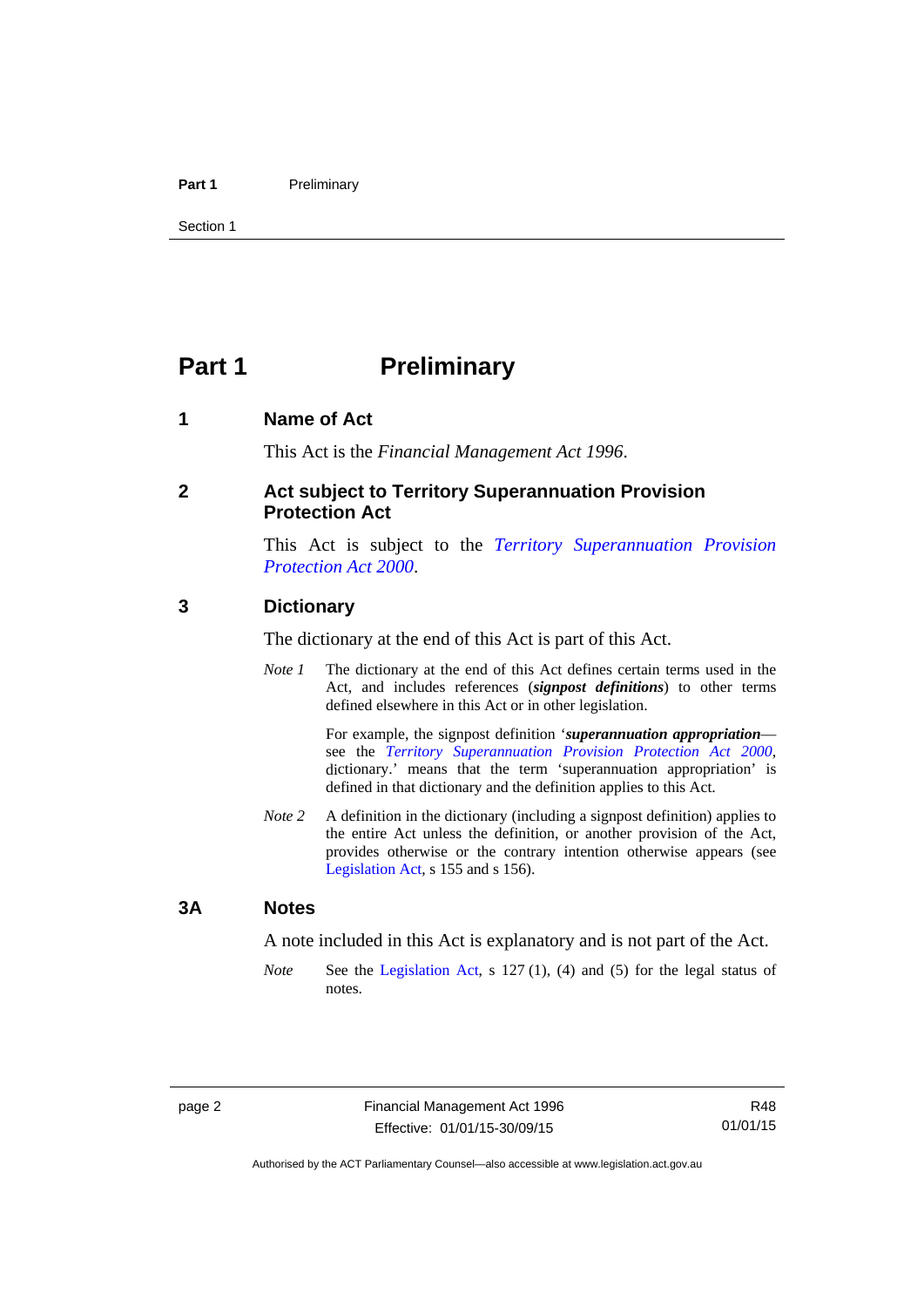# Part 1 Preliminary

## 1 Name of Act

This Act is the *Financial Management Act 1996*.

## 2 Act subject to Territory Superannuation Provision Protection Act

This Act is subject to the *Territory Superannuation Provision Protection Act 2000*.

## 3 Dictionary

The dictionary at the end of this Act is part of this Act.

*Note 1* The dictionary at the end of this Act defines certain terms used in the Act, and includes references (***signpost definitions***) to other terms defined elsewhere in this Act or in other legislation.

For example, the signpost definition '***superannuation appropriation***—see the *Territory Superannuation Provision Protection Act 2000*, dictionary.' means that the term 'superannuation appropriation' is defined in that dictionary and the definition applies to this Act.

*Note 2* A definition in the dictionary (including a signpost definition) applies to the entire Act unless the definition, or another provision of the Act, provides otherwise or the contrary intention otherwise appears (see Legislation Act, s 155 and s 156).

## 3A Notes

A note included in this Act is explanatory and is not part of the Act.

*Note* See the Legislation Act, s 127 (1), (4) and (5) for the legal status of notes.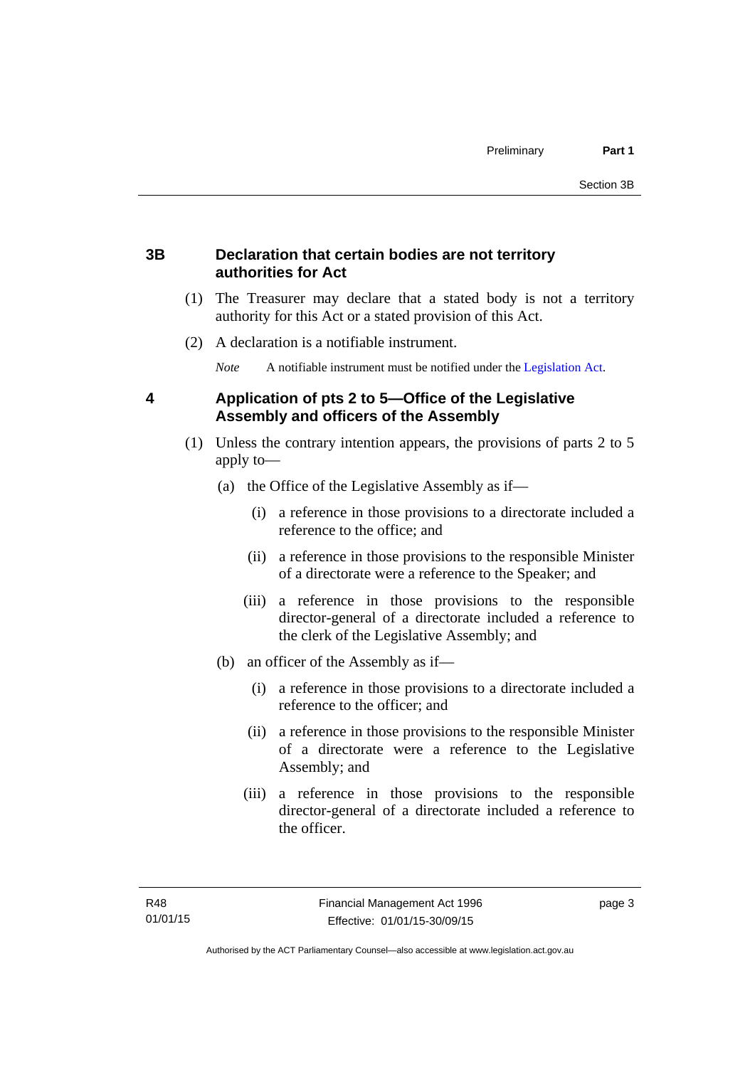### 3B Declaration that certain bodies are not territory authorities for Act

(1) The Treasurer may declare that a stated body is not a territory authority for this Act or a stated provision of this Act.

(2) A declaration is a notifiable instrument.

*Note* A notifiable instrument must be notified under the Legislation Act.

### 4 Application of pts 2 to 5—Office of the Legislative Assembly and officers of the Assembly

(1) Unless the contrary intention appears, the provisions of parts 2 to 5 apply to—

(a) the Office of the Legislative Assembly as if—

(i) a reference in those provisions to a directorate included a reference to the office; and

(ii) a reference in those provisions to the responsible Minister of a directorate were a reference to the Speaker; and

(iii) a reference in those provisions to the responsible director-general of a directorate included a reference to the clerk of the Legislative Assembly; and

(b) an officer of the Assembly as if—

(i) a reference in those provisions to a directorate included a reference to the officer; and

(ii) a reference in those provisions to the responsible Minister of a directorate were a reference to the Legislative Assembly; and

(iii) a reference in those provisions to the responsible director-general of a directorate included a reference to the officer.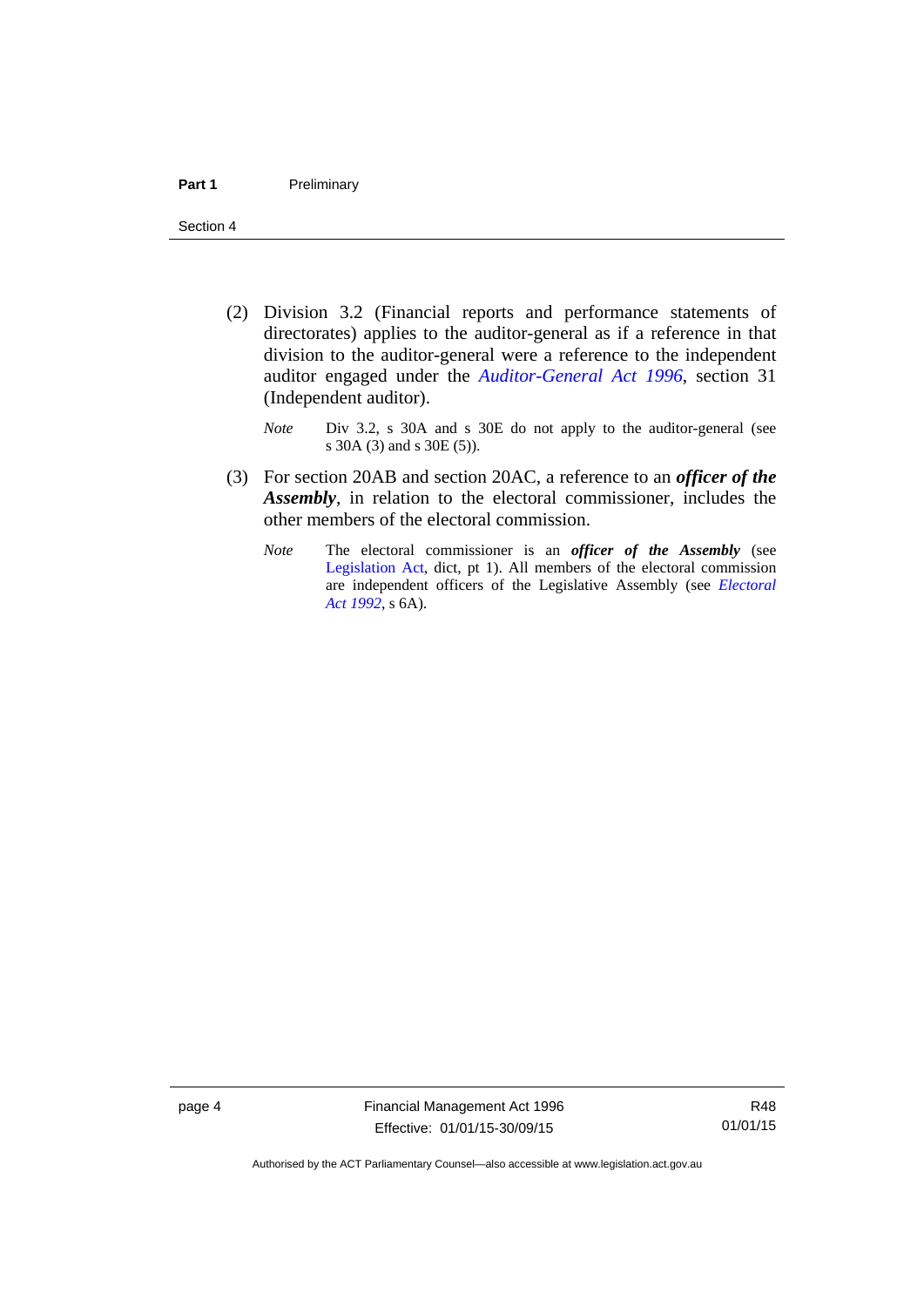(2) Division 3.2 (Financial reports and performance statements of directorates) applies to the auditor-general as if a reference in that division to the auditor-general were a reference to the independent auditor engaged under the *Auditor-General Act 1996*, section 31 (Independent auditor).

*Note* Div 3.2, s 30A and s 30E do not apply to the auditor-general (see s 30A (3) and s 30E (5)).

(3) For section 20AB and section 20AC, a reference to an ***officer of the Assembly***, in relation to the electoral commissioner, includes the other members of the electoral commission.

*Note* The electoral commissioner is an ***officer of the Assembly*** (see Legislation Act, dict, pt 1). All members of the electoral commission are independent officers of the Legislative Assembly (see *Electoral Act 1992*, s 6A).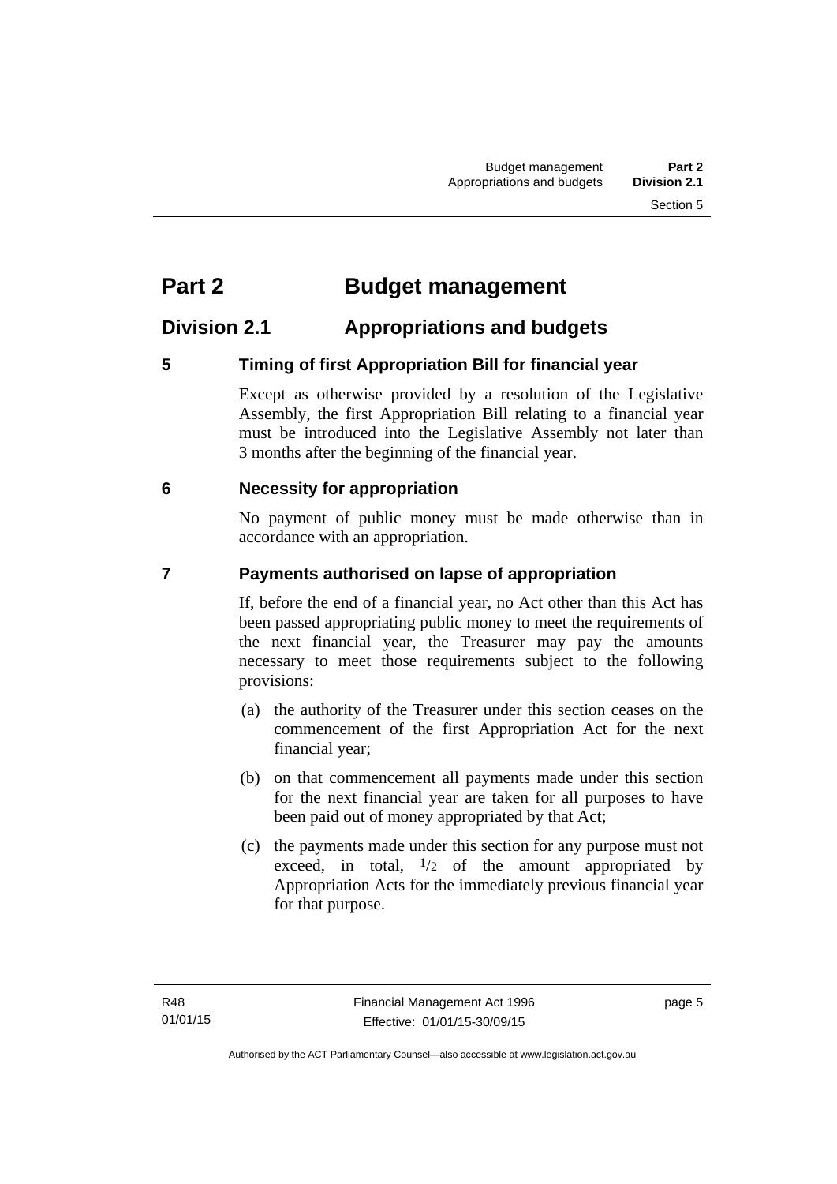# Part 2 Budget management

## Division 2.1 Appropriations and budgets

### 5 Timing of first Appropriation Bill for financial year

Except as otherwise provided by a resolution of the Legislative Assembly, the first Appropriation Bill relating to a financial year must be introduced into the Legislative Assembly not later than 3 months after the beginning of the financial year.

### 6 Necessity for appropriation

No payment of public money must be made otherwise than in accordance with an appropriation.

### 7 Payments authorised on lapse of appropriation

If, before the end of a financial year, no Act other than this Act has been passed appropriating public money to meet the requirements of the next financial year, the Treasurer may pay the amounts necessary to meet those requirements subject to the following provisions:

(a) the authority of the Treasurer under this section ceases on the commencement of the first Appropriation Act for the next financial year;

(b) on that commencement all payments made under this section for the next financial year are taken for all purposes to have been paid out of money appropriated by that Act;

(c) the payments made under this section for any purpose must not exceed, in total, $1/2$ of the amount appropriated by Appropriation Acts for the immediately previous financial year for that purpose.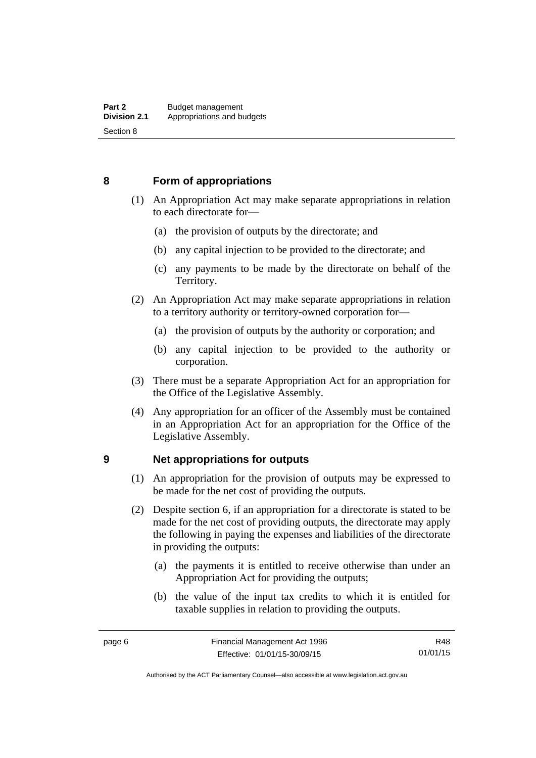## 8 Form of appropriations

(1) An Appropriation Act may make separate appropriations in relation to each directorate for—

(a) the provision of outputs by the directorate; and

(b) any capital injection to be provided to the directorate; and

(c) any payments to be made by the directorate on behalf of the Territory.

(2) An Appropriation Act may make separate appropriations in relation to a territory authority or territory-owned corporation for—

(a) the provision of outputs by the authority or corporation; and

(b) any capital injection to be provided to the authority or corporation.

(3) There must be a separate Appropriation Act for an appropriation for the Office of the Legislative Assembly.

(4) Any appropriation for an officer of the Assembly must be contained in an Appropriation Act for an appropriation for the Office of the Legislative Assembly.

## 9 Net appropriations for outputs

(1) An appropriation for the provision of outputs may be expressed to be made for the net cost of providing the outputs.

(2) Despite section 6, if an appropriation for a directorate is stated to be made for the net cost of providing outputs, the directorate may apply the following in paying the expenses and liabilities of the directorate in providing the outputs:

(a) the payments it is entitled to receive otherwise than under an Appropriation Act for providing the outputs;

(b) the value of the input tax credits to which it is entitled for taxable supplies in relation to providing the outputs.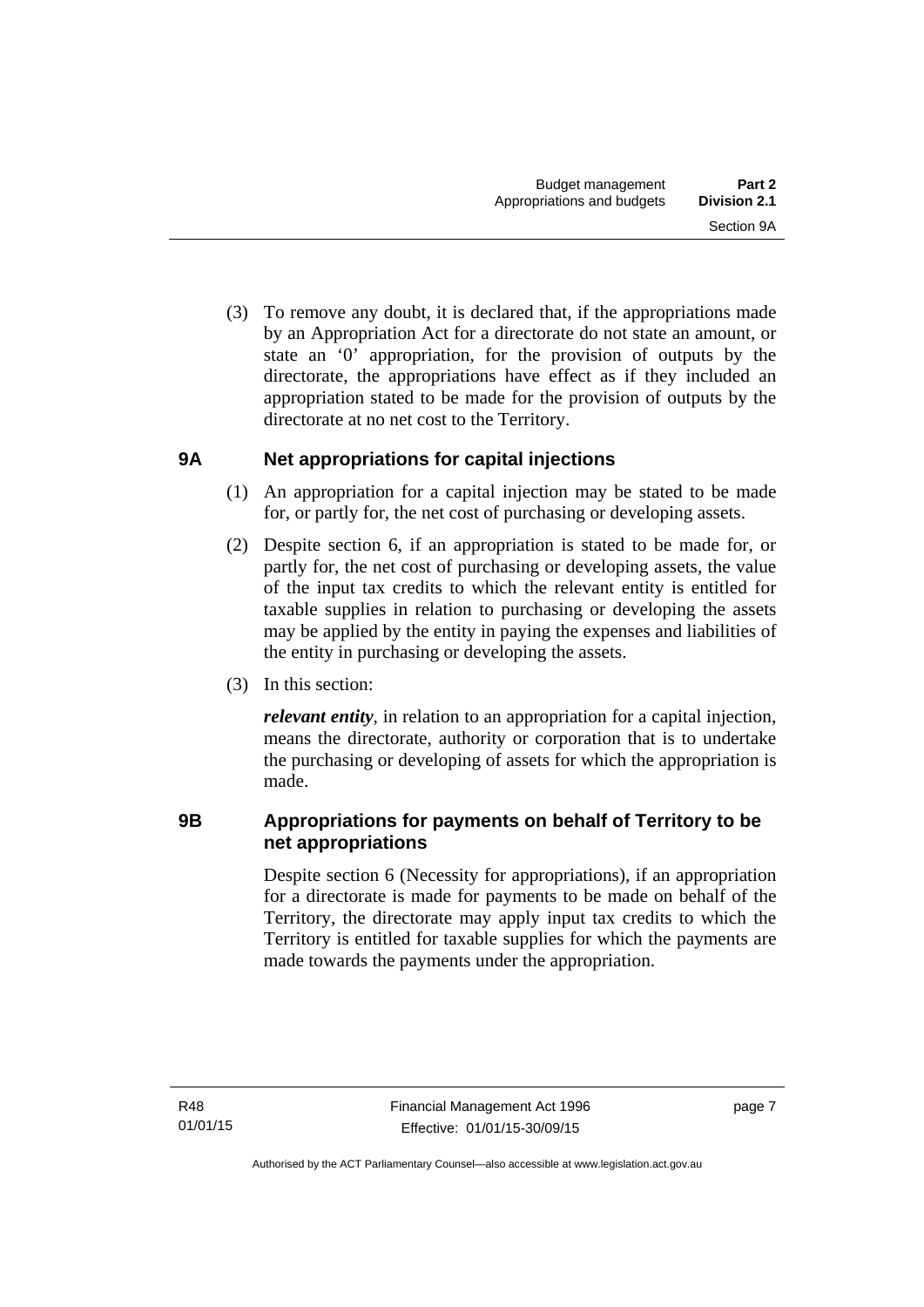(3) To remove any doubt, it is declared that, if the appropriations made by an Appropriation Act for a directorate do not state an amount, or state an '0' appropriation, for the provision of outputs by the directorate, the appropriations have effect as if they included an appropriation stated to be made for the provision of outputs by the directorate at no net cost to the Territory.

### 9A Net appropriations for capital injections

(1) An appropriation for a capital injection may be stated to be made for, or partly for, the net cost of purchasing or developing assets.

(2) Despite section 6, if an appropriation is stated to be made for, or partly for, the net cost of purchasing or developing assets, the value of the input tax credits to which the relevant entity is entitled for taxable supplies in relation to purchasing or developing the assets may be applied by the entity in paying the expenses and liabilities of the entity in purchasing or developing the assets.

(3) In this section:

***relevant entity***, in relation to an appropriation for a capital injection, means the directorate, authority or corporation that is to undertake the purchasing or developing of assets for which the appropriation is made.

### 9B Appropriations for payments on behalf of Territory to be net appropriations

Despite section 6 (Necessity for appropriations), if an appropriation for a directorate is made for payments to be made on behalf of the Territory, the directorate may apply input tax credits to which the Territory is entitled for taxable supplies for which the payments are made towards the payments under the appropriation.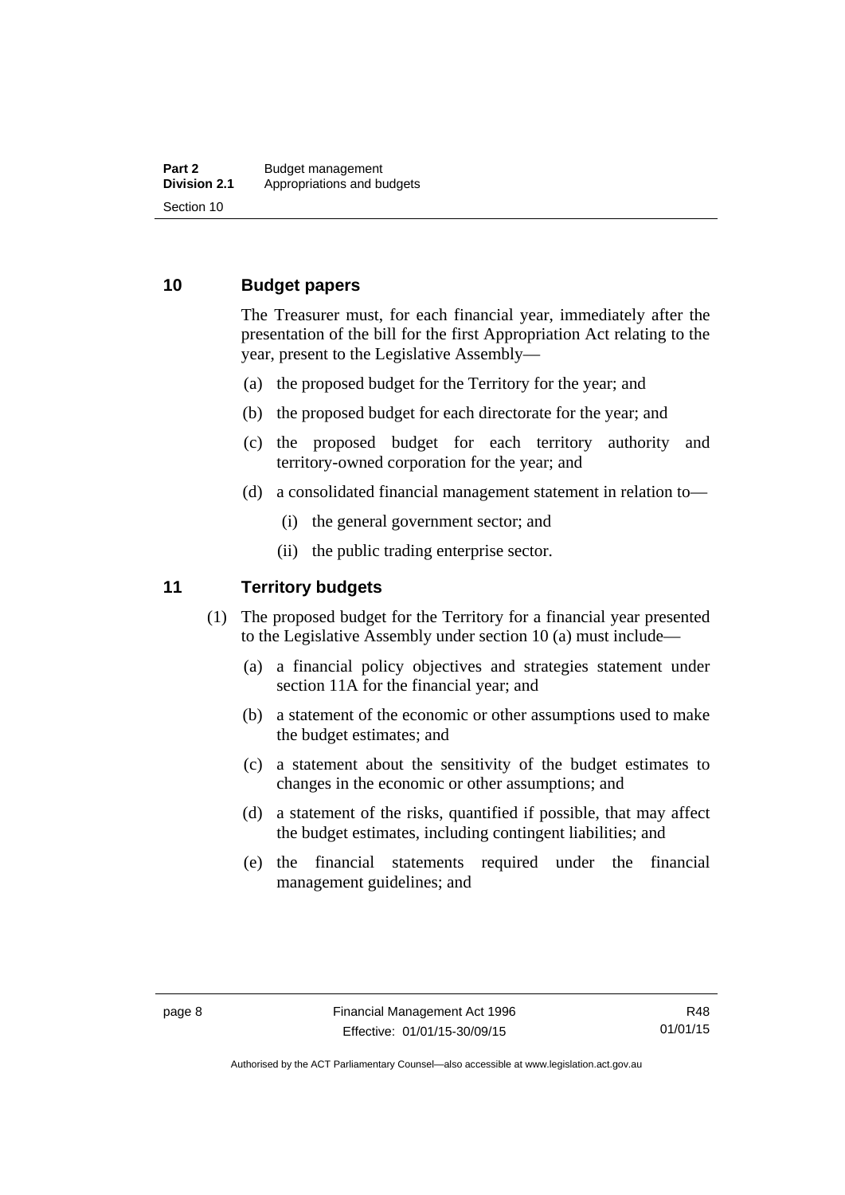## 10 Budget papers

The Treasurer must, for each financial year, immediately after the presentation of the bill for the first Appropriation Act relating to the year, present to the Legislative Assembly—

(a) the proposed budget for the Territory for the year; and

(b) the proposed budget for each directorate for the year; and

(c) the proposed budget for each territory authority and territory-owned corporation for the year; and

(d) a consolidated financial management statement in relation to—

  (i) the general government sector; and

  (ii) the public trading enterprise sector.

## 11 Territory budgets

(1) The proposed budget for the Territory for a financial year presented to the Legislative Assembly under section 10 (a) must include—

  (a) a financial policy objectives and strategies statement under section 11A for the financial year; and

  (b) a statement of the economic or other assumptions used to make the budget estimates; and

  (c) a statement about the sensitivity of the budget estimates to changes in the economic or other assumptions; and

  (d) a statement of the risks, quantified if possible, that may affect the budget estimates, including contingent liabilities; and

  (e) the financial statements required under the financial management guidelines; and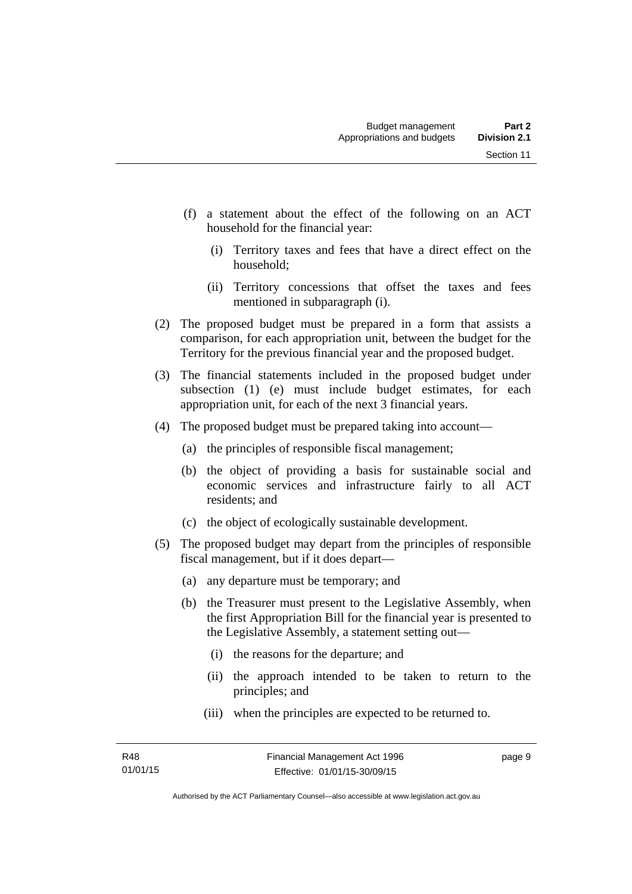(f) a statement about the effect of the following on an ACT household for the financial year:

  (i) Territory taxes and fees that have a direct effect on the household;

  (ii) Territory concessions that offset the taxes and fees mentioned in subparagraph (i).

(2) The proposed budget must be prepared in a form that assists a comparison, for each appropriation unit, between the budget for the Territory for the previous financial year and the proposed budget.

(3) The financial statements included in the proposed budget under subsection (1) (e) must include budget estimates, for each appropriation unit, for each of the next 3 financial years.

(4) The proposed budget must be prepared taking into account—

  (a) the principles of responsible fiscal management;

  (b) the object of providing a basis for sustainable social and economic services and infrastructure fairly to all ACT residents; and

  (c) the object of ecologically sustainable development.

(5) The proposed budget may depart from the principles of responsible fiscal management, but if it does depart—

  (a) any departure must be temporary; and

  (b) the Treasurer must present to the Legislative Assembly, when the first Appropriation Bill for the financial year is presented to the Legislative Assembly, a statement setting out—

    (i) the reasons for the departure; and

    (ii) the approach intended to be taken to return to the principles; and

    (iii) when the principles are expected to be returned to.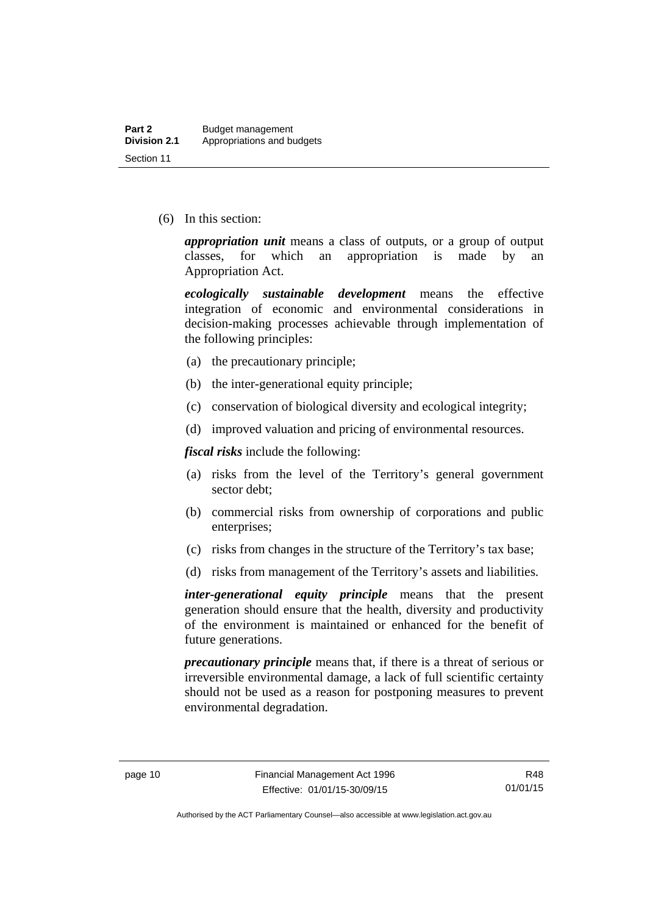(6) In this section:

***appropriation unit*** means a class of outputs, or a group of output classes, for which an appropriation is made by an Appropriation Act.

***ecologically sustainable development*** means the effective integration of economic and environmental considerations in decision-making processes achievable through implementation of the following principles:

(a) the precautionary principle;

(b) the inter-generational equity principle;

(c) conservation of biological diversity and ecological integrity;

(d) improved valuation and pricing of environmental resources.

***fiscal risks*** include the following:

(a) risks from the level of the Territory's general government sector debt;

(b) commercial risks from ownership of corporations and public enterprises;

(c) risks from changes in the structure of the Territory's tax base;

(d) risks from management of the Territory's assets and liabilities.

***inter-generational equity principle*** means that the present generation should ensure that the health, diversity and productivity of the environment is maintained or enhanced for the benefit of future generations.

***precautionary principle*** means that, if there is a threat of serious or irreversible environmental damage, a lack of full scientific certainty should not be used as a reason for postponing measures to prevent environmental degradation.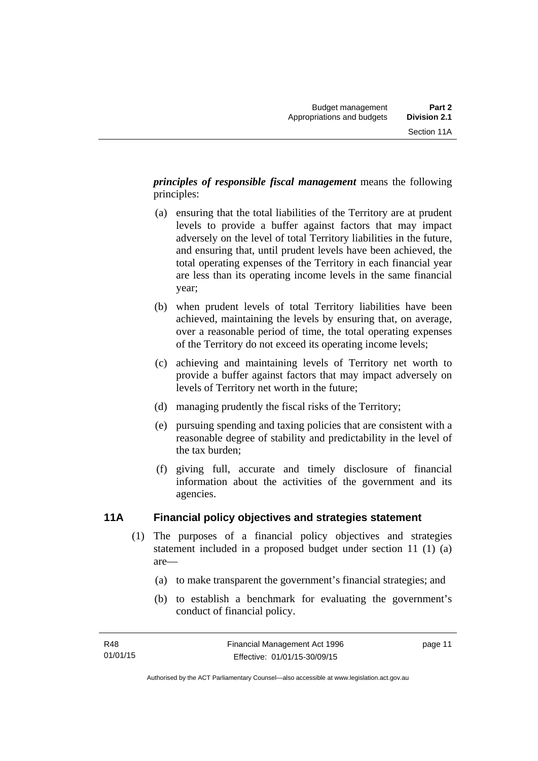***principles of responsible fiscal management*** means the following principles:

(a) ensuring that the total liabilities of the Territory are at prudent levels to provide a buffer against factors that may impact adversely on the level of total Territory liabilities in the future, and ensuring that, until prudent levels have been achieved, the total operating expenses of the Territory in each financial year are less than its operating income levels in the same financial year;

(b) when prudent levels of total Territory liabilities have been achieved, maintaining the levels by ensuring that, on average, over a reasonable period of time, the total operating expenses of the Territory do not exceed its operating income levels;

(c) achieving and maintaining levels of Territory net worth to provide a buffer against factors that may impact adversely on levels of Territory net worth in the future;

(d) managing prudently the fiscal risks of the Territory;

(e) pursuing spending and taxing policies that are consistent with a reasonable degree of stability and predictability in the level of the tax burden;

(f) giving full, accurate and timely disclosure of financial information about the activities of the government and its agencies.

## 11A Financial policy objectives and strategies statement

(1) The purposes of a financial policy objectives and strategies statement included in a proposed budget under section 11 (1) (a) are—

(a) to make transparent the government's financial strategies; and

(b) to establish a benchmark for evaluating the government's conduct of financial policy.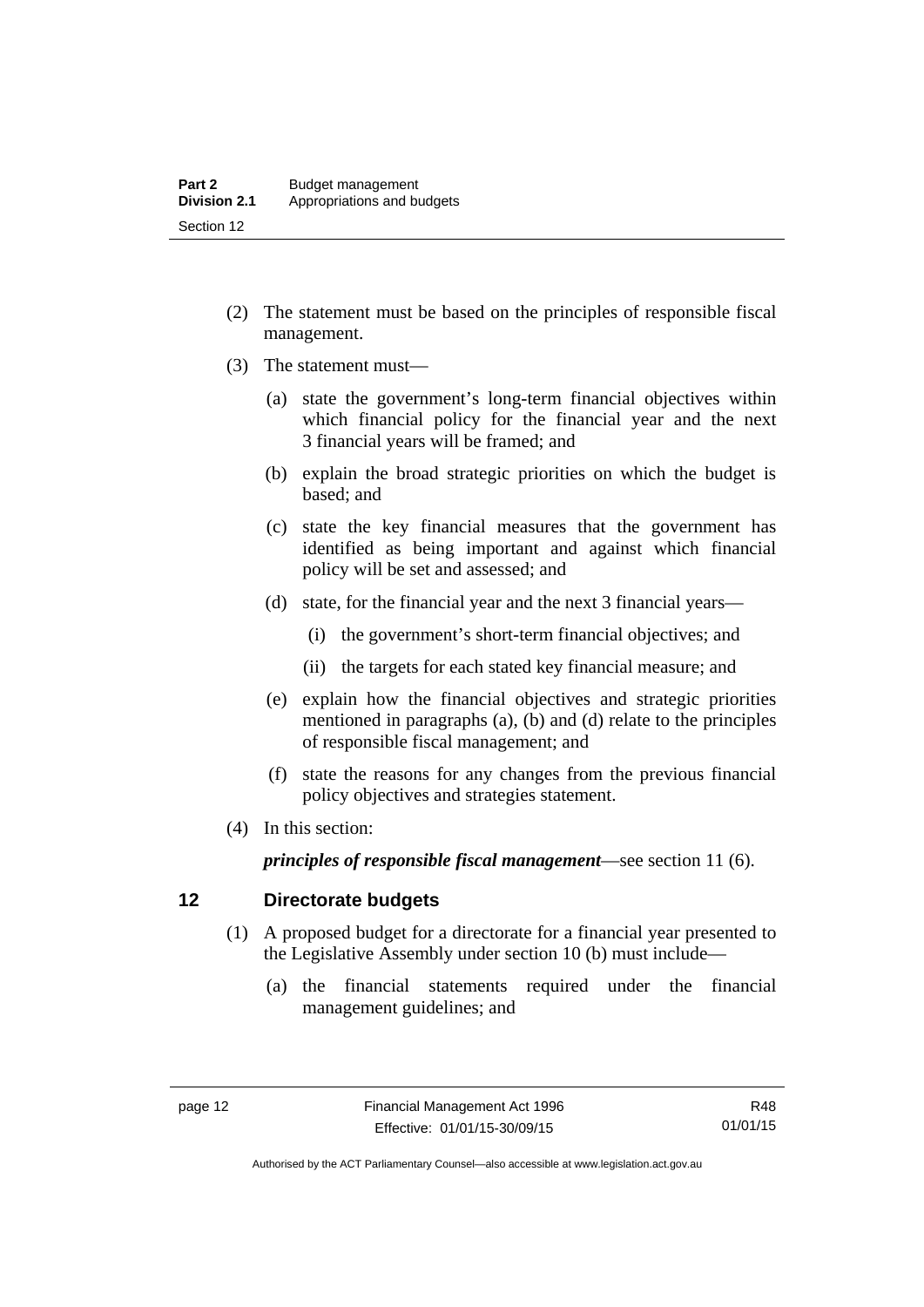(2) The statement must be based on the principles of responsible fiscal management.

(3) The statement must—

(a) state the government's long-term financial objectives within which financial policy for the financial year and the next 3 financial years will be framed; and

(b) explain the broad strategic priorities on which the budget is based; and

(c) state the key financial measures that the government has identified as being important and against which financial policy will be set and assessed; and

(d) state, for the financial year and the next 3 financial years—

(i) the government's short-term financial objectives; and

(ii) the targets for each stated key financial measure; and

(e) explain how the financial objectives and strategic priorities mentioned in paragraphs (a), (b) and (d) relate to the principles of responsible fiscal management; and

(f) state the reasons for any changes from the previous financial policy objectives and strategies statement.

(4) In this section:

***principles of responsible fiscal management***—see section 11 (6).

## 12 Directorate budgets

(1) A proposed budget for a directorate for a financial year presented to the Legislative Assembly under section 10 (b) must include—

(a) the financial statements required under the financial management guidelines; and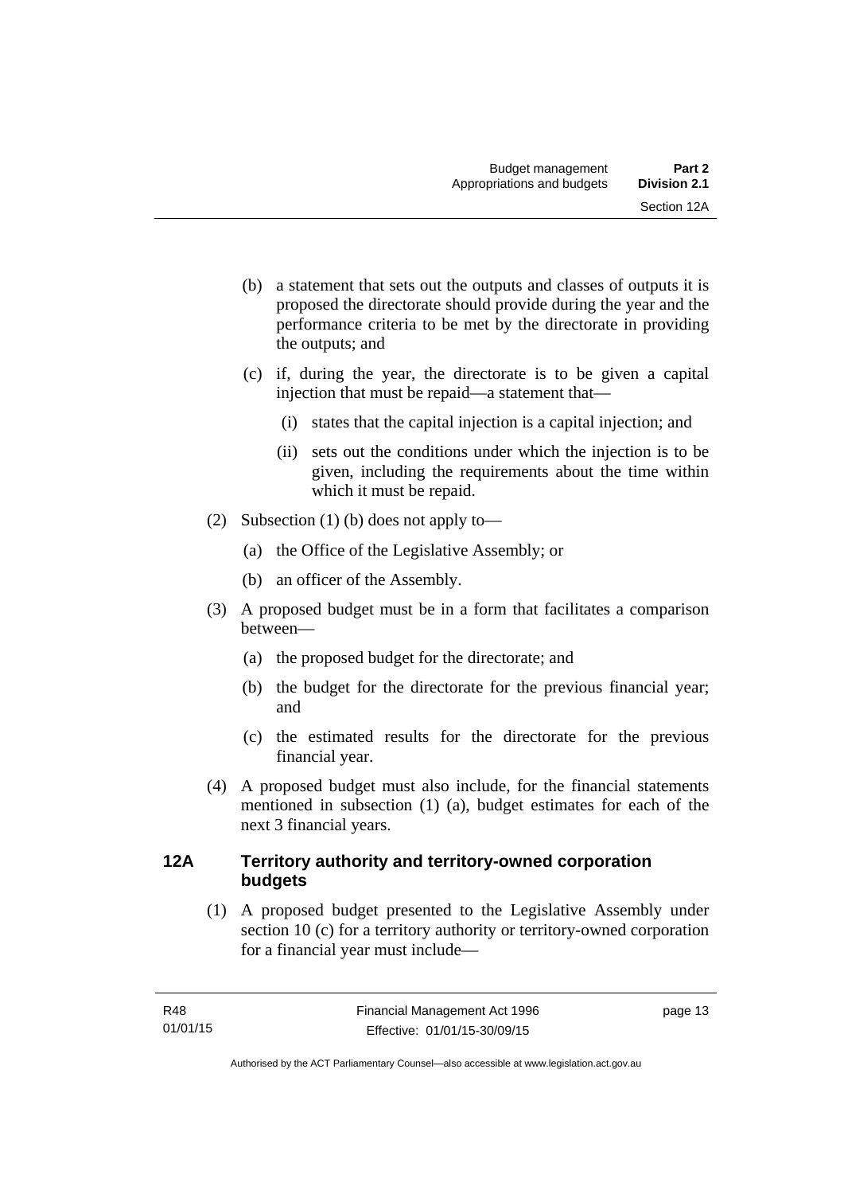(b) a statement that sets out the outputs and classes of outputs it is proposed the directorate should provide during the year and the performance criteria to be met by the directorate in providing the outputs; and

(c) if, during the year, the directorate is to be given a capital injection that must be repaid—a statement that—

   (i) states that the capital injection is a capital injection; and

   (ii) sets out the conditions under which the injection is to be given, including the requirements about the time within which it must be repaid.

(2) Subsection (1) (b) does not apply to—

   (a) the Office of the Legislative Assembly; or

   (b) an officer of the Assembly.

(3) A proposed budget must be in a form that facilitates a comparison between—

   (a) the proposed budget for the directorate; and

   (b) the budget for the directorate for the previous financial year; and

   (c) the estimated results for the directorate for the previous financial year.

(4) A proposed budget must also include, for the financial statements mentioned in subsection (1) (a), budget estimates for each of the next 3 financial years.

### 12A Territory authority and territory-owned corporation budgets

(1) A proposed budget presented to the Legislative Assembly under section 10 (c) for a territory authority or territory-owned corporation for a financial year must include—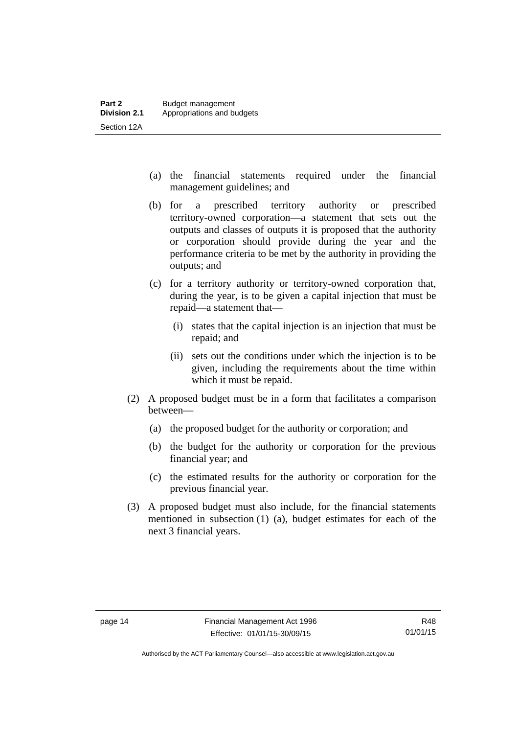(a) the financial statements required under the financial management guidelines; and

(b) for a prescribed territory authority or prescribed territory-owned corporation—a statement that sets out the outputs and classes of outputs it is proposed that the authority or corporation should provide during the year and the performance criteria to be met by the authority in providing the outputs; and

(c) for a territory authority or territory-owned corporation that, during the year, is to be given a capital injection that must be repaid—a statement that—

(i) states that the capital injection is an injection that must be repaid; and

(ii) sets out the conditions under which the injection is to be given, including the requirements about the time within which it must be repaid.

(2) A proposed budget must be in a form that facilitates a comparison between—

(a) the proposed budget for the authority or corporation; and

(b) the budget for the authority or corporation for the previous financial year; and

(c) the estimated results for the authority or corporation for the previous financial year.

(3) A proposed budget must also include, for the financial statements mentioned in subsection (1) (a), budget estimates for each of the next 3 financial years.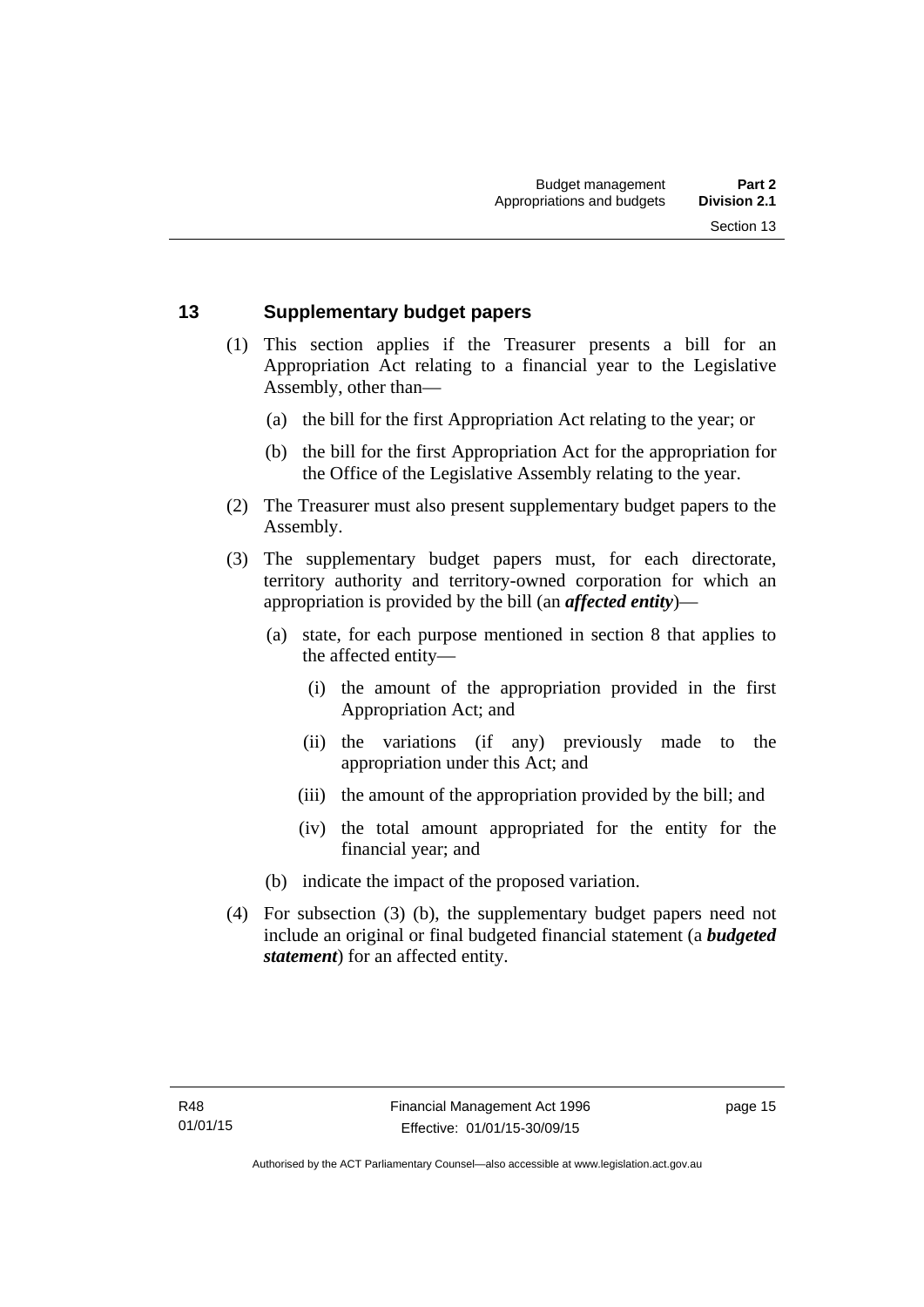## 13 Supplementary budget papers

(1) This section applies if the Treasurer presents a bill for an Appropriation Act relating to a financial year to the Legislative Assembly, other than—

(a) the bill for the first Appropriation Act relating to the year; or

(b) the bill for the first Appropriation Act for the appropriation for the Office of the Legislative Assembly relating to the year.

(2) The Treasurer must also present supplementary budget papers to the Assembly.

(3) The supplementary budget papers must, for each directorate, territory authority and territory-owned corporation for which an appropriation is provided by the bill (an ***affected entity***)—

(a) state, for each purpose mentioned in section 8 that applies to the affected entity—

(i) the amount of the appropriation provided in the first Appropriation Act; and

(ii) the variations (if any) previously made to the appropriation under this Act; and

(iii) the amount of the appropriation provided by the bill; and

(iv) the total amount appropriated for the entity for the financial year; and

(b) indicate the impact of the proposed variation.

(4) For subsection (3) (b), the supplementary budget papers need not include an original or final budgeted financial statement (a ***budgeted statement***) for an affected entity.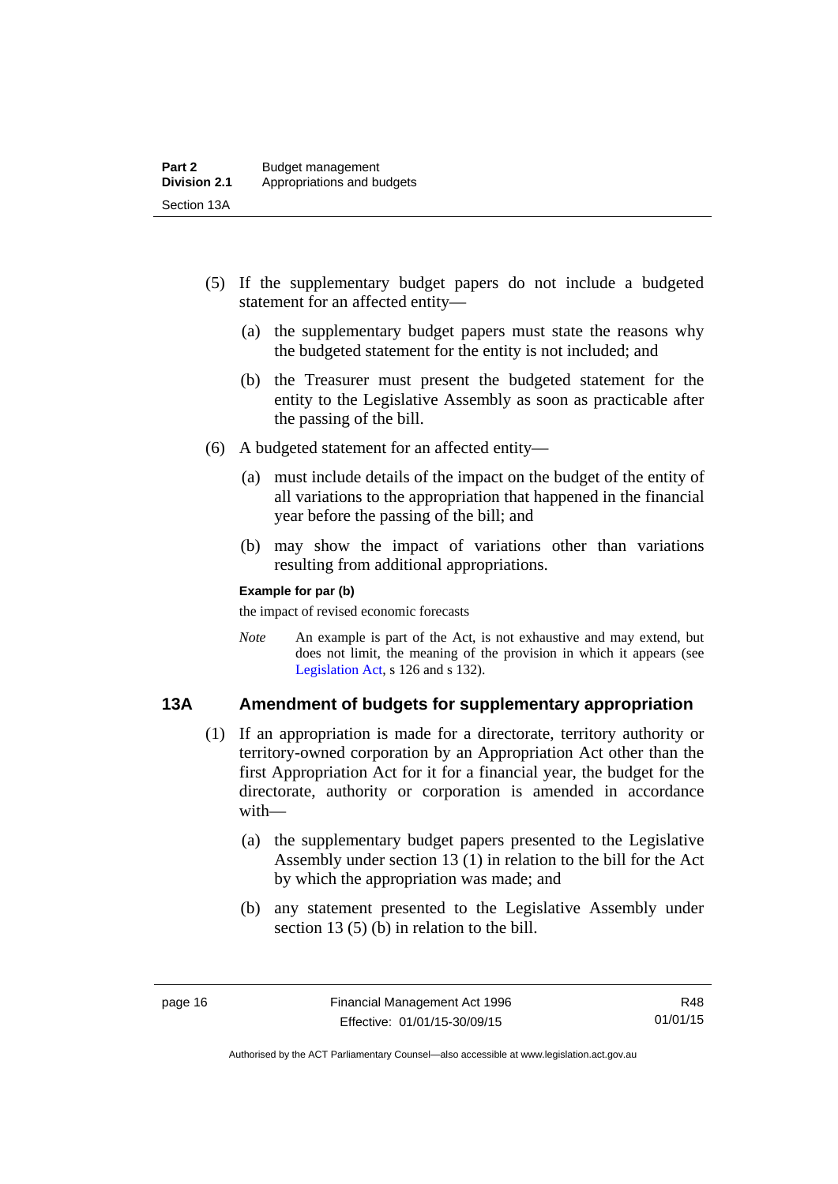(5) If the supplementary budget papers do not include a budgeted statement for an affected entity—

(a) the supplementary budget papers must state the reasons why the budgeted statement for the entity is not included; and

(b) the Treasurer must present the budgeted statement for the entity to the Legislative Assembly as soon as practicable after the passing of the bill.

(6) A budgeted statement for an affected entity—

(a) must include details of the impact on the budget of the entity of all variations to the appropriation that happened in the financial year before the passing of the bill; and

(b) may show the impact of variations other than variations resulting from additional appropriations.

**Example for par (b)**

the impact of revised economic forecasts

*Note* An example is part of the Act, is not exhaustive and may extend, but does not limit, the meaning of the provision in which it appears (see Legislation Act, s 126 and s 132).

## 13A Amendment of budgets for supplementary appropriation

(1) If an appropriation is made for a directorate, territory authority or territory-owned corporation by an Appropriation Act other than the first Appropriation Act for it for a financial year, the budget for the directorate, authority or corporation is amended in accordance with—

(a) the supplementary budget papers presented to the Legislative Assembly under section 13 (1) in relation to the bill for the Act by which the appropriation was made; and

(b) any statement presented to the Legislative Assembly under section 13 (5) (b) in relation to the bill.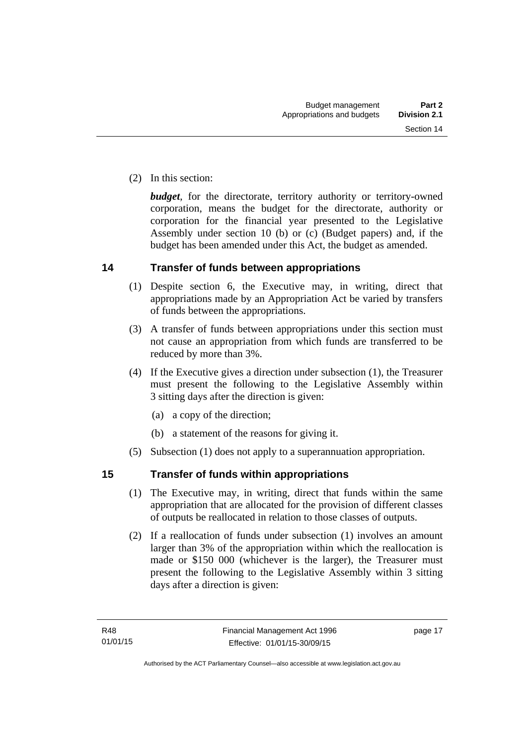(2) In this section:

***budget***, for the directorate, territory authority or territory-owned corporation, means the budget for the directorate, authority or corporation for the financial year presented to the Legislative Assembly under section 10 (b) or (c) (Budget papers) and, if the budget has been amended under this Act, the budget as amended.

## 14 Transfer of funds between appropriations

(1) Despite section 6, the Executive may, in writing, direct that appropriations made by an Appropriation Act be varied by transfers of funds between the appropriations.

(3) A transfer of funds between appropriations under this section must not cause an appropriation from which funds are transferred to be reduced by more than 3%.

(4) If the Executive gives a direction under subsection (1), the Treasurer must present the following to the Legislative Assembly within 3 sitting days after the direction is given:

(a) a copy of the direction;

(b) a statement of the reasons for giving it.

(5) Subsection (1) does not apply to a superannuation appropriation.

## 15 Transfer of funds within appropriations

(1) The Executive may, in writing, direct that funds within the same appropriation that are allocated for the provision of different classes of outputs be reallocated in relation to those classes of outputs.

(2) If a reallocation of funds under subsection (1) involves an amount larger than 3% of the appropriation within which the reallocation is made or $150 000 (whichever is the larger), the Treasurer must present the following to the Legislative Assembly within 3 sitting days after a direction is given: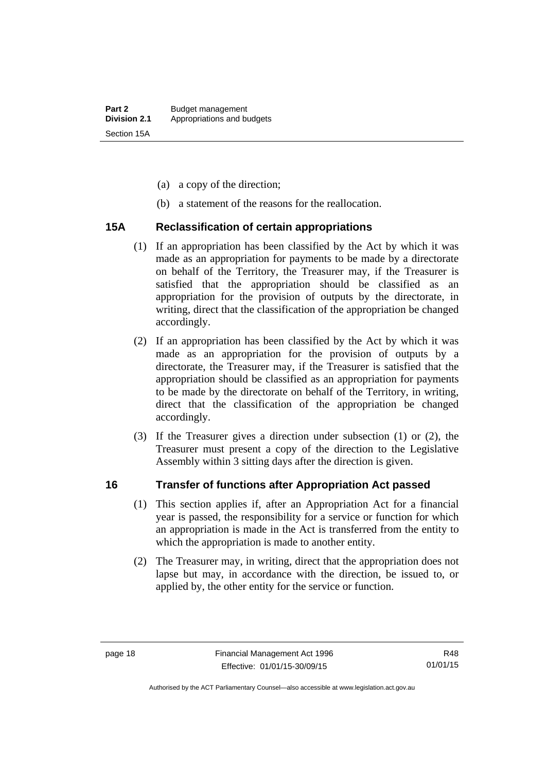(a) a copy of the direction;

(b) a statement of the reasons for the reallocation.

### 15A Reclassification of certain appropriations

(1) If an appropriation has been classified by the Act by which it was made as an appropriation for payments to be made by a directorate on behalf of the Territory, the Treasurer may, if the Treasurer is satisfied that the appropriation should be classified as an appropriation for the provision of outputs by the directorate, in writing, direct that the classification of the appropriation be changed accordingly.

(2) If an appropriation has been classified by the Act by which it was made as an appropriation for the provision of outputs by a directorate, the Treasurer may, if the Treasurer is satisfied that the appropriation should be classified as an appropriation for payments to be made by the directorate on behalf of the Territory, in writing, direct that the classification of the appropriation be changed accordingly.

(3) If the Treasurer gives a direction under subsection (1) or (2), the Treasurer must present a copy of the direction to the Legislative Assembly within 3 sitting days after the direction is given.

### 16 Transfer of functions after Appropriation Act passed

(1) This section applies if, after an Appropriation Act for a financial year is passed, the responsibility for a service or function for which an appropriation is made in the Act is transferred from the entity to which the appropriation is made to another entity.

(2) The Treasurer may, in writing, direct that the appropriation does not lapse but may, in accordance with the direction, be issued to, or applied by, the other entity for the service or function.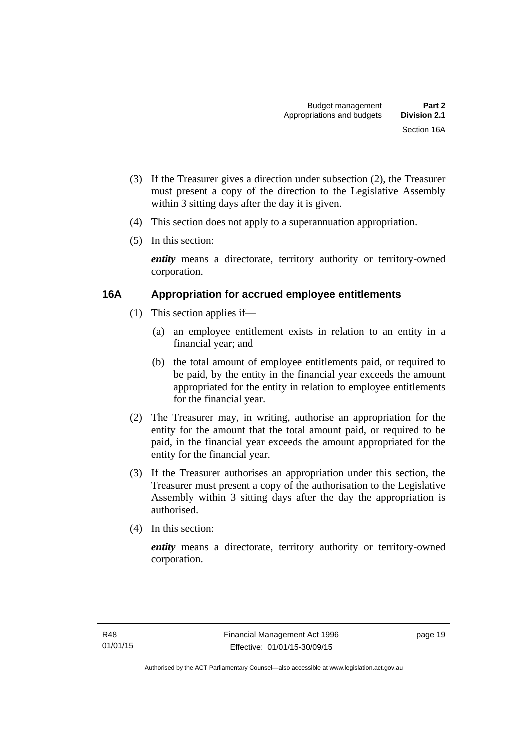(3) If the Treasurer gives a direction under subsection (2), the Treasurer must present a copy of the direction to the Legislative Assembly within 3 sitting days after the day it is given.

(4) This section does not apply to a superannuation appropriation.

(5) In this section:

***entity*** means a directorate, territory authority or territory-owned corporation.

## 16A Appropriation for accrued employee entitlements

(1) This section applies if—

(a) an employee entitlement exists in relation to an entity in a financial year; and

(b) the total amount of employee entitlements paid, or required to be paid, by the entity in the financial year exceeds the amount appropriated for the entity in relation to employee entitlements for the financial year.

(2) The Treasurer may, in writing, authorise an appropriation for the entity for the amount that the total amount paid, or required to be paid, in the financial year exceeds the amount appropriated for the entity for the financial year.

(3) If the Treasurer authorises an appropriation under this section, the Treasurer must present a copy of the authorisation to the Legislative Assembly within 3 sitting days after the day the appropriation is authorised.

(4) In this section:

***entity*** means a directorate, territory authority or territory-owned corporation.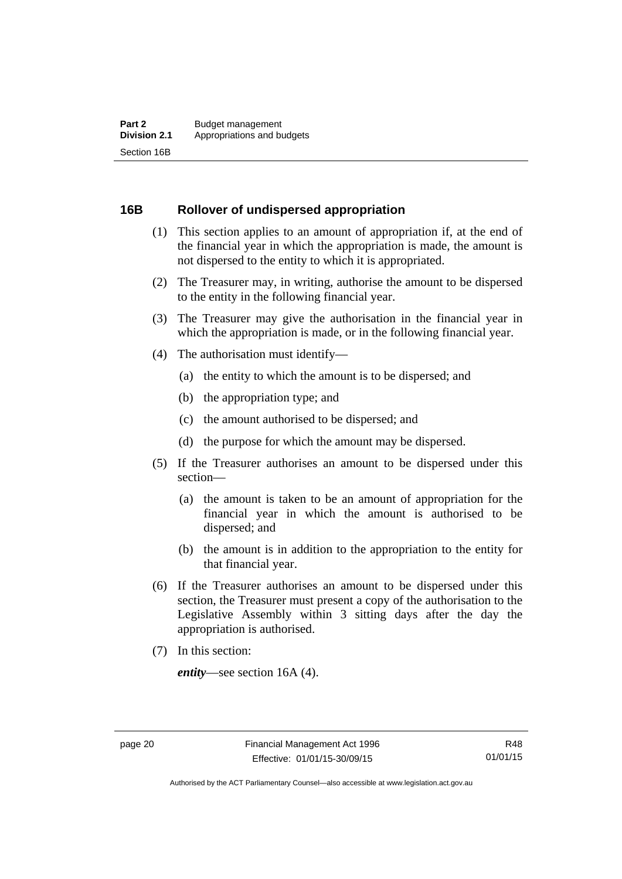## 16B Rollover of undispersed appropriation

(1) This section applies to an amount of appropriation if, at the end of the financial year in which the appropriation is made, the amount is not dispersed to the entity to which it is appropriated.

(2) The Treasurer may, in writing, authorise the amount to be dispersed to the entity in the following financial year.

(3) The Treasurer may give the authorisation in the financial year in which the appropriation is made, or in the following financial year.

(4) The authorisation must identify—

  (a) the entity to which the amount is to be dispersed; and

  (b) the appropriation type; and

  (c) the amount authorised to be dispersed; and

  (d) the purpose for which the amount may be dispersed.

(5) If the Treasurer authorises an amount to be dispersed under this section—

  (a) the amount is taken to be an amount of appropriation for the financial year in which the amount is authorised to be dispersed; and

  (b) the amount is in addition to the appropriation to the entity for that financial year.

(6) If the Treasurer authorises an amount to be dispersed under this section, the Treasurer must present a copy of the authorisation to the Legislative Assembly within 3 sitting days after the day the appropriation is authorised.

(7) In this section:

***entity***—see section 16A (4).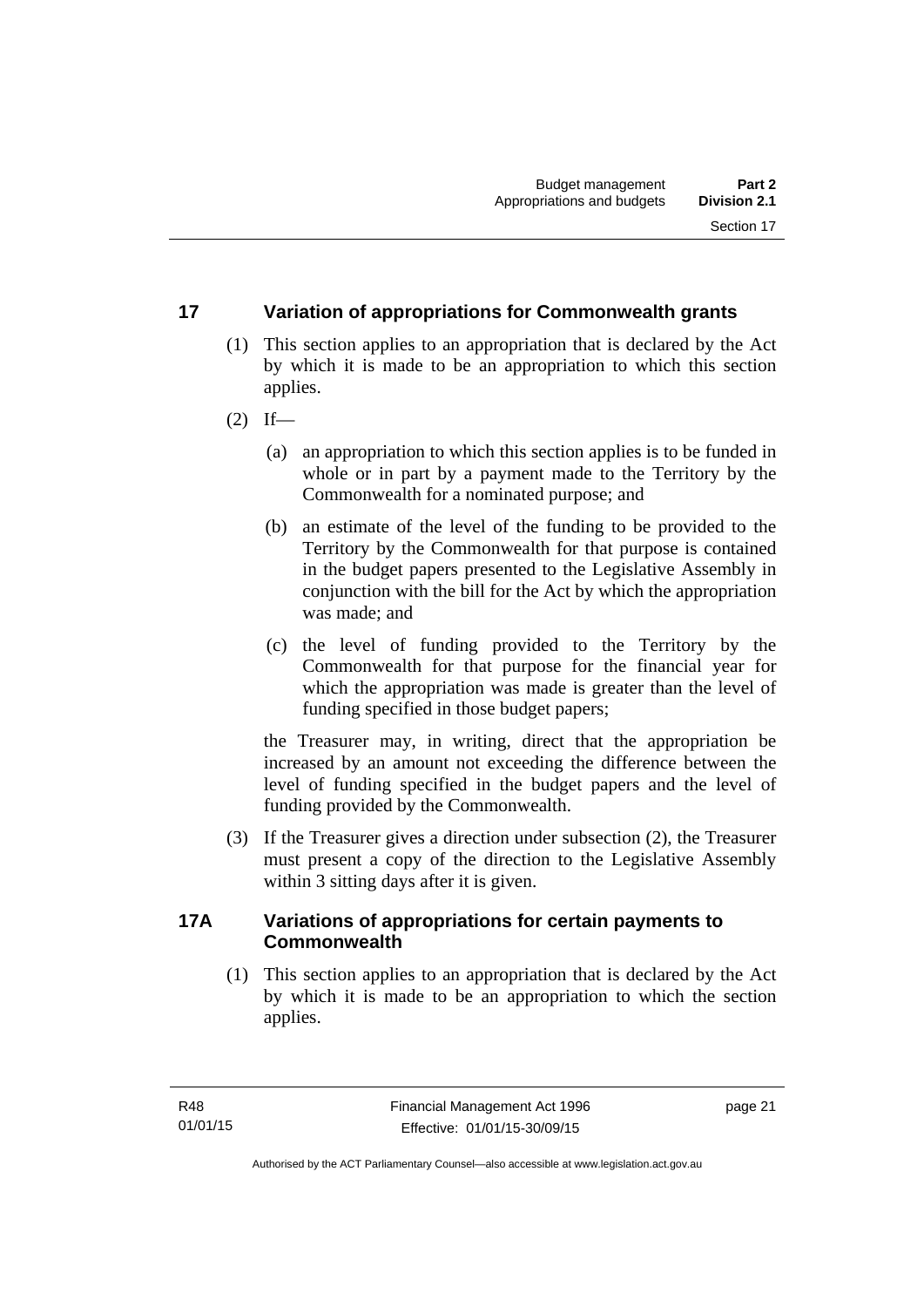## 17 Variation of appropriations for Commonwealth grants

(1) This section applies to an appropriation that is declared by the Act by which it is made to be an appropriation to which this section applies.

(2) If—

   (a) an appropriation to which this section applies is to be funded in whole or in part by a payment made to the Territory by the Commonwealth for a nominated purpose; and

   (b) an estimate of the level of the funding to be provided to the Territory by the Commonwealth for that purpose is contained in the budget papers presented to the Legislative Assembly in conjunction with the bill for the Act by which the appropriation was made; and

   (c) the level of funding provided to the Territory by the Commonwealth for that purpose for the financial year for which the appropriation was made is greater than the level of funding specified in those budget papers;

   the Treasurer may, in writing, direct that the appropriation be increased by an amount not exceeding the difference between the level of funding specified in the budget papers and the level of funding provided by the Commonwealth.

(3) If the Treasurer gives a direction under subsection (2), the Treasurer must present a copy of the direction to the Legislative Assembly within 3 sitting days after it is given.

## 17A Variations of appropriations for certain payments to Commonwealth

(1) This section applies to an appropriation that is declared by the Act by which it is made to be an appropriation to which the section applies.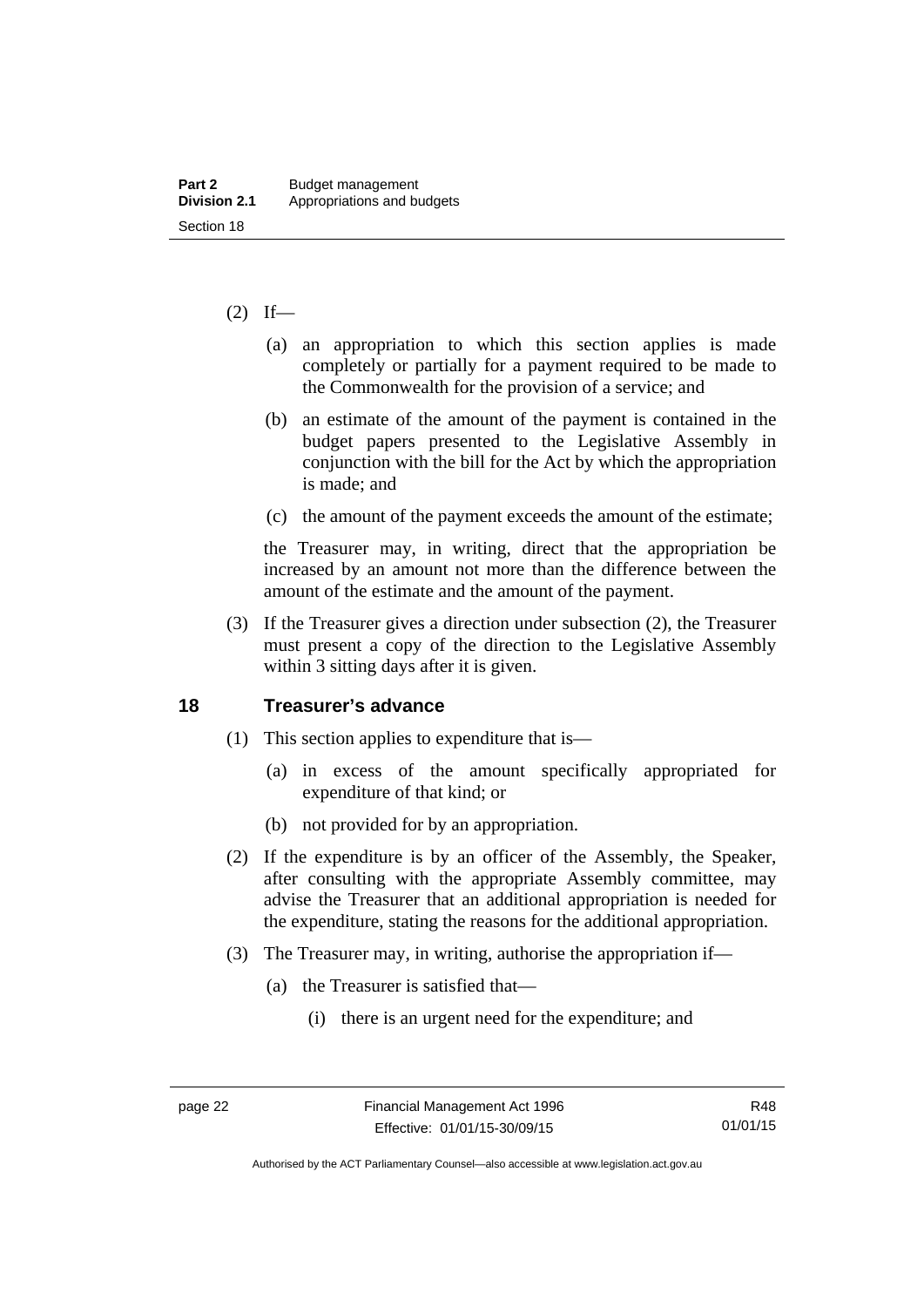(2) If—

  (a) an appropriation to which this section applies is made completely or partially for a payment required to be made to the Commonwealth for the provision of a service; and

  (b) an estimate of the amount of the payment is contained in the budget papers presented to the Legislative Assembly in conjunction with the bill for the Act by which the appropriation is made; and

  (c) the amount of the payment exceeds the amount of the estimate;

the Treasurer may, in writing, direct that the appropriation be increased by an amount not more than the difference between the amount of the estimate and the amount of the payment.

(3) If the Treasurer gives a direction under subsection (2), the Treasurer must present a copy of the direction to the Legislative Assembly within 3 sitting days after it is given.

## 18 Treasurer's advance

(1) This section applies to expenditure that is—

  (a) in excess of the amount specifically appropriated for expenditure of that kind; or

  (b) not provided for by an appropriation.

(2) If the expenditure is by an officer of the Assembly, the Speaker, after consulting with the appropriate Assembly committee, may advise the Treasurer that an additional appropriation is needed for the expenditure, stating the reasons for the additional appropriation.

(3) The Treasurer may, in writing, authorise the appropriation if—

  (a) the Treasurer is satisfied that—

    (i) there is an urgent need for the expenditure; and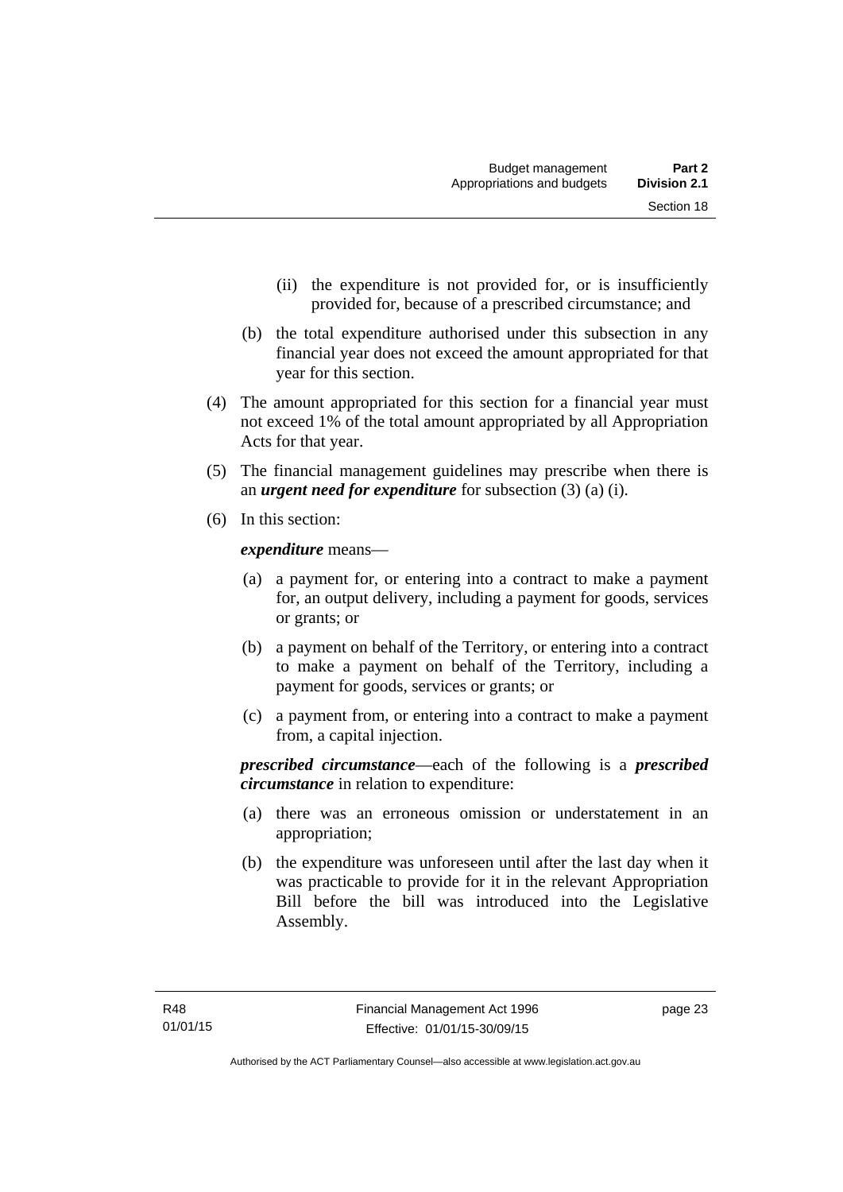(ii) the expenditure is not provided for, or is insufficiently provided for, because of a prescribed circumstance; and

(b) the total expenditure authorised under this subsection in any financial year does not exceed the amount appropriated for that year for this section.

(4) The amount appropriated for this section for a financial year must not exceed 1% of the total amount appropriated by all Appropriation Acts for that year.

(5) The financial management guidelines may prescribe when there is an ***urgent need for expenditure*** for subsection (3) (a) (i).

(6) In this section:

***expenditure*** means—

(a) a payment for, or entering into a contract to make a payment for, an output delivery, including a payment for goods, services or grants; or

(b) a payment on behalf of the Territory, or entering into a contract to make a payment on behalf of the Territory, including a payment for goods, services or grants; or

(c) a payment from, or entering into a contract to make a payment from, a capital injection.

***prescribed circumstance***—each of the following is a ***prescribed circumstance*** in relation to expenditure:

(a) there was an erroneous omission or understatement in an appropriation;

(b) the expenditure was unforeseen until after the last day when it was practicable to provide for it in the relevant Appropriation Bill before the bill was introduced into the Legislative Assembly.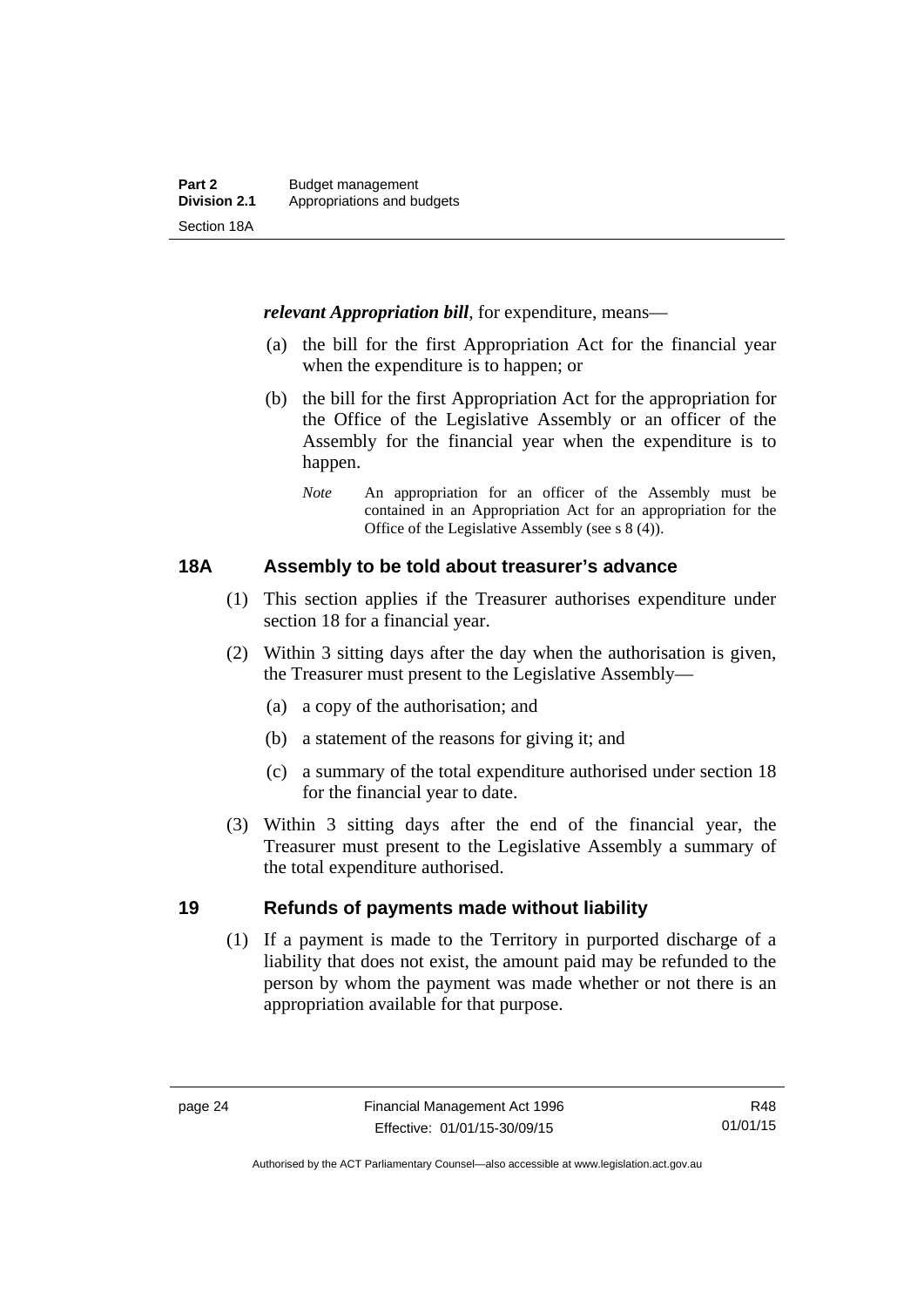***relevant Appropriation bill***, for expenditure, means—

(a) the bill for the first Appropriation Act for the financial year when the expenditure is to happen; or

(b) the bill for the first Appropriation Act for the appropriation for the Office of the Legislative Assembly or an officer of the Assembly for the financial year when the expenditure is to happen.

*Note* An appropriation for an officer of the Assembly must be contained in an Appropriation Act for an appropriation for the Office of the Legislative Assembly (see s 8 (4)).

## 18A Assembly to be told about treasurer's advance

(1) This section applies if the Treasurer authorises expenditure under section 18 for a financial year.

(2) Within 3 sitting days after the day when the authorisation is given, the Treasurer must present to the Legislative Assembly—

(a) a copy of the authorisation; and

(b) a statement of the reasons for giving it; and

(c) a summary of the total expenditure authorised under section 18 for the financial year to date.

(3) Within 3 sitting days after the end of the financial year, the Treasurer must present to the Legislative Assembly a summary of the total expenditure authorised.

## 19 Refunds of payments made without liability

(1) If a payment is made to the Territory in purported discharge of a liability that does not exist, the amount paid may be refunded to the person by whom the payment was made whether or not there is an appropriation available for that purpose.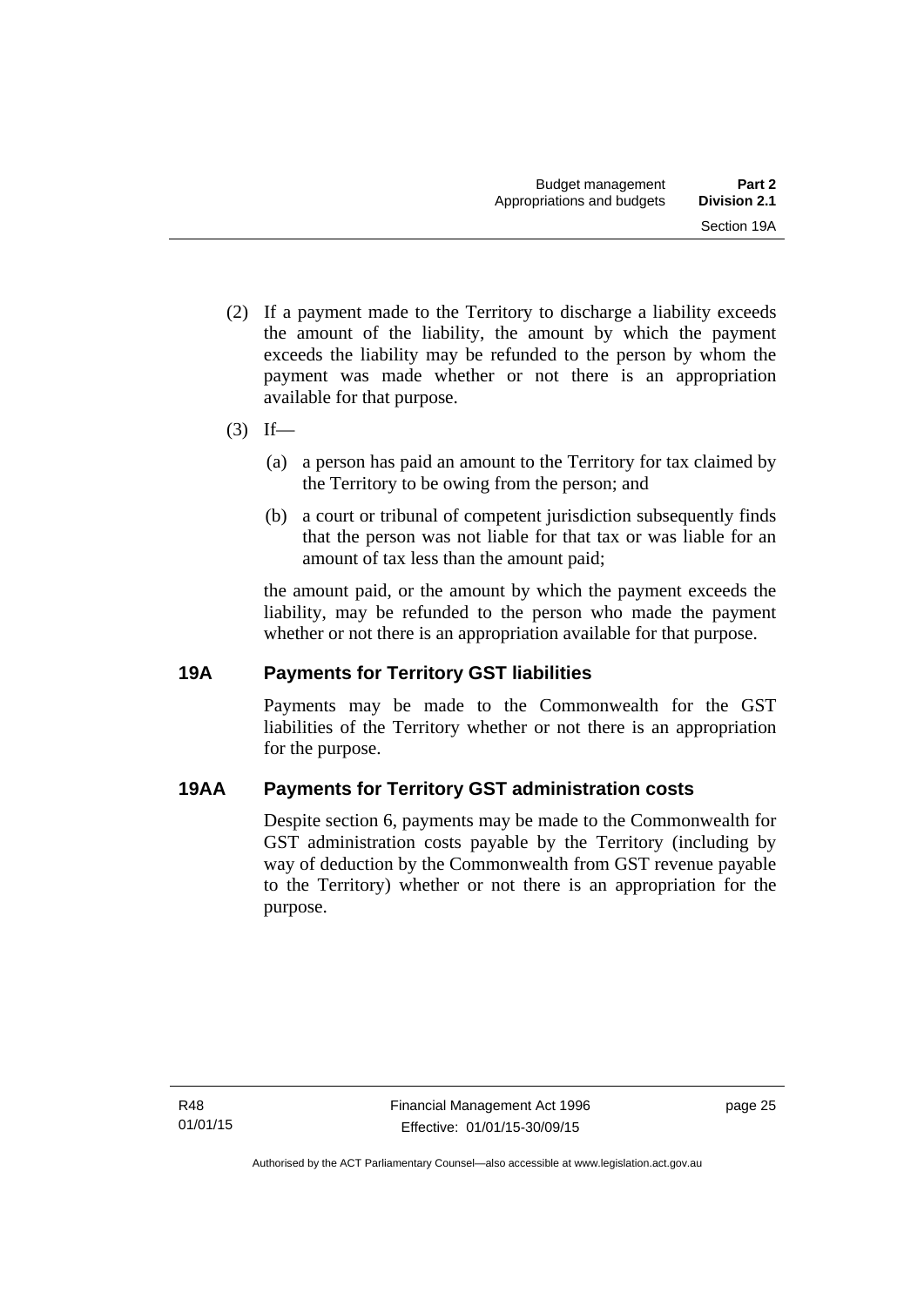(2) If a payment made to the Territory to discharge a liability exceeds the amount of the liability, the amount by which the payment exceeds the liability may be refunded to the person by whom the payment was made whether or not there is an appropriation available for that purpose.

(3) If—

(a) a person has paid an amount to the Territory for tax claimed by the Territory to be owing from the person; and

(b) a court or tribunal of competent jurisdiction subsequently finds that the person was not liable for that tax or was liable for an amount of tax less than the amount paid;

the amount paid, or the amount by which the payment exceeds the liability, may be refunded to the person who made the payment whether or not there is an appropriation available for that purpose.

## 19A Payments for Territory GST liabilities

Payments may be made to the Commonwealth for the GST liabilities of the Territory whether or not there is an appropriation for the purpose.

## 19AA Payments for Territory GST administration costs

Despite section 6, payments may be made to the Commonwealth for GST administration costs payable by the Territory (including by way of deduction by the Commonwealth from GST revenue payable to the Territory) whether or not there is an appropriation for the purpose.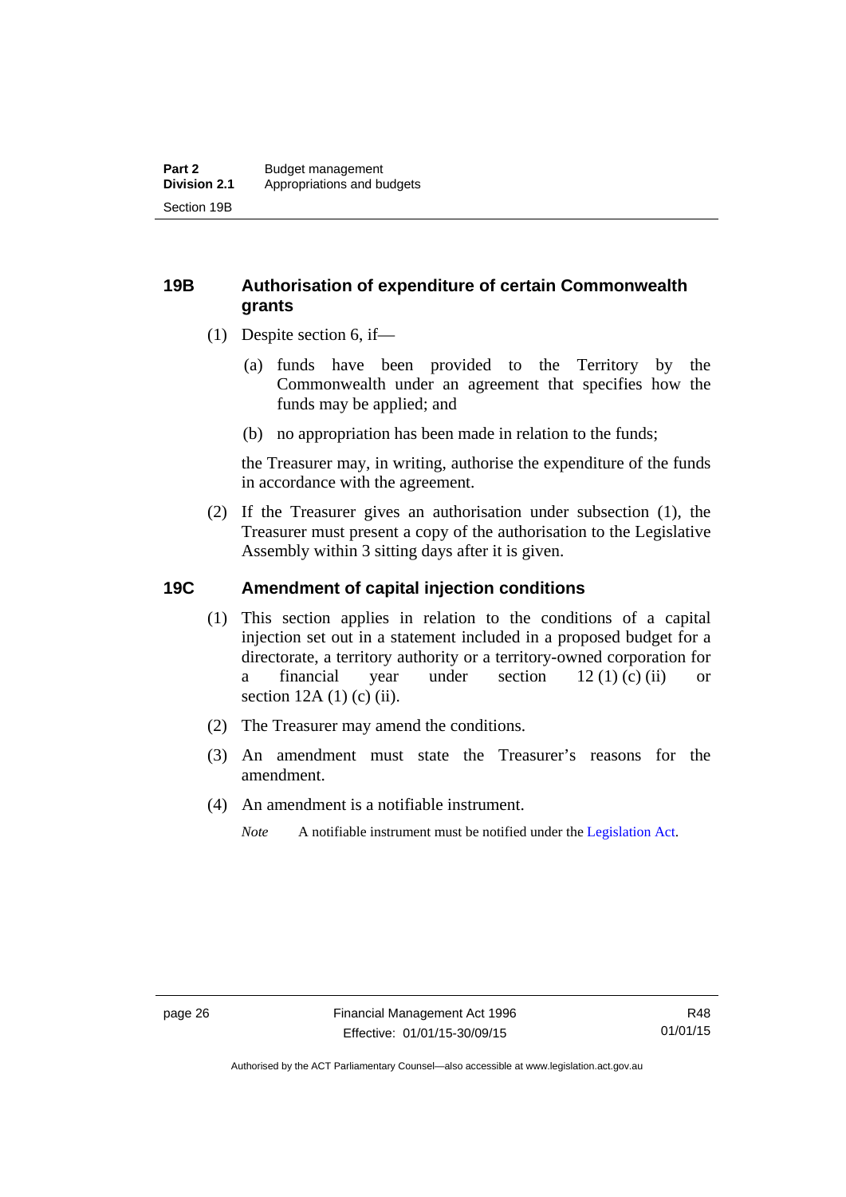## 19B Authorisation of expenditure of certain Commonwealth grants

(1) Despite section 6, if—

(a) funds have been provided to the Territory by the Commonwealth under an agreement that specifies how the funds may be applied; and

(b) no appropriation has been made in relation to the funds;

the Treasurer may, in writing, authorise the expenditure of the funds in accordance with the agreement.

(2) If the Treasurer gives an authorisation under subsection (1), the Treasurer must present a copy of the authorisation to the Legislative Assembly within 3 sitting days after it is given.

## 19C Amendment of capital injection conditions

(1) This section applies in relation to the conditions of a capital injection set out in a statement included in a proposed budget for a directorate, a territory authority or a territory-owned corporation for a financial year under section 12 (1) (c) (ii) or section 12A (1) (c) (ii).

(2) The Treasurer may amend the conditions.

(3) An amendment must state the Treasurer's reasons for the amendment.

(4) An amendment is a notifiable instrument.

*Note* A notifiable instrument must be notified under the Legislation Act.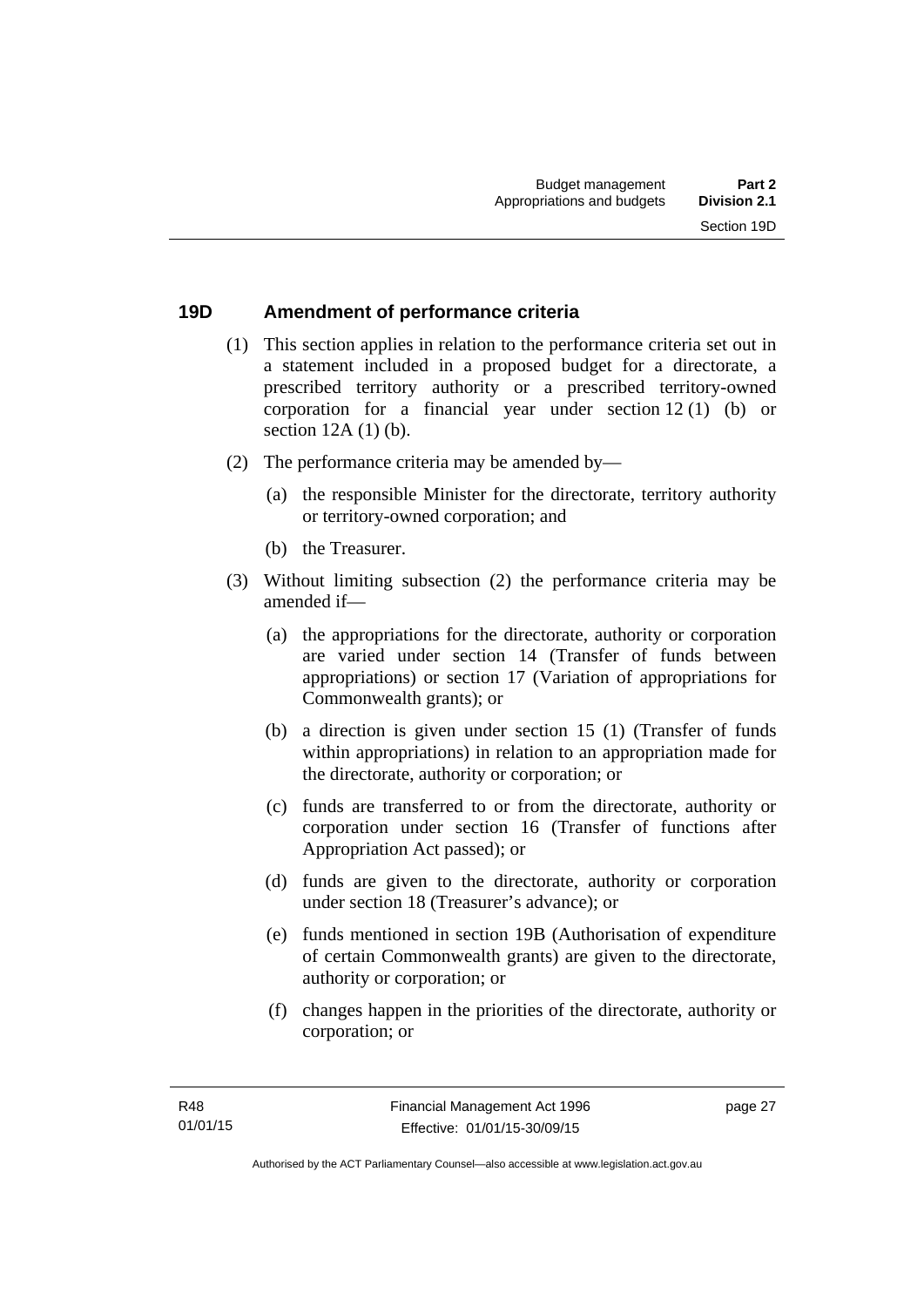## 19D Amendment of performance criteria

(1) This section applies in relation to the performance criteria set out in a statement included in a proposed budget for a directorate, a prescribed territory authority or a prescribed territory-owned corporation for a financial year under section 12 (1) (b) or section 12A (1) (b).

(2) The performance criteria may be amended by—

  (a) the responsible Minister for the directorate, territory authority or territory-owned corporation; and

  (b) the Treasurer.

(3) Without limiting subsection (2) the performance criteria may be amended if—

  (a) the appropriations for the directorate, authority or corporation are varied under section 14 (Transfer of funds between appropriations) or section 17 (Variation of appropriations for Commonwealth grants); or

  (b) a direction is given under section 15 (1) (Transfer of funds within appropriations) in relation to an appropriation made for the directorate, authority or corporation; or

  (c) funds are transferred to or from the directorate, authority or corporation under section 16 (Transfer of functions after Appropriation Act passed); or

  (d) funds are given to the directorate, authority or corporation under section 18 (Treasurer's advance); or

  (e) funds mentioned in section 19B (Authorisation of expenditure of certain Commonwealth grants) are given to the directorate, authority or corporation; or

  (f) changes happen in the priorities of the directorate, authority or corporation; or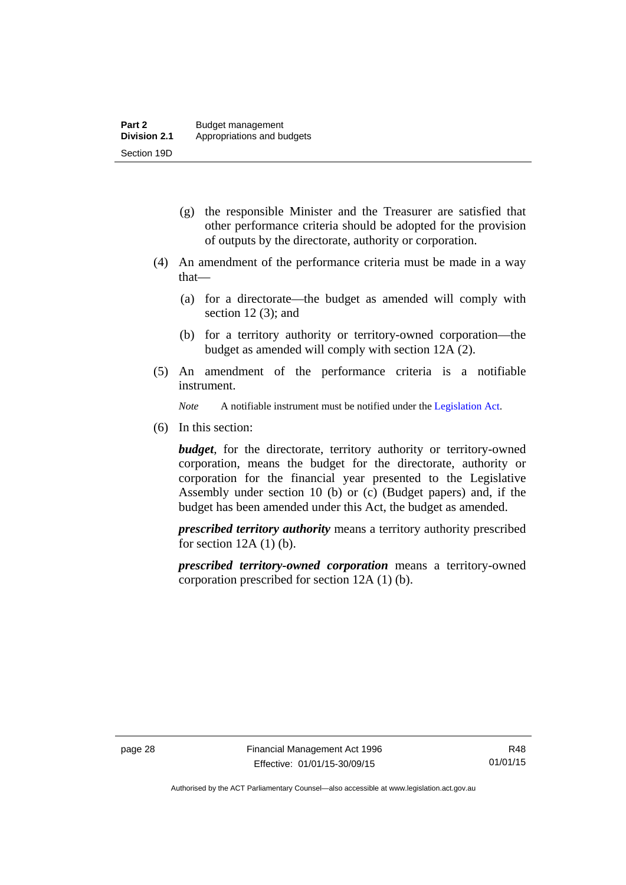(g) the responsible Minister and the Treasurer are satisfied that other performance criteria should be adopted for the provision of outputs by the directorate, authority or corporation.

(4) An amendment of the performance criteria must be made in a way that—

(a) for a directorate—the budget as amended will comply with section 12 (3); and

(b) for a territory authority or territory-owned corporation—the budget as amended will comply with section 12A (2).

(5) An amendment of the performance criteria is a notifiable instrument.

*Note* A notifiable instrument must be notified under the Legislation Act.

(6) In this section:

***budget***, for the directorate, territory authority or territory-owned corporation, means the budget for the directorate, authority or corporation for the financial year presented to the Legislative Assembly under section 10 (b) or (c) (Budget papers) and, if the budget has been amended under this Act, the budget as amended.

***prescribed territory authority*** means a territory authority prescribed for section 12A (1) (b).

***prescribed territory-owned corporation*** means a territory-owned corporation prescribed for section 12A (1) (b).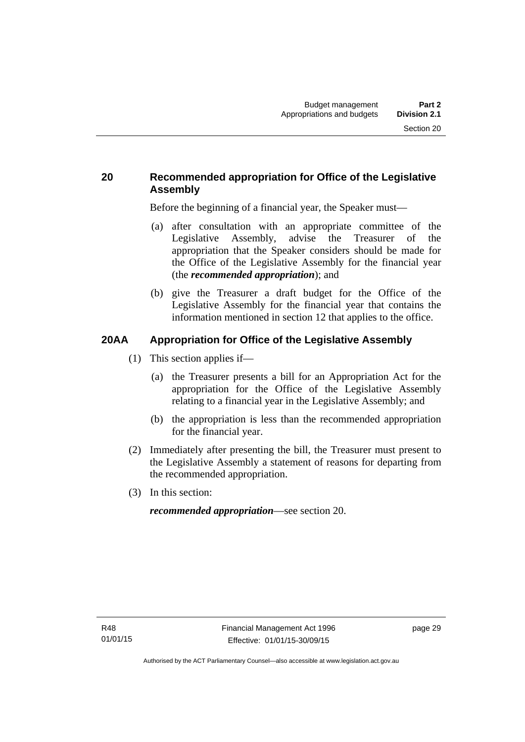## 20 Recommended appropriation for Office of the Legislative Assembly

Before the beginning of a financial year, the Speaker must—

(a) after consultation with an appropriate committee of the Legislative Assembly, advise the Treasurer of the appropriation that the Speaker considers should be made for the Office of the Legislative Assembly for the financial year (the ***recommended appropriation***); and

(b) give the Treasurer a draft budget for the Office of the Legislative Assembly for the financial year that contains the information mentioned in section 12 that applies to the office.

## 20AA Appropriation for Office of the Legislative Assembly

(1) This section applies if—

(a) the Treasurer presents a bill for an Appropriation Act for the appropriation for the Office of the Legislative Assembly relating to a financial year in the Legislative Assembly; and

(b) the appropriation is less than the recommended appropriation for the financial year.

(2) Immediately after presenting the bill, the Treasurer must present to the Legislative Assembly a statement of reasons for departing from the recommended appropriation.

(3) In this section:

***recommended appropriation***—see section 20.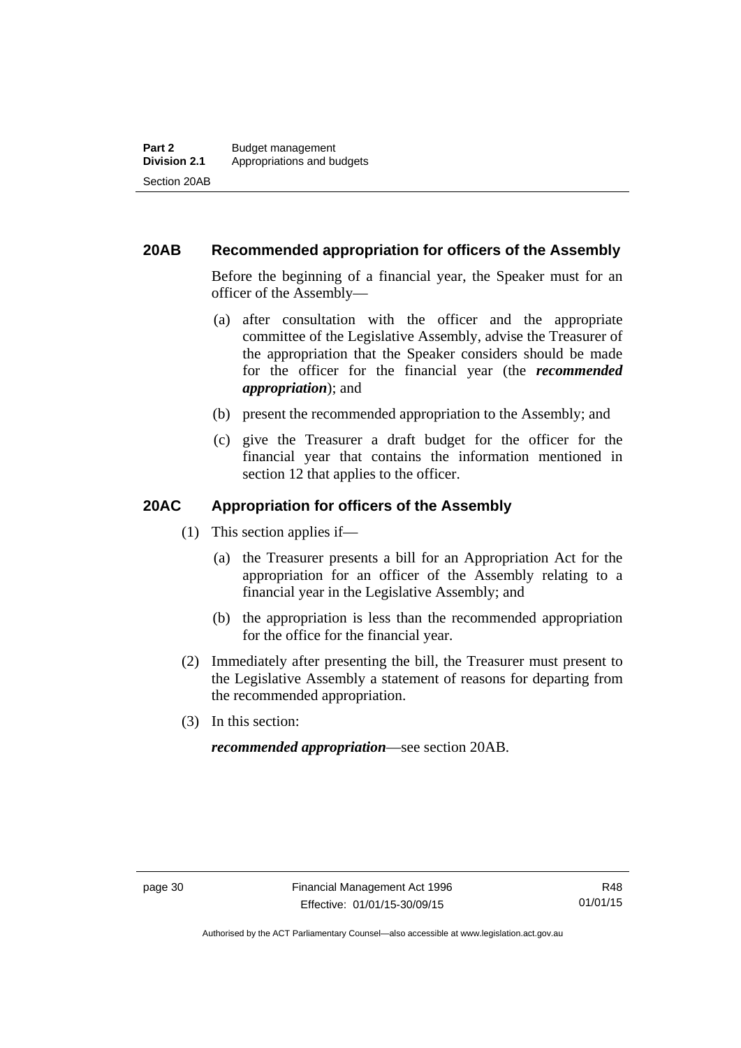### 20AB Recommended appropriation for officers of the Assembly

Before the beginning of a financial year, the Speaker must for an officer of the Assembly—

(a) after consultation with the officer and the appropriate committee of the Legislative Assembly, advise the Treasurer of the appropriation that the Speaker considers should be made for the officer for the financial year (the ***recommended appropriation***); and

(b) present the recommended appropriation to the Assembly; and

(c) give the Treasurer a draft budget for the officer for the financial year that contains the information mentioned in section 12 that applies to the officer.

### 20AC Appropriation for officers of the Assembly

(1) This section applies if—

(a) the Treasurer presents a bill for an Appropriation Act for the appropriation for an officer of the Assembly relating to a financial year in the Legislative Assembly; and

(b) the appropriation is less than the recommended appropriation for the office for the financial year.

(2) Immediately after presenting the bill, the Treasurer must present to the Legislative Assembly a statement of reasons for departing from the recommended appropriation.

(3) In this section:

***recommended appropriation***—see section 20AB.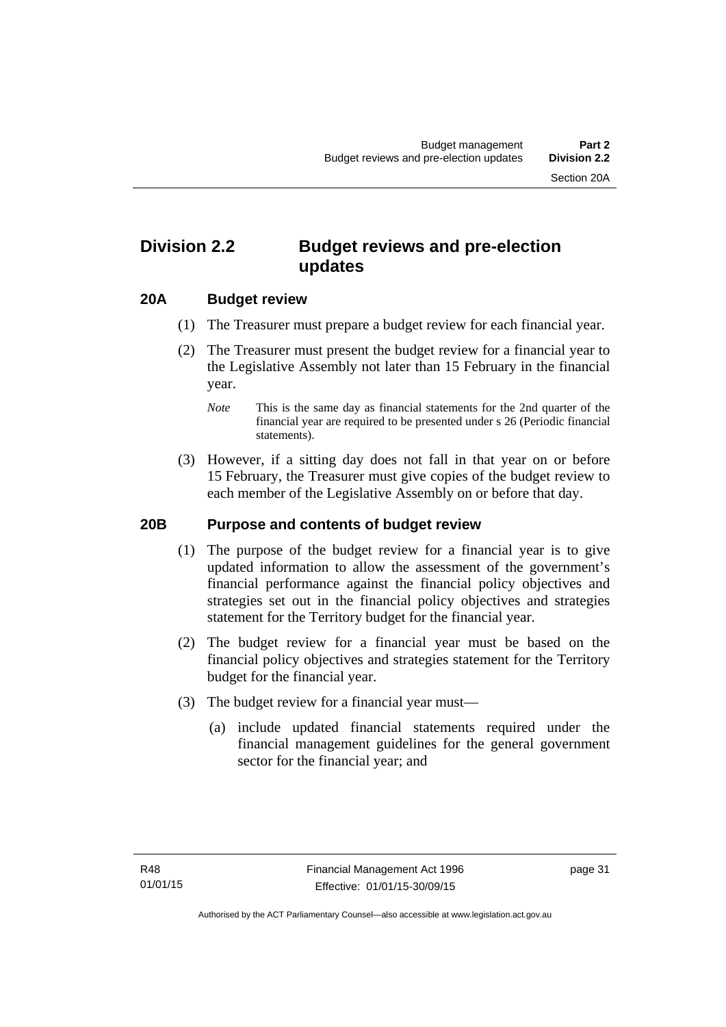## Division 2.2 Budget reviews and pre-election updates

### 20A Budget review

(1) The Treasurer must prepare a budget review for each financial year.

(2) The Treasurer must present the budget review for a financial year to the Legislative Assembly not later than 15 February in the financial year.

*Note* This is the same day as financial statements for the 2nd quarter of the financial year are required to be presented under s 26 (Periodic financial statements).

(3) However, if a sitting day does not fall in that year on or before 15 February, the Treasurer must give copies of the budget review to each member of the Legislative Assembly on or before that day.

### 20B Purpose and contents of budget review

(1) The purpose of the budget review for a financial year is to give updated information to allow the assessment of the government's financial performance against the financial policy objectives and strategies set out in the financial policy objectives and strategies statement for the Territory budget for the financial year.

(2) The budget review for a financial year must be based on the financial policy objectives and strategies statement for the Territory budget for the financial year.

(3) The budget review for a financial year must—

(a) include updated financial statements required under the financial management guidelines for the general government sector for the financial year; and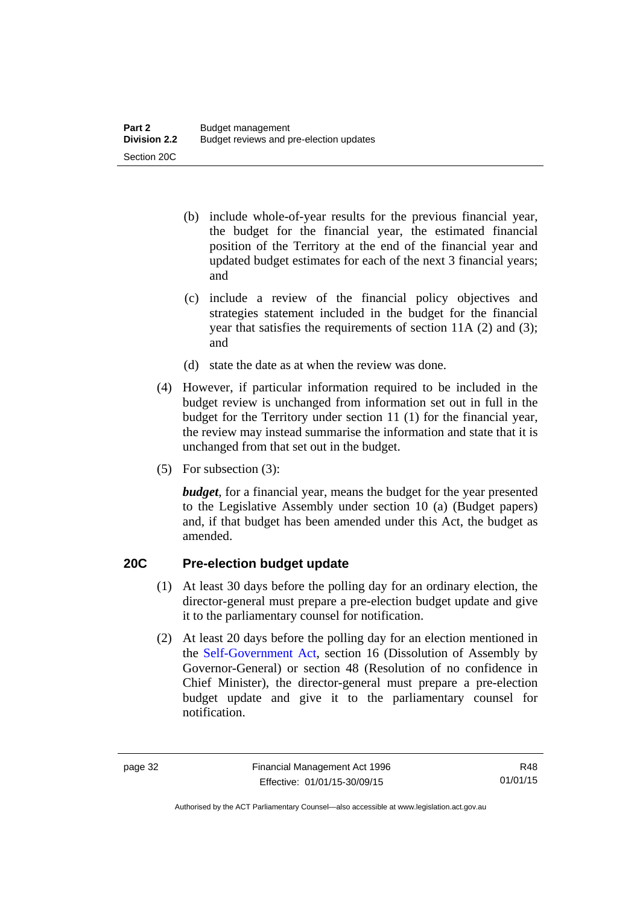(b) include whole-of-year results for the previous financial year, the budget for the financial year, the estimated financial position of the Territory at the end of the financial year and updated budget estimates for each of the next 3 financial years; and

(c) include a review of the financial policy objectives and strategies statement included in the budget for the financial year that satisfies the requirements of section 11A (2) and (3); and

(d) state the date as at when the review was done.

(4) However, if particular information required to be included in the budget review is unchanged from information set out in full in the budget for the Territory under section 11 (1) for the financial year, the review may instead summarise the information and state that it is unchanged from that set out in the budget.

(5) For subsection (3):

***budget***, for a financial year, means the budget for the year presented to the Legislative Assembly under section 10 (a) (Budget papers) and, if that budget has been amended under this Act, the budget as amended.

### 20C Pre-election budget update

(1) At least 30 days before the polling day for an ordinary election, the director-general must prepare a pre-election budget update and give it to the parliamentary counsel for notification.

(2) At least 20 days before the polling day for an election mentioned in the Self-Government Act, section 16 (Dissolution of Assembly by Governor-General) or section 48 (Resolution of no confidence in Chief Minister), the director-general must prepare a pre-election budget update and give it to the parliamentary counsel for notification.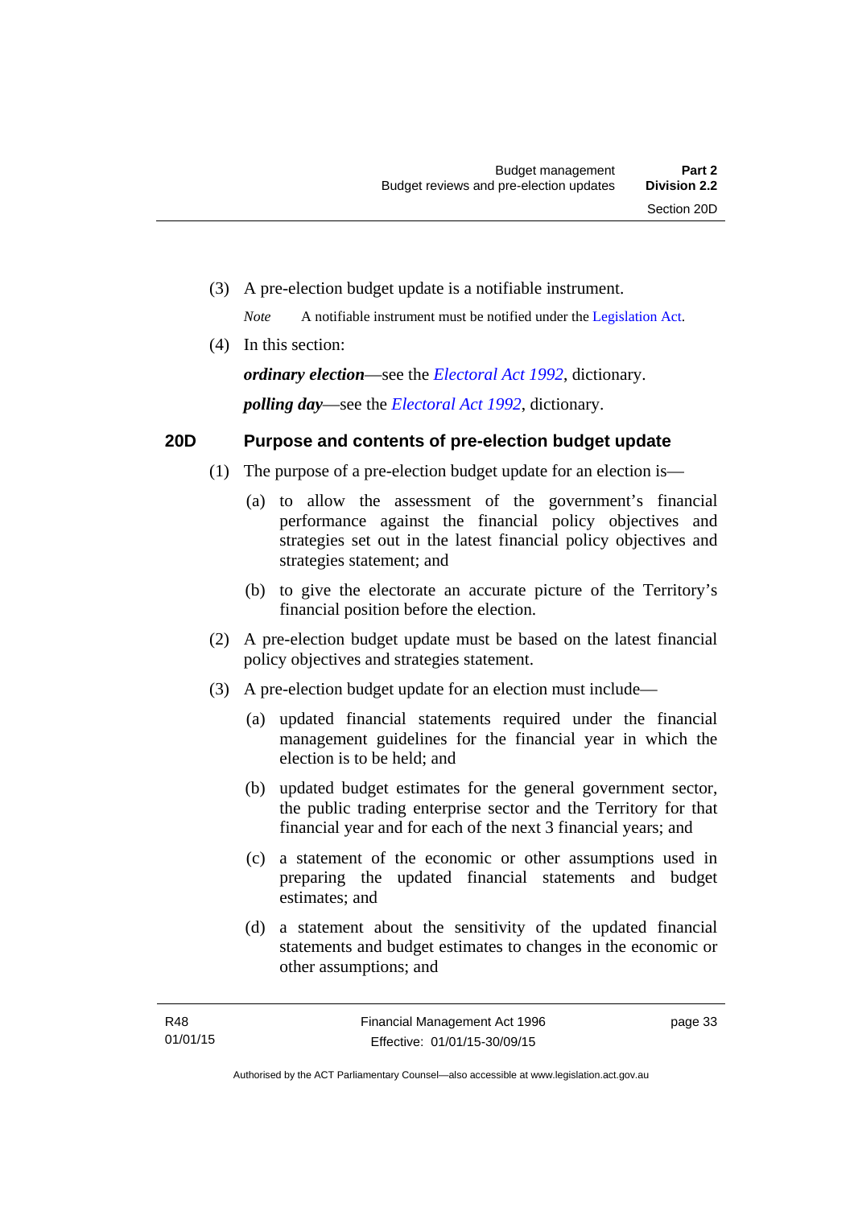(3) A pre-election budget update is a notifiable instrument.

*Note* A notifiable instrument must be notified under the Legislation Act.

(4) In this section:

***ordinary election***—see the *Electoral Act 1992*, dictionary.

***polling day***—see the *Electoral Act 1992*, dictionary.

## 20D Purpose and contents of pre-election budget update

(1) The purpose of a pre-election budget update for an election is—

(a) to allow the assessment of the government's financial performance against the financial policy objectives and strategies set out in the latest financial policy objectives and strategies statement; and

(b) to give the electorate an accurate picture of the Territory's financial position before the election.

(2) A pre-election budget update must be based on the latest financial policy objectives and strategies statement.

(3) A pre-election budget update for an election must include—

(a) updated financial statements required under the financial management guidelines for the financial year in which the election is to be held; and

(b) updated budget estimates for the general government sector, the public trading enterprise sector and the Territory for that financial year and for each of the next 3 financial years; and

(c) a statement of the economic or other assumptions used in preparing the updated financial statements and budget estimates; and

(d) a statement about the sensitivity of the updated financial statements and budget estimates to changes in the economic or other assumptions; and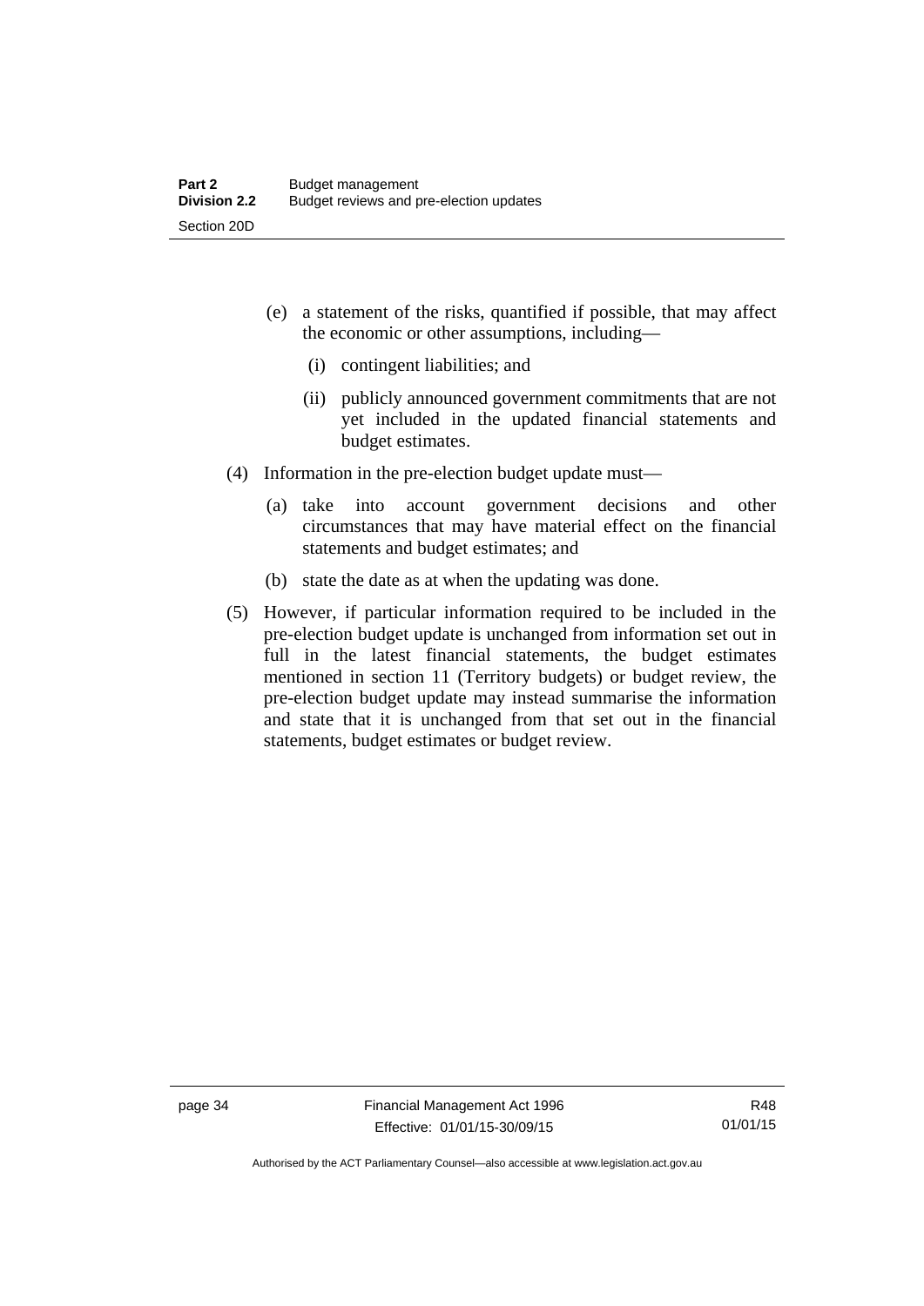(e) a statement of the risks, quantified if possible, that may affect the economic or other assumptions, including—

  (i) contingent liabilities; and

  (ii) publicly announced government commitments that are not yet included in the updated financial statements and budget estimates.

(4) Information in the pre-election budget update must—

  (a) take into account government decisions and other circumstances that may have material effect on the financial statements and budget estimates; and

  (b) state the date as at when the updating was done.

(5) However, if particular information required to be included in the pre-election budget update is unchanged from information set out in full in the latest financial statements, the budget estimates mentioned in section 11 (Territory budgets) or budget review, the pre-election budget update may instead summarise the information and state that it is unchanged from that set out in the financial statements, budget estimates or budget review.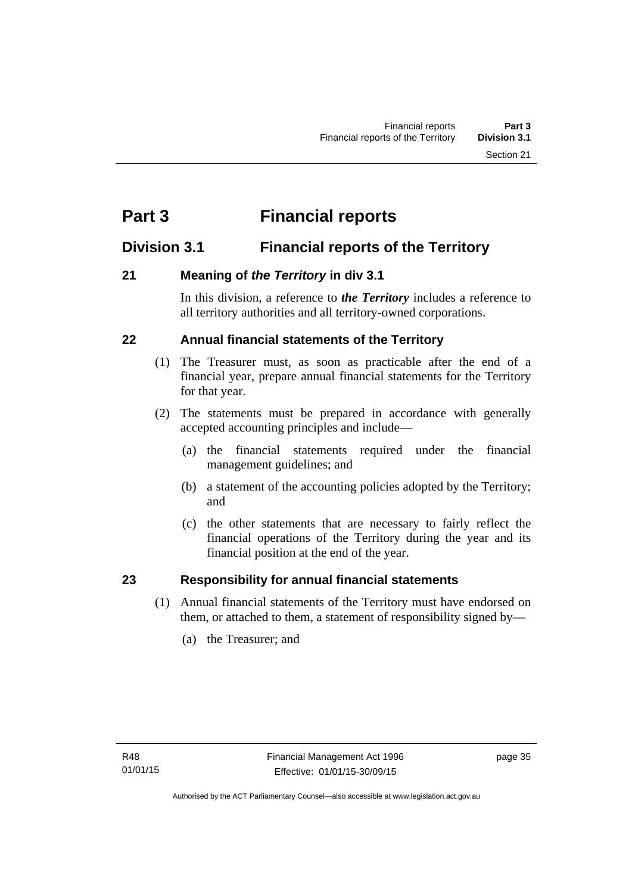# Part 3 Financial reports

## Division 3.1 Financial reports of the Territory

### 21 Meaning of *the Territory* in div 3.1

In this division, a reference to ***the Territory*** includes a reference to all territory authorities and all territory-owned corporations.

### 22 Annual financial statements of the Territory

(1) The Treasurer must, as soon as practicable after the end of a financial year, prepare annual financial statements for the Territory for that year.

(2) The statements must be prepared in accordance with generally accepted accounting principles and include—

(a) the financial statements required under the financial management guidelines; and

(b) a statement of the accounting policies adopted by the Territory; and

(c) the other statements that are necessary to fairly reflect the financial operations of the Territory during the year and its financial position at the end of the year.

### 23 Responsibility for annual financial statements

(1) Annual financial statements of the Territory must have endorsed on them, or attached to them, a statement of responsibility signed by—

(a) the Treasurer; and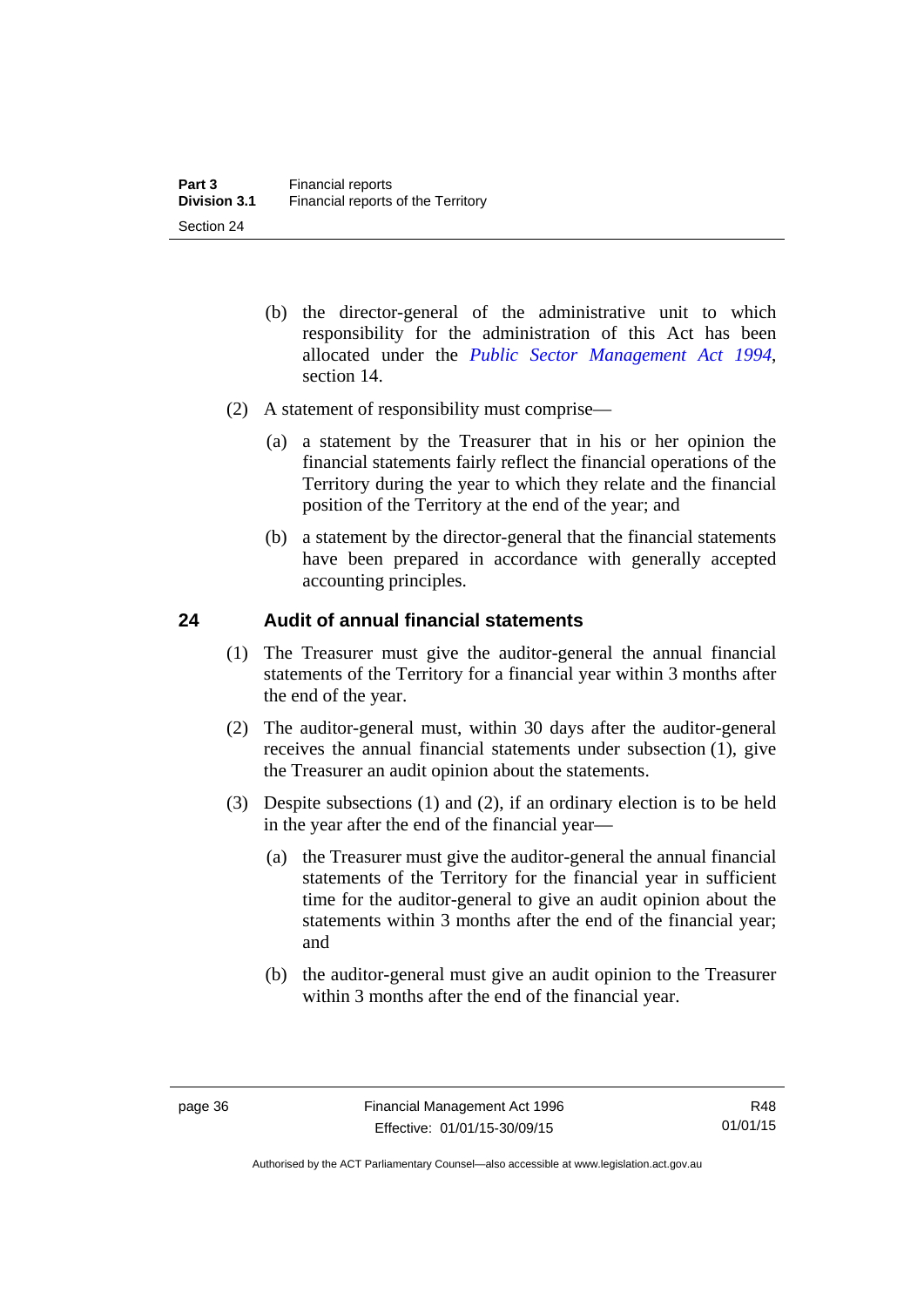(b) the director-general of the administrative unit to which responsibility for the administration of this Act has been allocated under the *Public Sector Management Act 1994*, section 14.

(2) A statement of responsibility must comprise—

(a) a statement by the Treasurer that in his or her opinion the financial statements fairly reflect the financial operations of the Territory during the year to which they relate and the financial position of the Territory at the end of the year; and

(b) a statement by the director-general that the financial statements have been prepared in accordance with generally accepted accounting principles.

## 24 Audit of annual financial statements

(1) The Treasurer must give the auditor-general the annual financial statements of the Territory for a financial year within 3 months after the end of the year.

(2) The auditor-general must, within 30 days after the auditor-general receives the annual financial statements under subsection (1), give the Treasurer an audit opinion about the statements.

(3) Despite subsections (1) and (2), if an ordinary election is to be held in the year after the end of the financial year—

(a) the Treasurer must give the auditor-general the annual financial statements of the Territory for the financial year in sufficient time for the auditor-general to give an audit opinion about the statements within 3 months after the end of the financial year; and

(b) the auditor-general must give an audit opinion to the Treasurer within 3 months after the end of the financial year.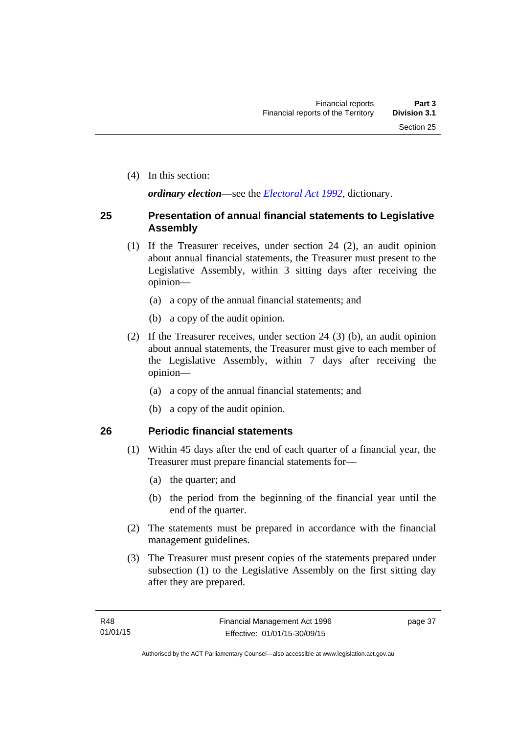(4) In this section:

***ordinary election***—see the *Electoral Act 1992*, dictionary.

## 25 Presentation of annual financial statements to Legislative Assembly

(1) If the Treasurer receives, under section 24 (2), an audit opinion about annual financial statements, the Treasurer must present to the Legislative Assembly, within 3 sitting days after receiving the opinion—

(a) a copy of the annual financial statements; and

(b) a copy of the audit opinion.

(2) If the Treasurer receives, under section 24 (3) (b), an audit opinion about annual statements, the Treasurer must give to each member of the Legislative Assembly, within 7 days after receiving the opinion—

(a) a copy of the annual financial statements; and

(b) a copy of the audit opinion.

## 26 Periodic financial statements

(1) Within 45 days after the end of each quarter of a financial year, the Treasurer must prepare financial statements for—

(a) the quarter; and

(b) the period from the beginning of the financial year until the end of the quarter.

(2) The statements must be prepared in accordance with the financial management guidelines.

(3) The Treasurer must present copies of the statements prepared under subsection (1) to the Legislative Assembly on the first sitting day after they are prepared.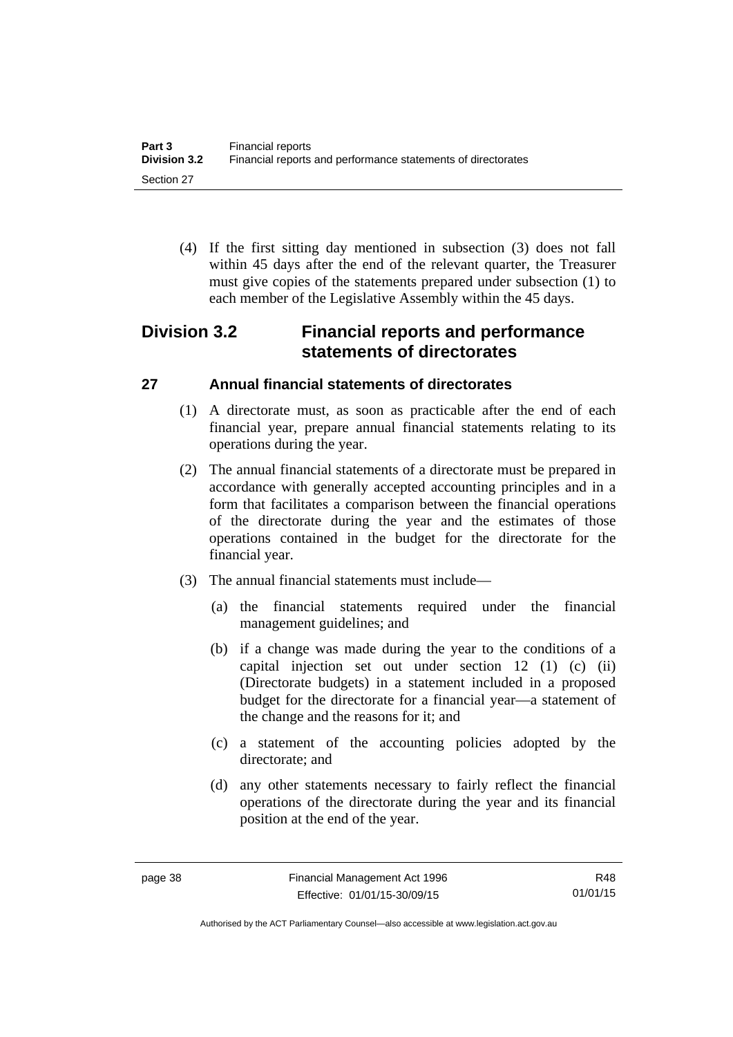(4) If the first sitting day mentioned in subsection (3) does not fall within 45 days after the end of the relevant quarter, the Treasurer must give copies of the statements prepared under subsection (1) to each member of the Legislative Assembly within the 45 days.

## Division 3.2 Financial reports and performance statements of directorates

### 27 Annual financial statements of directorates

(1) A directorate must, as soon as practicable after the end of each financial year, prepare annual financial statements relating to its operations during the year.

(2) The annual financial statements of a directorate must be prepared in accordance with generally accepted accounting principles and in a form that facilitates a comparison between the financial operations of the directorate during the year and the estimates of those operations contained in the budget for the directorate for the financial year.

(3) The annual financial statements must include—

(a) the financial statements required under the financial management guidelines; and

(b) if a change was made during the year to the conditions of a capital injection set out under section 12 (1) (c) (ii) (Directorate budgets) in a statement included in a proposed budget for the directorate for a financial year—a statement of the change and the reasons for it; and

(c) a statement of the accounting policies adopted by the directorate; and

(d) any other statements necessary to fairly reflect the financial operations of the directorate during the year and its financial position at the end of the year.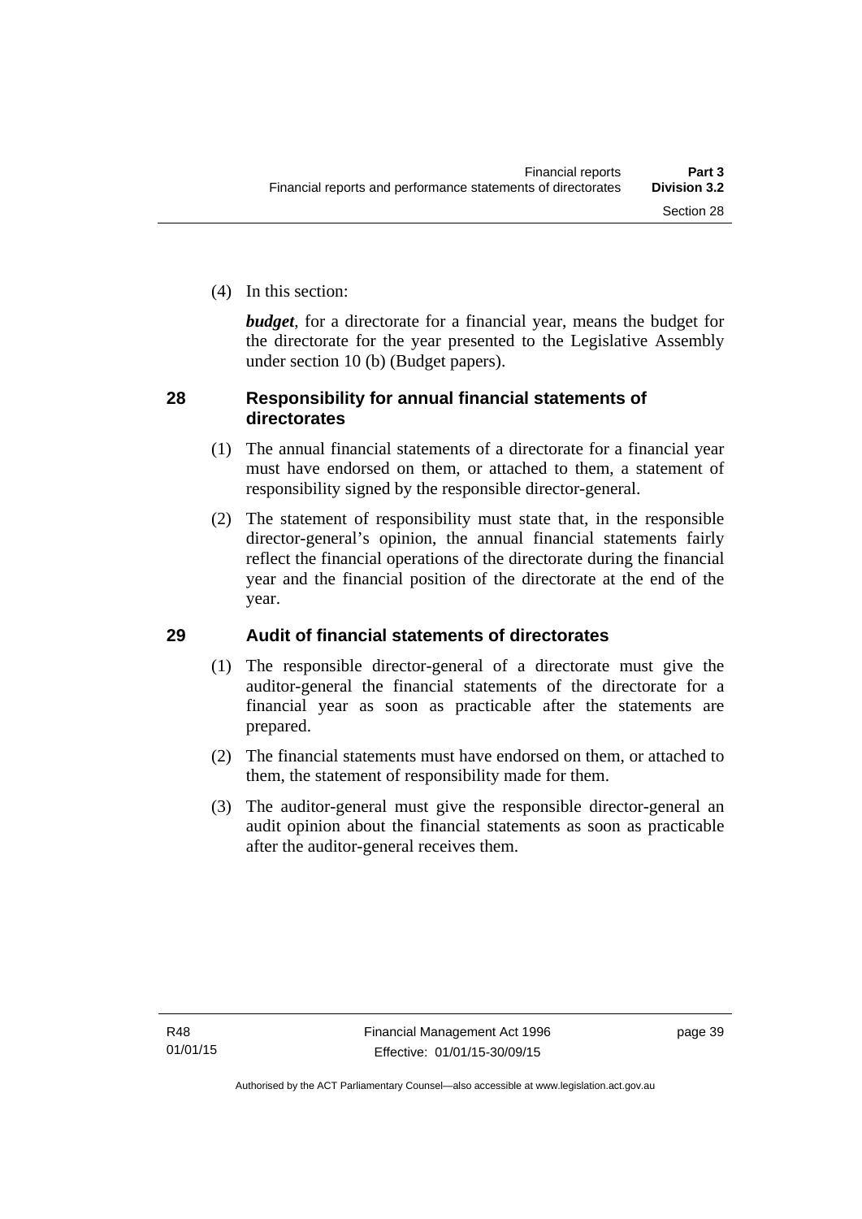(4) In this section:

***budget***, for a directorate for a financial year, means the budget for the directorate for the year presented to the Legislative Assembly under section 10 (b) (Budget papers).

## 28 Responsibility for annual financial statements of directorates

(1) The annual financial statements of a directorate for a financial year must have endorsed on them, or attached to them, a statement of responsibility signed by the responsible director-general.

(2) The statement of responsibility must state that, in the responsible director-general's opinion, the annual financial statements fairly reflect the financial operations of the directorate during the financial year and the financial position of the directorate at the end of the year.

## 29 Audit of financial statements of directorates

(1) The responsible director-general of a directorate must give the auditor-general the financial statements of the directorate for a financial year as soon as practicable after the statements are prepared.

(2) The financial statements must have endorsed on them, or attached to them, the statement of responsibility made for them.

(3) The auditor-general must give the responsible director-general an audit opinion about the financial statements as soon as practicable after the auditor-general receives them.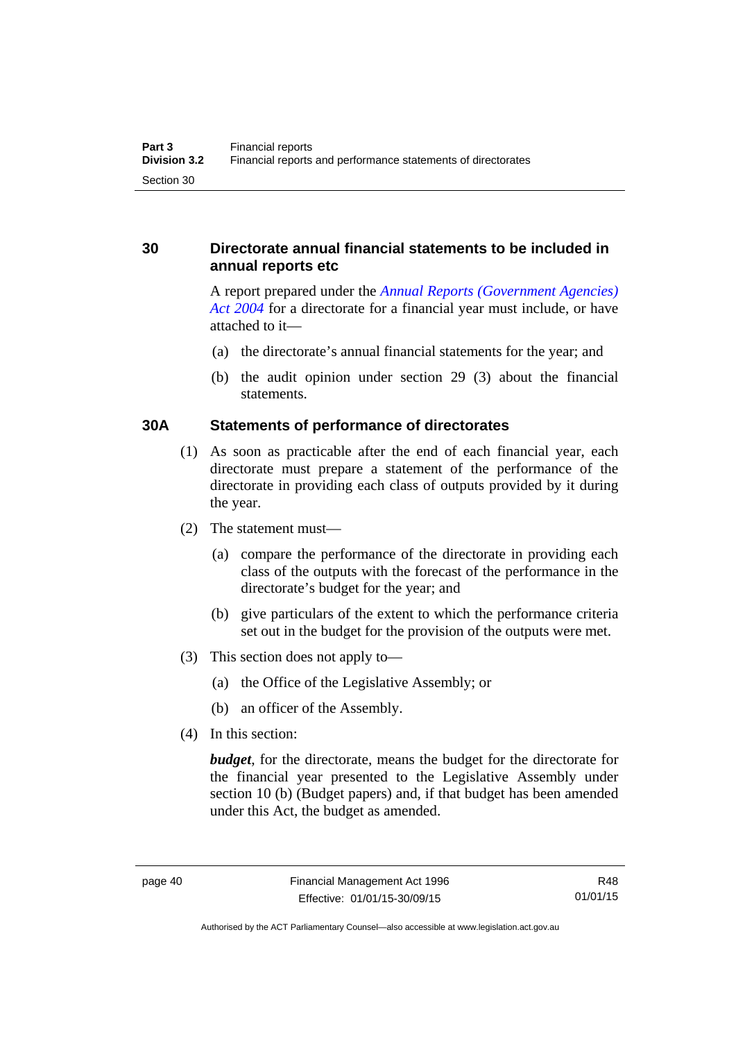## 30 Directorate annual financial statements to be included in annual reports etc

A report prepared under the *Annual Reports (Government Agencies) Act 2004* for a directorate for a financial year must include, or have attached to it—

(a) the directorate's annual financial statements for the year; and

(b) the audit opinion under section 29 (3) about the financial statements.

## 30A Statements of performance of directorates

(1) As soon as practicable after the end of each financial year, each directorate must prepare a statement of the performance of the directorate in providing each class of outputs provided by it during the year.

(2) The statement must—

(a) compare the performance of the directorate in providing each class of the outputs with the forecast of the performance in the directorate's budget for the year; and

(b) give particulars of the extent to which the performance criteria set out in the budget for the provision of the outputs were met.

(3) This section does not apply to—

(a) the Office of the Legislative Assembly; or

(b) an officer of the Assembly.

(4) In this section:

***budget***, for the directorate, means the budget for the directorate for the financial year presented to the Legislative Assembly under section 10 (b) (Budget papers) and, if that budget has been amended under this Act, the budget as amended.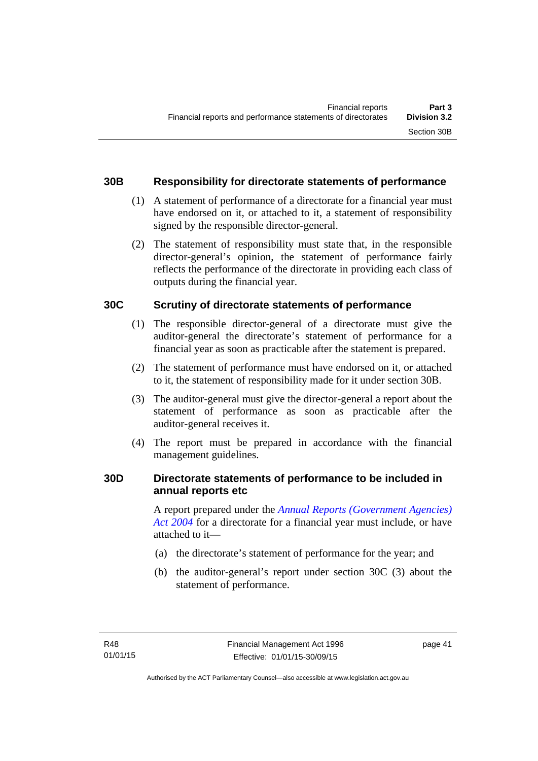### 30B Responsibility for directorate statements of performance

(1) A statement of performance of a directorate for a financial year must have endorsed on it, or attached to it, a statement of responsibility signed by the responsible director-general.

(2) The statement of responsibility must state that, in the responsible director-general's opinion, the statement of performance fairly reflects the performance of the directorate in providing each class of outputs during the financial year.

### 30C Scrutiny of directorate statements of performance

(1) The responsible director-general of a directorate must give the auditor-general the directorate's statement of performance for a financial year as soon as practicable after the statement is prepared.

(2) The statement of performance must have endorsed on it, or attached to it, the statement of responsibility made for it under section 30B.

(3) The auditor-general must give the director-general a report about the statement of performance as soon as practicable after the auditor-general receives it.

(4) The report must be prepared in accordance with the financial management guidelines.

### 30D Directorate statements of performance to be included in annual reports etc

A report prepared under the *Annual Reports (Government Agencies) Act 2004* for a directorate for a financial year must include, or have attached to it—

(a) the directorate's statement of performance for the year; and

(b) the auditor-general's report under section 30C (3) about the statement of performance.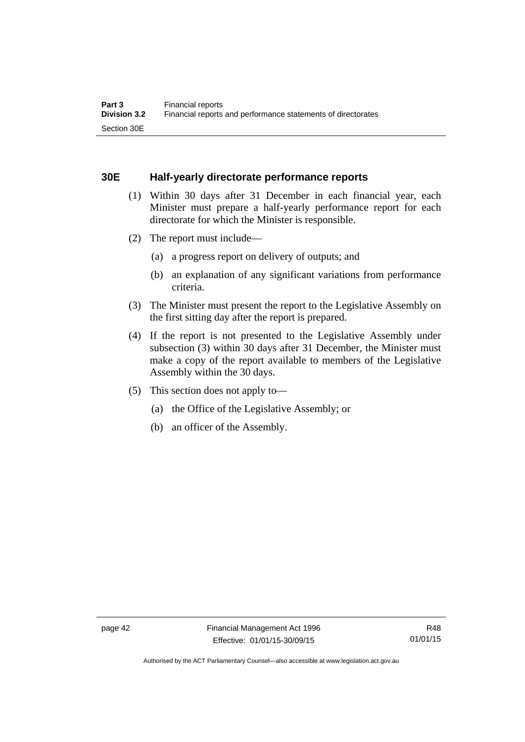## 30E Half-yearly directorate performance reports

(1) Within 30 days after 31 December in each financial year, each Minister must prepare a half-yearly performance report for each directorate for which the Minister is responsible.

(2) The report must include—

(a) a progress report on delivery of outputs; and

(b) an explanation of any significant variations from performance criteria.

(3) The Minister must present the report to the Legislative Assembly on the first sitting day after the report is prepared.

(4) If the report is not presented to the Legislative Assembly under subsection (3) within 30 days after 31 December, the Minister must make a copy of the report available to members of the Legislative Assembly within the 30 days.

(5) This section does not apply to—

(a) the Office of the Legislative Assembly; or

(b) an officer of the Assembly.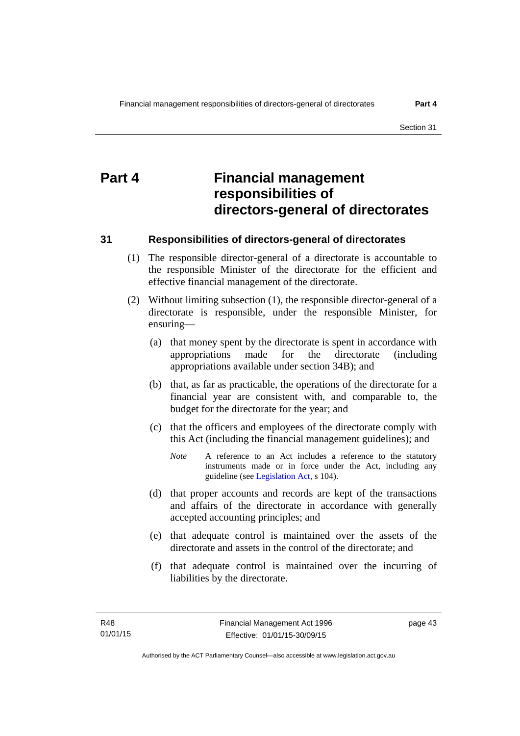# Part 4 Financial management responsibilities of directors-general of directorates

## 31 Responsibilities of directors-general of directorates

(1) The responsible director-general of a directorate is accountable to the responsible Minister of the directorate for the efficient and effective financial management of the directorate.

(2) Without limiting subsection (1), the responsible director-general of a directorate is responsible, under the responsible Minister, for ensuring—

(a) that money spent by the directorate is spent in accordance with appropriations made for the directorate (including appropriations available under section 34B); and

(b) that, as far as practicable, the operations of the directorate for a financial year are consistent with, and comparable to, the budget for the directorate for the year; and

(c) that the officers and employees of the directorate comply with this Act (including the financial management guidelines); and

*Note* A reference to an Act includes a reference to the statutory instruments made or in force under the Act, including any guideline (see Legislation Act, s 104).

(d) that proper accounts and records are kept of the transactions and affairs of the directorate in accordance with generally accepted accounting principles; and

(e) that adequate control is maintained over the assets of the directorate and assets in the control of the directorate; and

(f) that adequate control is maintained over the incurring of liabilities by the directorate.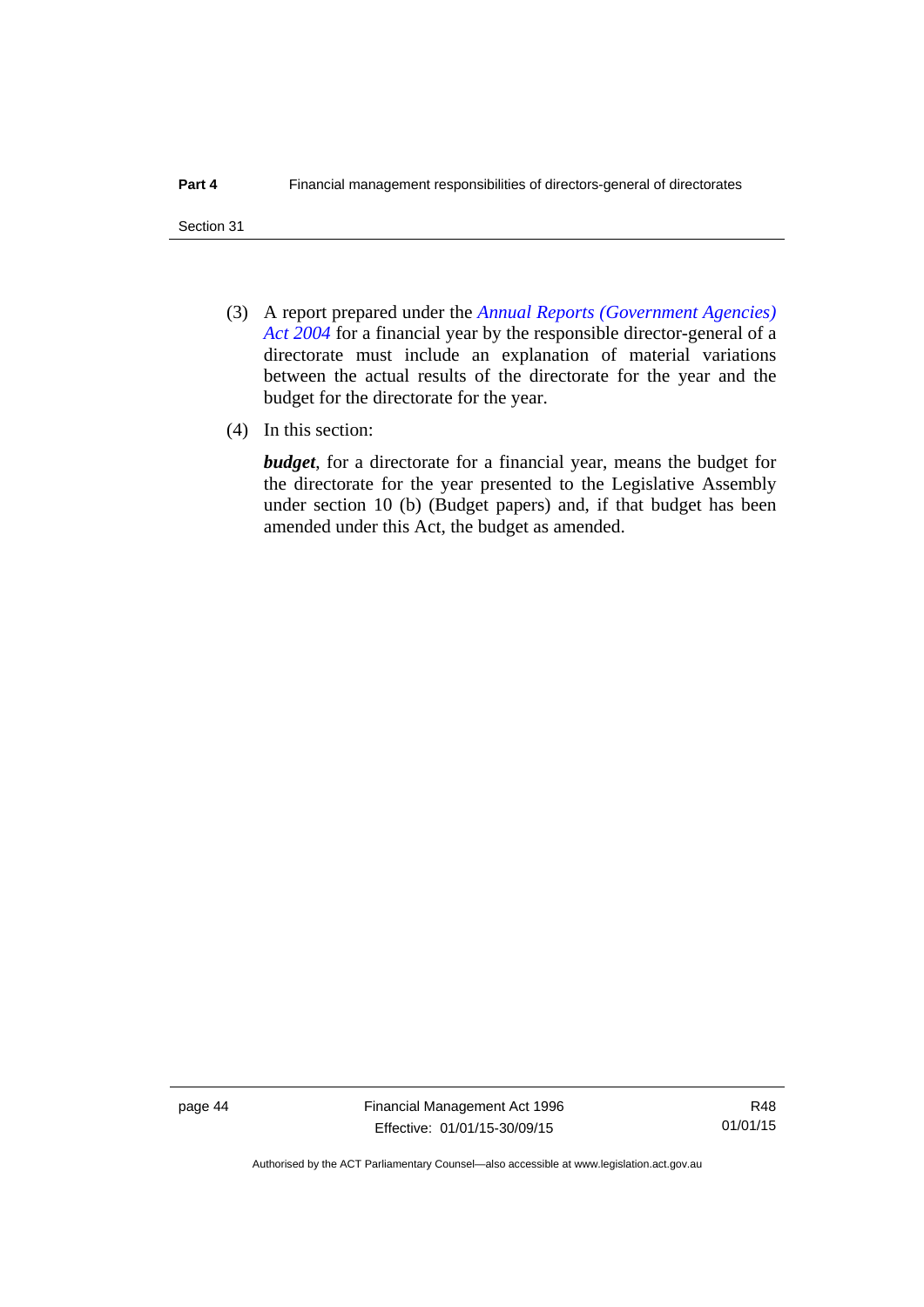(3) A report prepared under the *Annual Reports (Government Agencies) Act 2004* for a financial year by the responsible director-general of a directorate must include an explanation of material variations between the actual results of the directorate for the year and the budget for the directorate for the year.

(4) In this section:

***budget***, for a directorate for a financial year, means the budget for the directorate for the year presented to the Legislative Assembly under section 10 (b) (Budget papers) and, if that budget has been amended under this Act, the budget as amended.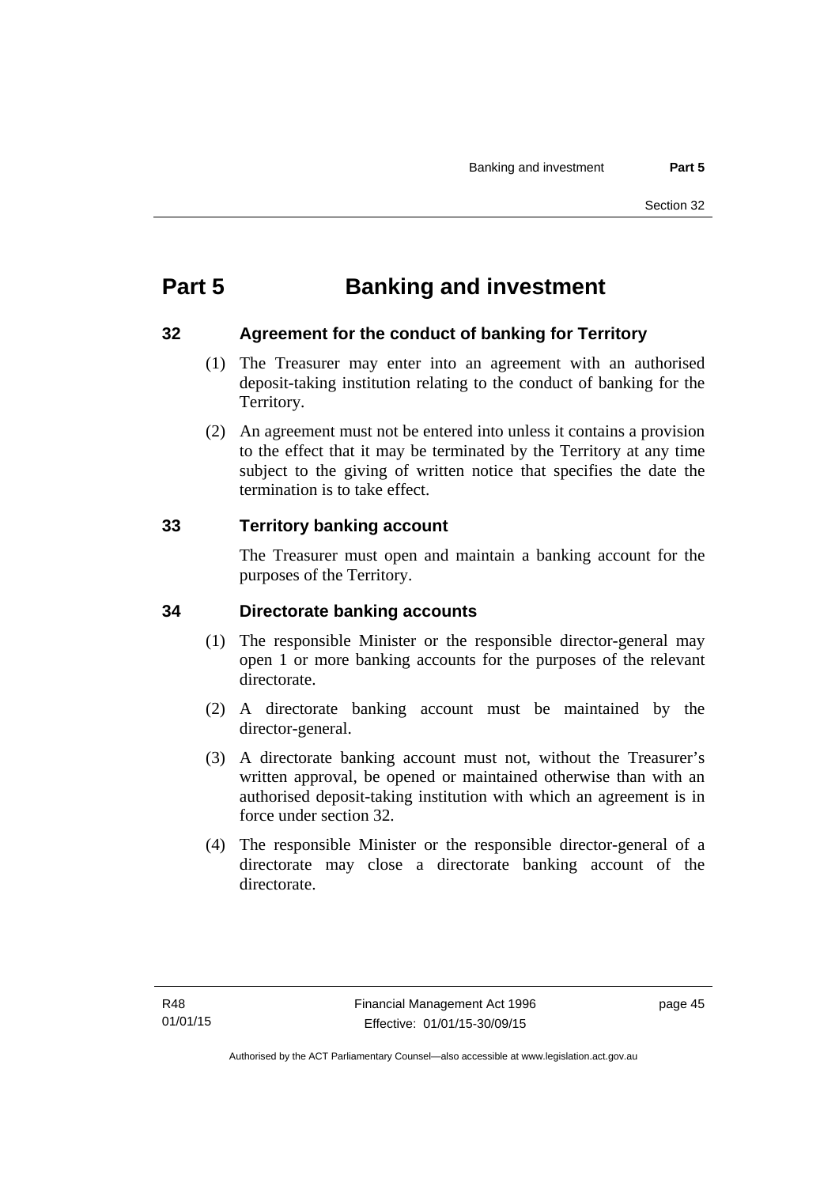# Part 5 Banking and investment

## 32 Agreement for the conduct of banking for Territory

(1) The Treasurer may enter into an agreement with an authorised deposit-taking institution relating to the conduct of banking for the Territory.

(2) An agreement must not be entered into unless it contains a provision to the effect that it may be terminated by the Territory at any time subject to the giving of written notice that specifies the date the termination is to take effect.

## 33 Territory banking account

The Treasurer must open and maintain a banking account for the purposes of the Territory.

## 34 Directorate banking accounts

(1) The responsible Minister or the responsible director-general may open 1 or more banking accounts for the purposes of the relevant directorate.

(2) A directorate banking account must be maintained by the director-general.

(3) A directorate banking account must not, without the Treasurer's written approval, be opened or maintained otherwise than with an authorised deposit-taking institution with which an agreement is in force under section 32.

(4) The responsible Minister or the responsible director-general of a directorate may close a directorate banking account of the directorate.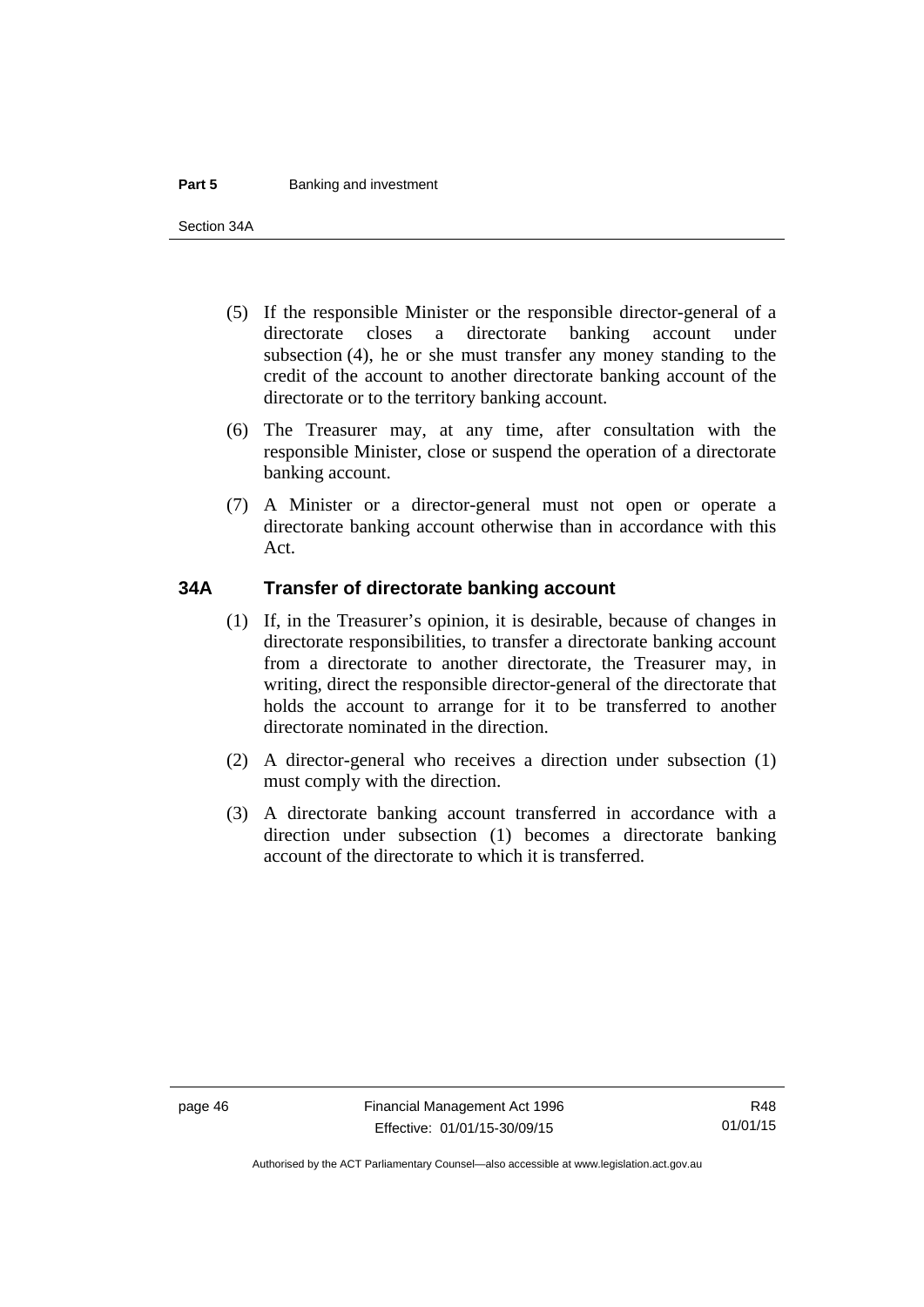(5) If the responsible Minister or the responsible director-general of a directorate closes a directorate banking account under subsection (4), he or she must transfer any money standing to the credit of the account to another directorate banking account of the directorate or to the territory banking account.

(6) The Treasurer may, at any time, after consultation with the responsible Minister, close or suspend the operation of a directorate banking account.

(7) A Minister or a director-general must not open or operate a directorate banking account otherwise than in accordance with this Act.

## 34A Transfer of directorate banking account

(1) If, in the Treasurer's opinion, it is desirable, because of changes in directorate responsibilities, to transfer a directorate banking account from a directorate to another directorate, the Treasurer may, in writing, direct the responsible director-general of the directorate that holds the account to arrange for it to be transferred to another directorate nominated in the direction.

(2) A director-general who receives a direction under subsection (1) must comply with the direction.

(3) A directorate banking account transferred in accordance with a direction under subsection (1) becomes a directorate banking account of the directorate to which it is transferred.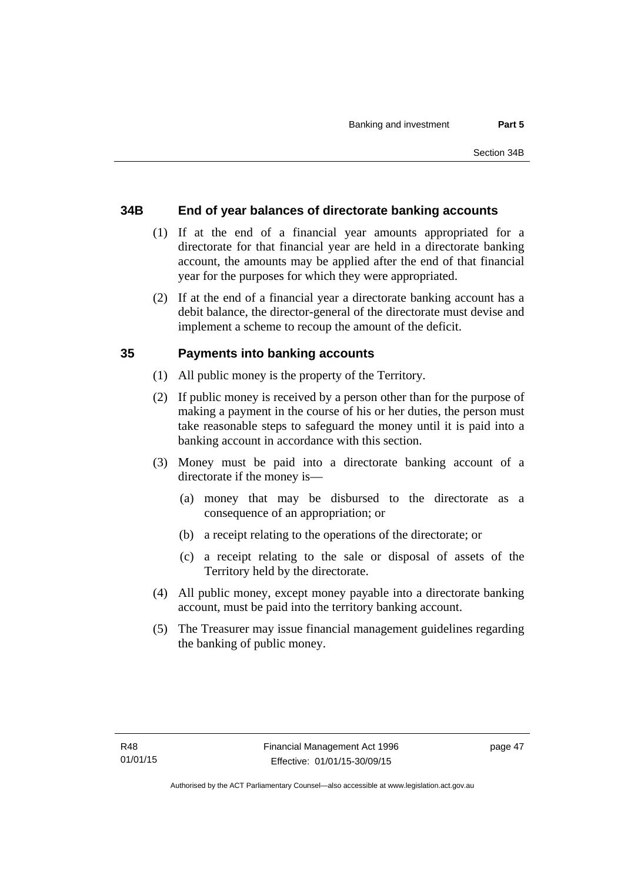### 34B End of year balances of directorate banking accounts

(1) If at the end of a financial year amounts appropriated for a directorate for that financial year are held in a directorate banking account, the amounts may be applied after the end of that financial year for the purposes for which they were appropriated.

(2) If at the end of a financial year a directorate banking account has a debit balance, the director-general of the directorate must devise and implement a scheme to recoup the amount of the deficit.

### 35 Payments into banking accounts

(1) All public money is the property of the Territory.

(2) If public money is received by a person other than for the purpose of making a payment in the course of his or her duties, the person must take reasonable steps to safeguard the money until it is paid into a banking account in accordance with this section.

(3) Money must be paid into a directorate banking account of a directorate if the money is—

(a) money that may be disbursed to the directorate as a consequence of an appropriation; or

(b) a receipt relating to the operations of the directorate; or

(c) a receipt relating to the sale or disposal of assets of the Territory held by the directorate.

(4) All public money, except money payable into a directorate banking account, must be paid into the territory banking account.

(5) The Treasurer may issue financial management guidelines regarding the banking of public money.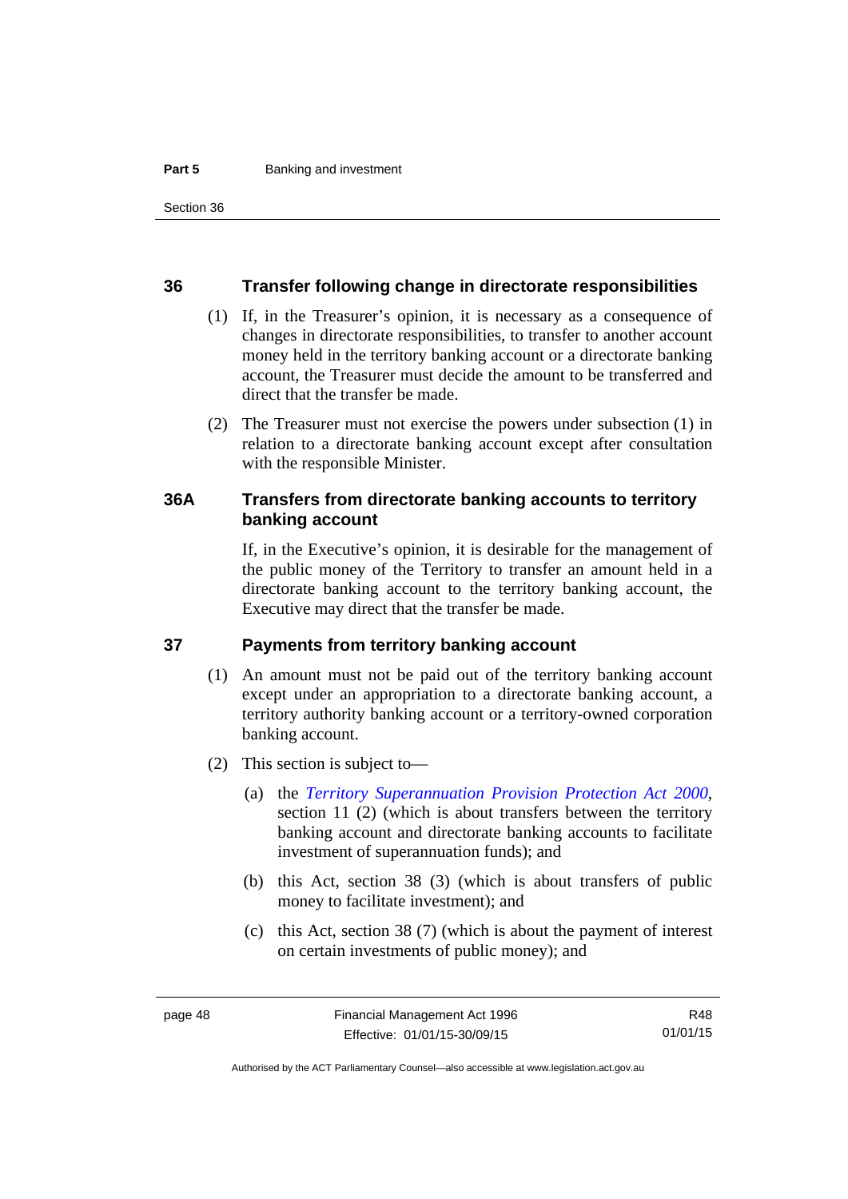## 36 Transfer following change in directorate responsibilities

(1) If, in the Treasurer's opinion, it is necessary as a consequence of changes in directorate responsibilities, to transfer to another account money held in the territory banking account or a directorate banking account, the Treasurer must decide the amount to be transferred and direct that the transfer be made.

(2) The Treasurer must not exercise the powers under subsection (1) in relation to a directorate banking account except after consultation with the responsible Minister.

## 36A Transfers from directorate banking accounts to territory banking account

If, in the Executive's opinion, it is desirable for the management of the public money of the Territory to transfer an amount held in a directorate banking account to the territory banking account, the Executive may direct that the transfer be made.

## 37 Payments from territory banking account

(1) An amount must not be paid out of the territory banking account except under an appropriation to a directorate banking account, a territory authority banking account or a territory-owned corporation banking account.

(2) This section is subject to—

(a) the *Territory Superannuation Provision Protection Act 2000*, section 11 (2) (which is about transfers between the territory banking account and directorate banking accounts to facilitate investment of superannuation funds); and

(b) this Act, section 38 (3) (which is about transfers of public money to facilitate investment); and

(c) this Act, section 38 (7) (which is about the payment of interest on certain investments of public money); and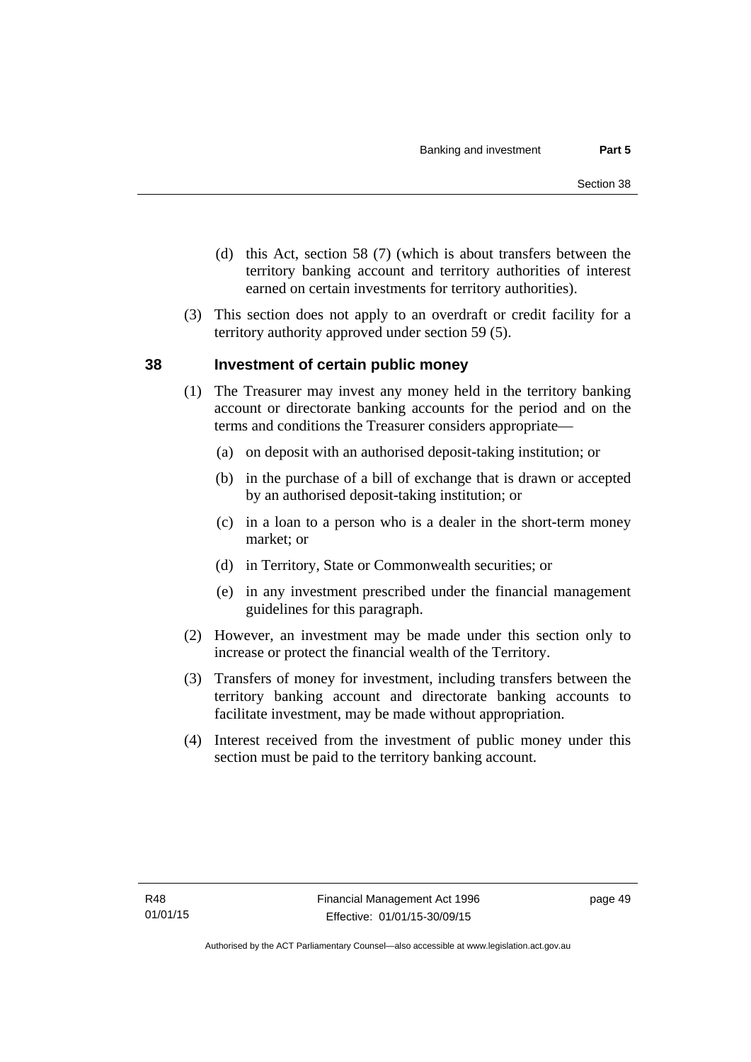(d) this Act, section 58 (7) (which is about transfers between the territory banking account and territory authorities of interest earned on certain investments for territory authorities).

(3) This section does not apply to an overdraft or credit facility for a territory authority approved under section 59 (5).

## 38 Investment of certain public money

(1) The Treasurer may invest any money held in the territory banking account or directorate banking accounts for the period and on the terms and conditions the Treasurer considers appropriate—

(a) on deposit with an authorised deposit-taking institution; or

(b) in the purchase of a bill of exchange that is drawn or accepted by an authorised deposit-taking institution; or

(c) in a loan to a person who is a dealer in the short-term money market; or

(d) in Territory, State or Commonwealth securities; or

(e) in any investment prescribed under the financial management guidelines for this paragraph.

(2) However, an investment may be made under this section only to increase or protect the financial wealth of the Territory.

(3) Transfers of money for investment, including transfers between the territory banking account and directorate banking accounts to facilitate investment, may be made without appropriation.

(4) Interest received from the investment of public money under this section must be paid to the territory banking account.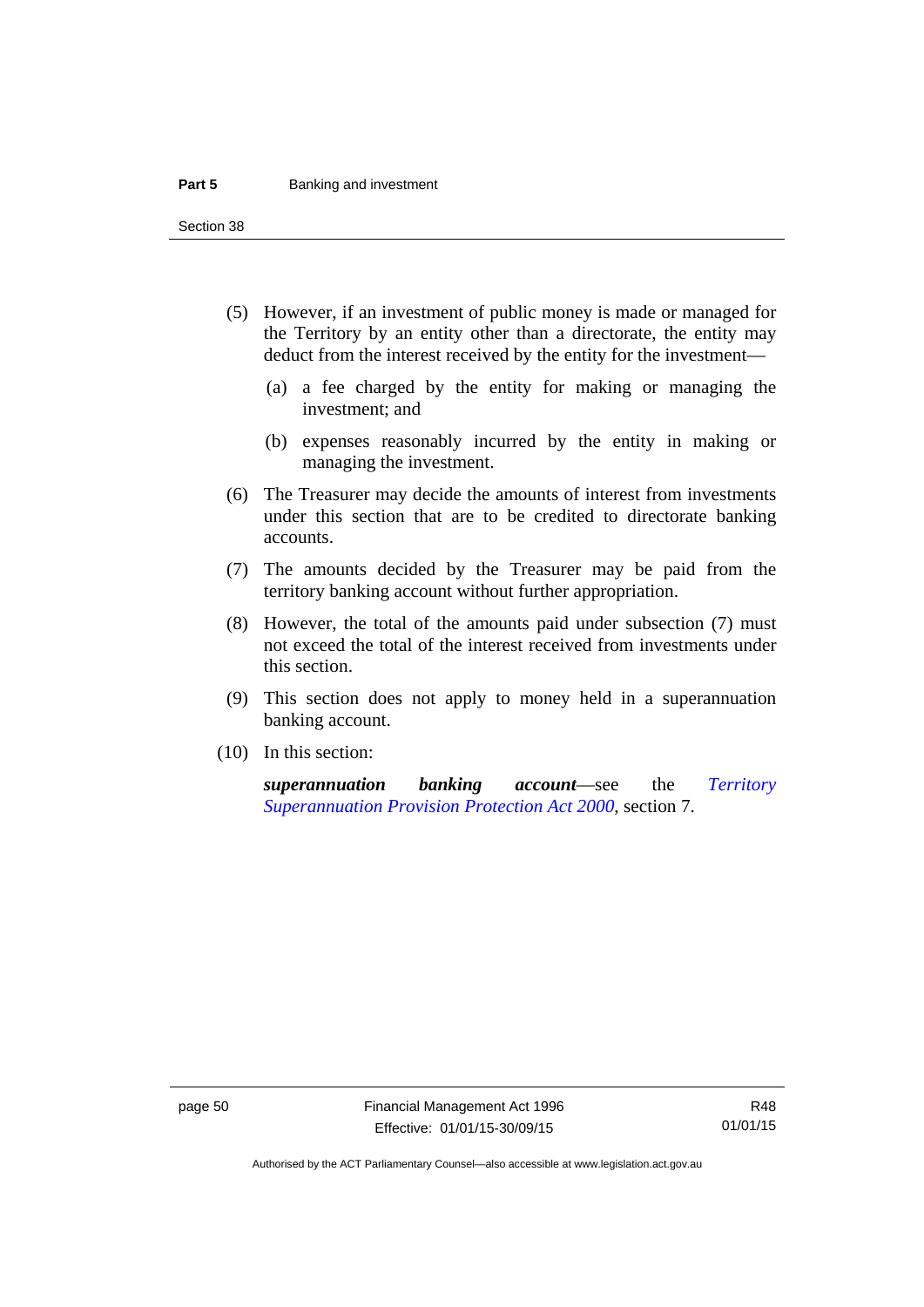(5) However, if an investment of public money is made or managed for the Territory by an entity other than a directorate, the entity may deduct from the interest received by the entity for the investment—

(a) a fee charged by the entity for making or managing the investment; and

(b) expenses reasonably incurred by the entity in making or managing the investment.

(6) The Treasurer may decide the amounts of interest from investments under this section that are to be credited to directorate banking accounts.

(7) The amounts decided by the Treasurer may be paid from the territory banking account without further appropriation.

(8) However, the total of the amounts paid under subsection (7) must not exceed the total of the interest received from investments under this section.

(9) This section does not apply to money held in a superannuation banking account.

(10) In this section:

***superannuation banking account***—see the *Territory Superannuation Provision Protection Act 2000*, section 7.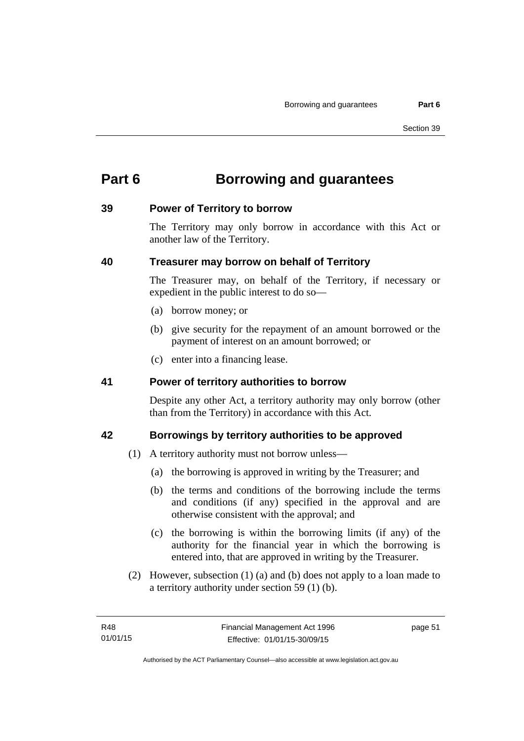# Part 6 Borrowing and guarantees

## 39 Power of Territory to borrow

The Territory may only borrow in accordance with this Act or another law of the Territory.

## 40 Treasurer may borrow on behalf of Territory

The Treasurer may, on behalf of the Territory, if necessary or expedient in the public interest to do so—

(a) borrow money; or

(b) give security for the repayment of an amount borrowed or the payment of interest on an amount borrowed; or

(c) enter into a financing lease.

## 41 Power of territory authorities to borrow

Despite any other Act, a territory authority may only borrow (other than from the Territory) in accordance with this Act.

## 42 Borrowings by territory authorities to be approved

(1) A territory authority must not borrow unless—

(a) the borrowing is approved in writing by the Treasurer; and

(b) the terms and conditions of the borrowing include the terms and conditions (if any) specified in the approval and are otherwise consistent with the approval; and

(c) the borrowing is within the borrowing limits (if any) of the authority for the financial year in which the borrowing is entered into, that are approved in writing by the Treasurer.

(2) However, subsection (1) (a) and (b) does not apply to a loan made to a territory authority under section 59 (1) (b).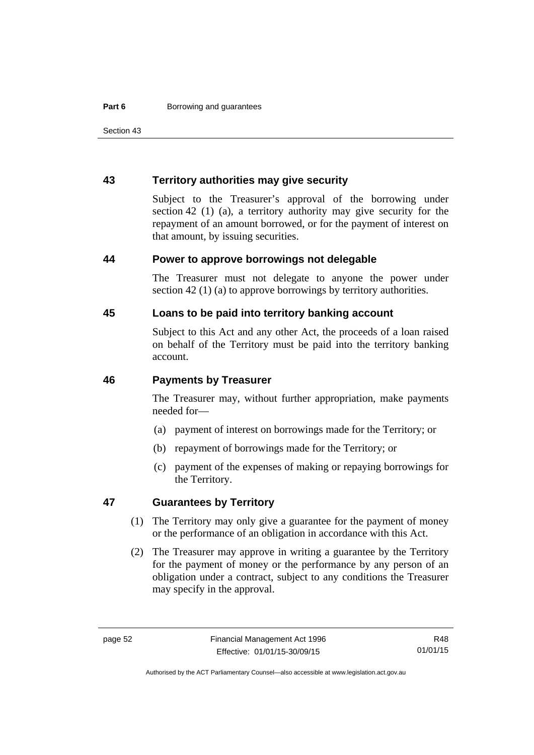## 43 Territory authorities may give security

Subject to the Treasurer's approval of the borrowing under section 42 (1) (a), a territory authority may give security for the repayment of an amount borrowed, or for the payment of interest on that amount, by issuing securities.

## 44 Power to approve borrowings not delegable

The Treasurer must not delegate to anyone the power under section 42 (1) (a) to approve borrowings by territory authorities.

## 45 Loans to be paid into territory banking account

Subject to this Act and any other Act, the proceeds of a loan raised on behalf of the Territory must be paid into the territory banking account.

## 46 Payments by Treasurer

The Treasurer may, without further appropriation, make payments needed for—

(a) payment of interest on borrowings made for the Territory; or

(b) repayment of borrowings made for the Territory; or

(c) payment of the expenses of making or repaying borrowings for the Territory.

## 47 Guarantees by Territory

(1) The Territory may only give a guarantee for the payment of money or the performance of an obligation in accordance with this Act.

(2) The Treasurer may approve in writing a guarantee by the Territory for the payment of money or the performance by any person of an obligation under a contract, subject to any conditions the Treasurer may specify in the approval.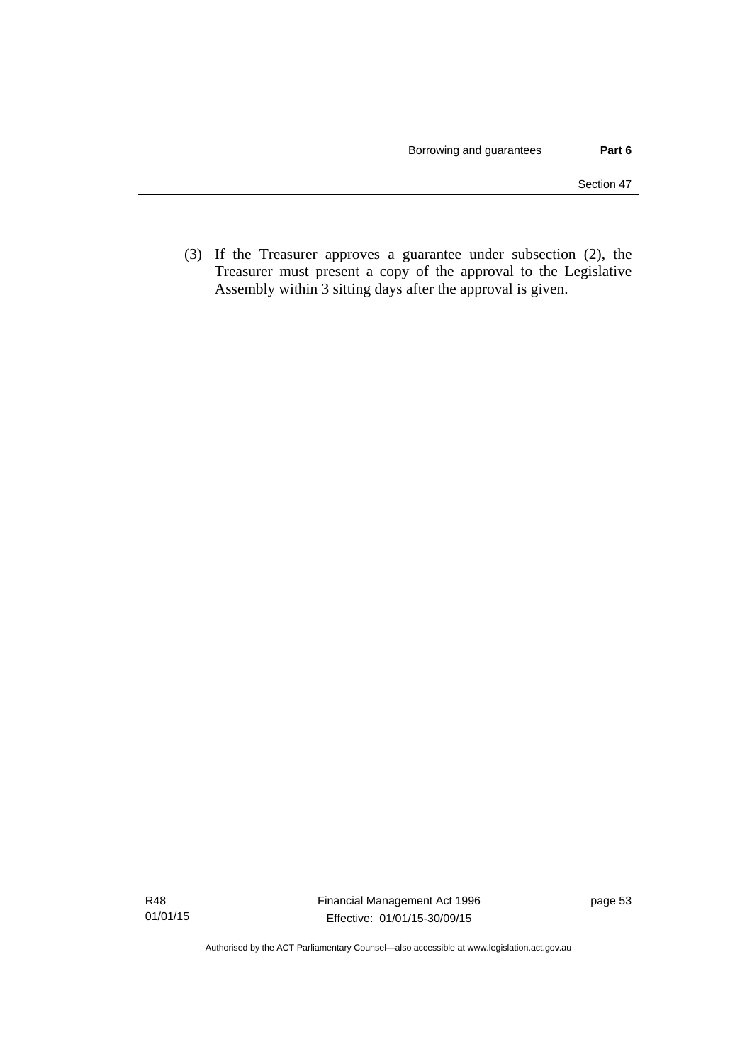(3) If the Treasurer approves a guarantee under subsection (2), the Treasurer must present a copy of the approval to the Legislative Assembly within 3 sitting days after the approval is given.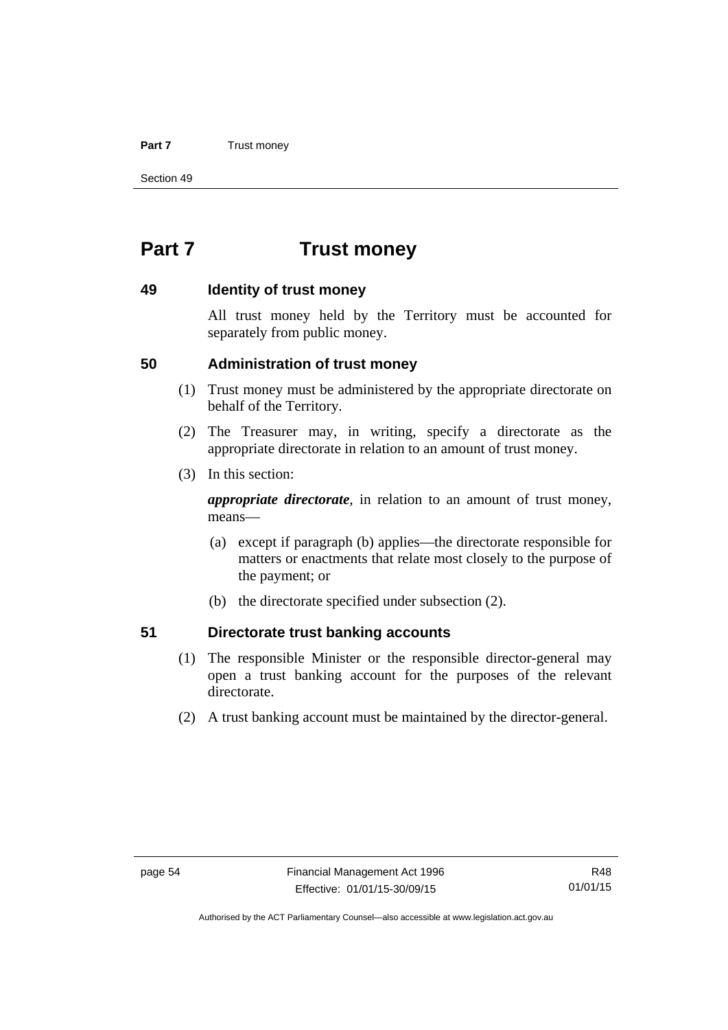# Part 7 Trust money

## 49 Identity of trust money

All trust money held by the Territory must be accounted for separately from public money.

## 50 Administration of trust money

(1) Trust money must be administered by the appropriate directorate on behalf of the Territory.

(2) The Treasurer may, in writing, specify a directorate as the appropriate directorate in relation to an amount of trust money.

(3) In this section:

***appropriate directorate***, in relation to an amount of trust money, means—

(a) except if paragraph (b) applies—the directorate responsible for matters or enactments that relate most closely to the purpose of the payment; or

(b) the directorate specified under subsection (2).

## 51 Directorate trust banking accounts

(1) The responsible Minister or the responsible director-general may open a trust banking account for the purposes of the relevant directorate.

(2) A trust banking account must be maintained by the director-general.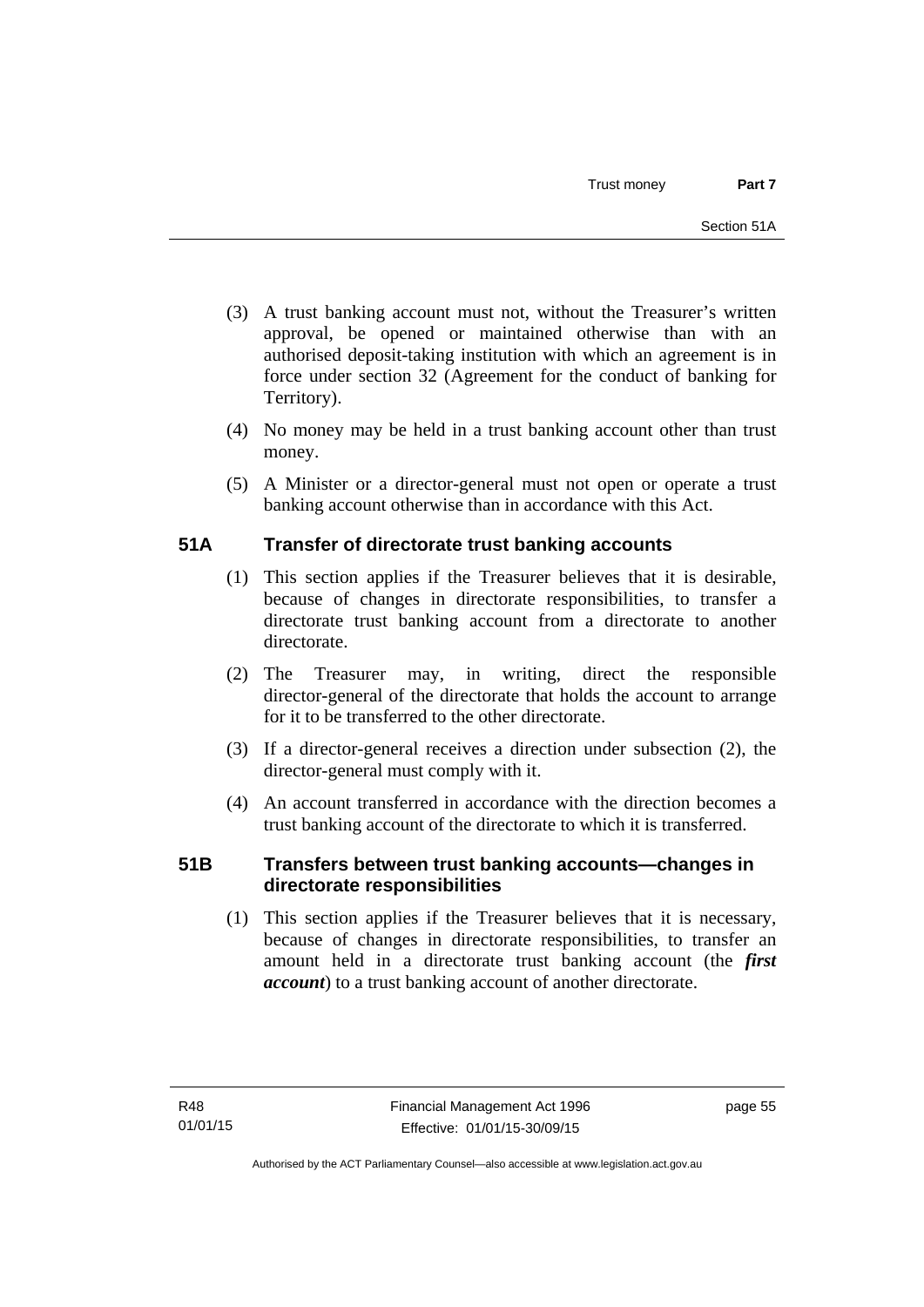(3) A trust banking account must not, without the Treasurer's written approval, be opened or maintained otherwise than with an authorised deposit-taking institution with which an agreement is in force under section 32 (Agreement for the conduct of banking for Territory).

(4) No money may be held in a trust banking account other than trust money.

(5) A Minister or a director-general must not open or operate a trust banking account otherwise than in accordance with this Act.

### 51A Transfer of directorate trust banking accounts

(1) This section applies if the Treasurer believes that it is desirable, because of changes in directorate responsibilities, to transfer a directorate trust banking account from a directorate to another directorate.

(2) The Treasurer may, in writing, direct the responsible director-general of the directorate that holds the account to arrange for it to be transferred to the other directorate.

(3) If a director-general receives a direction under subsection (2), the director-general must comply with it.

(4) An account transferred in accordance with the direction becomes a trust banking account of the directorate to which it is transferred.

### 51B Transfers between trust banking accounts—changes in directorate responsibilities

(1) This section applies if the Treasurer believes that it is necessary, because of changes in directorate responsibilities, to transfer an amount held in a directorate trust banking account (the ***first account***) to a trust banking account of another directorate.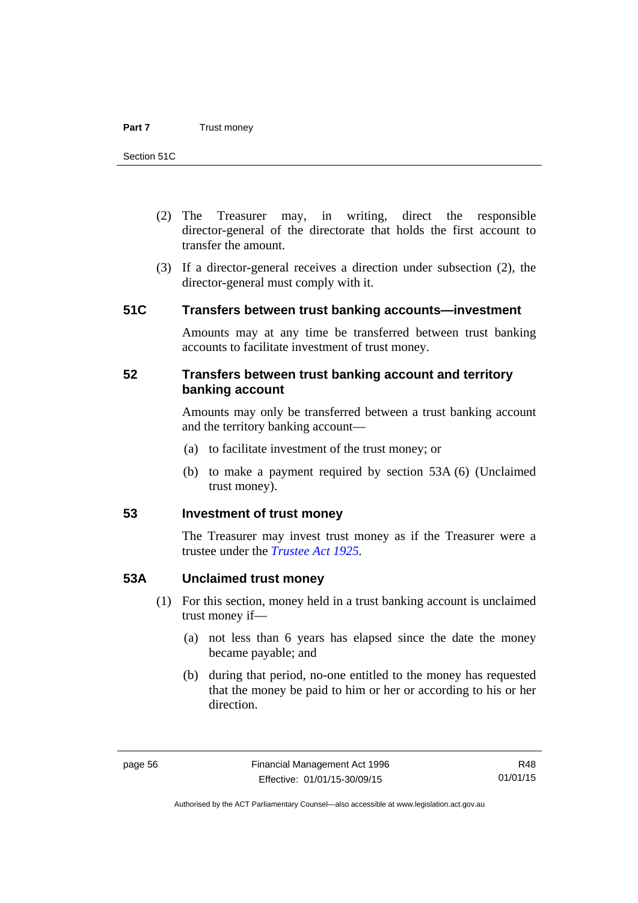(2) The Treasurer may, in writing, direct the responsible director-general of the directorate that holds the first account to transfer the amount.

(3) If a director-general receives a direction under subsection (2), the director-general must comply with it.

### 51C Transfers between trust banking accounts—investment

Amounts may at any time be transferred between trust banking accounts to facilitate investment of trust money.

### 52 Transfers between trust banking account and territory banking account

Amounts may only be transferred between a trust banking account and the territory banking account—

(a) to facilitate investment of the trust money; or

(b) to make a payment required by section 53A (6) (Unclaimed trust money).

### 53 Investment of trust money

The Treasurer may invest trust money as if the Treasurer were a trustee under the *Trustee Act 1925*.

### 53A Unclaimed trust money

(1) For this section, money held in a trust banking account is unclaimed trust money if—

(a) not less than 6 years has elapsed since the date the money became payable; and

(b) during that period, no-one entitled to the money has requested that the money be paid to him or her or according to his or her direction.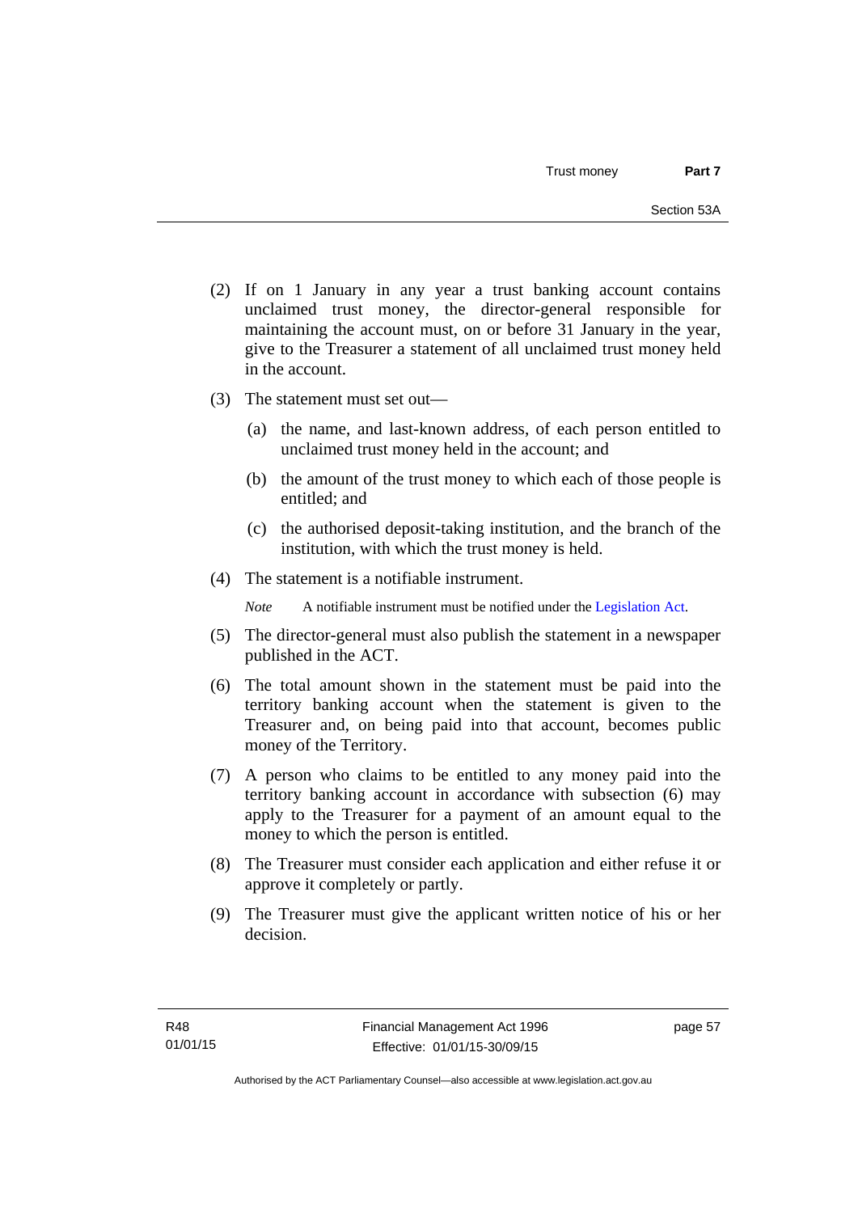(2) If on 1 January in any year a trust banking account contains unclaimed trust money, the director-general responsible for maintaining the account must, on or before 31 January in the year, give to the Treasurer a statement of all unclaimed trust money held in the account.

(3) The statement must set out—

  (a) the name, and last-known address, of each person entitled to unclaimed trust money held in the account; and

  (b) the amount of the trust money to which each of those people is entitled; and

  (c) the authorised deposit-taking institution, and the branch of the institution, with which the trust money is held.

(4) The statement is a notifiable instrument.

*Note* A notifiable instrument must be notified under the Legislation Act.

(5) The director-general must also publish the statement in a newspaper published in the ACT.

(6) The total amount shown in the statement must be paid into the territory banking account when the statement is given to the Treasurer and, on being paid into that account, becomes public money of the Territory.

(7) A person who claims to be entitled to any money paid into the territory banking account in accordance with subsection (6) may apply to the Treasurer for a payment of an amount equal to the money to which the person is entitled.

(8) The Treasurer must consider each application and either refuse it or approve it completely or partly.

(9) The Treasurer must give the applicant written notice of his or her decision.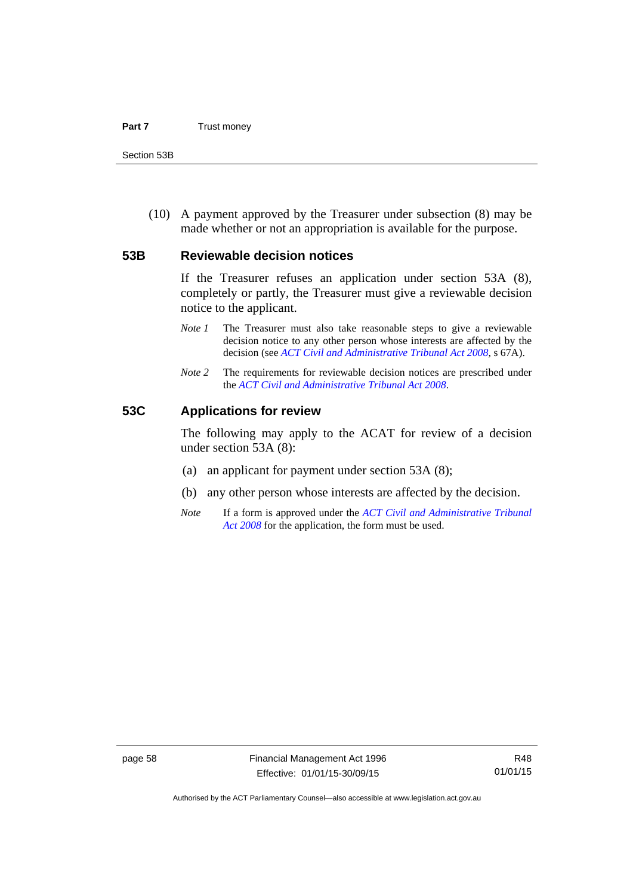(10) A payment approved by the Treasurer under subsection (8) may be made whether or not an appropriation is available for the purpose.

### 53B Reviewable decision notices

If the Treasurer refuses an application under section 53A (8), completely or partly, the Treasurer must give a reviewable decision notice to the applicant.

*Note 1* The Treasurer must also take reasonable steps to give a reviewable decision notice to any other person whose interests are affected by the decision (see *ACT Civil and Administrative Tribunal Act 2008*, s 67A).

*Note 2* The requirements for reviewable decision notices are prescribed under the *ACT Civil and Administrative Tribunal Act 2008*.

### 53C Applications for review

The following may apply to the ACAT for review of a decision under section 53A (8):

(a) an applicant for payment under section 53A (8);

(b) any other person whose interests are affected by the decision.

*Note* If a form is approved under the *ACT Civil and Administrative Tribunal Act 2008* for the application, the form must be used.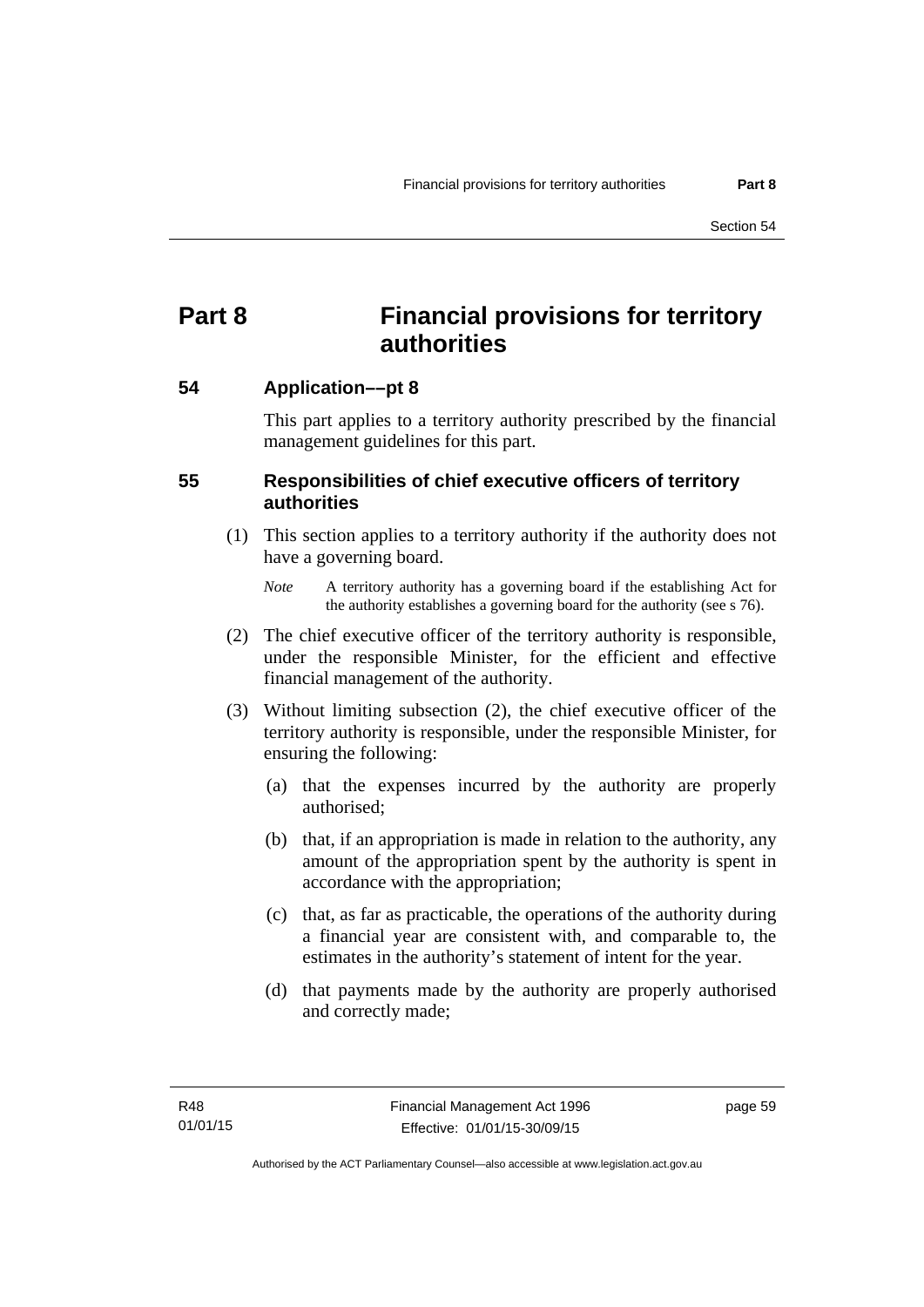# Part 8 Financial provisions for territory authorities

## 54 Application––pt 8

This part applies to a territory authority prescribed by the financial management guidelines for this part.

## 55 Responsibilities of chief executive officers of territory authorities

(1) This section applies to a territory authority if the authority does not have a governing board.

*Note* A territory authority has a governing board if the establishing Act for the authority establishes a governing board for the authority (see s 76).

(2) The chief executive officer of the territory authority is responsible, under the responsible Minister, for the efficient and effective financial management of the authority.

(3) Without limiting subsection (2), the chief executive officer of the territory authority is responsible, under the responsible Minister, for ensuring the following:

(a) that the expenses incurred by the authority are properly authorised;

(b) that, if an appropriation is made in relation to the authority, any amount of the appropriation spent by the authority is spent in accordance with the appropriation;

(c) that, as far as practicable, the operations of the authority during a financial year are consistent with, and comparable to, the estimates in the authority's statement of intent for the year.

(d) that payments made by the authority are properly authorised and correctly made;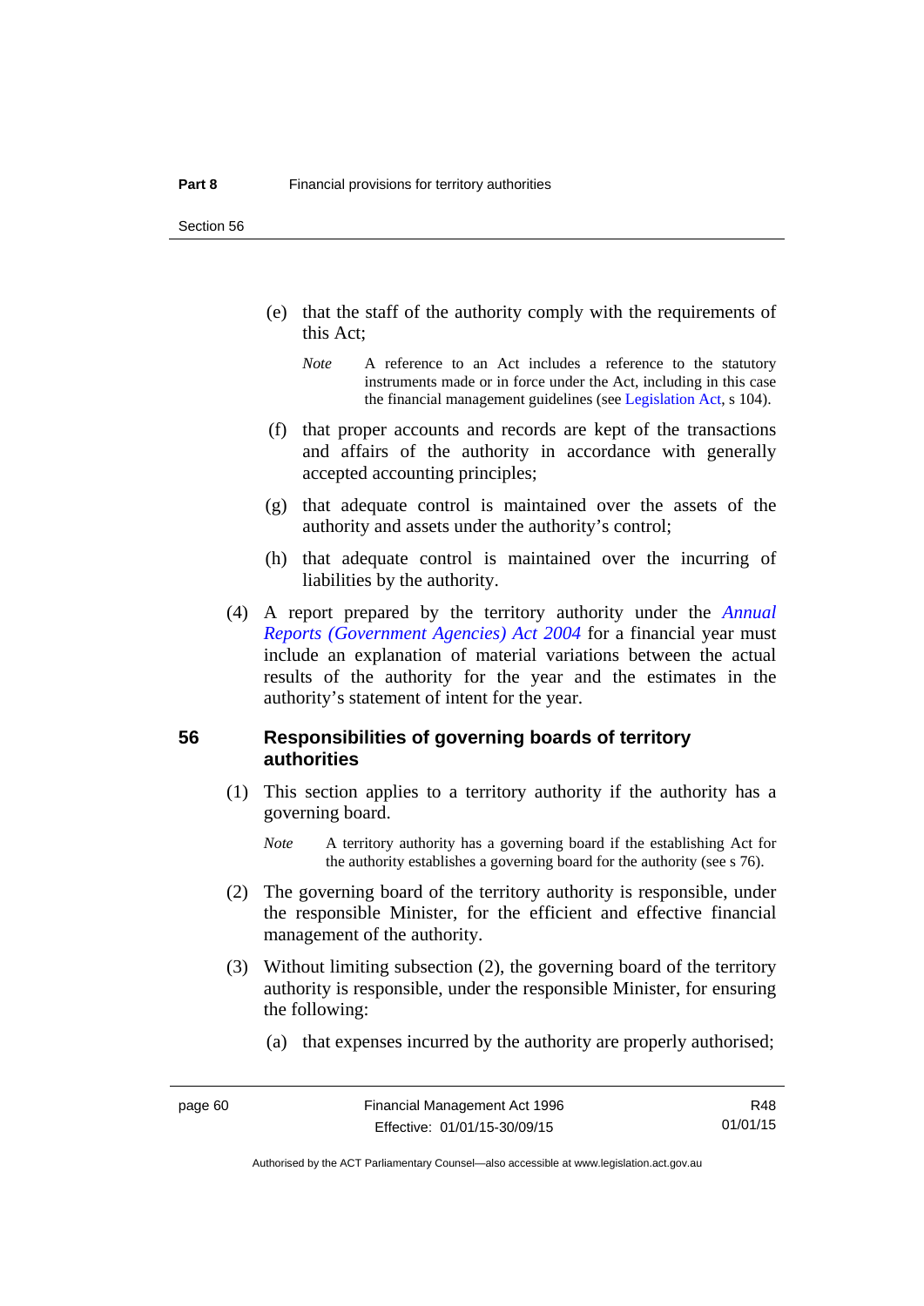(e) that the staff of the authority comply with the requirements of this Act;

*Note* A reference to an Act includes a reference to the statutory instruments made or in force under the Act, including in this case the financial management guidelines (see Legislation Act, s 104).

(f) that proper accounts and records are kept of the transactions and affairs of the authority in accordance with generally accepted accounting principles;

(g) that adequate control is maintained over the assets of the authority and assets under the authority's control;

(h) that adequate control is maintained over the incurring of liabilities by the authority.

(4) A report prepared by the territory authority under the *Annual Reports (Government Agencies) Act 2004* for a financial year must include an explanation of material variations between the actual results of the authority for the year and the estimates in the authority's statement of intent for the year.

## 56 Responsibilities of governing boards of territory authorities

(1) This section applies to a territory authority if the authority has a governing board.

*Note* A territory authority has a governing board if the establishing Act for the authority establishes a governing board for the authority (see s 76).

(2) The governing board of the territory authority is responsible, under the responsible Minister, for the efficient and effective financial management of the authority.

(3) Without limiting subsection (2), the governing board of the territory authority is responsible, under the responsible Minister, for ensuring the following:

(a) that expenses incurred by the authority are properly authorised;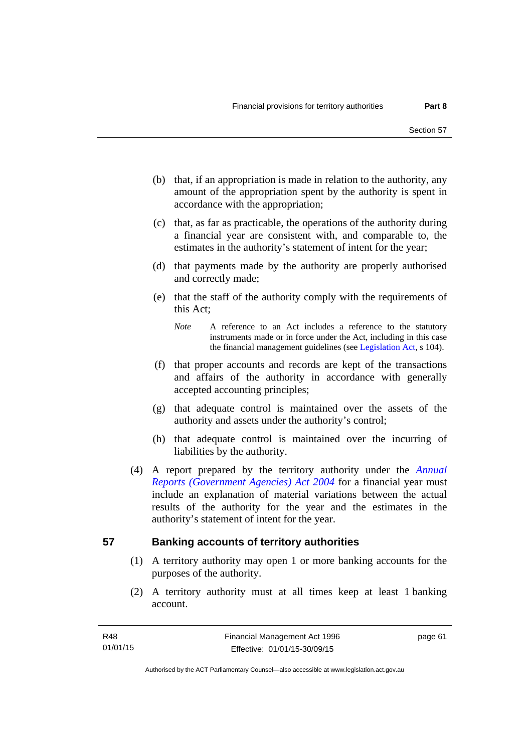(b) that, if an appropriation is made in relation to the authority, any amount of the appropriation spent by the authority is spent in accordance with the appropriation;

(c) that, as far as practicable, the operations of the authority during a financial year are consistent with, and comparable to, the estimates in the authority's statement of intent for the year;

(d) that payments made by the authority are properly authorised and correctly made;

(e) that the staff of the authority comply with the requirements of this Act;

*Note* A reference to an Act includes a reference to the statutory instruments made or in force under the Act, including in this case the financial management guidelines (see Legislation Act, s 104).

(f) that proper accounts and records are kept of the transactions and affairs of the authority in accordance with generally accepted accounting principles;

(g) that adequate control is maintained over the assets of the authority and assets under the authority's control;

(h) that adequate control is maintained over the incurring of liabilities by the authority.

(4) A report prepared by the territory authority under the *Annual Reports (Government Agencies) Act 2004* for a financial year must include an explanation of material variations between the actual results of the authority for the year and the estimates in the authority's statement of intent for the year.

## 57 Banking accounts of territory authorities

(1) A territory authority may open 1 or more banking accounts for the purposes of the authority.

(2) A territory authority must at all times keep at least 1 banking account.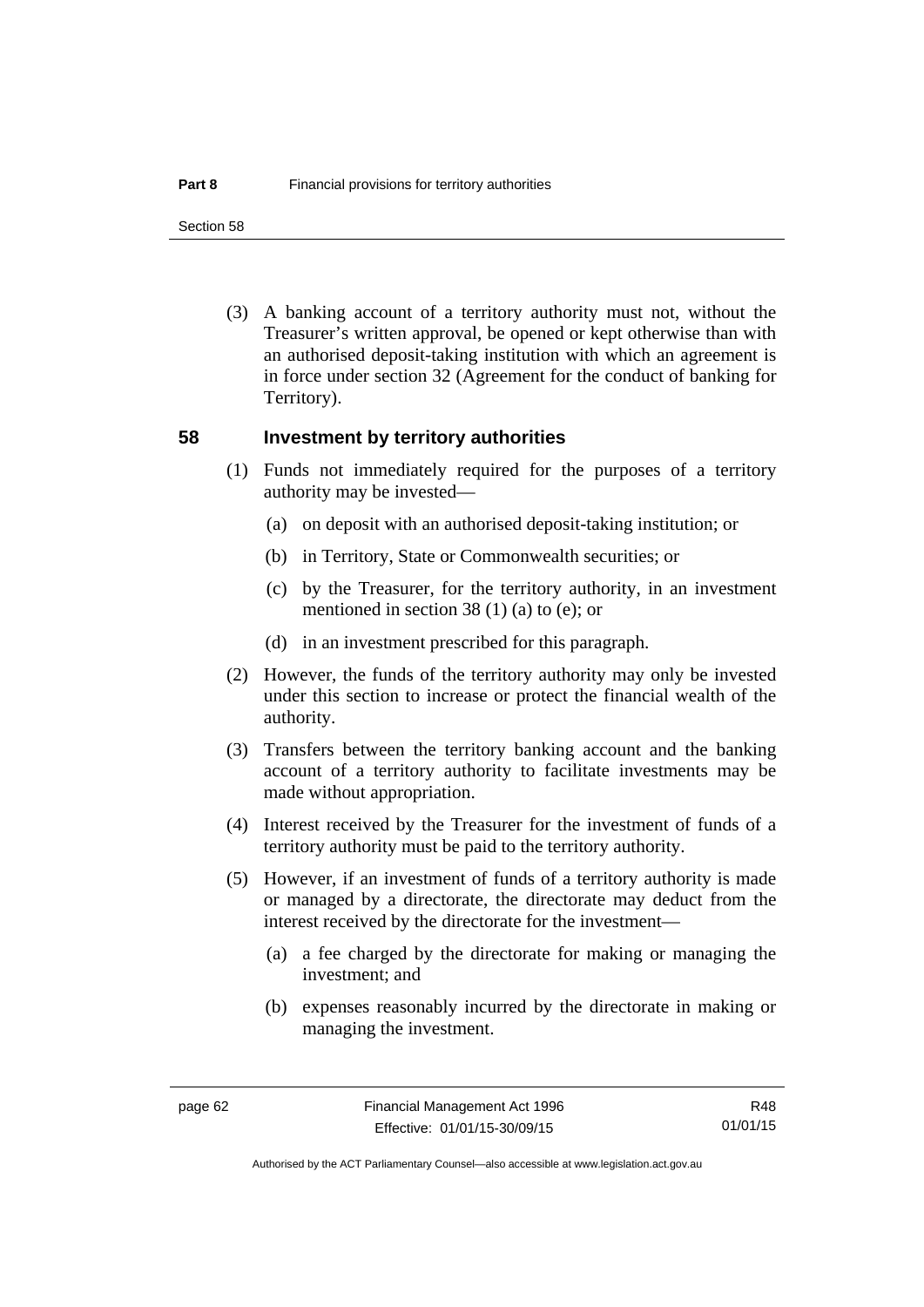(3) A banking account of a territory authority must not, without the Treasurer's written approval, be opened or kept otherwise than with an authorised deposit-taking institution with which an agreement is in force under section 32 (Agreement for the conduct of banking for Territory).

## 58 Investment by territory authorities

(1) Funds not immediately required for the purposes of a territory authority may be invested—

(a) on deposit with an authorised deposit-taking institution; or

(b) in Territory, State or Commonwealth securities; or

(c) by the Treasurer, for the territory authority, in an investment mentioned in section 38 (1) (a) to (e); or

(d) in an investment prescribed for this paragraph.

(2) However, the funds of the territory authority may only be invested under this section to increase or protect the financial wealth of the authority.

(3) Transfers between the territory banking account and the banking account of a territory authority to facilitate investments may be made without appropriation.

(4) Interest received by the Treasurer for the investment of funds of a territory authority must be paid to the territory authority.

(5) However, if an investment of funds of a territory authority is made or managed by a directorate, the directorate may deduct from the interest received by the directorate for the investment—

(a) a fee charged by the directorate for making or managing the investment; and

(b) expenses reasonably incurred by the directorate in making or managing the investment.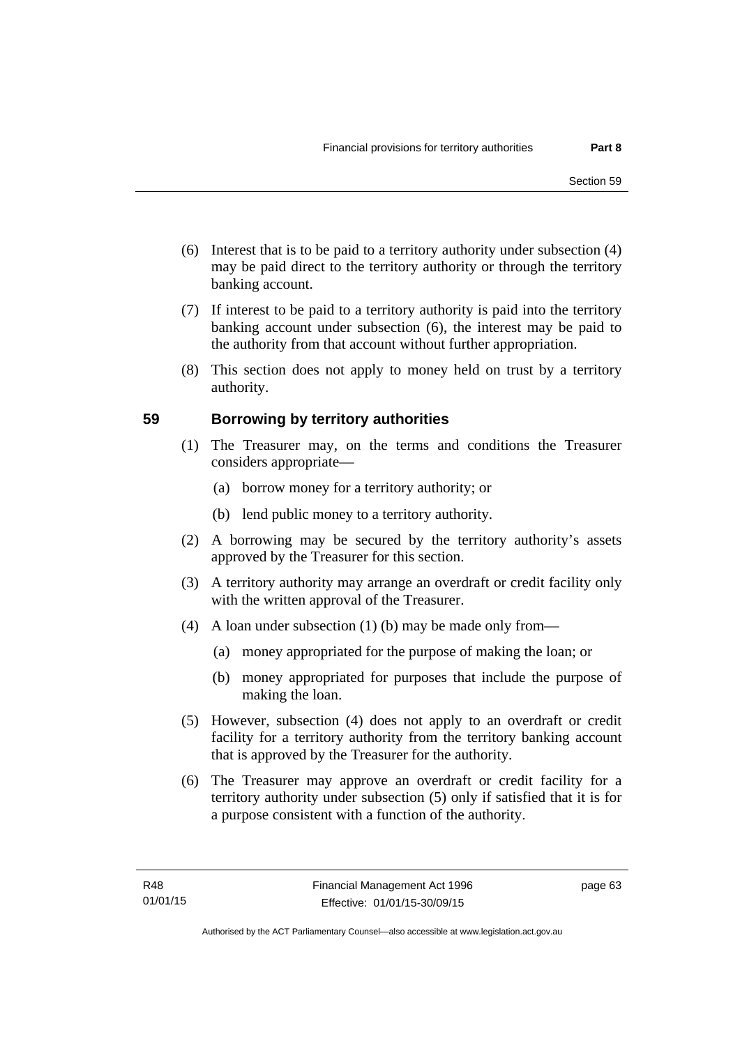(6) Interest that is to be paid to a territory authority under subsection (4) may be paid direct to the territory authority or through the territory banking account.

(7) If interest to be paid to a territory authority is paid into the territory banking account under subsection (6), the interest may be paid to the authority from that account without further appropriation.

(8) This section does not apply to money held on trust by a territory authority.

## 59 Borrowing by territory authorities

(1) The Treasurer may, on the terms and conditions the Treasurer considers appropriate—

(a) borrow money for a territory authority; or

(b) lend public money to a territory authority.

(2) A borrowing may be secured by the territory authority's assets approved by the Treasurer for this section.

(3) A territory authority may arrange an overdraft or credit facility only with the written approval of the Treasurer.

(4) A loan under subsection (1) (b) may be made only from—

(a) money appropriated for the purpose of making the loan; or

(b) money appropriated for purposes that include the purpose of making the loan.

(5) However, subsection (4) does not apply to an overdraft or credit facility for a territory authority from the territory banking account that is approved by the Treasurer for the authority.

(6) The Treasurer may approve an overdraft or credit facility for a territory authority under subsection (5) only if satisfied that it is for a purpose consistent with a function of the authority.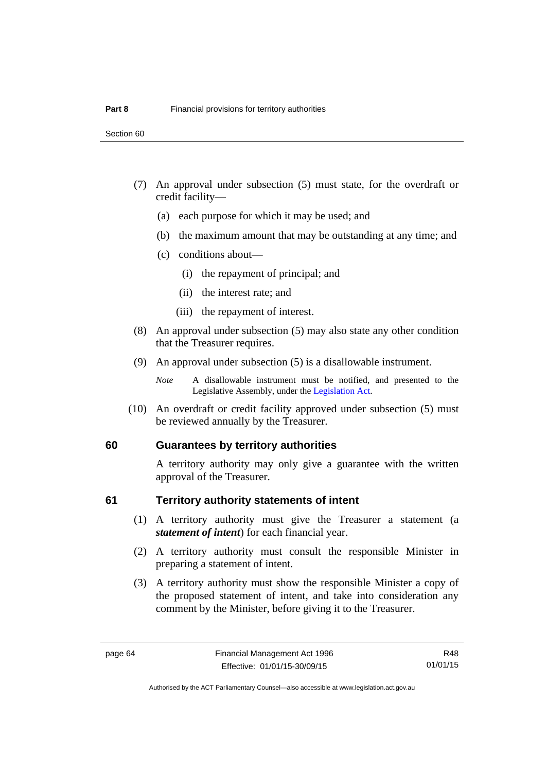(7) An approval under subsection (5) must state, for the overdraft or credit facility—

  (a) each purpose for which it may be used; and

  (b) the maximum amount that may be outstanding at any time; and

  (c) conditions about—

    (i) the repayment of principal; and

    (ii) the interest rate; and

    (iii) the repayment of interest.

(8) An approval under subsection (5) may also state any other condition that the Treasurer requires.

(9) An approval under subsection (5) is a disallowable instrument.

*Note* A disallowable instrument must be notified, and presented to the Legislative Assembly, under the Legislation Act.

(10) An overdraft or credit facility approved under subsection (5) must be reviewed annually by the Treasurer.

## 60 Guarantees by territory authorities

A territory authority may only give a guarantee with the written approval of the Treasurer.

## 61 Territory authority statements of intent

(1) A territory authority must give the Treasurer a statement (a ***statement of intent***) for each financial year.

(2) A territory authority must consult the responsible Minister in preparing a statement of intent.

(3) A territory authority must show the responsible Minister a copy of the proposed statement of intent, and take into consideration any comment by the Minister, before giving it to the Treasurer.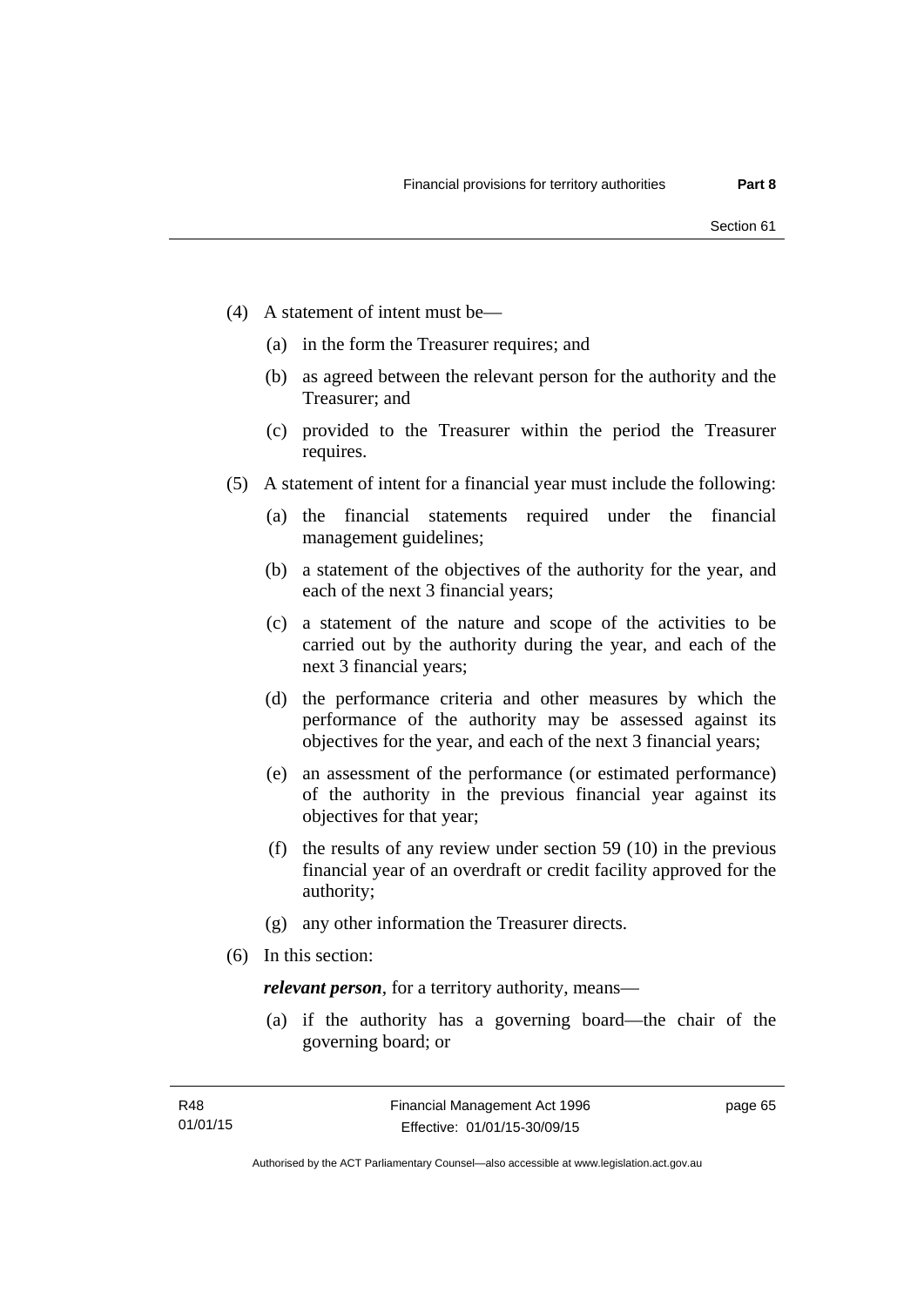(4) A statement of intent must be—

(a) in the form the Treasurer requires; and

(b) as agreed between the relevant person for the authority and the Treasurer; and

(c) provided to the Treasurer within the period the Treasurer requires.

(5) A statement of intent for a financial year must include the following:

(a) the financial statements required under the financial management guidelines;

(b) a statement of the objectives of the authority for the year, and each of the next 3 financial years;

(c) a statement of the nature and scope of the activities to be carried out by the authority during the year, and each of the next 3 financial years;

(d) the performance criteria and other measures by which the performance of the authority may be assessed against its objectives for the year, and each of the next 3 financial years;

(e) an assessment of the performance (or estimated performance) of the authority in the previous financial year against its objectives for that year;

(f) the results of any review under section 59 (10) in the previous financial year of an overdraft or credit facility approved for the authority;

(g) any other information the Treasurer directs.

(6) In this section:

***relevant person***, for a territory authority, means—

(a) if the authority has a governing board—the chair of the governing board; or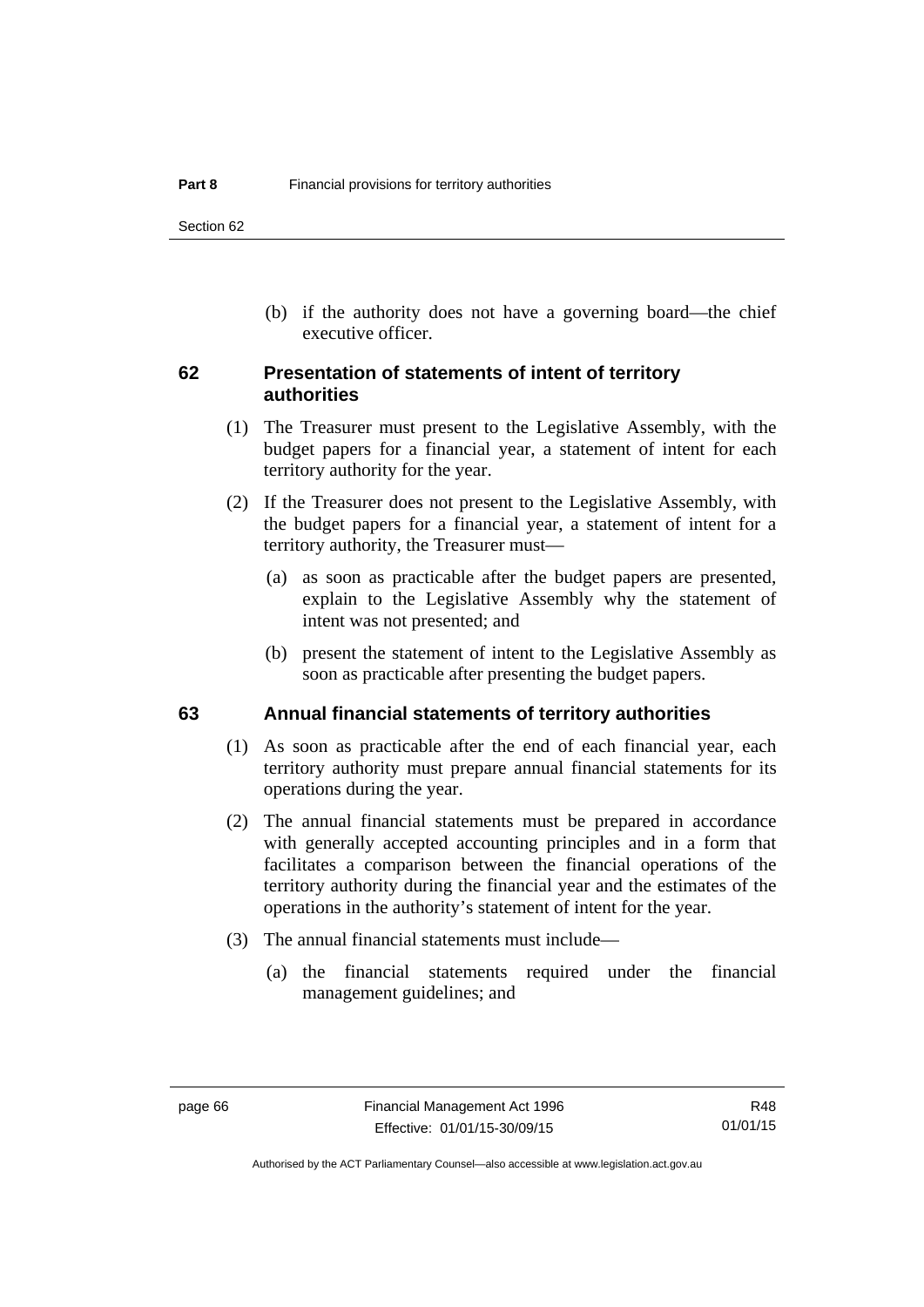(b) if the authority does not have a governing board—the chief executive officer.

## 62 Presentation of statements of intent of territory authorities

(1) The Treasurer must present to the Legislative Assembly, with the budget papers for a financial year, a statement of intent for each territory authority for the year.

(2) If the Treasurer does not present to the Legislative Assembly, with the budget papers for a financial year, a statement of intent for a territory authority, the Treasurer must—

(a) as soon as practicable after the budget papers are presented, explain to the Legislative Assembly why the statement of intent was not presented; and

(b) present the statement of intent to the Legislative Assembly as soon as practicable after presenting the budget papers.

## 63 Annual financial statements of territory authorities

(1) As soon as practicable after the end of each financial year, each territory authority must prepare annual financial statements for its operations during the year.

(2) The annual financial statements must be prepared in accordance with generally accepted accounting principles and in a form that facilitates a comparison between the financial operations of the territory authority during the financial year and the estimates of the operations in the authority's statement of intent for the year.

(3) The annual financial statements must include—

(a) the financial statements required under the financial management guidelines; and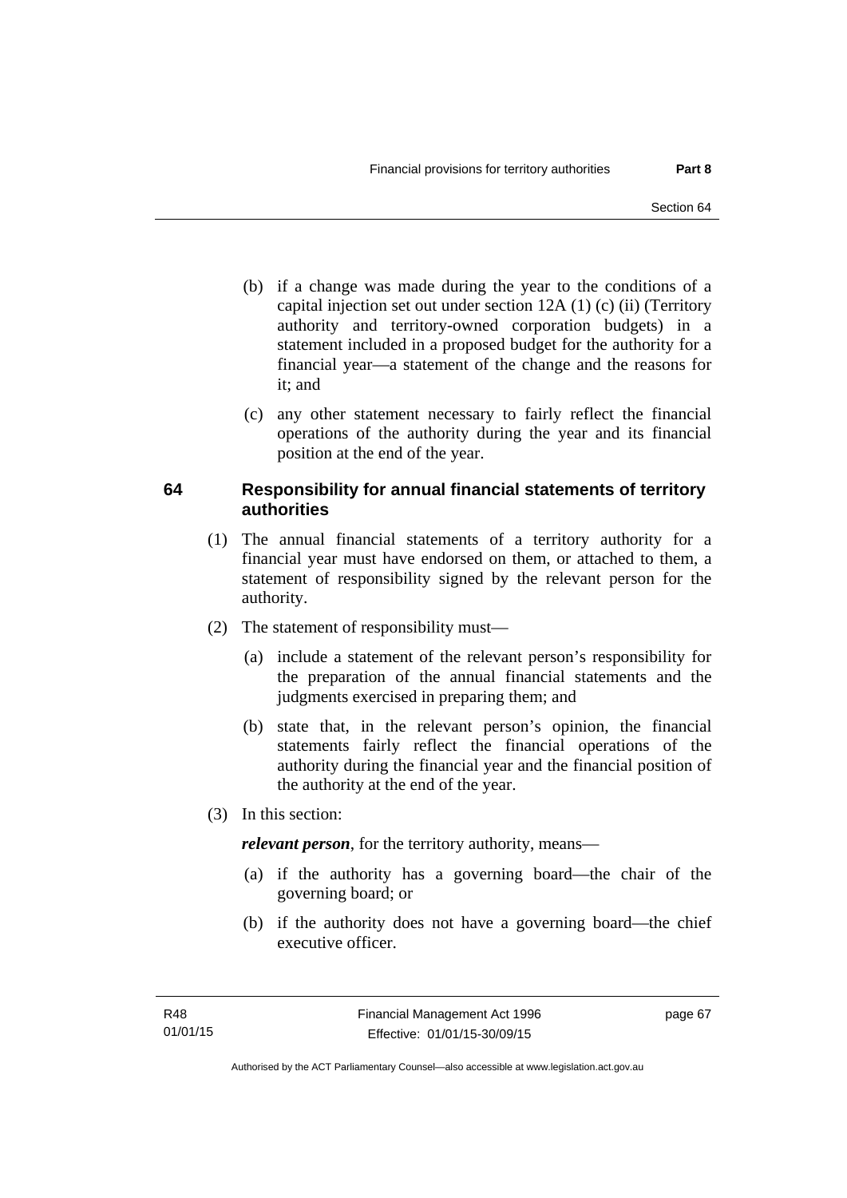(b) if a change was made during the year to the conditions of a capital injection set out under section 12A (1) (c) (ii) (Territory authority and territory-owned corporation budgets) in a statement included in a proposed budget for the authority for a financial year—a statement of the change and the reasons for it; and

(c) any other statement necessary to fairly reflect the financial operations of the authority during the year and its financial position at the end of the year.

## 64 Responsibility for annual financial statements of territory authorities

(1) The annual financial statements of a territory authority for a financial year must have endorsed on them, or attached to them, a statement of responsibility signed by the relevant person for the authority.

(2) The statement of responsibility must—

(a) include a statement of the relevant person's responsibility for the preparation of the annual financial statements and the judgments exercised in preparing them; and

(b) state that, in the relevant person's opinion, the financial statements fairly reflect the financial operations of the authority during the financial year and the financial position of the authority at the end of the year.

(3) In this section:

***relevant person***, for the territory authority, means—

(a) if the authority has a governing board—the chair of the governing board; or

(b) if the authority does not have a governing board—the chief executive officer.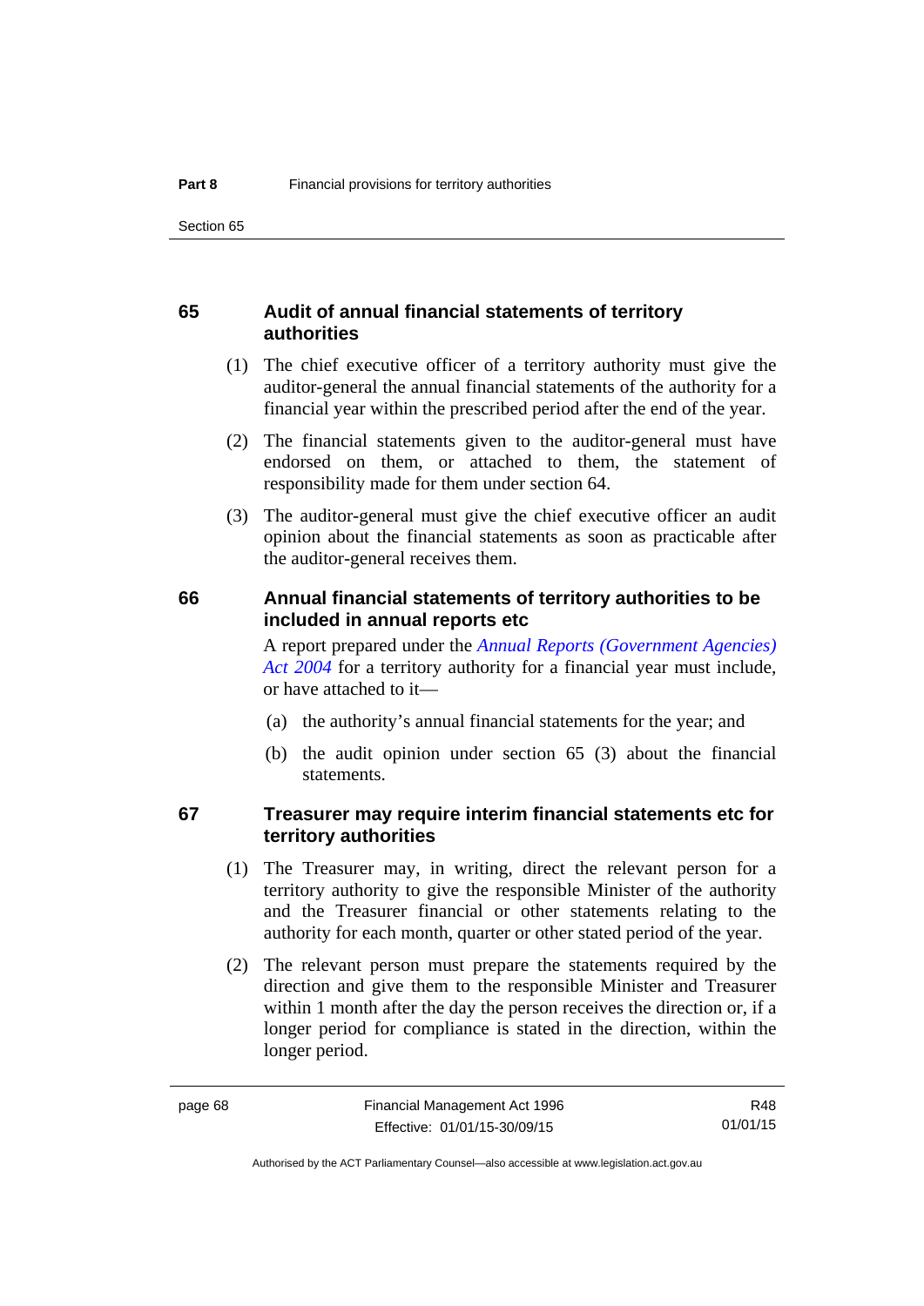## 65 Audit of annual financial statements of territory authorities

(1) The chief executive officer of a territory authority must give the auditor-general the annual financial statements of the authority for a financial year within the prescribed period after the end of the year.

(2) The financial statements given to the auditor-general must have endorsed on them, or attached to them, the statement of responsibility made for them under section 64.

(3) The auditor-general must give the chief executive officer an audit opinion about the financial statements as soon as practicable after the auditor-general receives them.

## 66 Annual financial statements of territory authorities to be included in annual reports etc

A report prepared under the *Annual Reports (Government Agencies) Act 2004* for a territory authority for a financial year must include, or have attached to it—

(a) the authority's annual financial statements for the year; and

(b) the audit opinion under section 65 (3) about the financial statements.

## 67 Treasurer may require interim financial statements etc for territory authorities

(1) The Treasurer may, in writing, direct the relevant person for a territory authority to give the responsible Minister of the authority and the Treasurer financial or other statements relating to the authority for each month, quarter or other stated period of the year.

(2) The relevant person must prepare the statements required by the direction and give them to the responsible Minister and Treasurer within 1 month after the day the person receives the direction or, if a longer period for compliance is stated in the direction, within the longer period.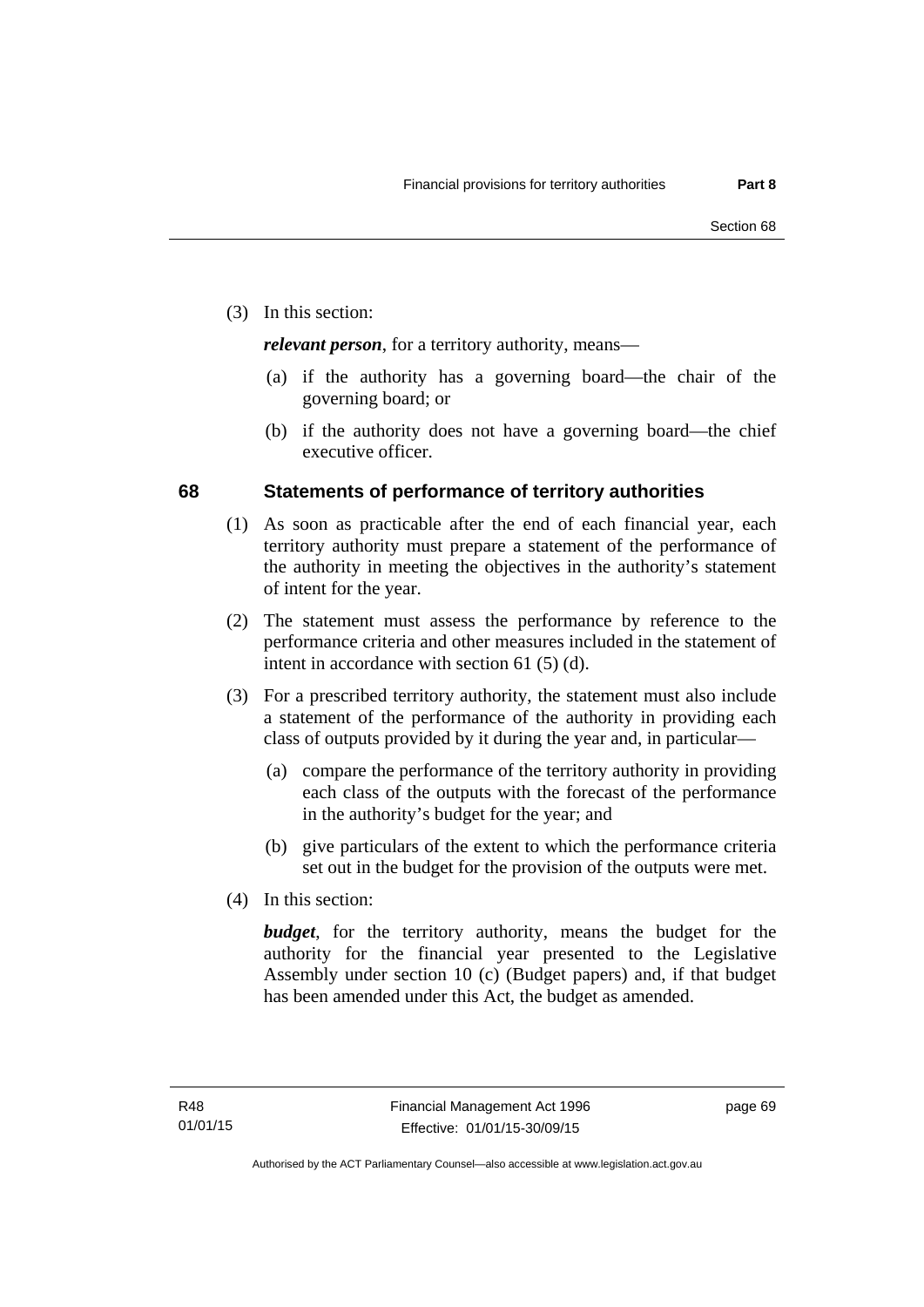(3) In this section:

***relevant person***, for a territory authority, means—

(a) if the authority has a governing board—the chair of the governing board; or

(b) if the authority does not have a governing board—the chief executive officer.

## 68 Statements of performance of territory authorities

(1) As soon as practicable after the end of each financial year, each territory authority must prepare a statement of the performance of the authority in meeting the objectives in the authority's statement of intent for the year.

(2) The statement must assess the performance by reference to the performance criteria and other measures included in the statement of intent in accordance with section 61 (5) (d).

(3) For a prescribed territory authority, the statement must also include a statement of the performance of the authority in providing each class of outputs provided by it during the year and, in particular—

(a) compare the performance of the territory authority in providing each class of the outputs with the forecast of the performance in the authority's budget for the year; and

(b) give particulars of the extent to which the performance criteria set out in the budget for the provision of the outputs were met.

(4) In this section:

***budget***, for the territory authority, means the budget for the authority for the financial year presented to the Legislative Assembly under section 10 (c) (Budget papers) and, if that budget has been amended under this Act, the budget as amended.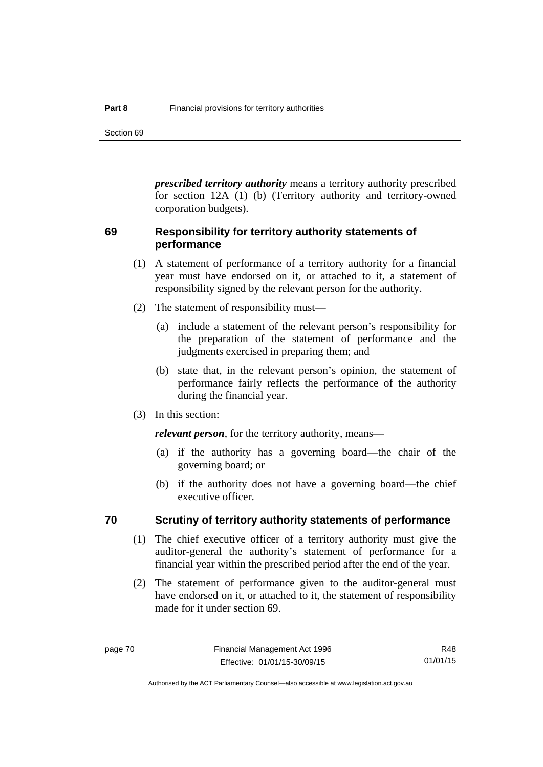***prescribed territory authority*** means a territory authority prescribed for section 12A (1) (b) (Territory authority and territory-owned corporation budgets).

## 69 Responsibility for territory authority statements of performance

(1) A statement of performance of a territory authority for a financial year must have endorsed on it, or attached to it, a statement of responsibility signed by the relevant person for the authority.

(2) The statement of responsibility must—

(a) include a statement of the relevant person's responsibility for the preparation of the statement of performance and the judgments exercised in preparing them; and

(b) state that, in the relevant person's opinion, the statement of performance fairly reflects the performance of the authority during the financial year.

(3) In this section:

***relevant person***, for the territory authority, means—

(a) if the authority has a governing board—the chair of the governing board; or

(b) if the authority does not have a governing board—the chief executive officer.

## 70 Scrutiny of territory authority statements of performance

(1) The chief executive officer of a territory authority must give the auditor-general the authority's statement of performance for a financial year within the prescribed period after the end of the year.

(2) The statement of performance given to the auditor-general must have endorsed on it, or attached to it, the statement of responsibility made for it under section 69.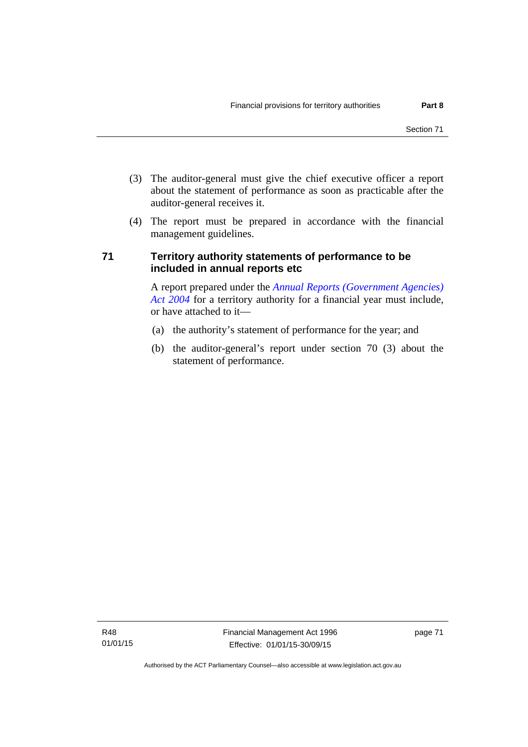(3) The auditor-general must give the chief executive officer a report about the statement of performance as soon as practicable after the auditor-general receives it.

(4) The report must be prepared in accordance with the financial management guidelines.

## 71 Territory authority statements of performance to be included in annual reports etc

A report prepared under the *Annual Reports (Government Agencies) Act 2004* for a territory authority for a financial year must include, or have attached to it—

(a) the authority's statement of performance for the year; and

(b) the auditor-general's report under section 70 (3) about the statement of performance.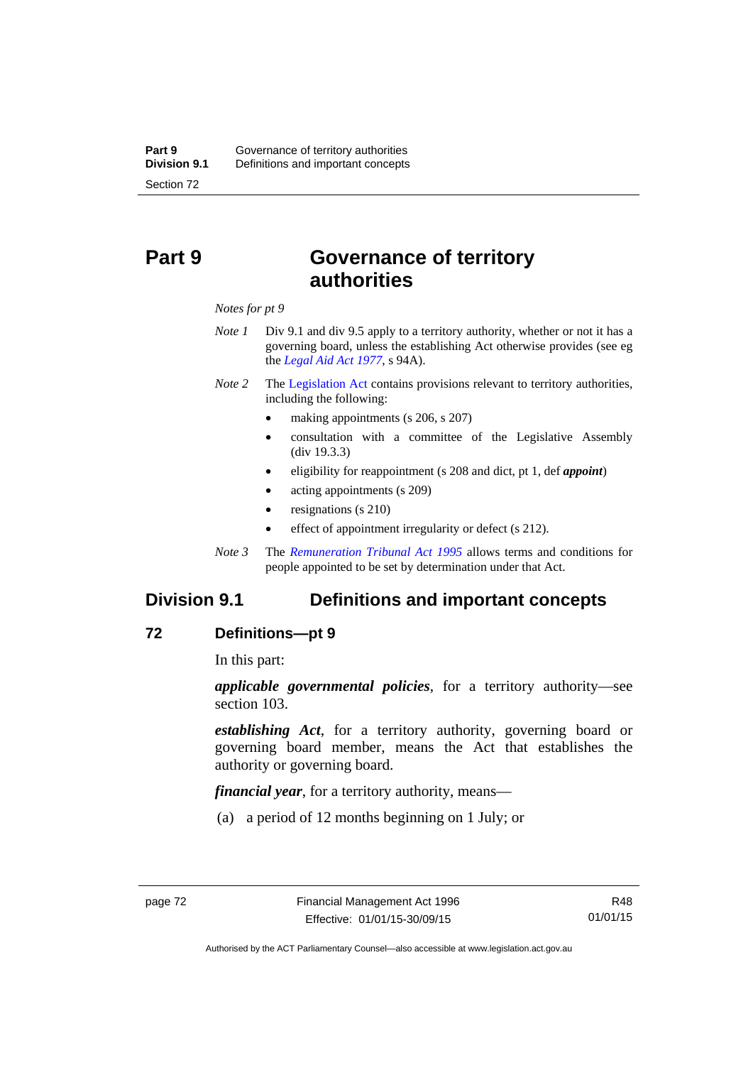# Part 9 Governance of territory authorities

*Notes for pt 9*

*Note 1* Div 9.1 and div 9.5 apply to a territory authority, whether or not it has a governing board, unless the establishing Act otherwise provides (see eg the *Legal Aid Act 1977*, s 94A).

*Note 2* The Legislation Act contains provisions relevant to territory authorities, including the following:

- making appointments (s 206, s 207)
- consultation with a committee of the Legislative Assembly (div 19.3.3)
- eligibility for reappointment (s 208 and dict, pt 1, def ***appoint***)
- acting appointments (s 209)
- resignations (s 210)
- effect of appointment irregularity or defect (s 212).

*Note 3* The *Remuneration Tribunal Act 1995* allows terms and conditions for people appointed to be set by determination under that Act.

## Division 9.1 Definitions and important concepts

### 72 Definitions—pt 9

In this part:

***applicable governmental policies***, for a territory authority—see section 103.

***establishing Act***, for a territory authority, governing board or governing board member, means the Act that establishes the authority or governing board.

***financial year***, for a territory authority, means—

(a) a period of 12 months beginning on 1 July; or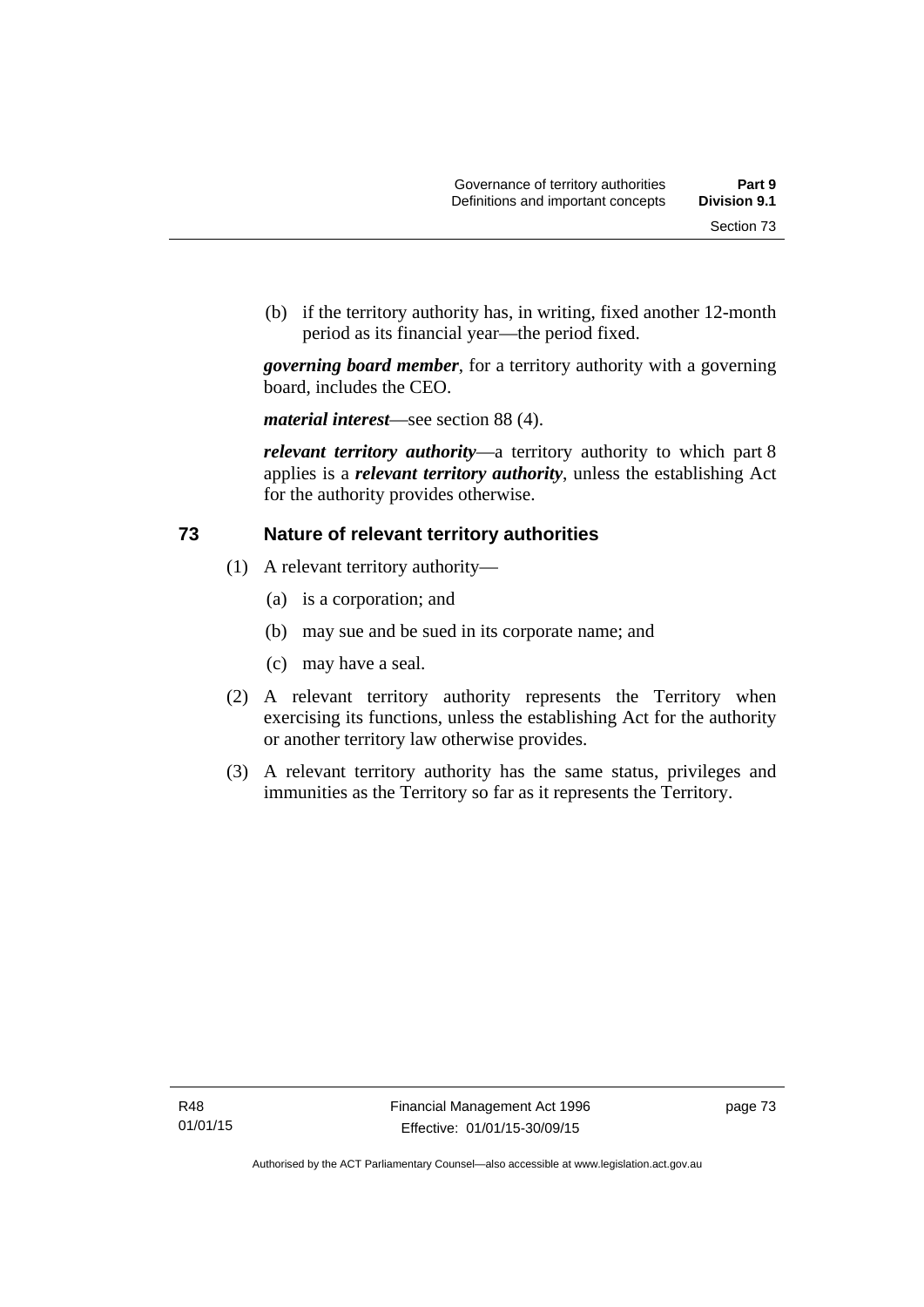(b) if the territory authority has, in writing, fixed another 12-month period as its financial year—the period fixed.

***governing board member***, for a territory authority with a governing board, includes the CEO.

***material interest***—see section 88 (4).

***relevant territory authority***—a territory authority to which part 8 applies is a ***relevant territory authority***, unless the establishing Act for the authority provides otherwise.

## 73 Nature of relevant territory authorities

(1) A relevant territory authority—

(a) is a corporation; and

(b) may sue and be sued in its corporate name; and

(c) may have a seal.

(2) A relevant territory authority represents the Territory when exercising its functions, unless the establishing Act for the authority or another territory law otherwise provides.

(3) A relevant territory authority has the same status, privileges and immunities as the Territory so far as it represents the Territory.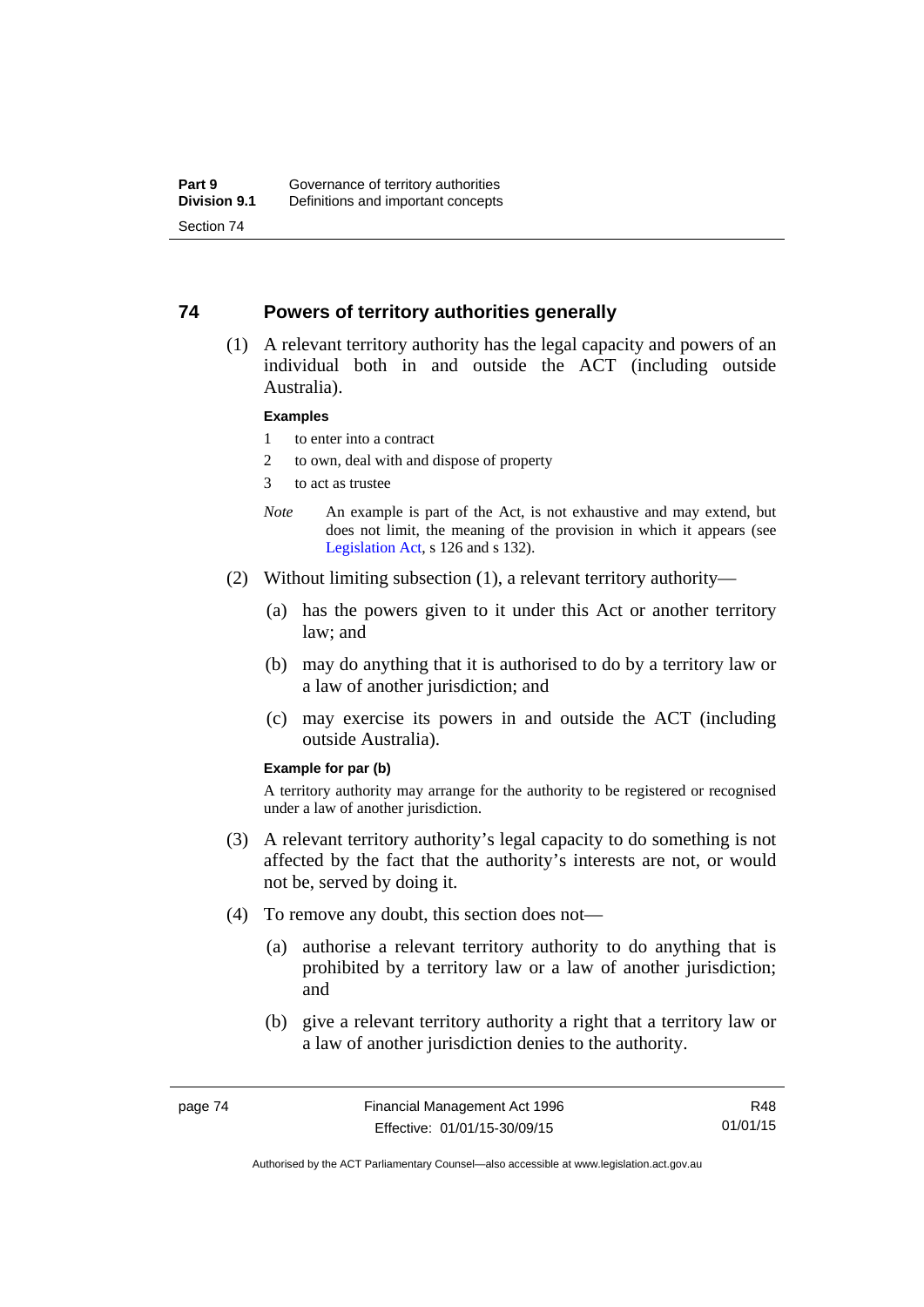## 74 Powers of territory authorities generally

(1) A relevant territory authority has the legal capacity and powers of an individual both in and outside the ACT (including outside Australia).

**Examples**

1 to enter into a contract

2 to own, deal with and dispose of property

3 to act as trustee

*Note* An example is part of the Act, is not exhaustive and may extend, but does not limit, the meaning of the provision in which it appears (see Legislation Act, s 126 and s 132).

(2) Without limiting subsection (1), a relevant territory authority—

(a) has the powers given to it under this Act or another territory law; and

(b) may do anything that it is authorised to do by a territory law or a law of another jurisdiction; and

(c) may exercise its powers in and outside the ACT (including outside Australia).

**Example for par (b)**

A territory authority may arrange for the authority to be registered or recognised under a law of another jurisdiction.

(3) A relevant territory authority's legal capacity to do something is not affected by the fact that the authority's interests are not, or would not be, served by doing it.

(4) To remove any doubt, this section does not—

(a) authorise a relevant territory authority to do anything that is prohibited by a territory law or a law of another jurisdiction; and

(b) give a relevant territory authority a right that a territory law or a law of another jurisdiction denies to the authority.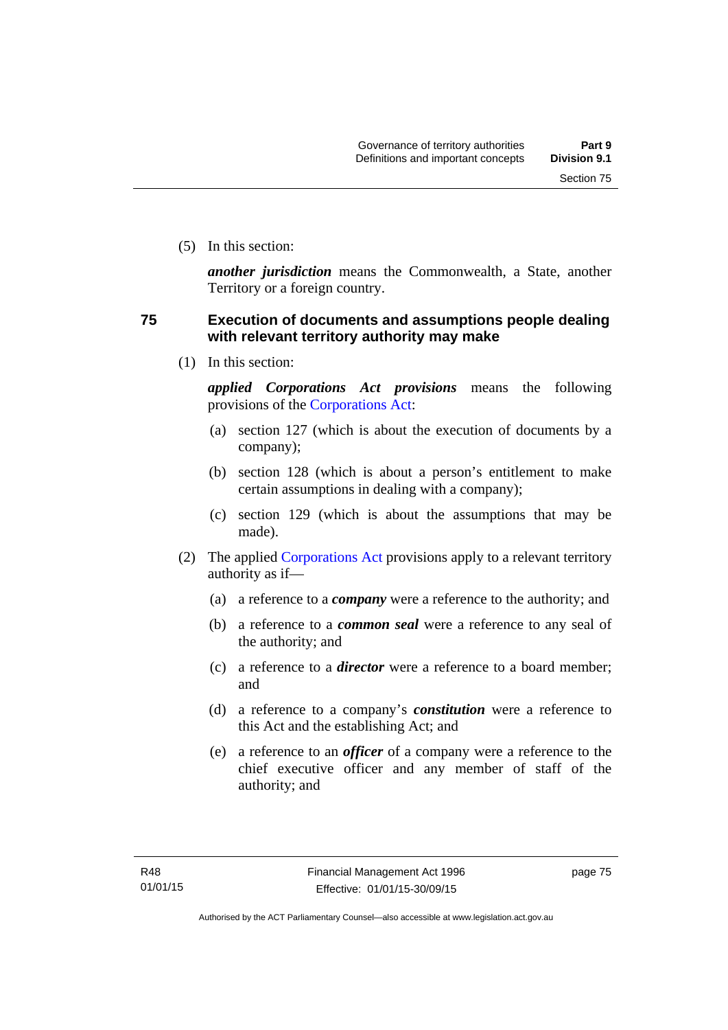(5) In this section:

***another jurisdiction*** means the Commonwealth, a State, another Territory or a foreign country.

## 75 Execution of documents and assumptions people dealing with relevant territory authority may make

(1) In this section:

***applied Corporations Act provisions*** means the following provisions of the Corporations Act:

(a) section 127 (which is about the execution of documents by a company);

(b) section 128 (which is about a person's entitlement to make certain assumptions in dealing with a company);

(c) section 129 (which is about the assumptions that may be made).

(2) The applied Corporations Act provisions apply to a relevant territory authority as if—

(a) a reference to a ***company*** were a reference to the authority; and

(b) a reference to a ***common seal*** were a reference to any seal of the authority; and

(c) a reference to a ***director*** were a reference to a board member; and

(d) a reference to a company's ***constitution*** were a reference to this Act and the establishing Act; and

(e) a reference to an ***officer*** of a company were a reference to the chief executive officer and any member of staff of the authority; and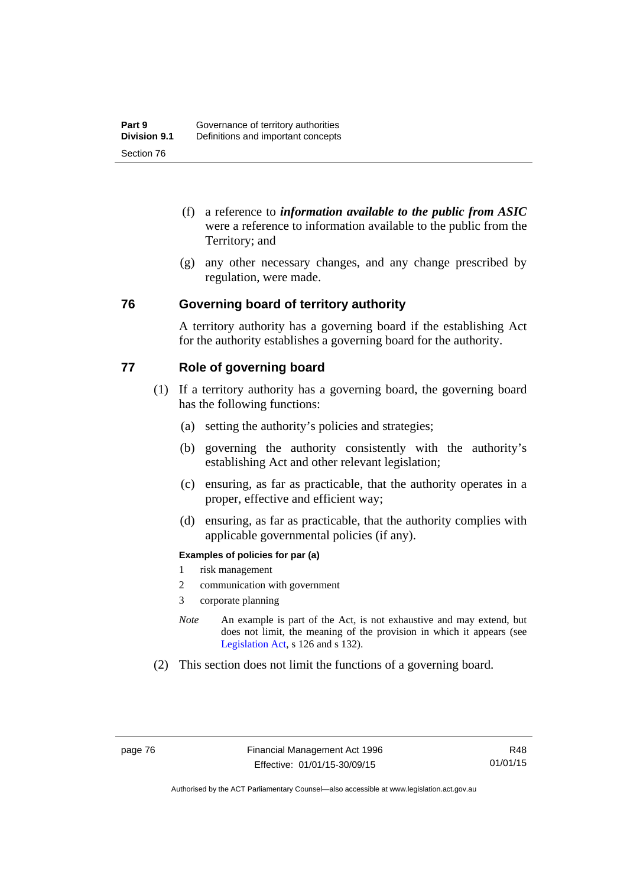(f) a reference to ***information available to the public from ASIC*** were a reference to information available to the public from the Territory; and

(g) any other necessary changes, and any change prescribed by regulation, were made.

## 76 Governing board of territory authority

A territory authority has a governing board if the establishing Act for the authority establishes a governing board for the authority.

## 77 Role of governing board

(1) If a territory authority has a governing board, the governing board has the following functions:

(a) setting the authority's policies and strategies;

(b) governing the authority consistently with the authority's establishing Act and other relevant legislation;

(c) ensuring, as far as practicable, that the authority operates in a proper, effective and efficient way;

(d) ensuring, as far as practicable, that the authority complies with applicable governmental policies (if any).

**Examples of policies for par (a)**

1 risk management

2 communication with government

3 corporate planning

*Note* An example is part of the Act, is not exhaustive and may extend, but does not limit, the meaning of the provision in which it appears (see Legislation Act, s 126 and s 132).

(2) This section does not limit the functions of a governing board.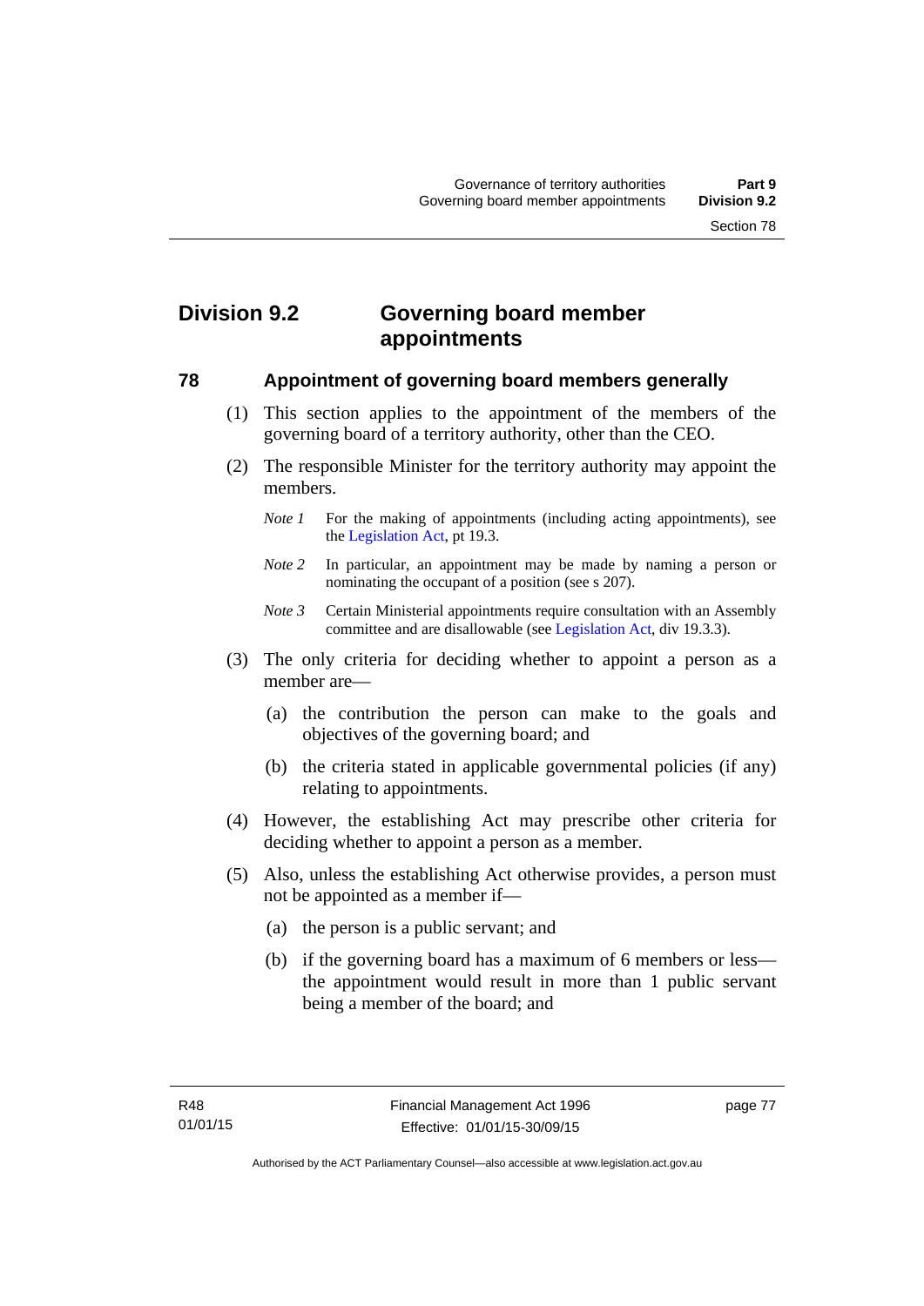## Division 9.2 Governing board member appointments

### 78 Appointment of governing board members generally

(1) This section applies to the appointment of the members of the governing board of a territory authority, other than the CEO.

(2) The responsible Minister for the territory authority may appoint the members.

*Note 1* For the making of appointments (including acting appointments), see the Legislation Act, pt 19.3.

*Note 2* In particular, an appointment may be made by naming a person or nominating the occupant of a position (see s 207).

*Note 3* Certain Ministerial appointments require consultation with an Assembly committee and are disallowable (see Legislation Act, div 19.3.3).

(3) The only criteria for deciding whether to appoint a person as a member are—

(a) the contribution the person can make to the goals and objectives of the governing board; and

(b) the criteria stated in applicable governmental policies (if any) relating to appointments.

(4) However, the establishing Act may prescribe other criteria for deciding whether to appoint a person as a member.

(5) Also, unless the establishing Act otherwise provides, a person must not be appointed as a member if—

(a) the person is a public servant; and

(b) if the governing board has a maximum of 6 members or less—the appointment would result in more than 1 public servant being a member of the board; and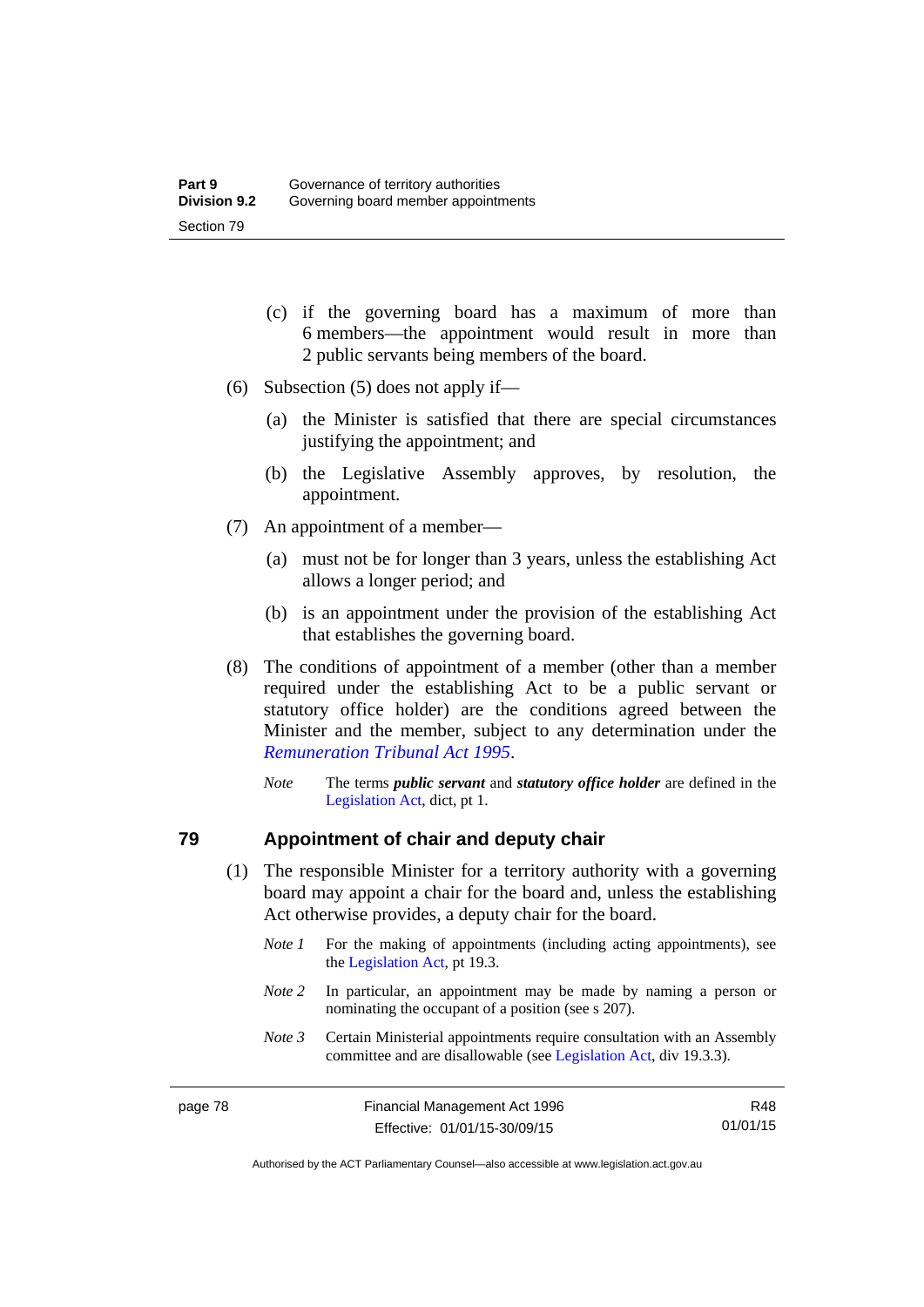(c) if the governing board has a maximum of more than 6 members—the appointment would result in more than 2 public servants being members of the board.

(6) Subsection (5) does not apply if—

(a) the Minister is satisfied that there are special circumstances justifying the appointment; and

(b) the Legislative Assembly approves, by resolution, the appointment.

(7) An appointment of a member—

(a) must not be for longer than 3 years, unless the establishing Act allows a longer period; and

(b) is an appointment under the provision of the establishing Act that establishes the governing board.

(8) The conditions of appointment of a member (other than a member required under the establishing Act to be a public servant or statutory office holder) are the conditions agreed between the Minister and the member, subject to any determination under the *Remuneration Tribunal Act 1995*.

*Note* The terms ***public servant*** and ***statutory office holder*** are defined in the Legislation Act, dict, pt 1.

## 79 Appointment of chair and deputy chair

(1) The responsible Minister for a territory authority with a governing board may appoint a chair for the board and, unless the establishing Act otherwise provides, a deputy chair for the board.

*Note 1* For the making of appointments (including acting appointments), see the Legislation Act, pt 19.3.

*Note 2* In particular, an appointment may be made by naming a person or nominating the occupant of a position (see s 207).

*Note 3* Certain Ministerial appointments require consultation with an Assembly committee and are disallowable (see Legislation Act, div 19.3.3).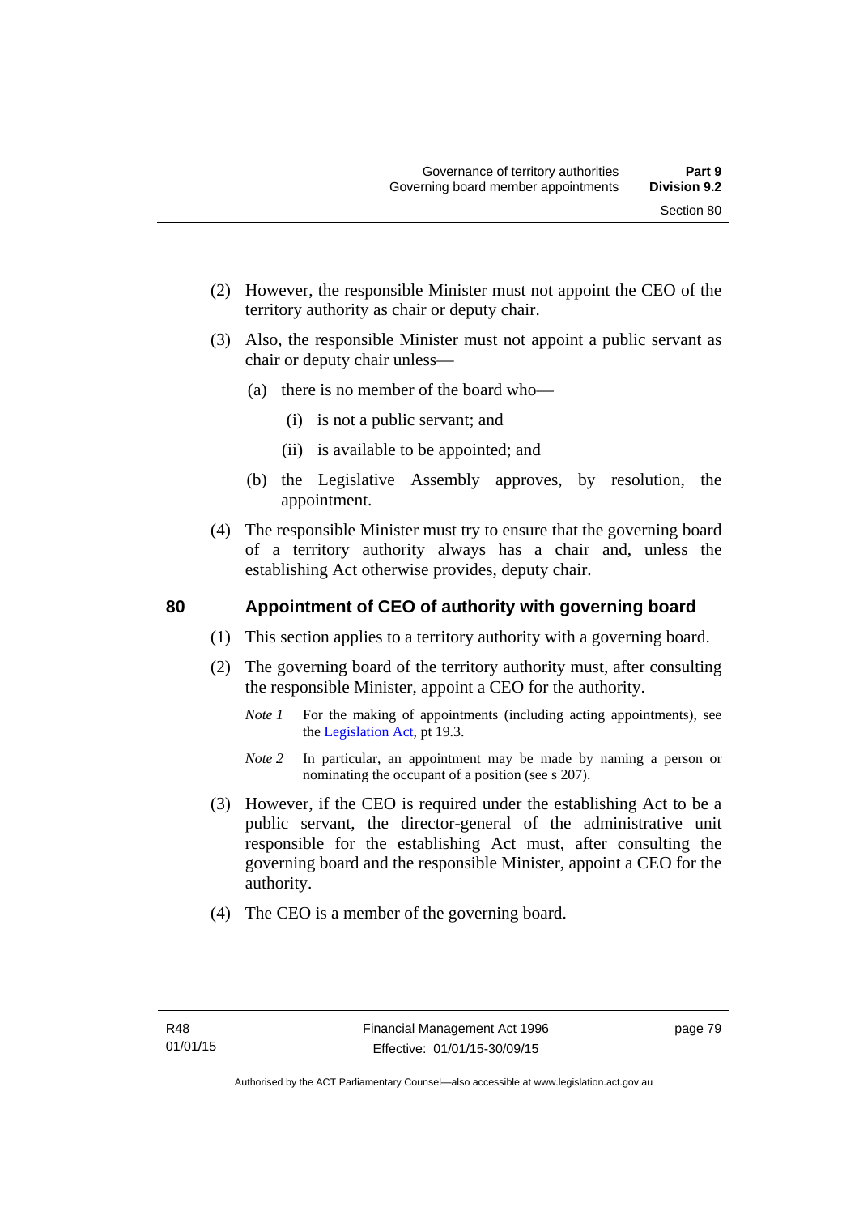(2) However, the responsible Minister must not appoint the CEO of the territory authority as chair or deputy chair.

(3) Also, the responsible Minister must not appoint a public servant as chair or deputy chair unless—

(a) there is no member of the board who—

(i) is not a public servant; and

(ii) is available to be appointed; and

(b) the Legislative Assembly approves, by resolution, the appointment.

(4) The responsible Minister must try to ensure that the governing board of a territory authority always has a chair and, unless the establishing Act otherwise provides, deputy chair.

## 80 Appointment of CEO of authority with governing board

(1) This section applies to a territory authority with a governing board.

(2) The governing board of the territory authority must, after consulting the responsible Minister, appoint a CEO for the authority.

*Note 1* For the making of appointments (including acting appointments), see the Legislation Act, pt 19.3.

*Note 2* In particular, an appointment may be made by naming a person or nominating the occupant of a position (see s 207).

(3) However, if the CEO is required under the establishing Act to be a public servant, the director-general of the administrative unit responsible for the establishing Act must, after consulting the governing board and the responsible Minister, appoint a CEO for the authority.

(4) The CEO is a member of the governing board.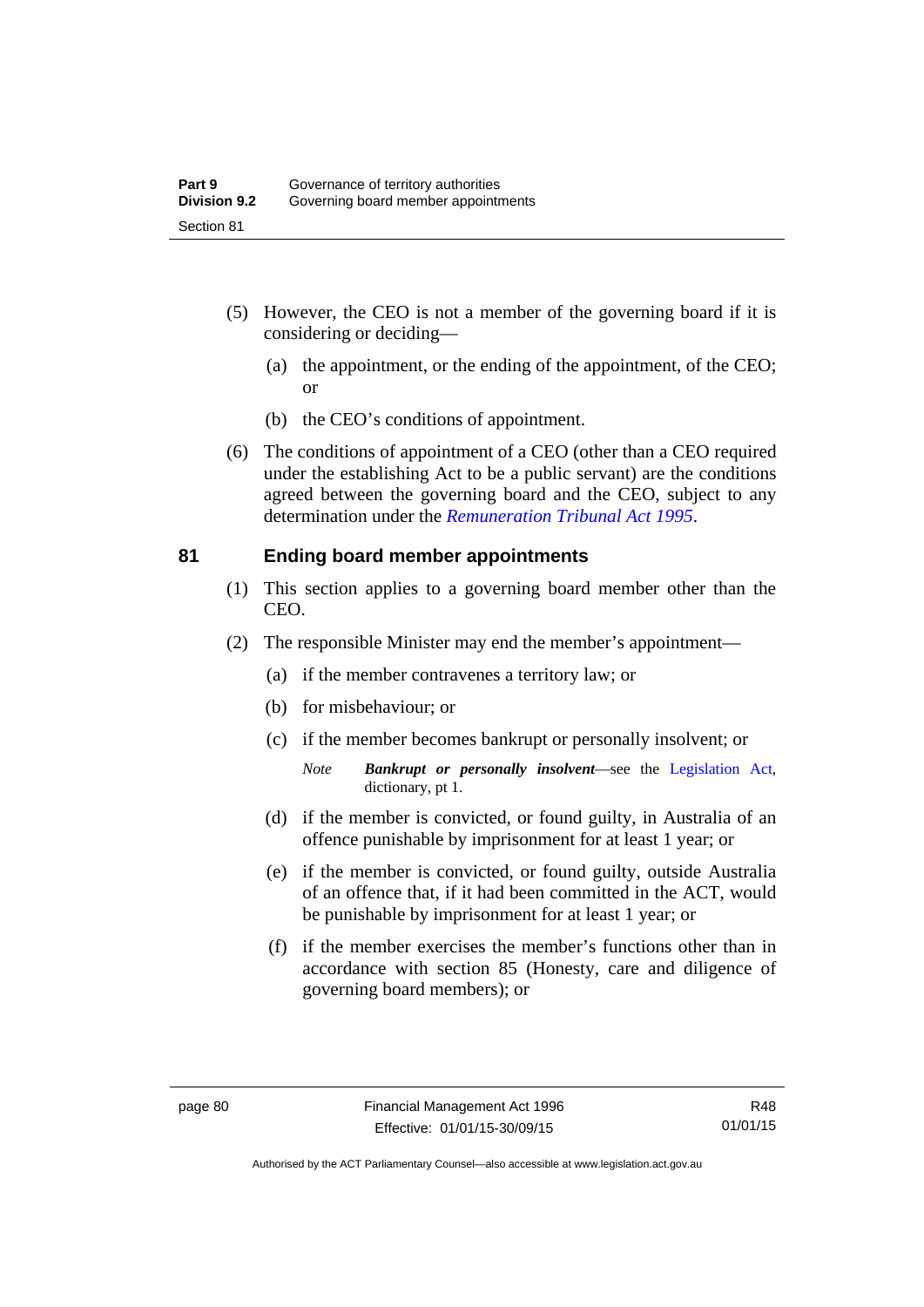(5) However, the CEO is not a member of the governing board if it is considering or deciding—

(a) the appointment, or the ending of the appointment, of the CEO; or

(b) the CEO's conditions of appointment.

(6) The conditions of appointment of a CEO (other than a CEO required under the establishing Act to be a public servant) are the conditions agreed between the governing board and the CEO, subject to any determination under the *Remuneration Tribunal Act 1995*.

## 81 Ending board member appointments

(1) This section applies to a governing board member other than the CEO.

(2) The responsible Minister may end the member's appointment—

(a) if the member contravenes a territory law; or

(b) for misbehaviour; or

(c) if the member becomes bankrupt or personally insolvent; or

*Note* ***Bankrupt or personally insolvent***—see the Legislation Act, dictionary, pt 1.

(d) if the member is convicted, or found guilty, in Australia of an offence punishable by imprisonment for at least 1 year; or

(e) if the member is convicted, or found guilty, outside Australia of an offence that, if it had been committed in the ACT, would be punishable by imprisonment for at least 1 year; or

(f) if the member exercises the member's functions other than in accordance with section 85 (Honesty, care and diligence of governing board members); or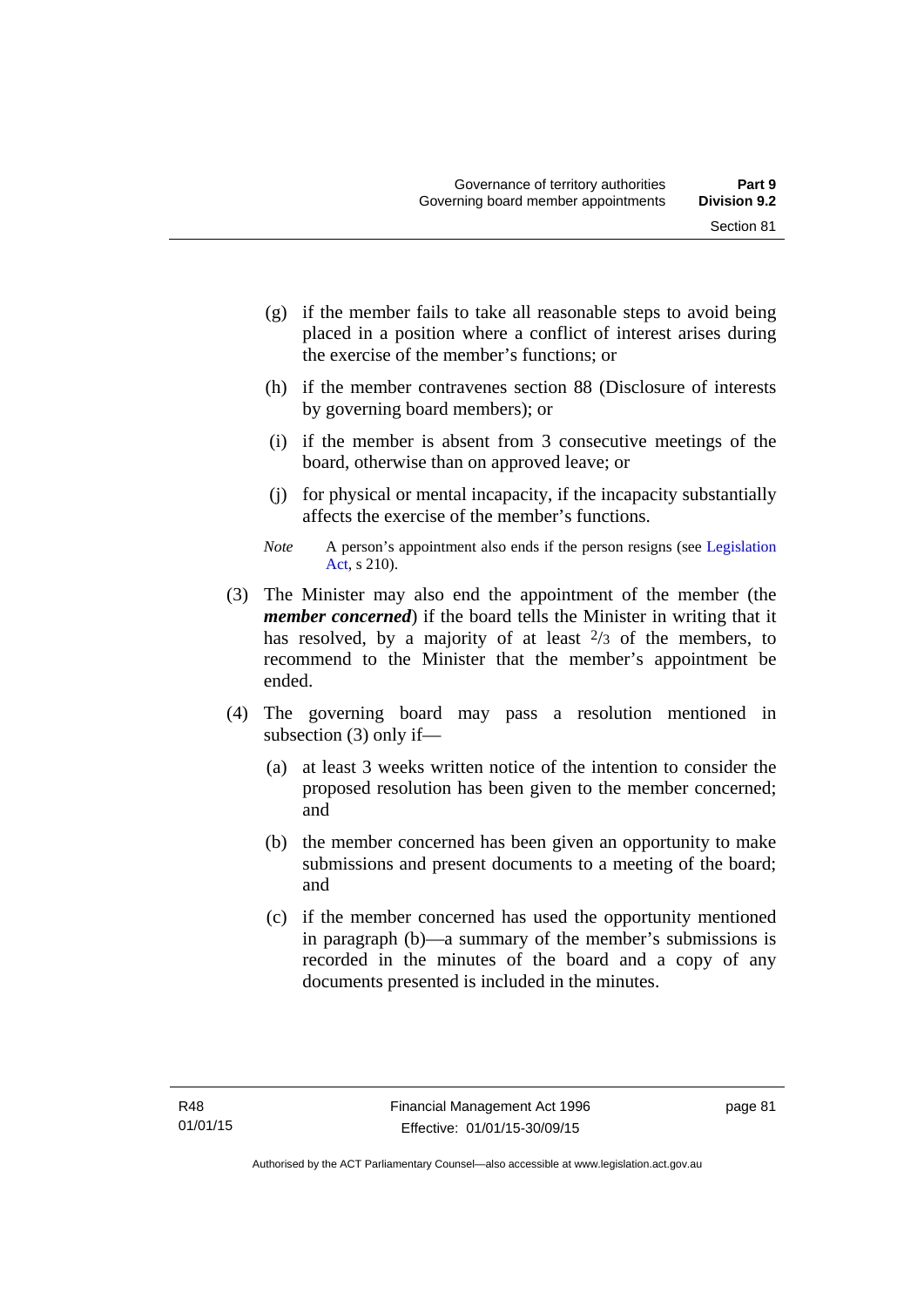(g) if the member fails to take all reasonable steps to avoid being placed in a position where a conflict of interest arises during the exercise of the member's functions; or

(h) if the member contravenes section 88 (Disclosure of interests by governing board members); or

(i) if the member is absent from 3 consecutive meetings of the board, otherwise than on approved leave; or

(j) for physical or mental incapacity, if the incapacity substantially affects the exercise of the member's functions.

*Note* A person's appointment also ends if the person resigns (see Legislation Act, s 210).

(3) The Minister may also end the appointment of the member (the ***member concerned***) if the board tells the Minister in writing that it has resolved, by a majority of at least $^{2}/_{3}$ of the members, to recommend to the Minister that the member's appointment be ended.

(4) The governing board may pass a resolution mentioned in subsection (3) only if—

(a) at least 3 weeks written notice of the intention to consider the proposed resolution has been given to the member concerned; and

(b) the member concerned has been given an opportunity to make submissions and present documents to a meeting of the board; and

(c) if the member concerned has used the opportunity mentioned in paragraph (b)—a summary of the member's submissions is recorded in the minutes of the board and a copy of any documents presented is included in the minutes.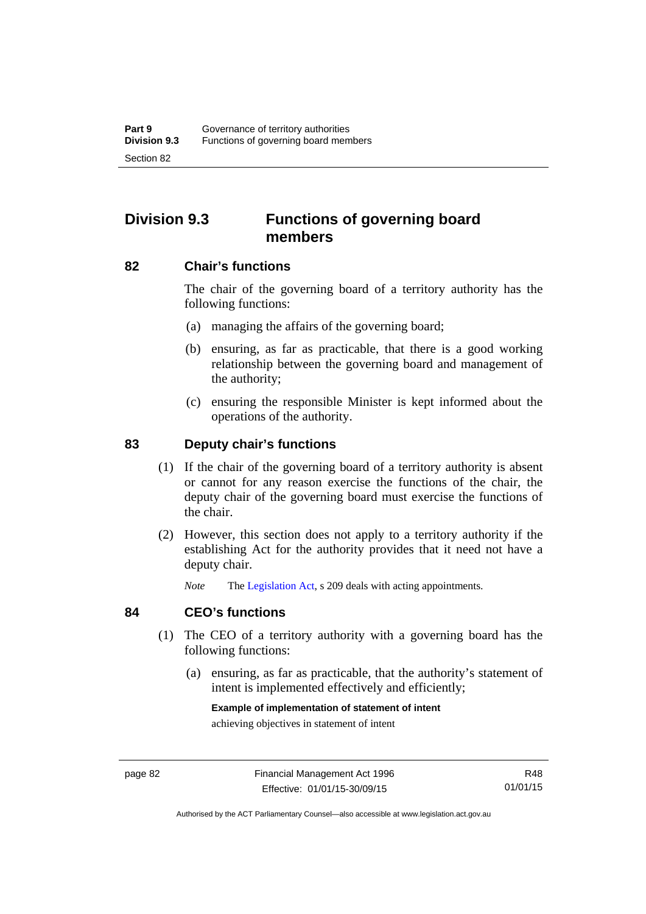## Division 9.3 Functions of governing board members

### 82 Chair's functions

The chair of the governing board of a territory authority has the following functions:

(a) managing the affairs of the governing board;

(b) ensuring, as far as practicable, that there is a good working relationship between the governing board and management of the authority;

(c) ensuring the responsible Minister is kept informed about the operations of the authority.

### 83 Deputy chair's functions

(1) If the chair of the governing board of a territory authority is absent or cannot for any reason exercise the functions of the chair, the deputy chair of the governing board must exercise the functions of the chair.

(2) However, this section does not apply to a territory authority if the establishing Act for the authority provides that it need not have a deputy chair.

*Note* The Legislation Act, s 209 deals with acting appointments.

### 84 CEO's functions

(1) The CEO of a territory authority with a governing board has the following functions:

(a) ensuring, as far as practicable, that the authority's statement of intent is implemented effectively and efficiently;

**Example of implementation of statement of intent**

achieving objectives in statement of intent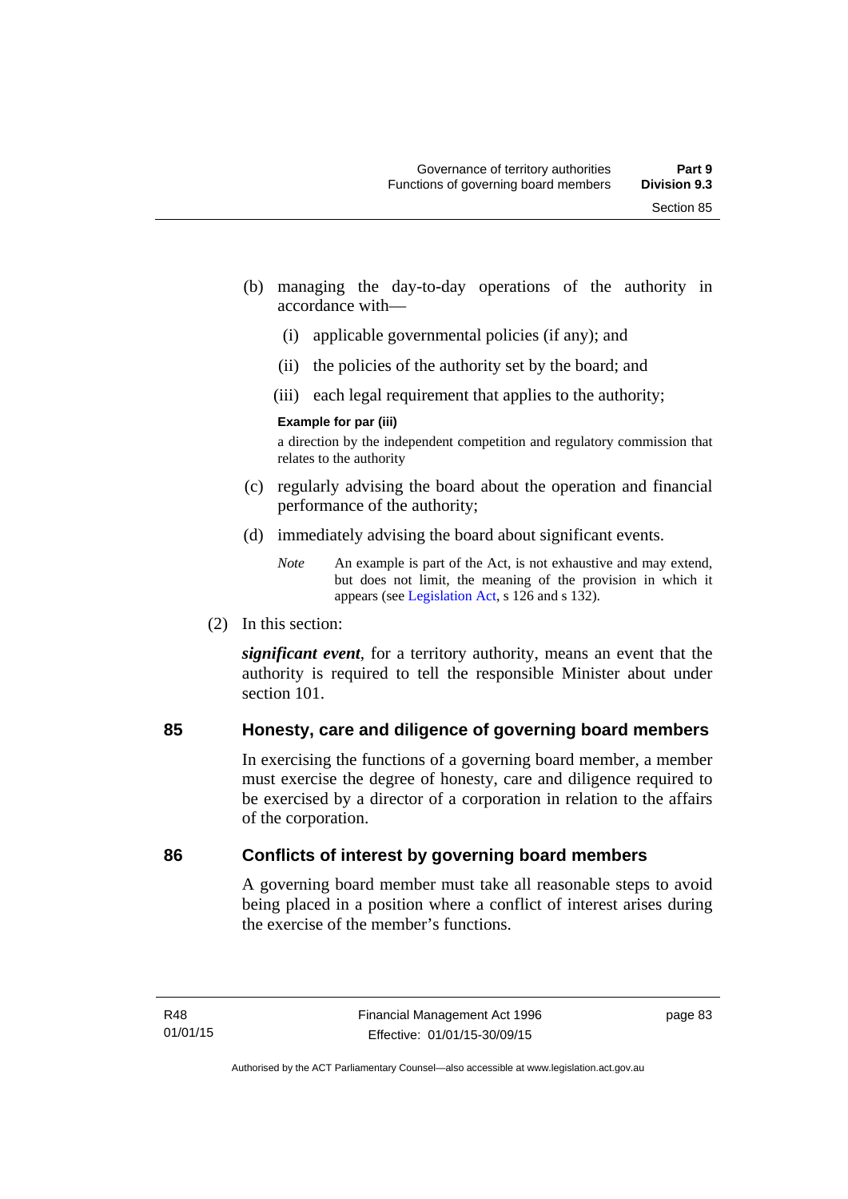(b) managing the day-to-day operations of the authority in accordance with—

  (i) applicable governmental policies (if any); and

  (ii) the policies of the authority set by the board; and

  (iii) each legal requirement that applies to the authority;

**Example for par (iii)**

a direction by the independent competition and regulatory commission that relates to the authority

(c) regularly advising the board about the operation and financial performance of the authority;

(d) immediately advising the board about significant events.

*Note* An example is part of the Act, is not exhaustive and may extend, but does not limit, the meaning of the provision in which it appears (see Legislation Act, s 126 and s 132).

(2) In this section:

***significant event***, for a territory authority, means an event that the authority is required to tell the responsible Minister about under section 101.

## 85 Honesty, care and diligence of governing board members

In exercising the functions of a governing board member, a member must exercise the degree of honesty, care and diligence required to be exercised by a director of a corporation in relation to the affairs of the corporation.

## 86 Conflicts of interest by governing board members

A governing board member must take all reasonable steps to avoid being placed in a position where a conflict of interest arises during the exercise of the member's functions.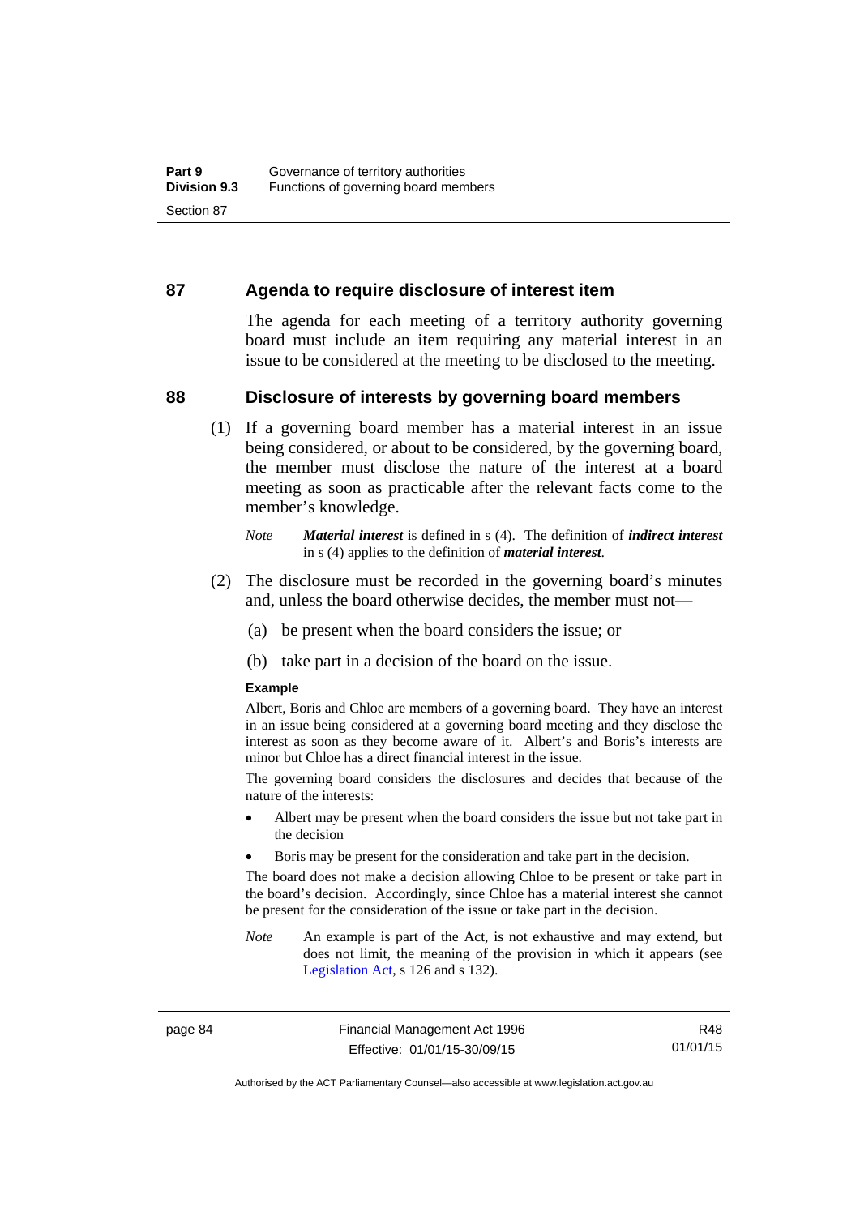## 87 Agenda to require disclosure of interest item

The agenda for each meeting of a territory authority governing board must include an item requiring any material interest in an issue to be considered at the meeting to be disclosed to the meeting.

## 88 Disclosure of interests by governing board members

(1) If a governing board member has a material interest in an issue being considered, or about to be considered, by the governing board, the member must disclose the nature of the interest at a board meeting as soon as practicable after the relevant facts come to the member's knowledge.

*Note* ***Material interest*** is defined in s (4). The definition of ***indirect interest*** in s (4) applies to the definition of ***material interest****.*

(2) The disclosure must be recorded in the governing board's minutes and, unless the board otherwise decides, the member must not—

(a) be present when the board considers the issue; or

(b) take part in a decision of the board on the issue.

**Example**

Albert, Boris and Chloe are members of a governing board. They have an interest in an issue being considered at a governing board meeting and they disclose the interest as soon as they become aware of it. Albert's and Boris's interests are minor but Chloe has a direct financial interest in the issue.

The governing board considers the disclosures and decides that because of the nature of the interests:

- Albert may be present when the board considers the issue but not take part in the decision
- Boris may be present for the consideration and take part in the decision.

The board does not make a decision allowing Chloe to be present or take part in the board's decision. Accordingly, since Chloe has a material interest she cannot be present for the consideration of the issue or take part in the decision.

*Note* An example is part of the Act, is not exhaustive and may extend, but does not limit, the meaning of the provision in which it appears (see Legislation Act, s 126 and s 132).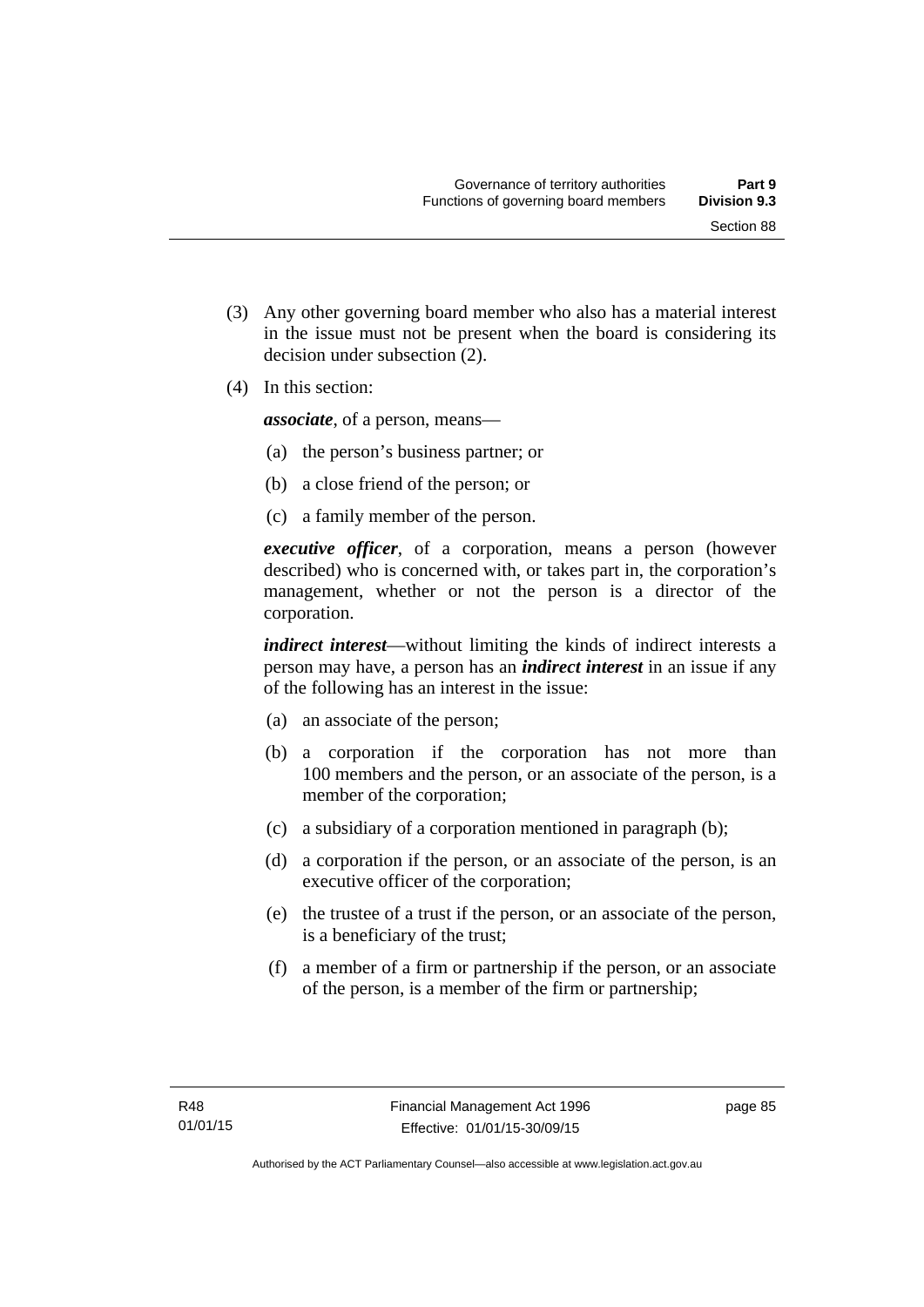(3) Any other governing board member who also has a material interest in the issue must not be present when the board is considering its decision under subsection (2).

(4) In this section:

***associate***, of a person, means—

(a) the person's business partner; or

(b) a close friend of the person; or

(c) a family member of the person.

***executive officer***, of a corporation, means a person (however described) who is concerned with, or takes part in, the corporation's management, whether or not the person is a director of the corporation.

***indirect interest***—without limiting the kinds of indirect interests a person may have, a person has an ***indirect interest*** in an issue if any of the following has an interest in the issue:

(a) an associate of the person;

(b) a corporation if the corporation has not more than 100 members and the person, or an associate of the person, is a member of the corporation;

(c) a subsidiary of a corporation mentioned in paragraph (b);

(d) a corporation if the person, or an associate of the person, is an executive officer of the corporation;

(e) the trustee of a trust if the person, or an associate of the person, is a beneficiary of the trust;

(f) a member of a firm or partnership if the person, or an associate of the person, is a member of the firm or partnership;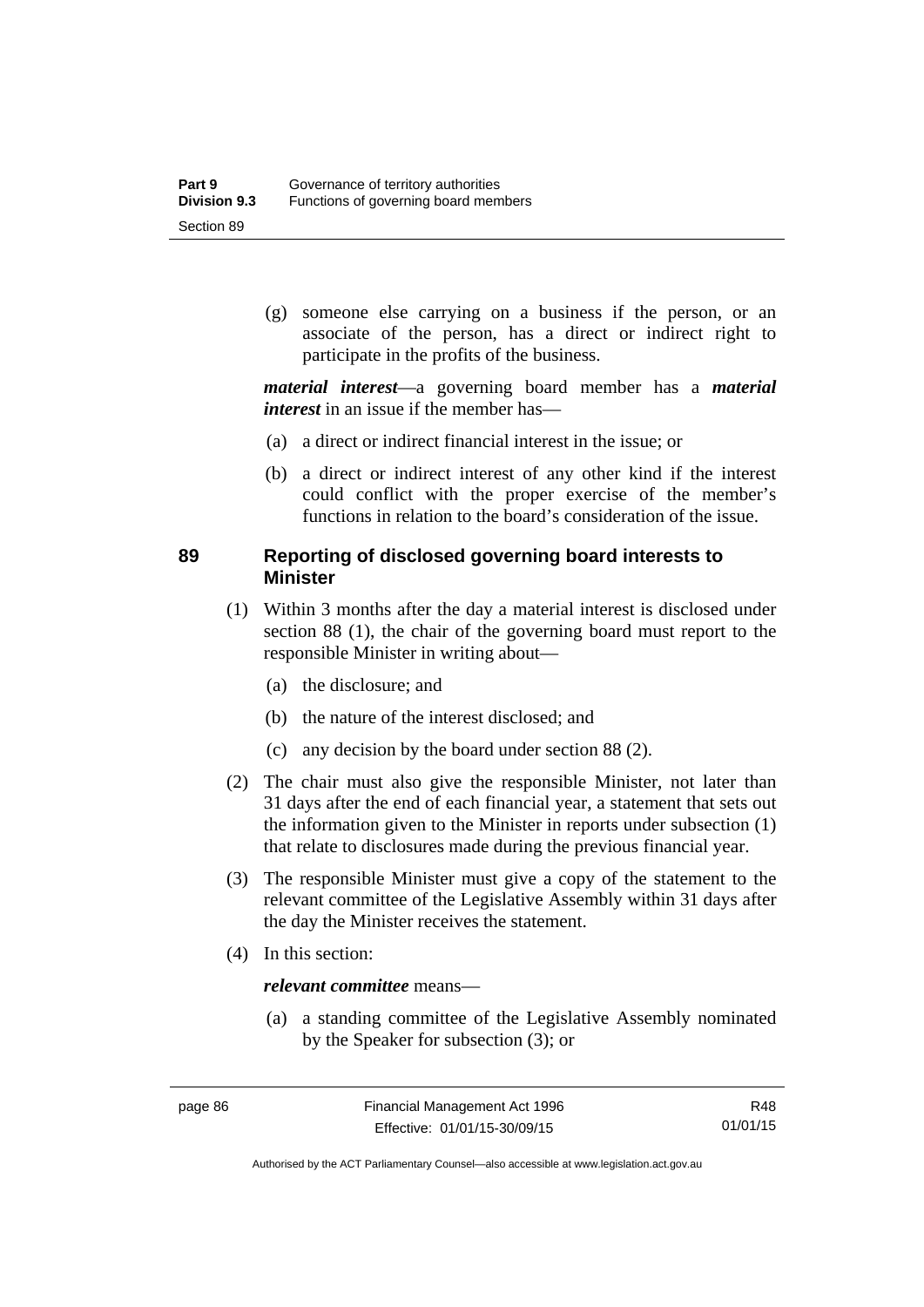(g) someone else carrying on a business if the person, or an associate of the person, has a direct or indirect right to participate in the profits of the business.

***material interest***—a governing board member has a ***material interest*** in an issue if the member has—

(a) a direct or indirect financial interest in the issue; or

(b) a direct or indirect interest of any other kind if the interest could conflict with the proper exercise of the member's functions in relation to the board's consideration of the issue.

## 89 Reporting of disclosed governing board interests to Minister

(1) Within 3 months after the day a material interest is disclosed under section 88 (1), the chair of the governing board must report to the responsible Minister in writing about—

(a) the disclosure; and

(b) the nature of the interest disclosed; and

(c) any decision by the board under section 88 (2).

(2) The chair must also give the responsible Minister, not later than 31 days after the end of each financial year, a statement that sets out the information given to the Minister in reports under subsection (1) that relate to disclosures made during the previous financial year.

(3) The responsible Minister must give a copy of the statement to the relevant committee of the Legislative Assembly within 31 days after the day the Minister receives the statement.

(4) In this section:

***relevant committee*** means—

(a) a standing committee of the Legislative Assembly nominated by the Speaker for subsection (3); or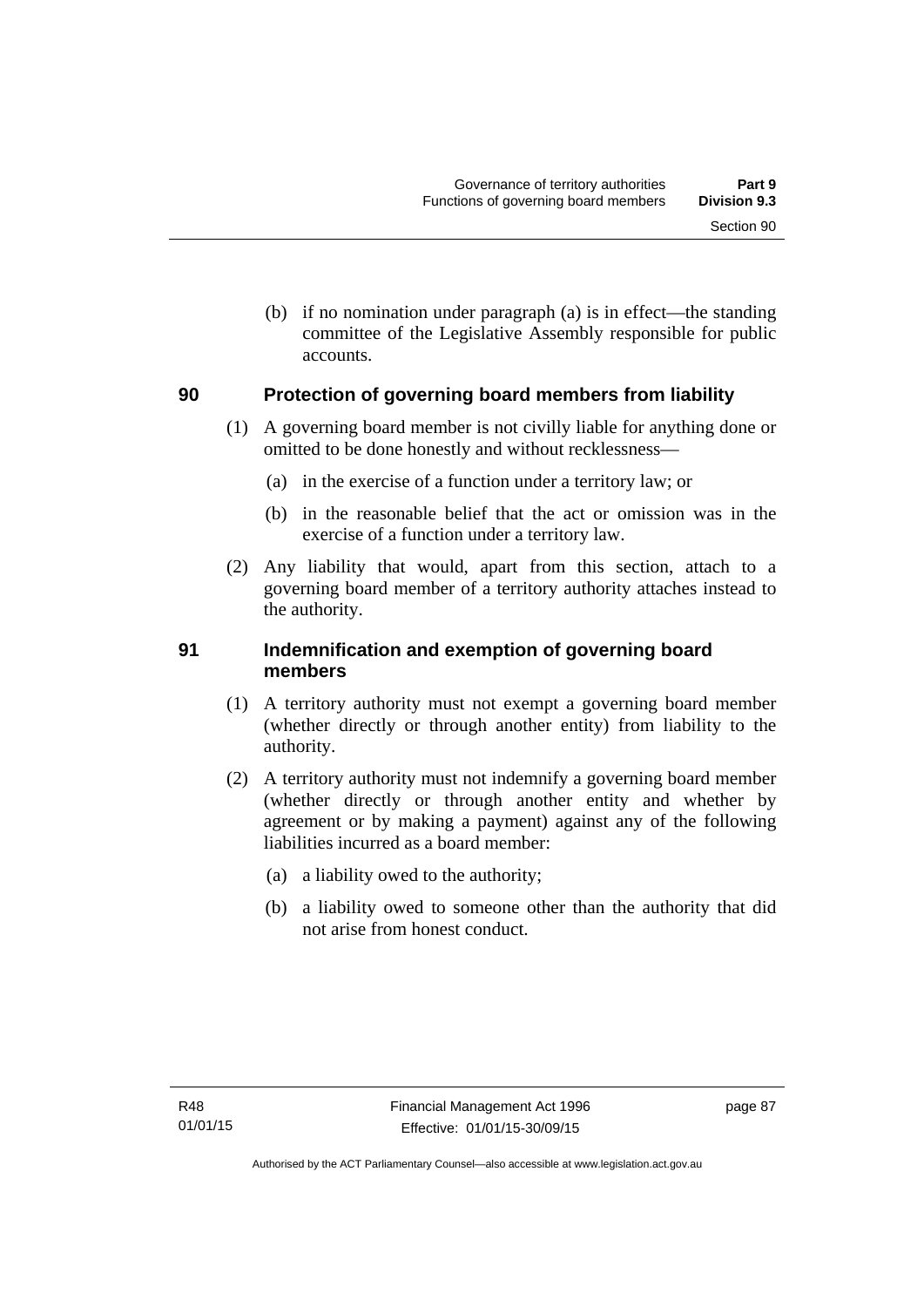(b) if no nomination under paragraph (a) is in effect—the standing committee of the Legislative Assembly responsible for public accounts.

### 90 Protection of governing board members from liability

(1) A governing board member is not civilly liable for anything done or omitted to be done honestly and without recklessness—

(a) in the exercise of a function under a territory law; or

(b) in the reasonable belief that the act or omission was in the exercise of a function under a territory law.

(2) Any liability that would, apart from this section, attach to a governing board member of a territory authority attaches instead to the authority.

### 91 Indemnification and exemption of governing board members

(1) A territory authority must not exempt a governing board member (whether directly or through another entity) from liability to the authority.

(2) A territory authority must not indemnify a governing board member (whether directly or through another entity and whether by agreement or by making a payment) against any of the following liabilities incurred as a board member:

(a) a liability owed to the authority;

(b) a liability owed to someone other than the authority that did not arise from honest conduct.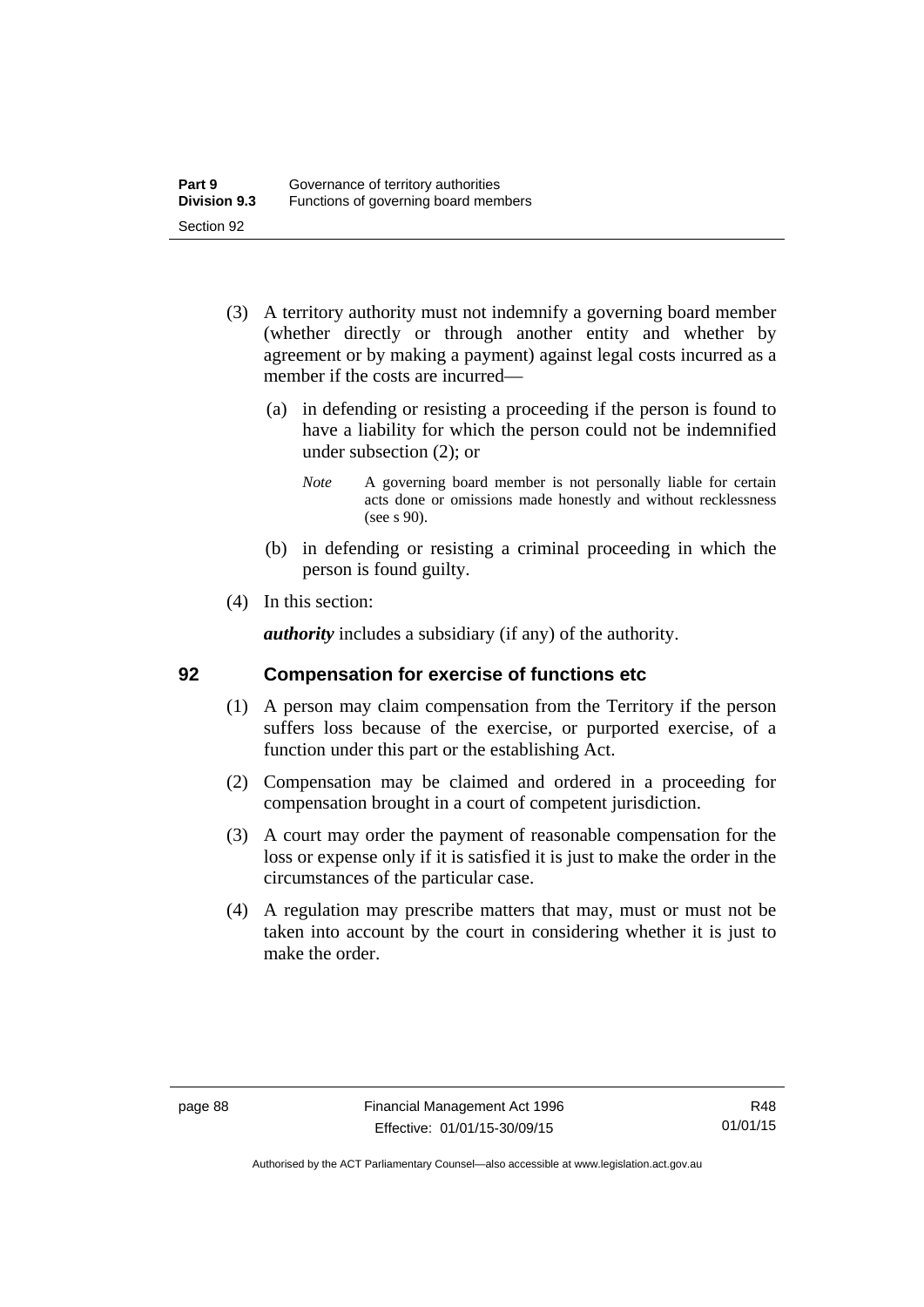(3) A territory authority must not indemnify a governing board member (whether directly or through another entity and whether by agreement or by making a payment) against legal costs incurred as a member if the costs are incurred—

(a) in defending or resisting a proceeding if the person is found to have a liability for which the person could not be indemnified under subsection (2); or

*Note* A governing board member is not personally liable for certain acts done or omissions made honestly and without recklessness (see s 90).

(b) in defending or resisting a criminal proceeding in which the person is found guilty.

(4) In this section:

***authority*** includes a subsidiary (if any) of the authority.

## 92 Compensation for exercise of functions etc

(1) A person may claim compensation from the Territory if the person suffers loss because of the exercise, or purported exercise, of a function under this part or the establishing Act.

(2) Compensation may be claimed and ordered in a proceeding for compensation brought in a court of competent jurisdiction.

(3) A court may order the payment of reasonable compensation for the loss or expense only if it is satisfied it is just to make the order in the circumstances of the particular case.

(4) A regulation may prescribe matters that may, must or must not be taken into account by the court in considering whether it is just to make the order.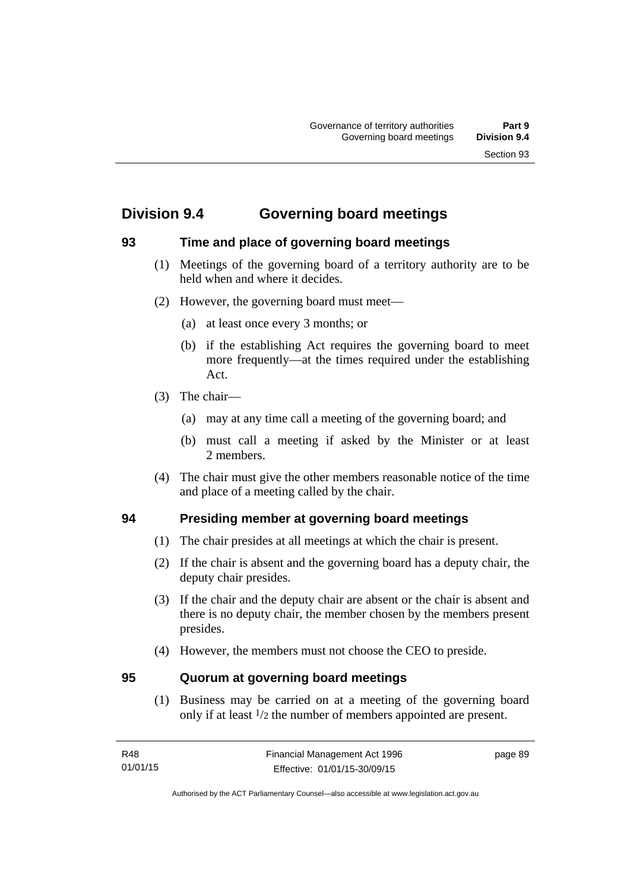## Division 9.4 Governing board meetings

### 93 Time and place of governing board meetings

(1) Meetings of the governing board of a territory authority are to be held when and where it decides.

(2) However, the governing board must meet—

(a) at least once every 3 months; or

(b) if the establishing Act requires the governing board to meet more frequently—at the times required under the establishing Act.

(3) The chair—

(a) may at any time call a meeting of the governing board; and

(b) must call a meeting if asked by the Minister or at least 2 members.

(4) The chair must give the other members reasonable notice of the time and place of a meeting called by the chair.

### 94 Presiding member at governing board meetings

(1) The chair presides at all meetings at which the chair is present.

(2) If the chair is absent and the governing board has a deputy chair, the deputy chair presides.

(3) If the chair and the deputy chair are absent or the chair is absent and there is no deputy chair, the member chosen by the members present presides.

(4) However, the members must not choose the CEO to preside.

### 95 Quorum at governing board meetings

(1) Business may be carried on at a meeting of the governing board only if at least $1/2$ the number of members appointed are present.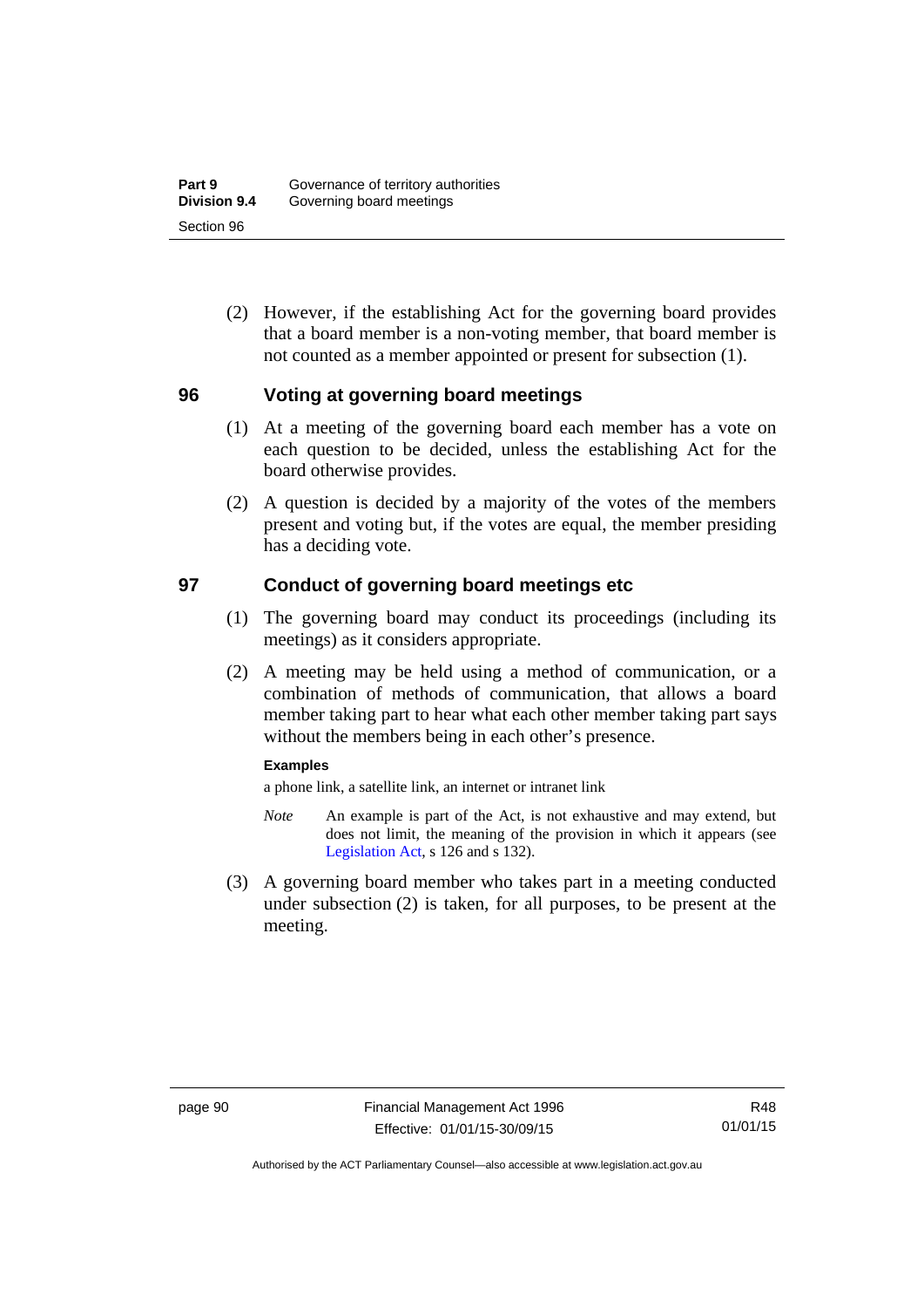(2) However, if the establishing Act for the governing board provides that a board member is a non-voting member, that board member is not counted as a member appointed or present for subsection (1).

## 96 Voting at governing board meetings

(1) At a meeting of the governing board each member has a vote on each question to be decided, unless the establishing Act for the board otherwise provides.

(2) A question is decided by a majority of the votes of the members present and voting but, if the votes are equal, the member presiding has a deciding vote.

## 97 Conduct of governing board meetings etc

(1) The governing board may conduct its proceedings (including its meetings) as it considers appropriate.

(2) A meeting may be held using a method of communication, or a combination of methods of communication, that allows a board member taking part to hear what each other member taking part says without the members being in each other's presence.

**Examples**

a phone link, a satellite link, an internet or intranet link

*Note* An example is part of the Act, is not exhaustive and may extend, but does not limit, the meaning of the provision in which it appears (see Legislation Act, s 126 and s 132).

(3) A governing board member who takes part in a meeting conducted under subsection (2) is taken, for all purposes, to be present at the meeting.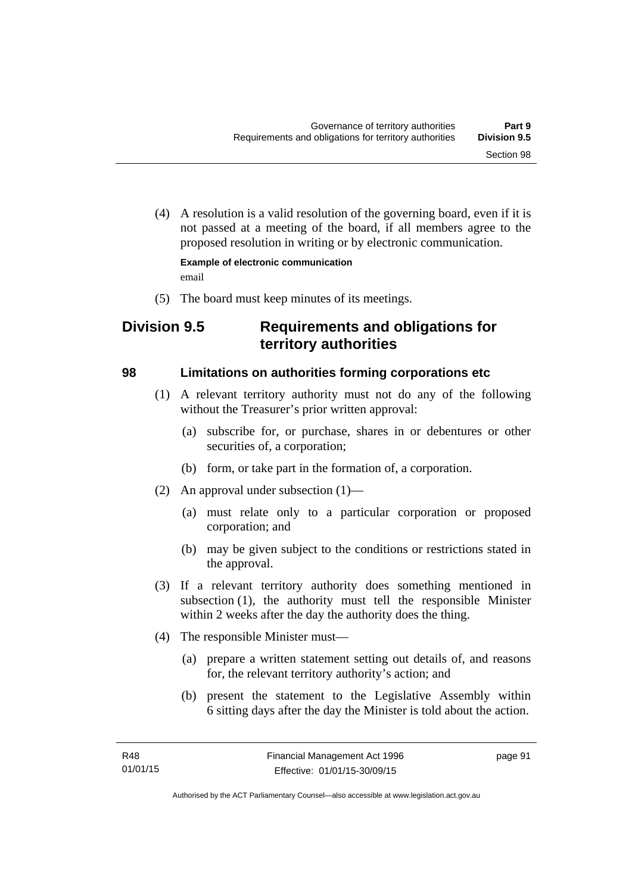(4) A resolution is a valid resolution of the governing board, even if it is not passed at a meeting of the board, if all members agree to the proposed resolution in writing or by electronic communication.

**Example of electronic communication**

email

(5) The board must keep minutes of its meetings.

## Division 9.5 Requirements and obligations for territory authorities

### 98 Limitations on authorities forming corporations etc

(1) A relevant territory authority must not do any of the following without the Treasurer's prior written approval:

(a) subscribe for, or purchase, shares in or debentures or other securities of, a corporation;

(b) form, or take part in the formation of, a corporation.

(2) An approval under subsection (1)—

(a) must relate only to a particular corporation or proposed corporation; and

(b) may be given subject to the conditions or restrictions stated in the approval.

(3) If a relevant territory authority does something mentioned in subsection (1), the authority must tell the responsible Minister within 2 weeks after the day the authority does the thing.

(4) The responsible Minister must—

(a) prepare a written statement setting out details of, and reasons for, the relevant territory authority's action; and

(b) present the statement to the Legislative Assembly within 6 sitting days after the day the Minister is told about the action.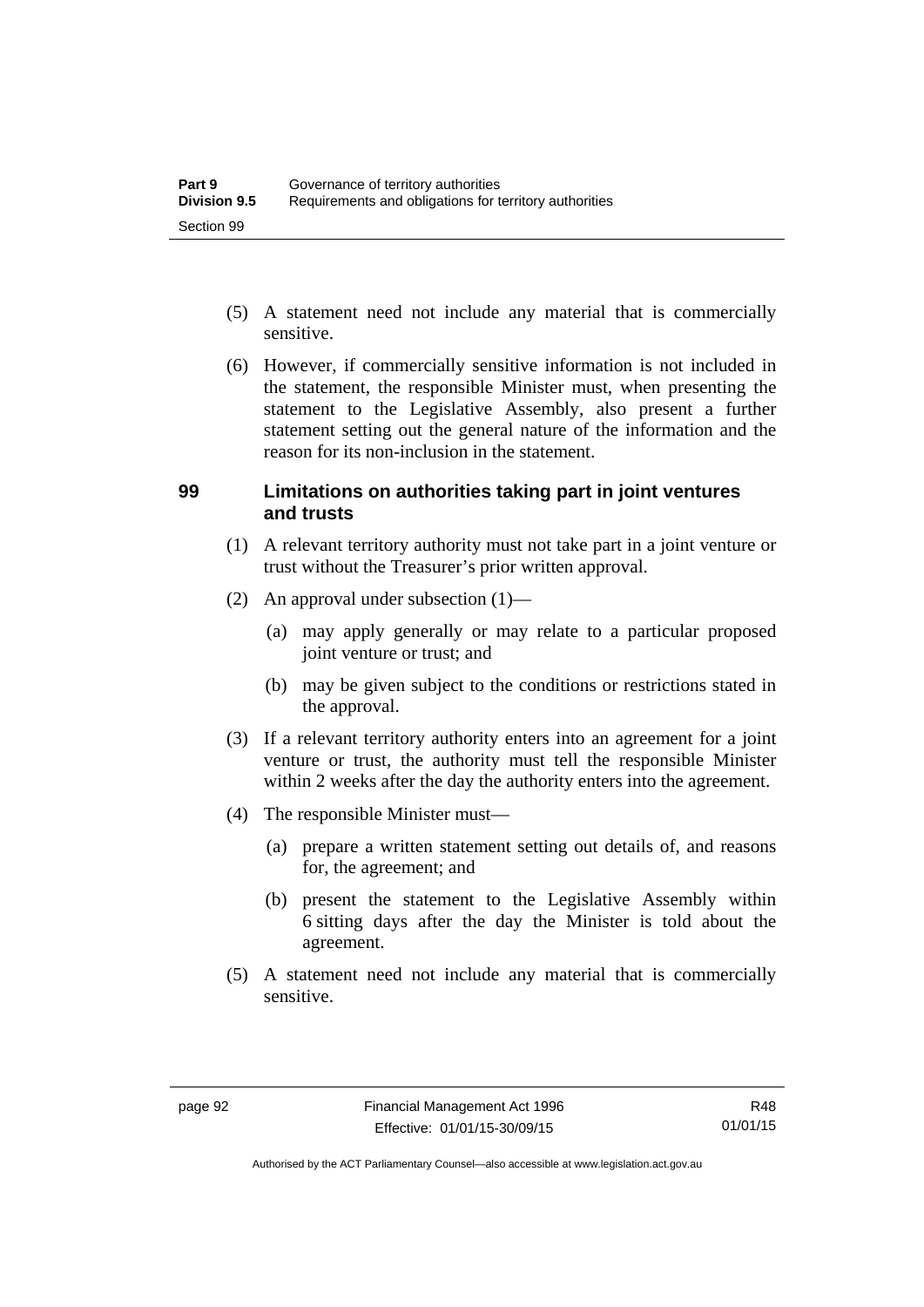(5) A statement need not include any material that is commercially sensitive.

(6) However, if commercially sensitive information is not included in the statement, the responsible Minister must, when presenting the statement to the Legislative Assembly, also present a further statement setting out the general nature of the information and the reason for its non-inclusion in the statement.

### 99 Limitations on authorities taking part in joint ventures and trusts

(1) A relevant territory authority must not take part in a joint venture or trust without the Treasurer's prior written approval.

(2) An approval under subsection (1)—

(a) may apply generally or may relate to a particular proposed joint venture or trust; and

(b) may be given subject to the conditions or restrictions stated in the approval.

(3) If a relevant territory authority enters into an agreement for a joint venture or trust, the authority must tell the responsible Minister within 2 weeks after the day the authority enters into the agreement.

(4) The responsible Minister must—

(a) prepare a written statement setting out details of, and reasons for, the agreement; and

(b) present the statement to the Legislative Assembly within 6 sitting days after the day the Minister is told about the agreement.

(5) A statement need not include any material that is commercially sensitive.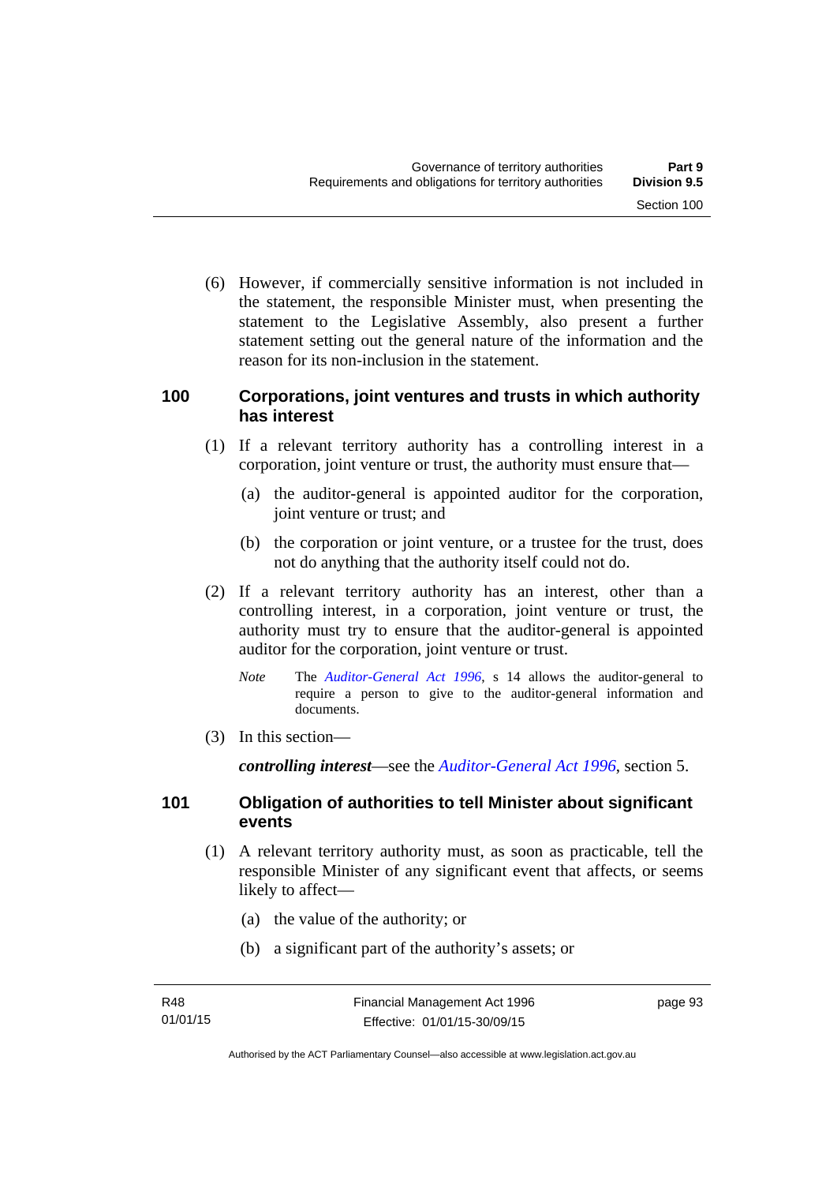(6) However, if commercially sensitive information is not included in the statement, the responsible Minister must, when presenting the statement to the Legislative Assembly, also present a further statement setting out the general nature of the information and the reason for its non-inclusion in the statement.

## 100 Corporations, joint ventures and trusts in which authority has interest

(1) If a relevant territory authority has a controlling interest in a corporation, joint venture or trust, the authority must ensure that—

(a) the auditor-general is appointed auditor for the corporation, joint venture or trust; and

(b) the corporation or joint venture, or a trustee for the trust, does not do anything that the authority itself could not do.

(2) If a relevant territory authority has an interest, other than a controlling interest, in a corporation, joint venture or trust, the authority must try to ensure that the auditor-general is appointed auditor for the corporation, joint venture or trust.

*Note* The *Auditor-General Act 1996*, s 14 allows the auditor-general to require a person to give to the auditor-general information and documents.

(3) In this section—

***controlling interest***—see the *Auditor-General Act 1996*, section 5.

## 101 Obligation of authorities to tell Minister about significant events

(1) A relevant territory authority must, as soon as practicable, tell the responsible Minister of any significant event that affects, or seems likely to affect—

(a) the value of the authority; or

(b) a significant part of the authority's assets; or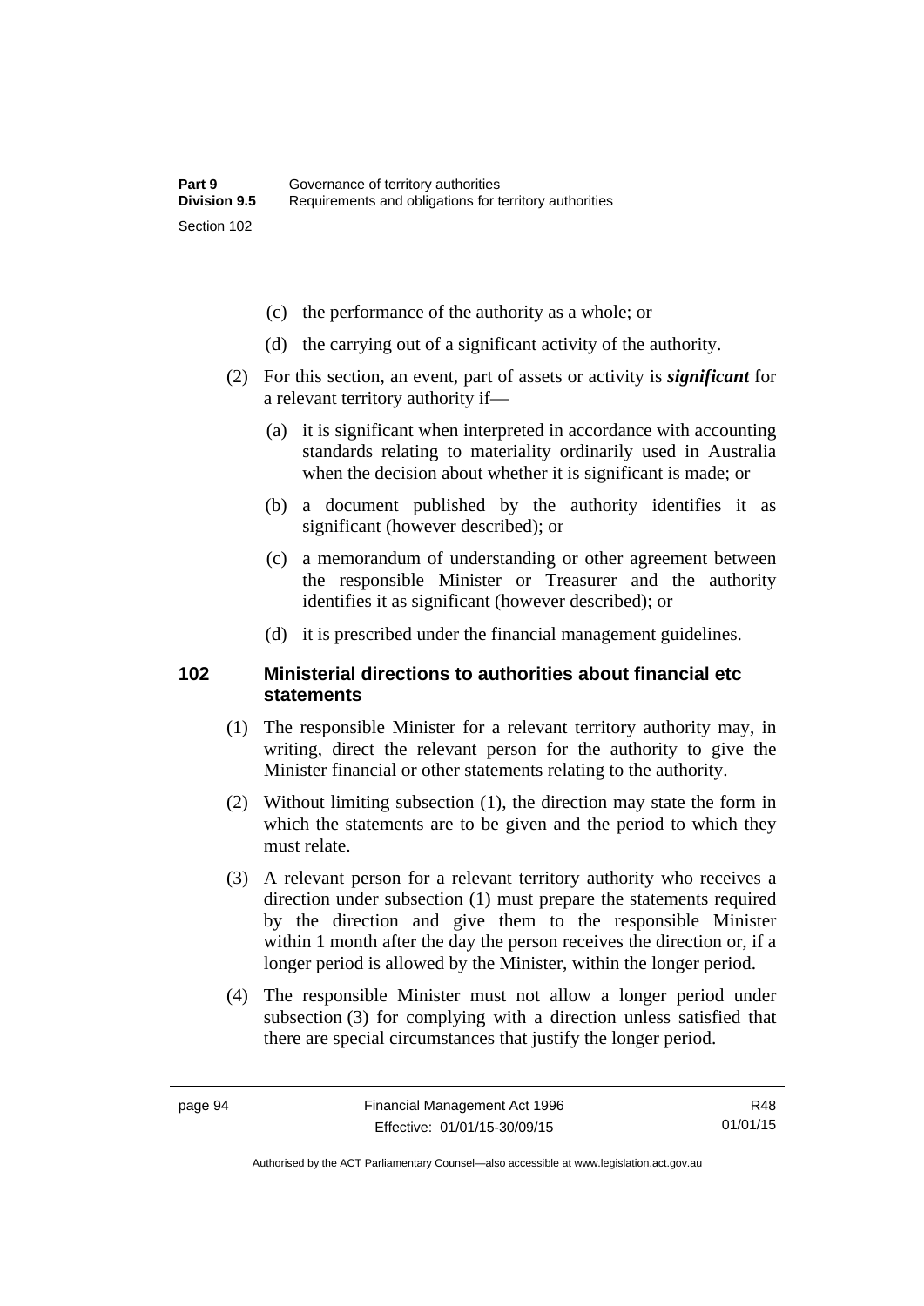(c) the performance of the authority as a whole; or

(d) the carrying out of a significant activity of the authority.

(2) For this section, an event, part of assets or activity is ***significant*** for a relevant territory authority if—

(a) it is significant when interpreted in accordance with accounting standards relating to materiality ordinarily used in Australia when the decision about whether it is significant is made; or

(b) a document published by the authority identifies it as significant (however described); or

(c) a memorandum of understanding or other agreement between the responsible Minister or Treasurer and the authority identifies it as significant (however described); or

(d) it is prescribed under the financial management guidelines.

## 102 Ministerial directions to authorities about financial etc statements

(1) The responsible Minister for a relevant territory authority may, in writing, direct the relevant person for the authority to give the Minister financial or other statements relating to the authority.

(2) Without limiting subsection (1), the direction may state the form in which the statements are to be given and the period to which they must relate.

(3) A relevant person for a relevant territory authority who receives a direction under subsection (1) must prepare the statements required by the direction and give them to the responsible Minister within 1 month after the day the person receives the direction or, if a longer period is allowed by the Minister, within the longer period.

(4) The responsible Minister must not allow a longer period under subsection (3) for complying with a direction unless satisfied that there are special circumstances that justify the longer period.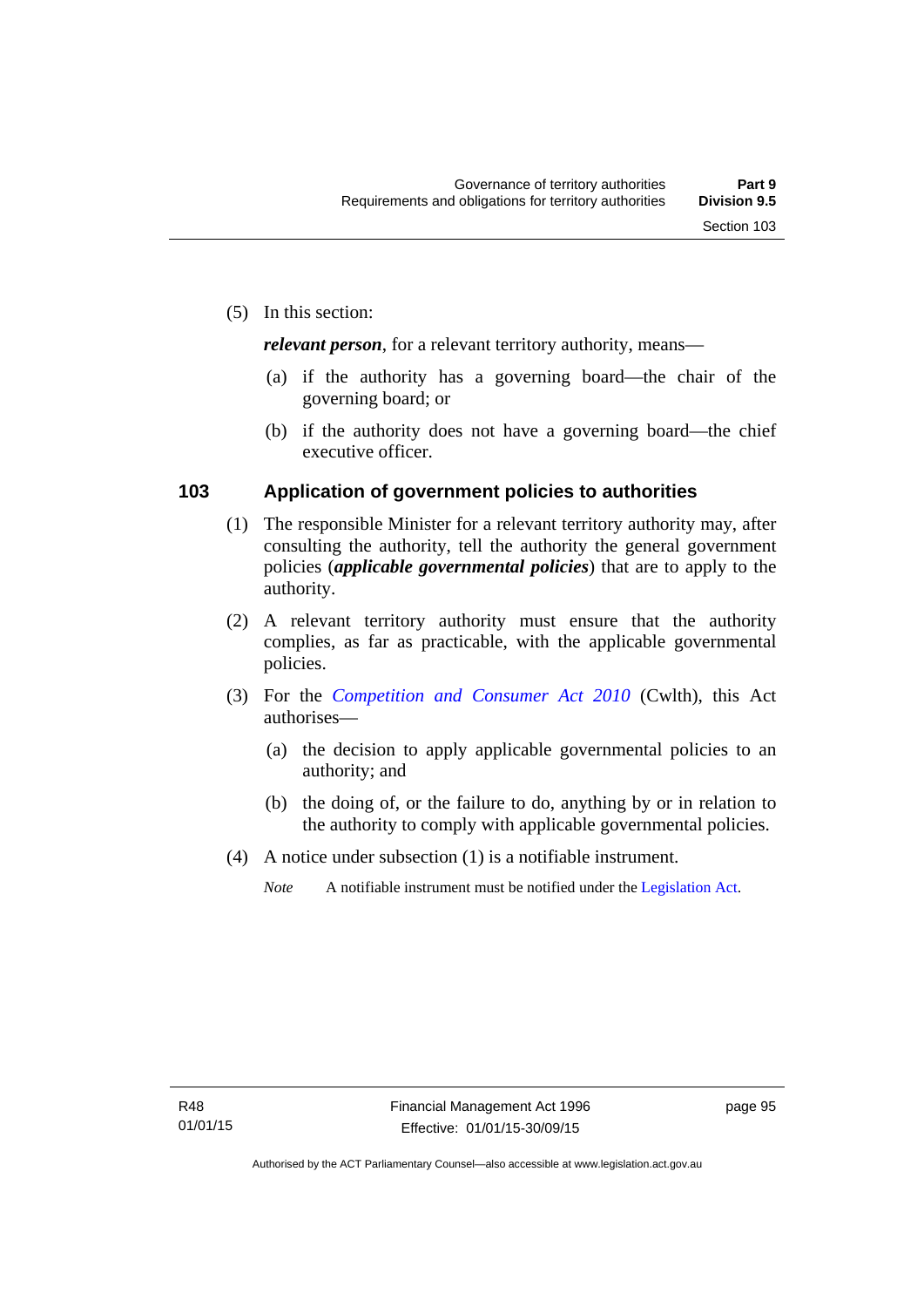(5) In this section:

***relevant person***, for a relevant territory authority, means—

(a) if the authority has a governing board—the chair of the governing board; or

(b) if the authority does not have a governing board—the chief executive officer.

## 103 Application of government policies to authorities

(1) The responsible Minister for a relevant territory authority may, after consulting the authority, tell the authority the general government policies (***applicable governmental policies***) that are to apply to the authority.

(2) A relevant territory authority must ensure that the authority complies, as far as practicable, with the applicable governmental policies.

(3) For the *Competition and Consumer Act 2010* (Cwlth), this Act authorises—

(a) the decision to apply applicable governmental policies to an authority; and

(b) the doing of, or the failure to do, anything by or in relation to the authority to comply with applicable governmental policies.

(4) A notice under subsection (1) is a notifiable instrument.

*Note* A notifiable instrument must be notified under the Legislation Act.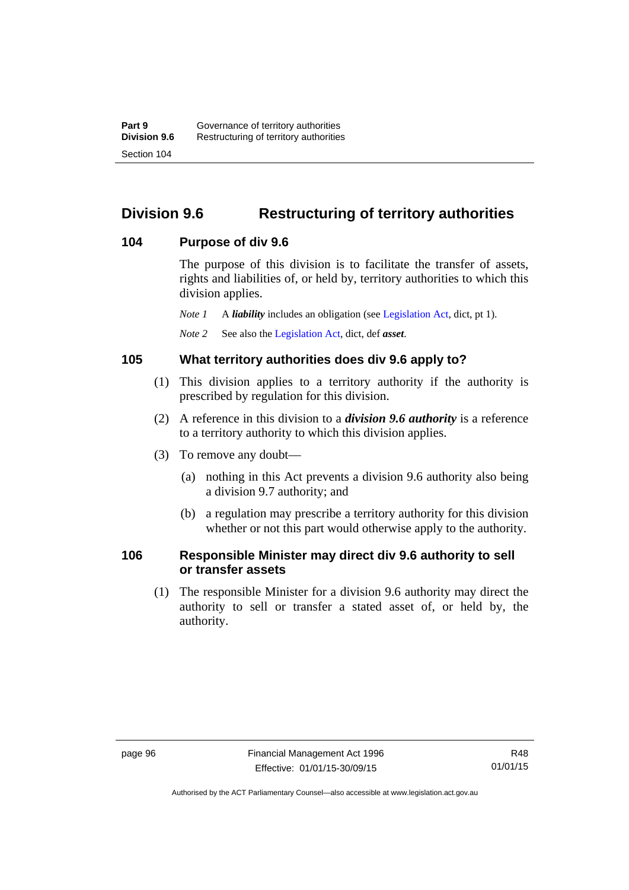## Division 9.6 Restructuring of territory authorities

### 104 Purpose of div 9.6

The purpose of this division is to facilitate the transfer of assets, rights and liabilities of, or held by, territory authorities to which this division applies.

*Note 1* A ***liability*** includes an obligation (see Legislation Act, dict, pt 1).

*Note 2* See also the Legislation Act, dict, def ***asset***.

### 105 What territory authorities does div 9.6 apply to?

(1) This division applies to a territory authority if the authority is prescribed by regulation for this division.

(2) A reference in this division to a ***division 9.6 authority*** is a reference to a territory authority to which this division applies.

(3) To remove any doubt—

(a) nothing in this Act prevents a division 9.6 authority also being a division 9.7 authority; and

(b) a regulation may prescribe a territory authority for this division whether or not this part would otherwise apply to the authority.

### 106 Responsible Minister may direct div 9.6 authority to sell or transfer assets

(1) The responsible Minister for a division 9.6 authority may direct the authority to sell or transfer a stated asset of, or held by, the authority.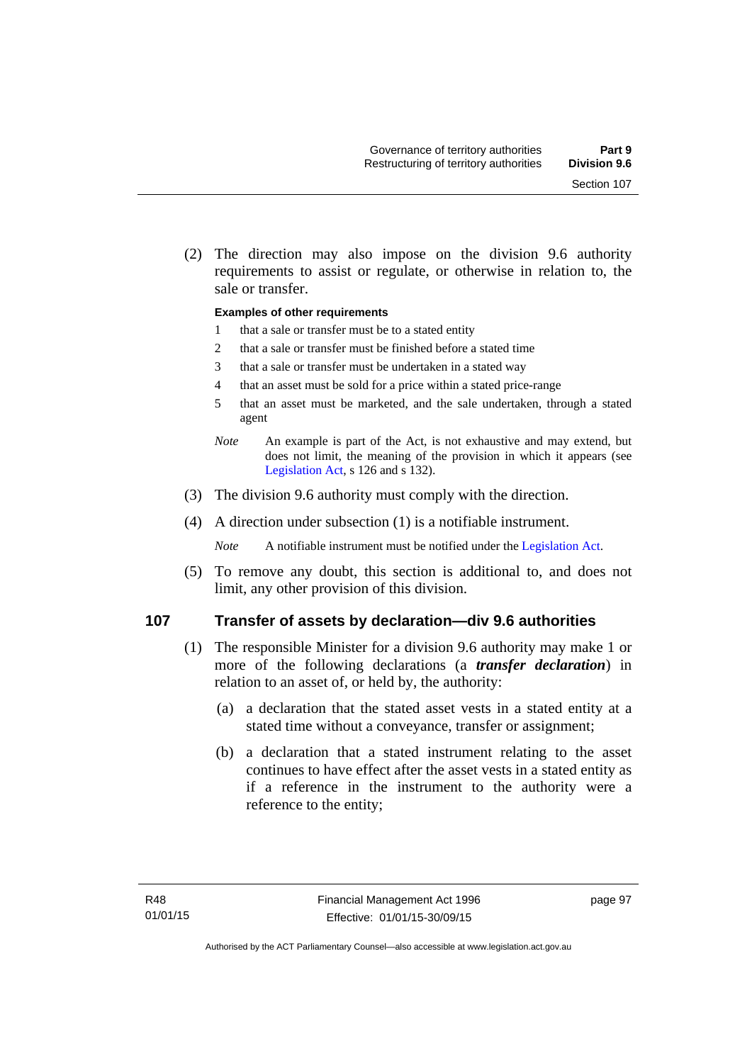(2) The direction may also impose on the division 9.6 authority requirements to assist or regulate, or otherwise in relation to, the sale or transfer.

**Examples of other requirements**

1 that a sale or transfer must be to a stated entity

2 that a sale or transfer must be finished before a stated time

3 that a sale or transfer must be undertaken in a stated way

4 that an asset must be sold for a price within a stated price-range

5 that an asset must be marketed, and the sale undertaken, through a stated agent

*Note* An example is part of the Act, is not exhaustive and may extend, but does not limit, the meaning of the provision in which it appears (see Legislation Act, s 126 and s 132).

(3) The division 9.6 authority must comply with the direction.

(4) A direction under subsection (1) is a notifiable instrument.

*Note* A notifiable instrument must be notified under the Legislation Act.

(5) To remove any doubt, this section is additional to, and does not limit, any other provision of this division.

## 107 Transfer of assets by declaration—div 9.6 authorities

(1) The responsible Minister for a division 9.6 authority may make 1 or more of the following declarations (a ***transfer declaration***) in relation to an asset of, or held by, the authority:

(a) a declaration that the stated asset vests in a stated entity at a stated time without a conveyance, transfer or assignment;

(b) a declaration that a stated instrument relating to the asset continues to have effect after the asset vests in a stated entity as if a reference in the instrument to the authority were a reference to the entity;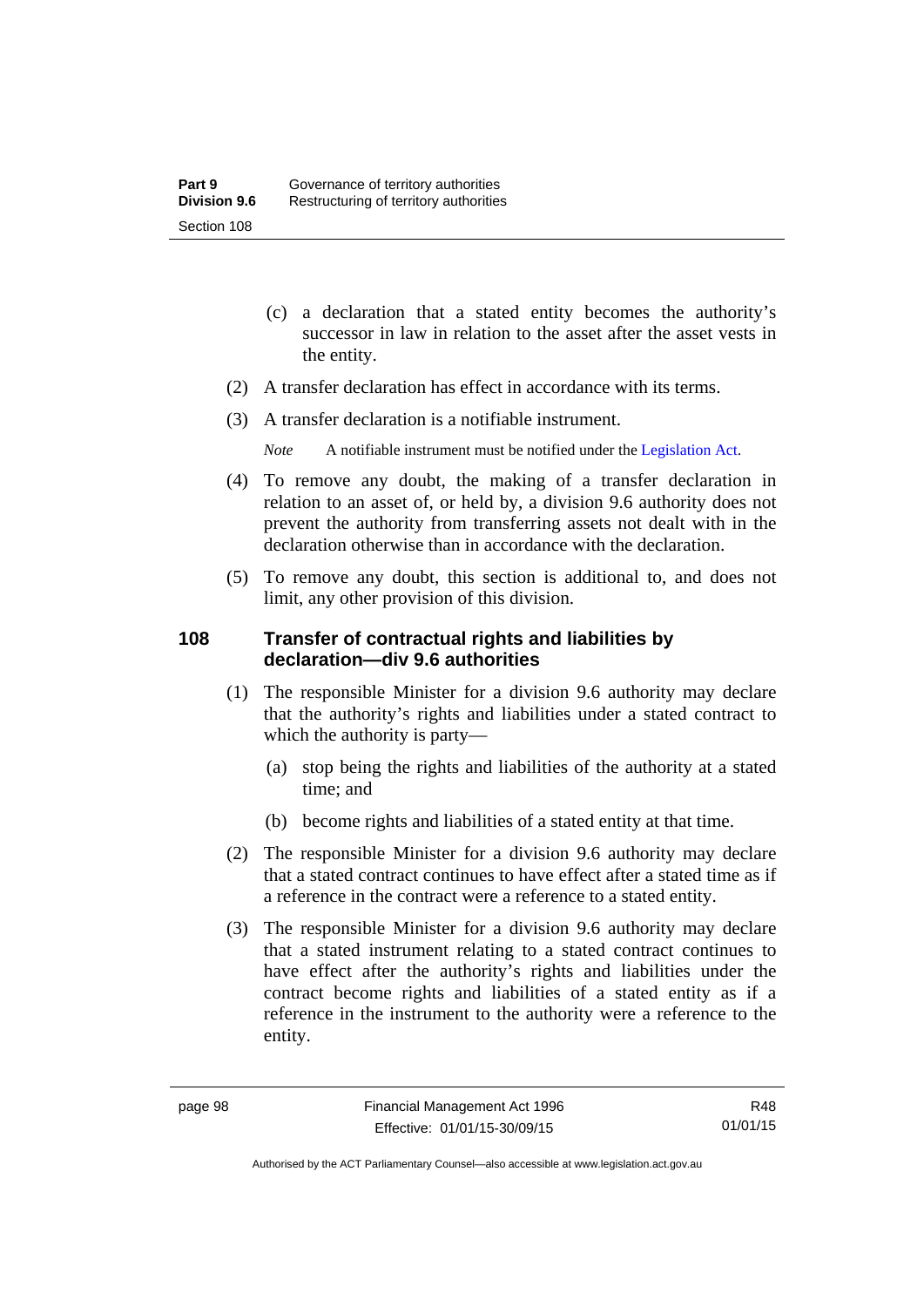(c) a declaration that a stated entity becomes the authority's successor in law in relation to the asset after the asset vests in the entity.

(2) A transfer declaration has effect in accordance with its terms.

(3) A transfer declaration is a notifiable instrument.

*Note* A notifiable instrument must be notified under the Legislation Act.

(4) To remove any doubt, the making of a transfer declaration in relation to an asset of, or held by, a division 9.6 authority does not prevent the authority from transferring assets not dealt with in the declaration otherwise than in accordance with the declaration.

(5) To remove any doubt, this section is additional to, and does not limit, any other provision of this division.

### 108 Transfer of contractual rights and liabilities by declaration—div 9.6 authorities

(1) The responsible Minister for a division 9.6 authority may declare that the authority's rights and liabilities under a stated contract to which the authority is party—

(a) stop being the rights and liabilities of the authority at a stated time; and

(b) become rights and liabilities of a stated entity at that time.

(2) The responsible Minister for a division 9.6 authority may declare that a stated contract continues to have effect after a stated time as if a reference in the contract were a reference to a stated entity.

(3) The responsible Minister for a division 9.6 authority may declare that a stated instrument relating to a stated contract continues to have effect after the authority's rights and liabilities under the contract become rights and liabilities of a stated entity as if a reference in the instrument to the authority were a reference to the entity.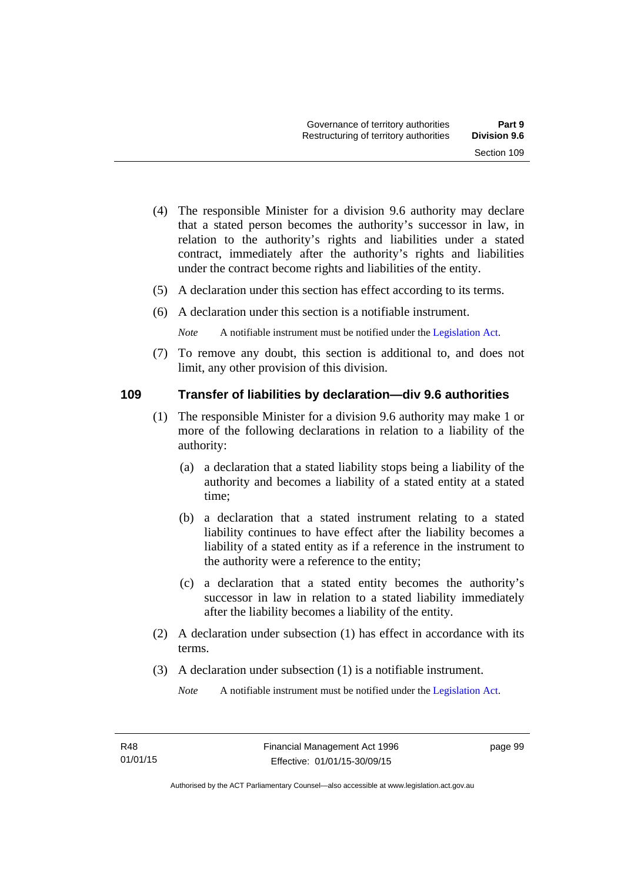(4) The responsible Minister for a division 9.6 authority may declare that a stated person becomes the authority's successor in law, in relation to the authority's rights and liabilities under a stated contract, immediately after the authority's rights and liabilities under the contract become rights and liabilities of the entity.

(5) A declaration under this section has effect according to its terms.

(6) A declaration under this section is a notifiable instrument.

*Note* A notifiable instrument must be notified under the Legislation Act.

(7) To remove any doubt, this section is additional to, and does not limit, any other provision of this division.

### 109 Transfer of liabilities by declaration—div 9.6 authorities

(1) The responsible Minister for a division 9.6 authority may make 1 or more of the following declarations in relation to a liability of the authority:

(a) a declaration that a stated liability stops being a liability of the authority and becomes a liability of a stated entity at a stated time;

(b) a declaration that a stated instrument relating to a stated liability continues to have effect after the liability becomes a liability of a stated entity as if a reference in the instrument to the authority were a reference to the entity;

(c) a declaration that a stated entity becomes the authority's successor in law in relation to a stated liability immediately after the liability becomes a liability of the entity.

(2) A declaration under subsection (1) has effect in accordance with its terms.

(3) A declaration under subsection (1) is a notifiable instrument.

*Note* A notifiable instrument must be notified under the Legislation Act.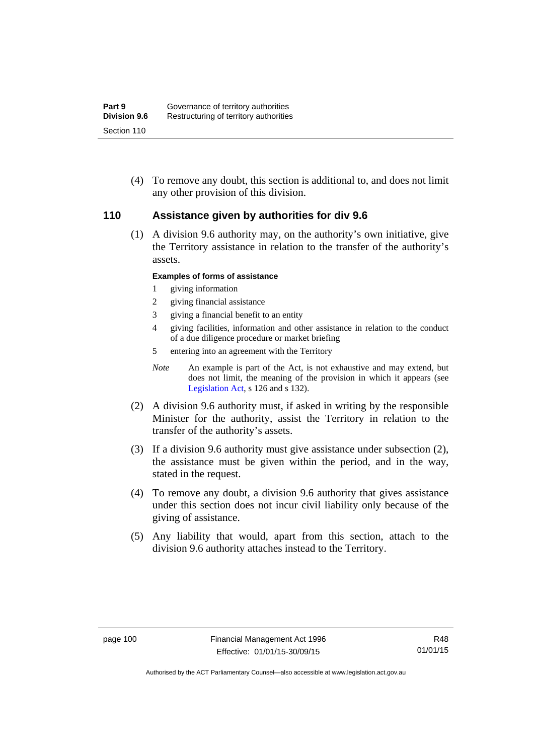(4) To remove any doubt, this section is additional to, and does not limit any other provision of this division.

## 110 Assistance given by authorities for div 9.6

(1) A division 9.6 authority may, on the authority's own initiative, give the Territory assistance in relation to the transfer of the authority's assets.

**Examples of forms of assistance**

1 giving information

2 giving financial assistance

3 giving a financial benefit to an entity

4 giving facilities, information and other assistance in relation to the conduct of a due diligence procedure or market briefing

5 entering into an agreement with the Territory

*Note* An example is part of the Act, is not exhaustive and may extend, but does not limit, the meaning of the provision in which it appears (see Legislation Act, s 126 and s 132).

(2) A division 9.6 authority must, if asked in writing by the responsible Minister for the authority, assist the Territory in relation to the transfer of the authority's assets.

(3) If a division 9.6 authority must give assistance under subsection (2), the assistance must be given within the period, and in the way, stated in the request.

(4) To remove any doubt, a division 9.6 authority that gives assistance under this section does not incur civil liability only because of the giving of assistance.

(5) Any liability that would, apart from this section, attach to the division 9.6 authority attaches instead to the Territory.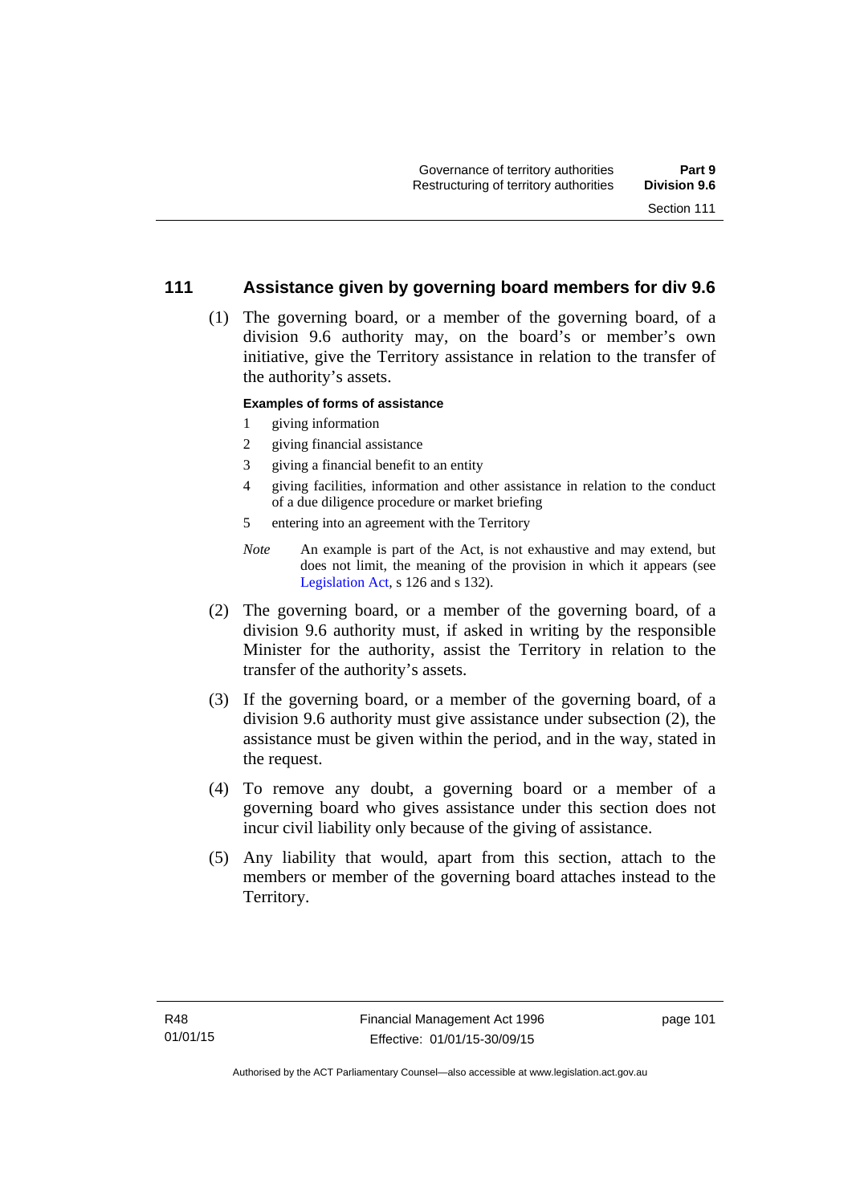## 111 Assistance given by governing board members for div 9.6

(1) The governing board, or a member of the governing board, of a division 9.6 authority may, on the board's or member's own initiative, give the Territory assistance in relation to the transfer of the authority's assets.

**Examples of forms of assistance**

1 giving information

2 giving financial assistance

3 giving a financial benefit to an entity

4 giving facilities, information and other assistance in relation to the conduct of a due diligence procedure or market briefing

5 entering into an agreement with the Territory

*Note* An example is part of the Act, is not exhaustive and may extend, but does not limit, the meaning of the provision in which it appears (see Legislation Act, s 126 and s 132).

(2) The governing board, or a member of the governing board, of a division 9.6 authority must, if asked in writing by the responsible Minister for the authority, assist the Territory in relation to the transfer of the authority's assets.

(3) If the governing board, or a member of the governing board, of a division 9.6 authority must give assistance under subsection (2), the assistance must be given within the period, and in the way, stated in the request.

(4) To remove any doubt, a governing board or a member of a governing board who gives assistance under this section does not incur civil liability only because of the giving of assistance.

(5) Any liability that would, apart from this section, attach to the members or member of the governing board attaches instead to the Territory.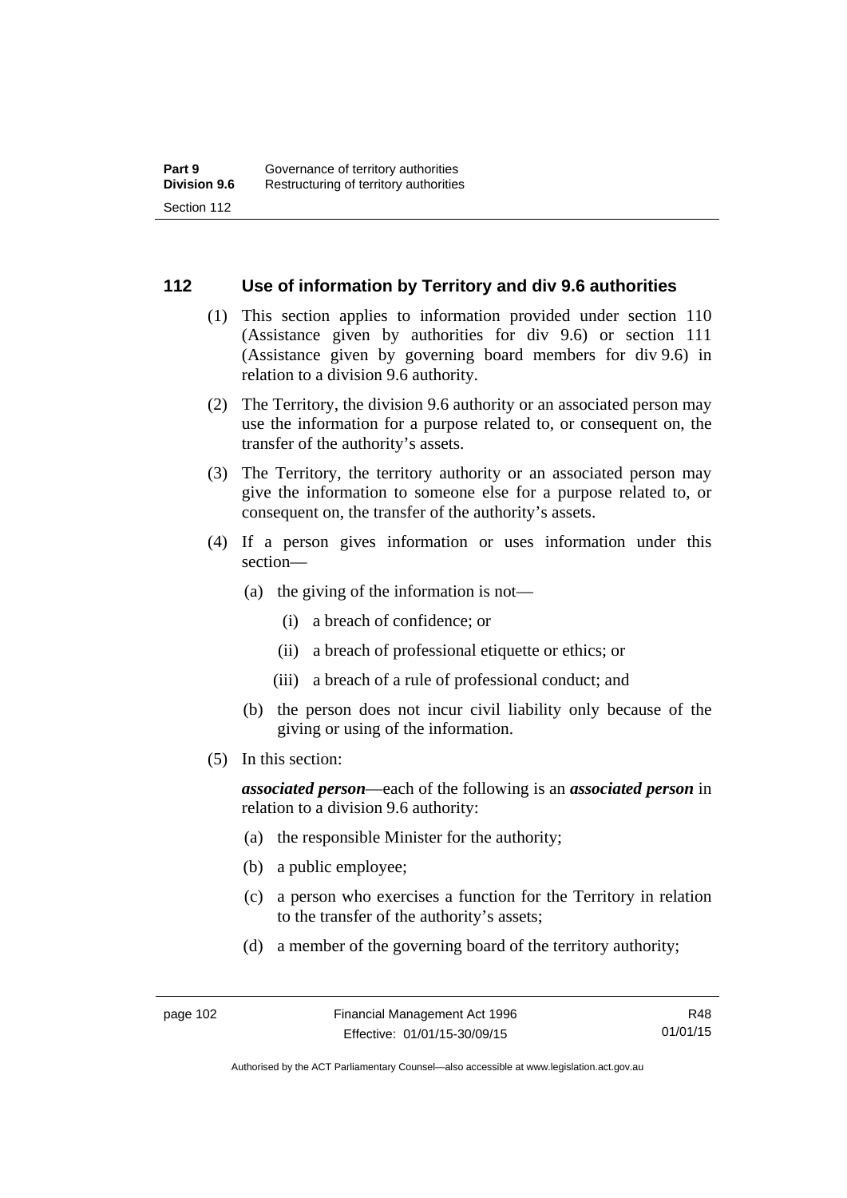## 112 Use of information by Territory and div 9.6 authorities

(1) This section applies to information provided under section 110 (Assistance given by authorities for div 9.6) or section 111 (Assistance given by governing board members for div 9.6) in relation to a division 9.6 authority.

(2) The Territory, the division 9.6 authority or an associated person may use the information for a purpose related to, or consequent on, the transfer of the authority's assets.

(3) The Territory, the territory authority or an associated person may give the information to someone else for a purpose related to, or consequent on, the transfer of the authority's assets.

(4) If a person gives information or uses information under this section—

- (a) the giving of the information is not—
  - (i) a breach of confidence; or
  - (ii) a breach of professional etiquette or ethics; or
  - (iii) a breach of a rule of professional conduct; and
- (b) the person does not incur civil liability only because of the giving or using of the information.

(5) In this section:

***associated person***—each of the following is an ***associated person*** in relation to a division 9.6 authority:

- (a) the responsible Minister for the authority;
- (b) a public employee;
- (c) a person who exercises a function for the Territory in relation to the transfer of the authority's assets;
- (d) a member of the governing board of the territory authority;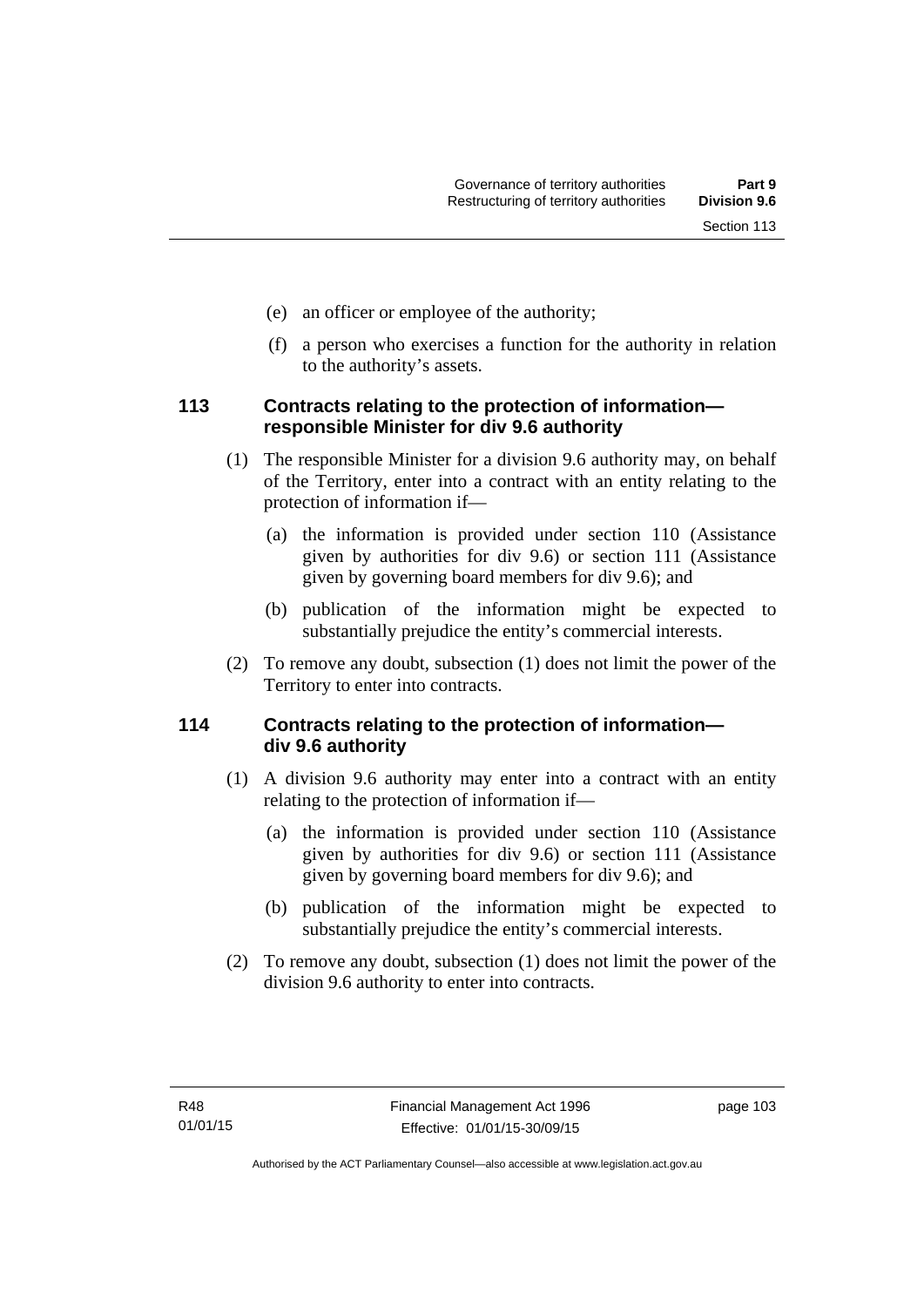(e) an officer or employee of the authority;

(f) a person who exercises a function for the authority in relation to the authority's assets.

### 113 Contracts relating to the protection of information—responsible Minister for div 9.6 authority

(1) The responsible Minister for a division 9.6 authority may, on behalf of the Territory, enter into a contract with an entity relating to the protection of information if—

(a) the information is provided under section 110 (Assistance given by authorities for div 9.6) or section 111 (Assistance given by governing board members for div 9.6); and

(b) publication of the information might be expected to substantially prejudice the entity's commercial interests.

(2) To remove any doubt, subsection (1) does not limit the power of the Territory to enter into contracts.

### 114 Contracts relating to the protection of information—div 9.6 authority

(1) A division 9.6 authority may enter into a contract with an entity relating to the protection of information if—

(a) the information is provided under section 110 (Assistance given by authorities for div 9.6) or section 111 (Assistance given by governing board members for div 9.6); and

(b) publication of the information might be expected to substantially prejudice the entity's commercial interests.

(2) To remove any doubt, subsection (1) does not limit the power of the division 9.6 authority to enter into contracts.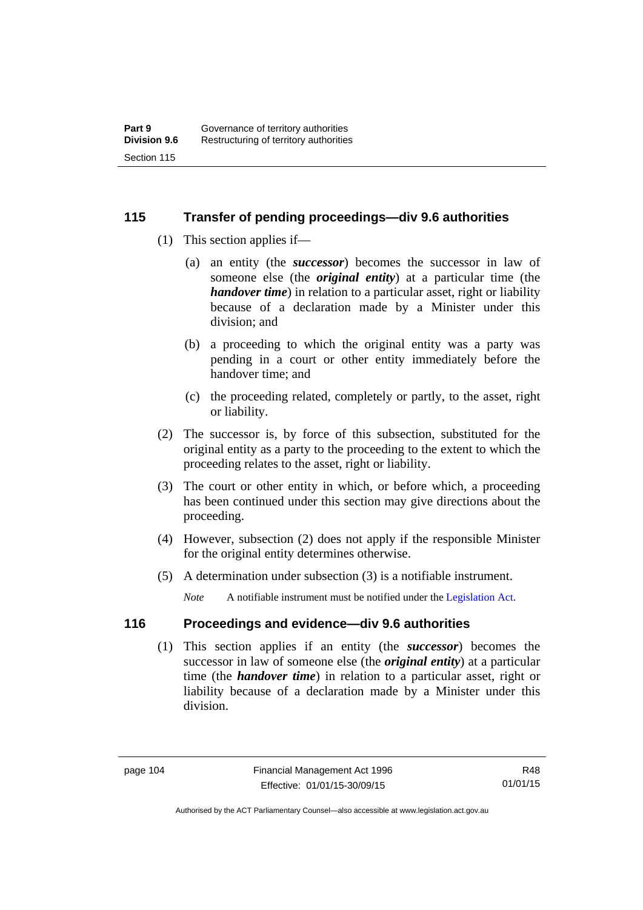## 115 Transfer of pending proceedings—div 9.6 authorities

(1) This section applies if—

(a) an entity (the ***successor***) becomes the successor in law of someone else (the ***original entity***) at a particular time (the ***handover time***) in relation to a particular asset, right or liability because of a declaration made by a Minister under this division; and

(b) a proceeding to which the original entity was a party was pending in a court or other entity immediately before the handover time; and

(c) the proceeding related, completely or partly, to the asset, right or liability.

(2) The successor is, by force of this subsection, substituted for the original entity as a party to the proceeding to the extent to which the proceeding relates to the asset, right or liability.

(3) The court or other entity in which, or before which, a proceeding has been continued under this section may give directions about the proceeding.

(4) However, subsection (2) does not apply if the responsible Minister for the original entity determines otherwise.

(5) A determination under subsection (3) is a notifiable instrument.

*Note* A notifiable instrument must be notified under the Legislation Act.

## 116 Proceedings and evidence—div 9.6 authorities

(1) This section applies if an entity (the ***successor***) becomes the successor in law of someone else (the ***original entity***) at a particular time (the ***handover time***) in relation to a particular asset, right or liability because of a declaration made by a Minister under this division.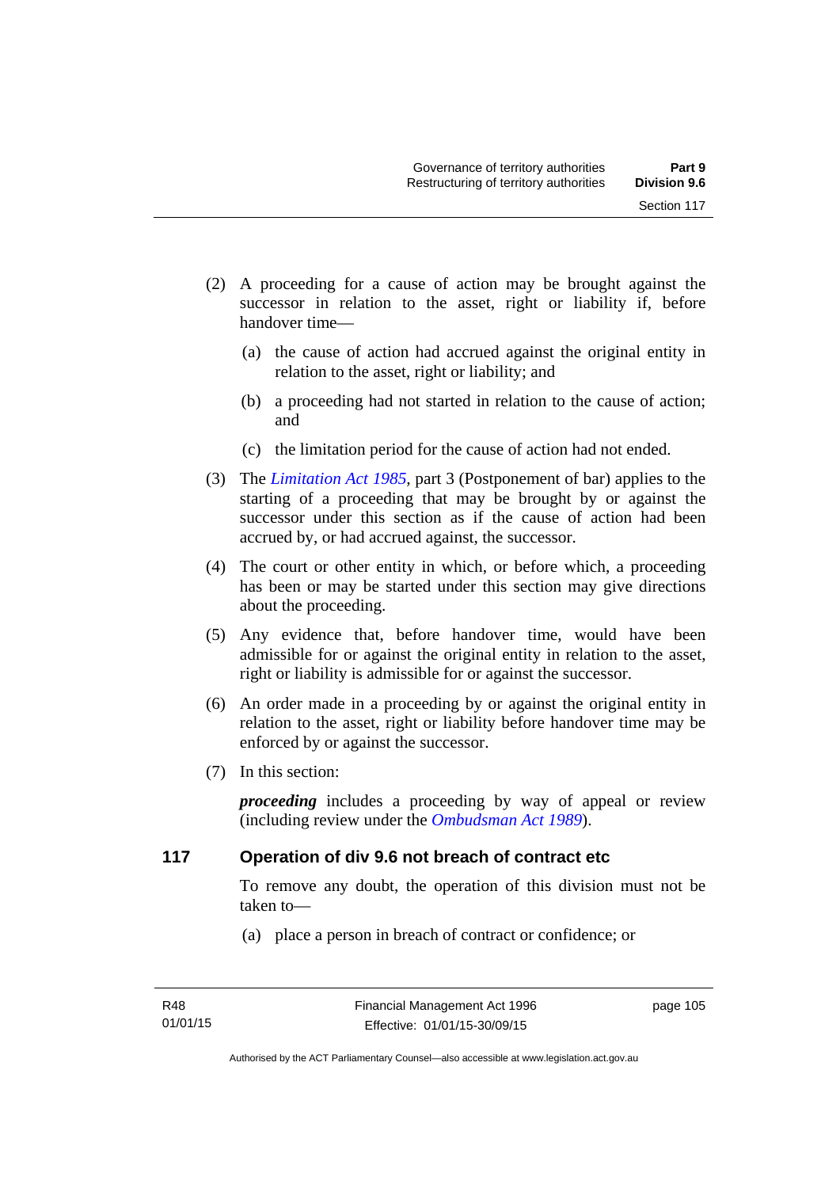(2) A proceeding for a cause of action may be brought against the successor in relation to the asset, right or liability if, before handover time—

(a) the cause of action had accrued against the original entity in relation to the asset, right or liability; and

(b) a proceeding had not started in relation to the cause of action; and

(c) the limitation period for the cause of action had not ended.

(3) The *Limitation Act 1985*, part 3 (Postponement of bar) applies to the starting of a proceeding that may be brought by or against the successor under this section as if the cause of action had been accrued by, or had accrued against, the successor.

(4) The court or other entity in which, or before which, a proceeding has been or may be started under this section may give directions about the proceeding.

(5) Any evidence that, before handover time, would have been admissible for or against the original entity in relation to the asset, right or liability is admissible for or against the successor.

(6) An order made in a proceeding by or against the original entity in relation to the asset, right or liability before handover time may be enforced by or against the successor.

(7) In this section:

***proceeding*** includes a proceeding by way of appeal or review (including review under the *Ombudsman Act 1989*).

## 117 Operation of div 9.6 not breach of contract etc

To remove any doubt, the operation of this division must not be taken to—

(a) place a person in breach of contract or confidence; or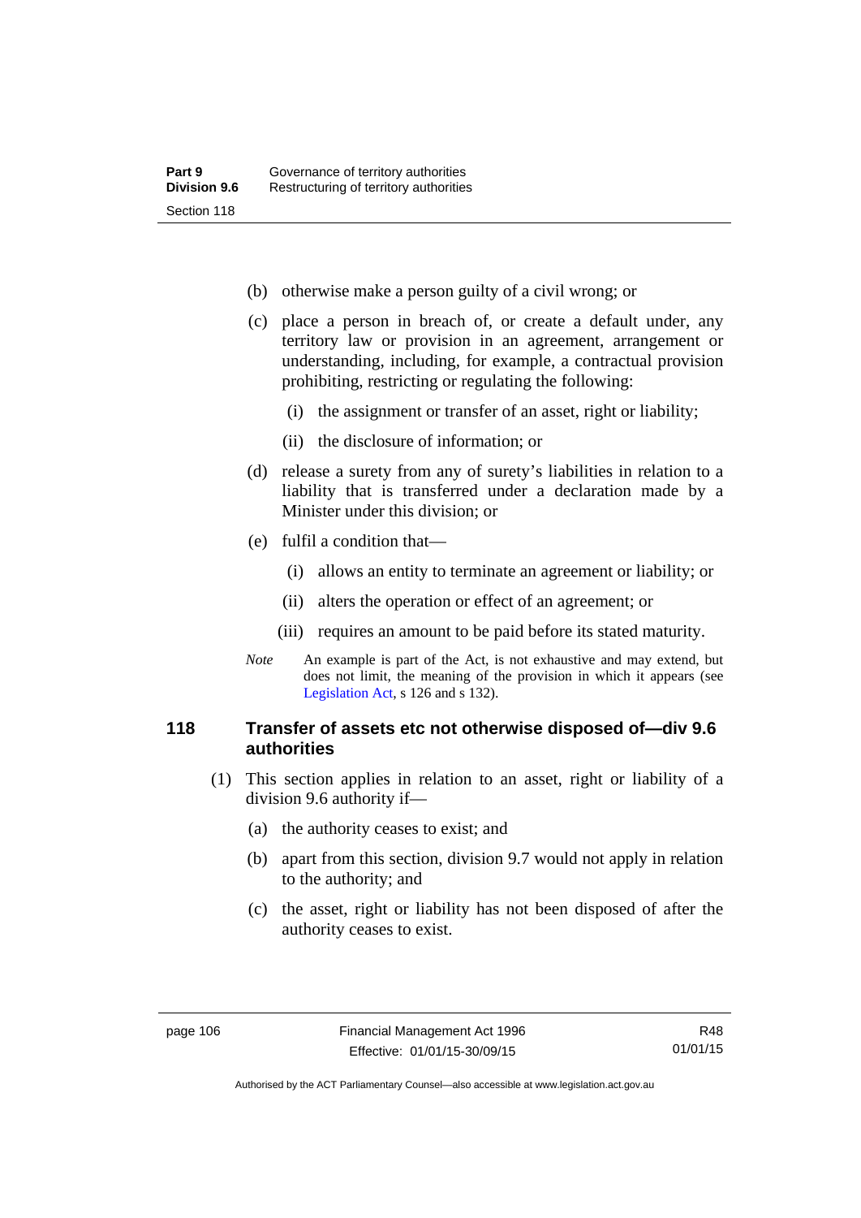(b) otherwise make a person guilty of a civil wrong; or

(c) place a person in breach of, or create a default under, any territory law or provision in an agreement, arrangement or understanding, including, for example, a contractual provision prohibiting, restricting or regulating the following:

  (i) the assignment or transfer of an asset, right or liability;

  (ii) the disclosure of information; or

(d) release a surety from any of surety's liabilities in relation to a liability that is transferred under a declaration made by a Minister under this division; or

(e) fulfil a condition that—

  (i) allows an entity to terminate an agreement or liability; or

  (ii) alters the operation or effect of an agreement; or

  (iii) requires an amount to be paid before its stated maturity.

*Note* An example is part of the Act, is not exhaustive and may extend, but does not limit, the meaning of the provision in which it appears (see Legislation Act, s 126 and s 132).

### 118 Transfer of assets etc not otherwise disposed of—div 9.6 authorities

(1) This section applies in relation to an asset, right or liability of a division 9.6 authority if—

(a) the authority ceases to exist; and

(b) apart from this section, division 9.7 would not apply in relation to the authority; and

(c) the asset, right or liability has not been disposed of after the authority ceases to exist.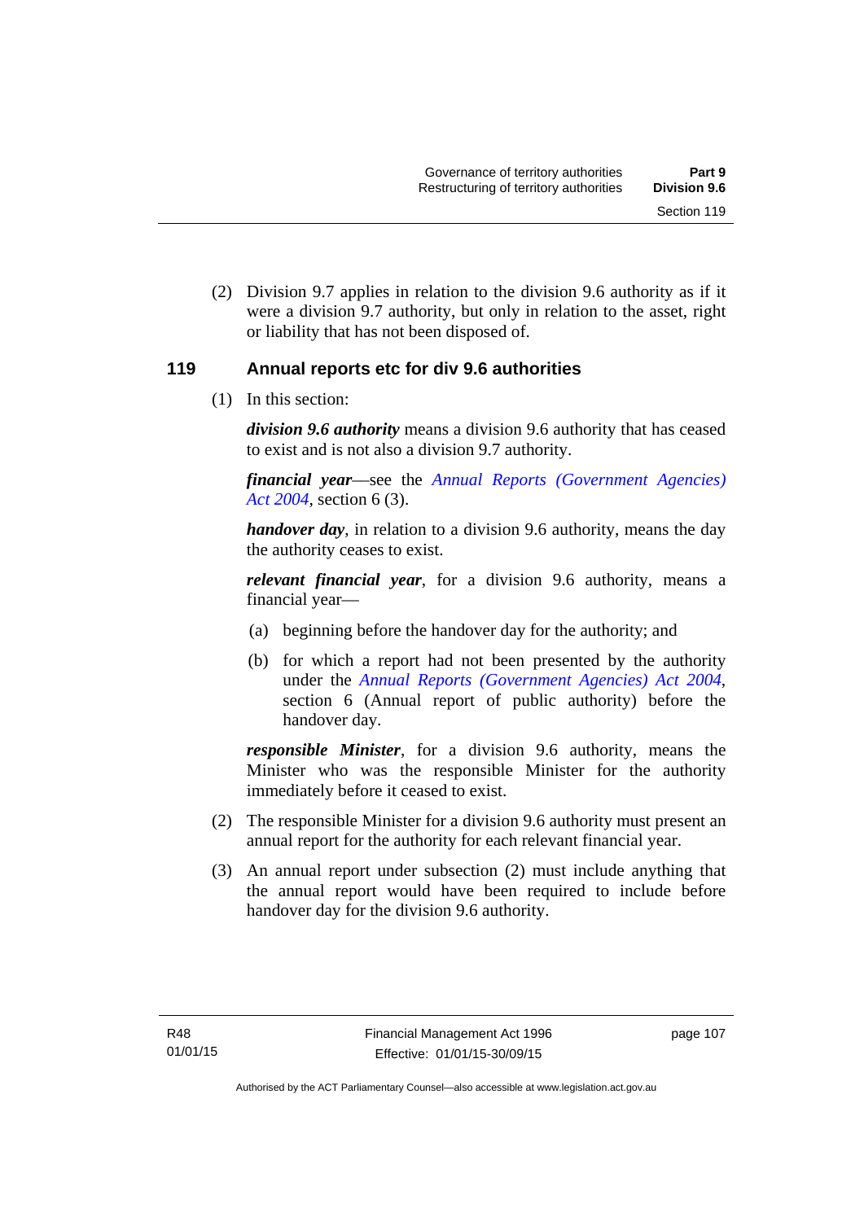(2) Division 9.7 applies in relation to the division 9.6 authority as if it were a division 9.7 authority, but only in relation to the asset, right or liability that has not been disposed of.

### 119 Annual reports etc for div 9.6 authorities

(1) In this section:

***division 9.6 authority*** means a division 9.6 authority that has ceased to exist and is not also a division 9.7 authority.

***financial year***—see the *Annual Reports (Government Agencies) Act 2004*, section 6 (3).

***handover day***, in relation to a division 9.6 authority, means the day the authority ceases to exist.

***relevant financial year***, for a division 9.6 authority, means a financial year—

(a) beginning before the handover day for the authority; and

(b) for which a report had not been presented by the authority under the *Annual Reports (Government Agencies) Act 2004*, section 6 (Annual report of public authority) before the handover day.

***responsible Minister***, for a division 9.6 authority, means the Minister who was the responsible Minister for the authority immediately before it ceased to exist.

(2) The responsible Minister for a division 9.6 authority must present an annual report for the authority for each relevant financial year.

(3) An annual report under subsection (2) must include anything that the annual report would have been required to include before handover day for the division 9.6 authority.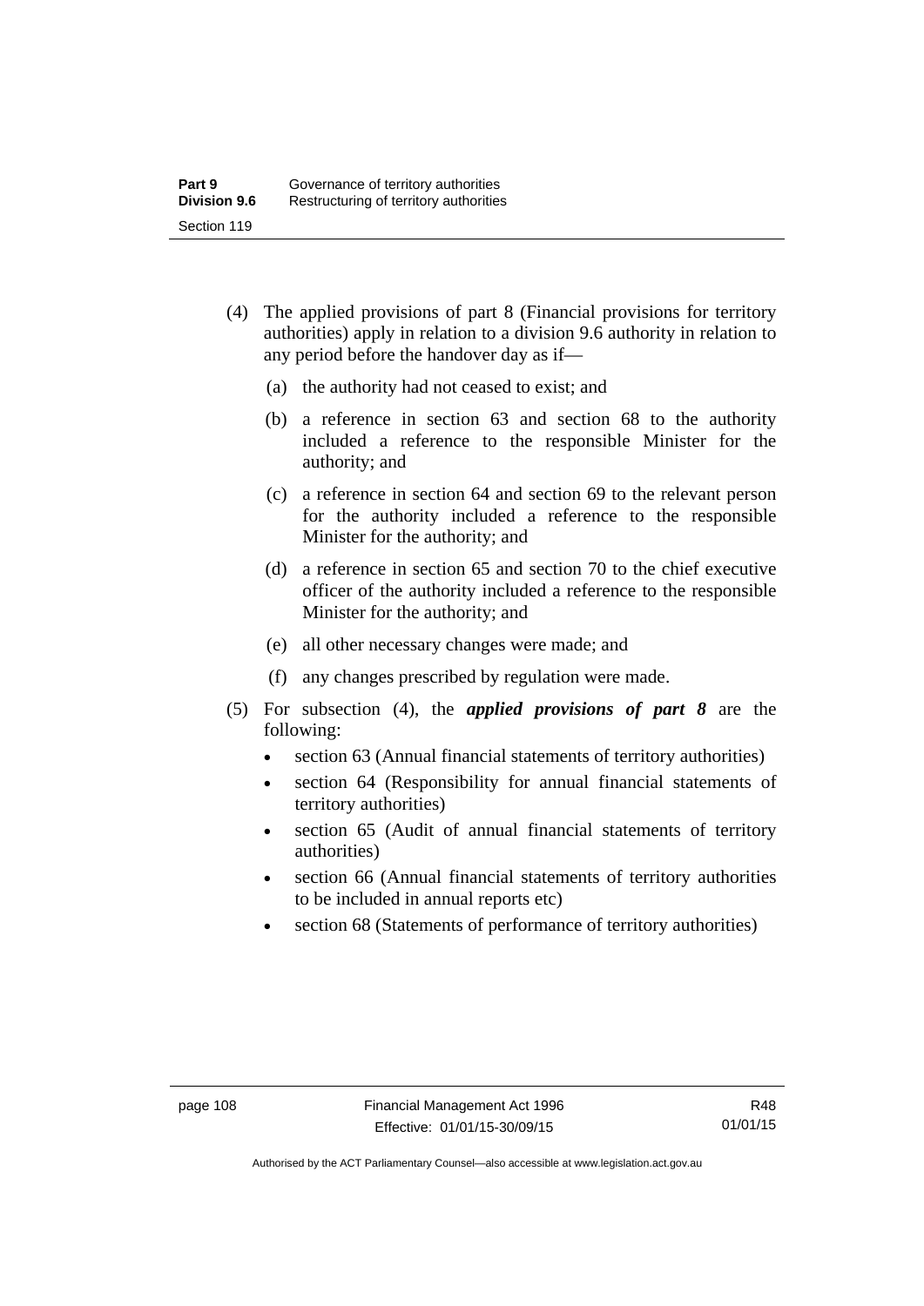(4) The applied provisions of part 8 (Financial provisions for territory authorities) apply in relation to a division 9.6 authority in relation to any period before the handover day as if—

  (a) the authority had not ceased to exist; and

  (b) a reference in section 63 and section 68 to the authority included a reference to the responsible Minister for the authority; and

  (c) a reference in section 64 and section 69 to the relevant person for the authority included a reference to the responsible Minister for the authority; and

  (d) a reference in section 65 and section 70 to the chief executive officer of the authority included a reference to the responsible Minister for the authority; and

  (e) all other necessary changes were made; and

  (f) any changes prescribed by regulation were made.

(5) For subsection (4), the ***applied provisions of part 8*** are the following:

- section 63 (Annual financial statements of territory authorities)
- section 64 (Responsibility for annual financial statements of territory authorities)
- section 65 (Audit of annual financial statements of territory authorities)
- section 66 (Annual financial statements of territory authorities to be included in annual reports etc)
- section 68 (Statements of performance of territory authorities)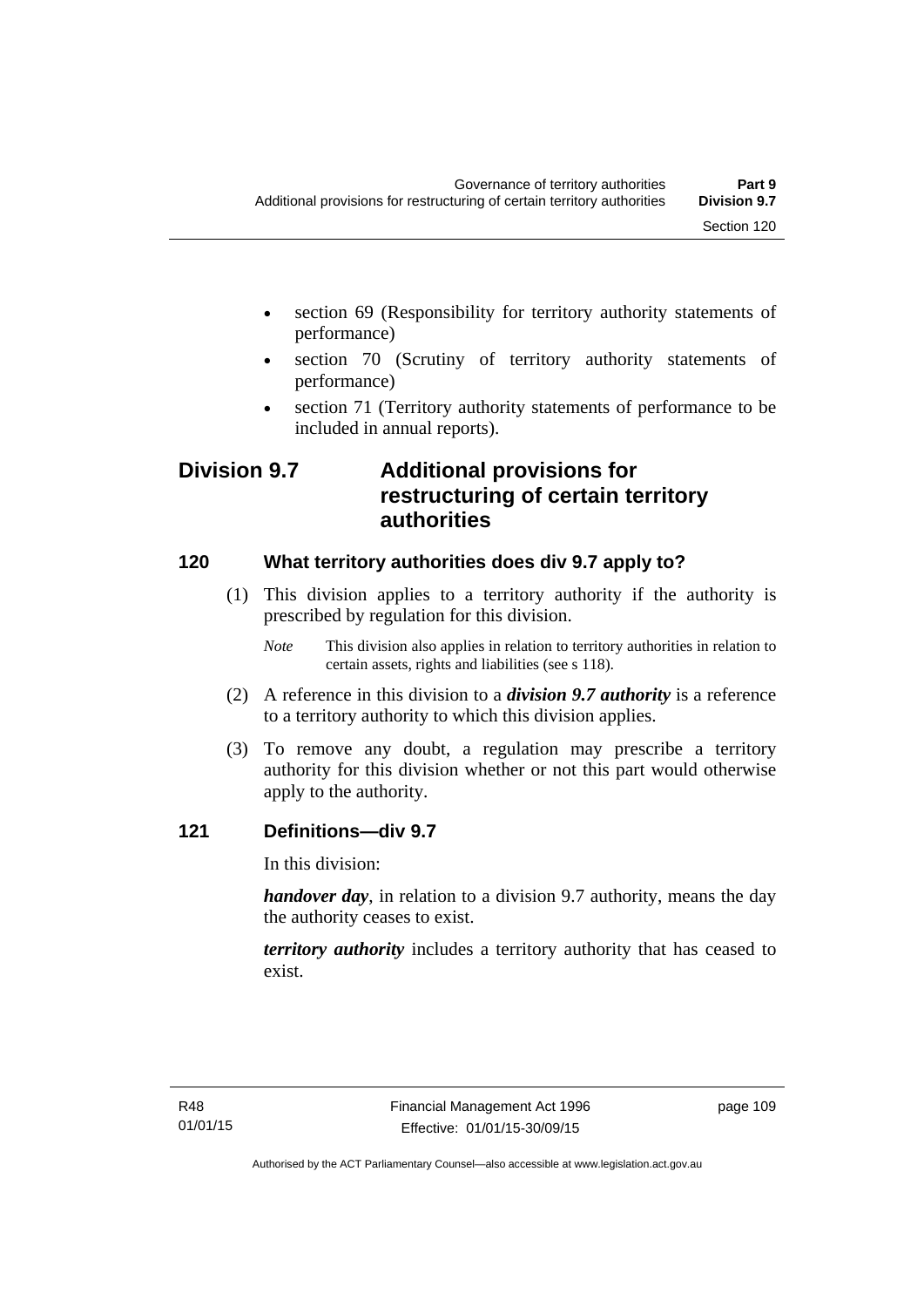- section 69 (Responsibility for territory authority statements of performance)
- section 70 (Scrutiny of territory authority statements of performance)
- section 71 (Territory authority statements of performance to be included in annual reports).

## Division 9.7 Additional provisions for restructuring of certain territory authorities

### 120 What territory authorities does div 9.7 apply to?

(1) This division applies to a territory authority if the authority is prescribed by regulation for this division.

*Note* This division also applies in relation to territory authorities in relation to certain assets, rights and liabilities (see s 118).

(2) A reference in this division to a ***division 9.7 authority*** is a reference to a territory authority to which this division applies.

(3) To remove any doubt, a regulation may prescribe a territory authority for this division whether or not this part would otherwise apply to the authority.

### 121 Definitions—div 9.7

In this division:

***handover day***, in relation to a division 9.7 authority, means the day the authority ceases to exist.

***territory authority*** includes a territory authority that has ceased to exist.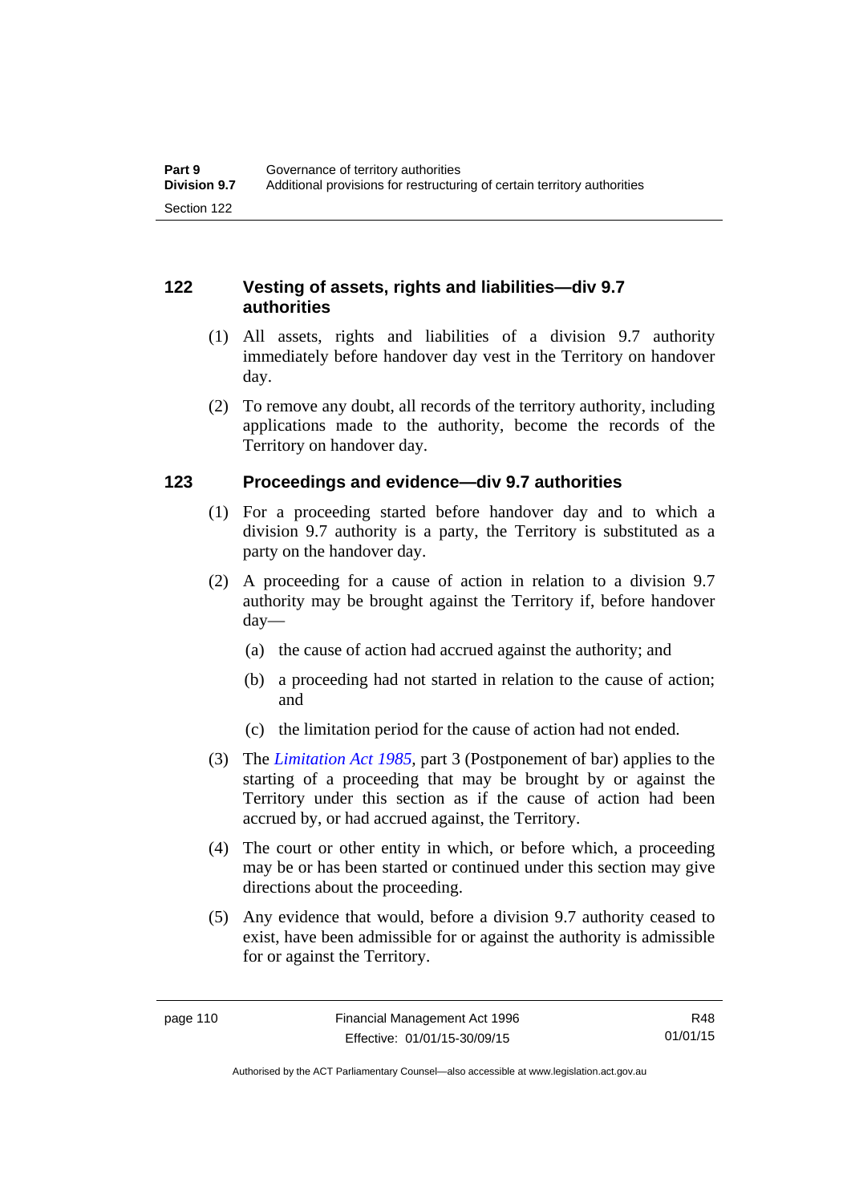## 122 Vesting of assets, rights and liabilities—div 9.7 authorities

(1) All assets, rights and liabilities of a division 9.7 authority immediately before handover day vest in the Territory on handover day.

(2) To remove any doubt, all records of the territory authority, including applications made to the authority, become the records of the Territory on handover day.

## 123 Proceedings and evidence—div 9.7 authorities

(1) For a proceeding started before handover day and to which a division 9.7 authority is a party, the Territory is substituted as a party on the handover day.

(2) A proceeding for a cause of action in relation to a division 9.7 authority may be brought against the Territory if, before handover day—

(a) the cause of action had accrued against the authority; and

(b) a proceeding had not started in relation to the cause of action; and

(c) the limitation period for the cause of action had not ended.

(3) The *Limitation Act 1985*, part 3 (Postponement of bar) applies to the starting of a proceeding that may be brought by or against the Territory under this section as if the cause of action had been accrued by, or had accrued against, the Territory.

(4) The court or other entity in which, or before which, a proceeding may be or has been started or continued under this section may give directions about the proceeding.

(5) Any evidence that would, before a division 9.7 authority ceased to exist, have been admissible for or against the authority is admissible for or against the Territory.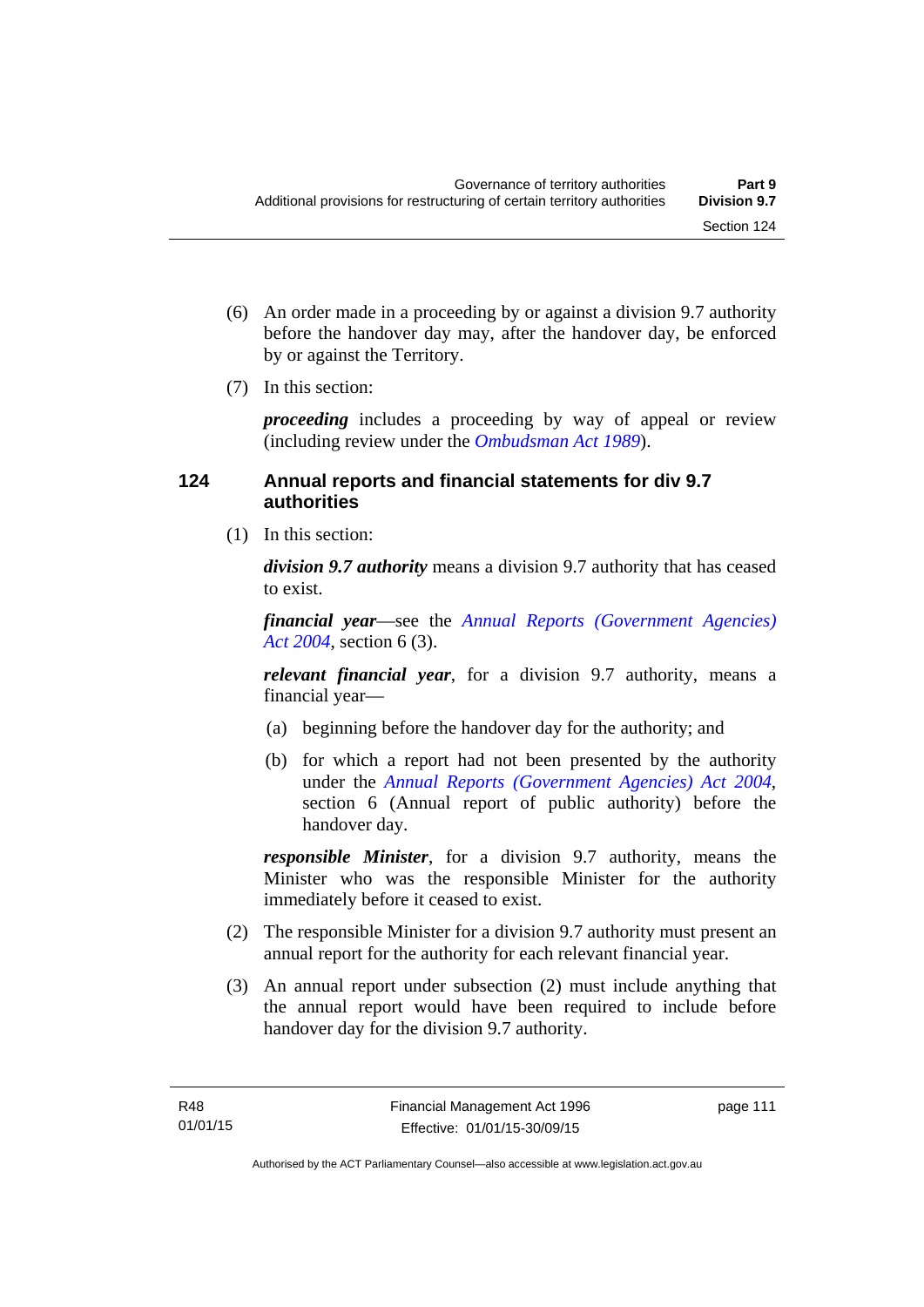(6) An order made in a proceeding by or against a division 9.7 authority before the handover day may, after the handover day, be enforced by or against the Territory.

(7) In this section:

***proceeding*** includes a proceeding by way of appeal or review (including review under the *Ombudsman Act 1989*).

### 124 Annual reports and financial statements for div 9.7 authorities

(1) In this section:

***division 9.7 authority*** means a division 9.7 authority that has ceased to exist.

***financial year***—see the *Annual Reports (Government Agencies) Act 2004*, section 6 (3).

***relevant financial year***, for a division 9.7 authority, means a financial year—

(a) beginning before the handover day for the authority; and

(b) for which a report had not been presented by the authority under the *Annual Reports (Government Agencies) Act 2004*, section 6 (Annual report of public authority) before the handover day.

***responsible Minister***, for a division 9.7 authority, means the Minister who was the responsible Minister for the authority immediately before it ceased to exist.

(2) The responsible Minister for a division 9.7 authority must present an annual report for the authority for each relevant financial year.

(3) An annual report under subsection (2) must include anything that the annual report would have been required to include before handover day for the division 9.7 authority.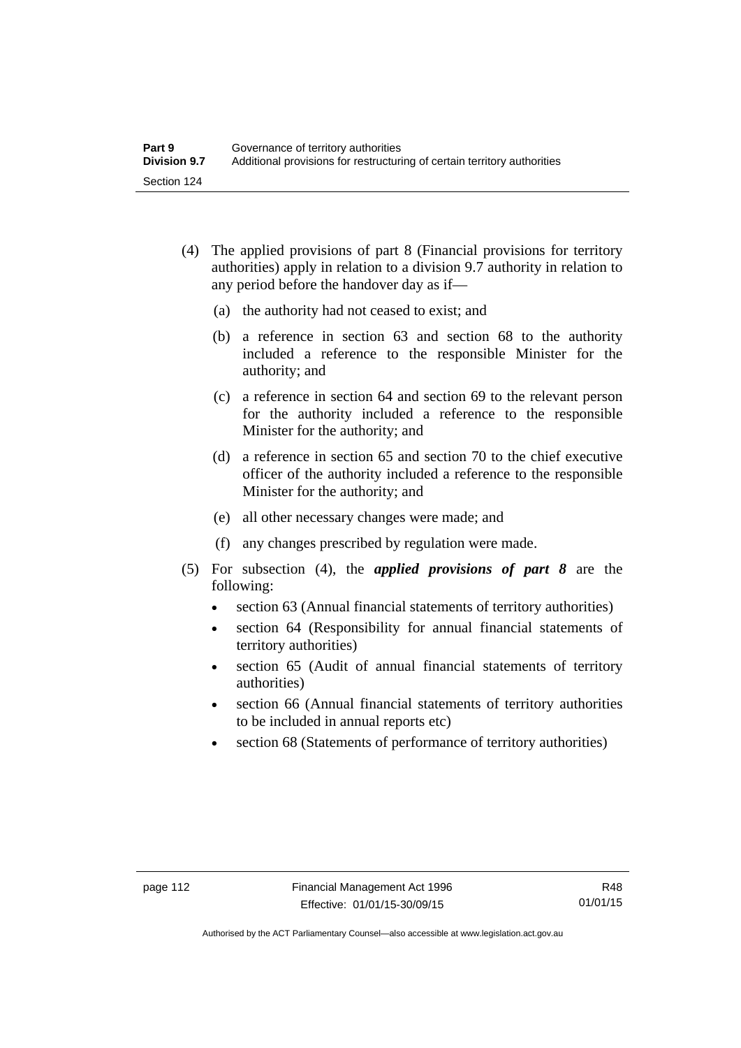(4) The applied provisions of part 8 (Financial provisions for territory authorities) apply in relation to a division 9.7 authority in relation to any period before the handover day as if—

   (a) the authority had not ceased to exist; and

   (b) a reference in section 63 and section 68 to the authority included a reference to the responsible Minister for the authority; and

   (c) a reference in section 64 and section 69 to the relevant person for the authority included a reference to the responsible Minister for the authority; and

   (d) a reference in section 65 and section 70 to the chief executive officer of the authority included a reference to the responsible Minister for the authority; and

   (e) all other necessary changes were made; and

   (f) any changes prescribed by regulation were made.

(5) For subsection (4), the ***applied provisions of part 8*** are the following:

- section 63 (Annual financial statements of territory authorities)
- section 64 (Responsibility for annual financial statements of territory authorities)
- section 65 (Audit of annual financial statements of territory authorities)
- section 66 (Annual financial statements of territory authorities to be included in annual reports etc)
- section 68 (Statements of performance of territory authorities)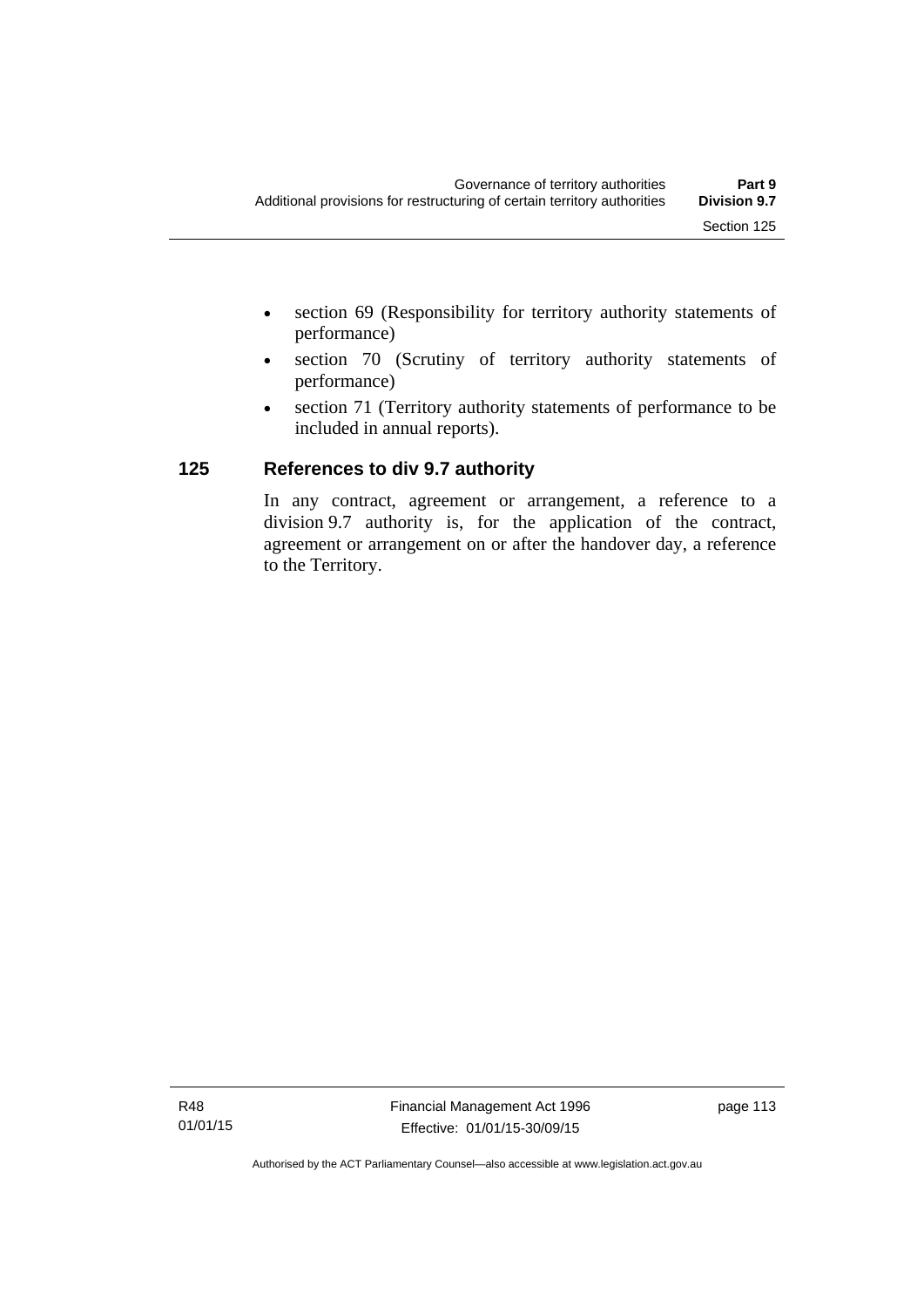- section 69 (Responsibility for territory authority statements of performance)
- section 70 (Scrutiny of territory authority statements of performance)
- section 71 (Territory authority statements of performance to be included in annual reports).

### 125 References to div 9.7 authority

In any contract, agreement or arrangement, a reference to a division 9.7 authority is, for the application of the contract, agreement or arrangement on or after the handover day, a reference to the Territory.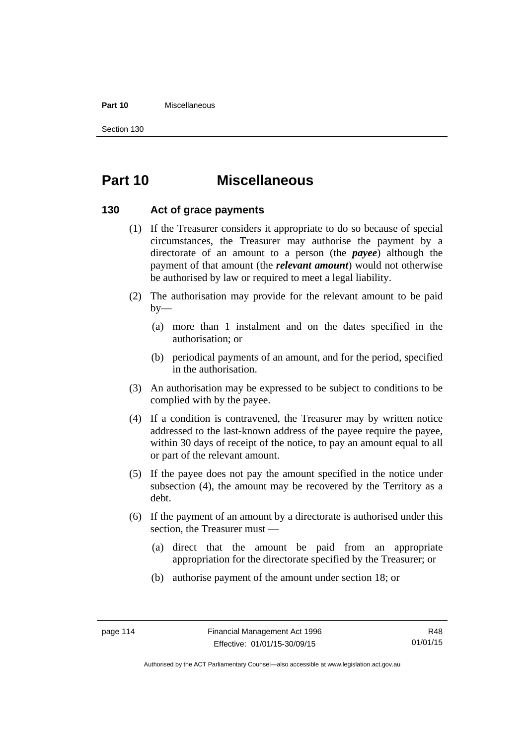# Part 10 Miscellaneous

## 130 Act of grace payments

(1) If the Treasurer considers it appropriate to do so because of special circumstances, the Treasurer may authorise the payment by a directorate of an amount to a person (the ***payee***) although the payment of that amount (the ***relevant amount***) would not otherwise be authorised by law or required to meet a legal liability.

(2) The authorisation may provide for the relevant amount to be paid by—

(a) more than 1 instalment and on the dates specified in the authorisation; or

(b) periodical payments of an amount, and for the period, specified in the authorisation.

(3) An authorisation may be expressed to be subject to conditions to be complied with by the payee.

(4) If a condition is contravened, the Treasurer may by written notice addressed to the last-known address of the payee require the payee, within 30 days of receipt of the notice, to pay an amount equal to all or part of the relevant amount.

(5) If the payee does not pay the amount specified in the notice under subsection (4), the amount may be recovered by the Territory as a debt.

(6) If the payment of an amount by a directorate is authorised under this section, the Treasurer must —

(a) direct that the amount be paid from an appropriate appropriation for the directorate specified by the Treasurer; or

(b) authorise payment of the amount under section 18; or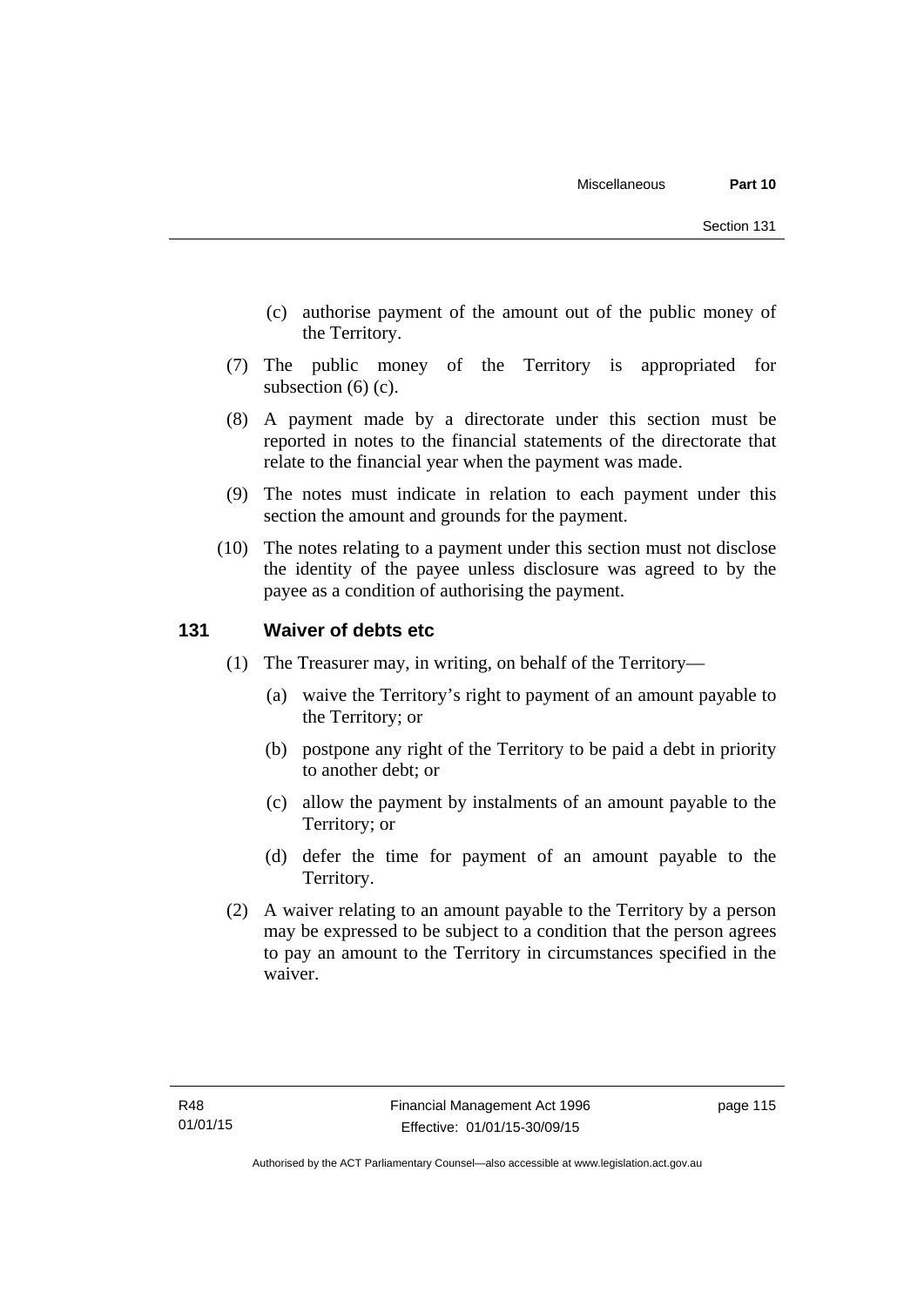(c) authorise payment of the amount out of the public money of the Territory.

(7) The public money of the Territory is appropriated for subsection (6) (c).

(8) A payment made by a directorate under this section must be reported in notes to the financial statements of the directorate that relate to the financial year when the payment was made.

(9) The notes must indicate in relation to each payment under this section the amount and grounds for the payment.

(10) The notes relating to a payment under this section must not disclose the identity of the payee unless disclosure was agreed to by the payee as a condition of authorising the payment.

## 131 Waiver of debts etc

(1) The Treasurer may, in writing, on behalf of the Territory—

(a) waive the Territory's right to payment of an amount payable to the Territory; or

(b) postpone any right of the Territory to be paid a debt in priority to another debt; or

(c) allow the payment by instalments of an amount payable to the Territory; or

(d) defer the time for payment of an amount payable to the Territory.

(2) A waiver relating to an amount payable to the Territory by a person may be expressed to be subject to a condition that the person agrees to pay an amount to the Territory in circumstances specified in the waiver.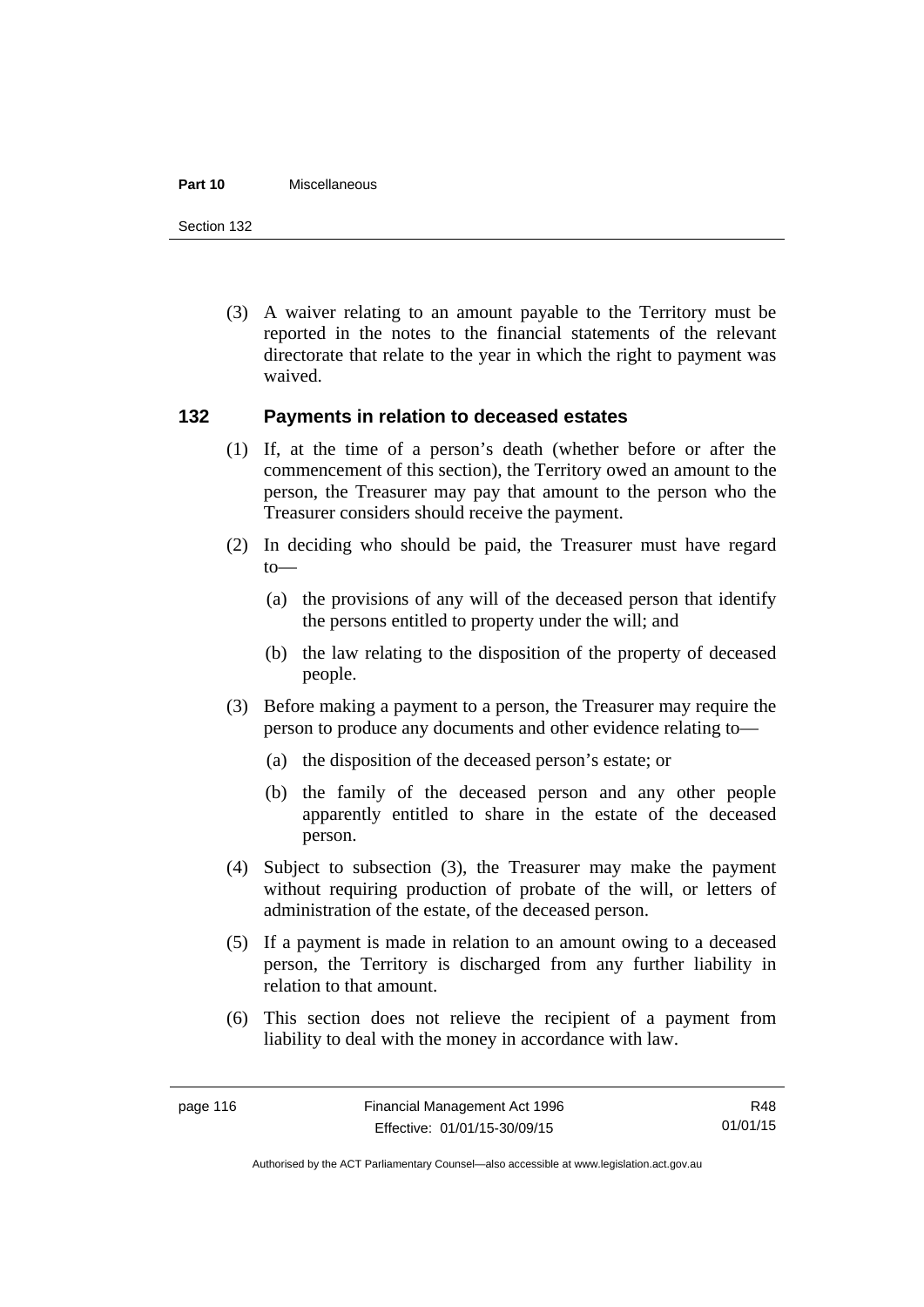(3) A waiver relating to an amount payable to the Territory must be reported in the notes to the financial statements of the relevant directorate that relate to the year in which the right to payment was waived.

## 132 Payments in relation to deceased estates

(1) If, at the time of a person's death (whether before or after the commencement of this section), the Territory owed an amount to the person, the Treasurer may pay that amount to the person who the Treasurer considers should receive the payment.

(2) In deciding who should be paid, the Treasurer must have regard to—

- (a) the provisions of any will of the deceased person that identify the persons entitled to property under the will; and
- (b) the law relating to the disposition of the property of deceased people.

(3) Before making a payment to a person, the Treasurer may require the person to produce any documents and other evidence relating to—

- (a) the disposition of the deceased person's estate; or
- (b) the family of the deceased person and any other people apparently entitled to share in the estate of the deceased person.

(4) Subject to subsection (3), the Treasurer may make the payment without requiring production of probate of the will, or letters of administration of the estate, of the deceased person.

(5) If a payment is made in relation to an amount owing to a deceased person, the Territory is discharged from any further liability in relation to that amount.

(6) This section does not relieve the recipient of a payment from liability to deal with the money in accordance with law.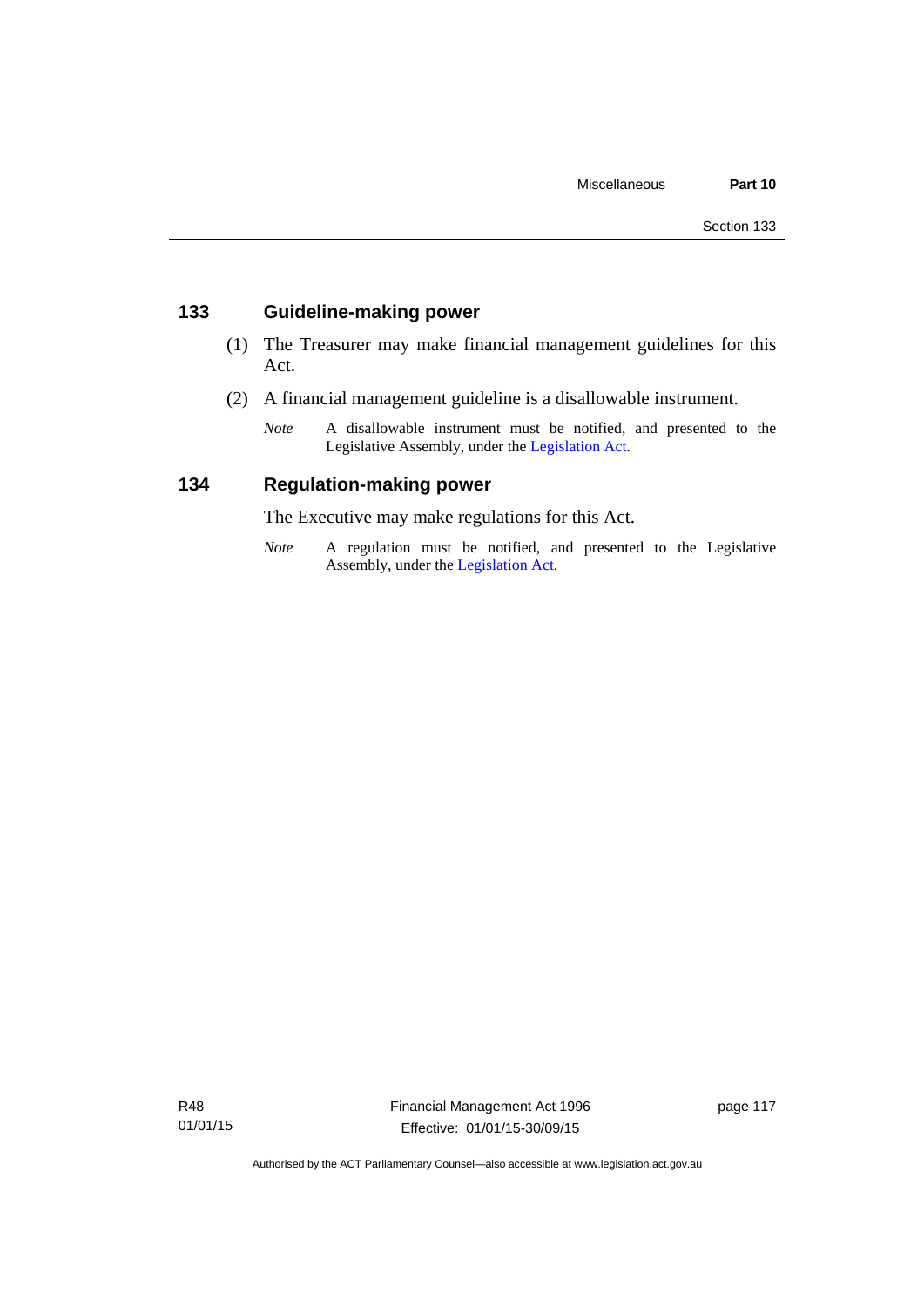## 133 Guideline-making power

(1) The Treasurer may make financial management guidelines for this Act.

(2) A financial management guideline is a disallowable instrument.

*Note* A disallowable instrument must be notified, and presented to the Legislative Assembly, under the Legislation Act.

## 134 Regulation-making power

The Executive may make regulations for this Act.

*Note* A regulation must be notified, and presented to the Legislative Assembly, under the Legislation Act.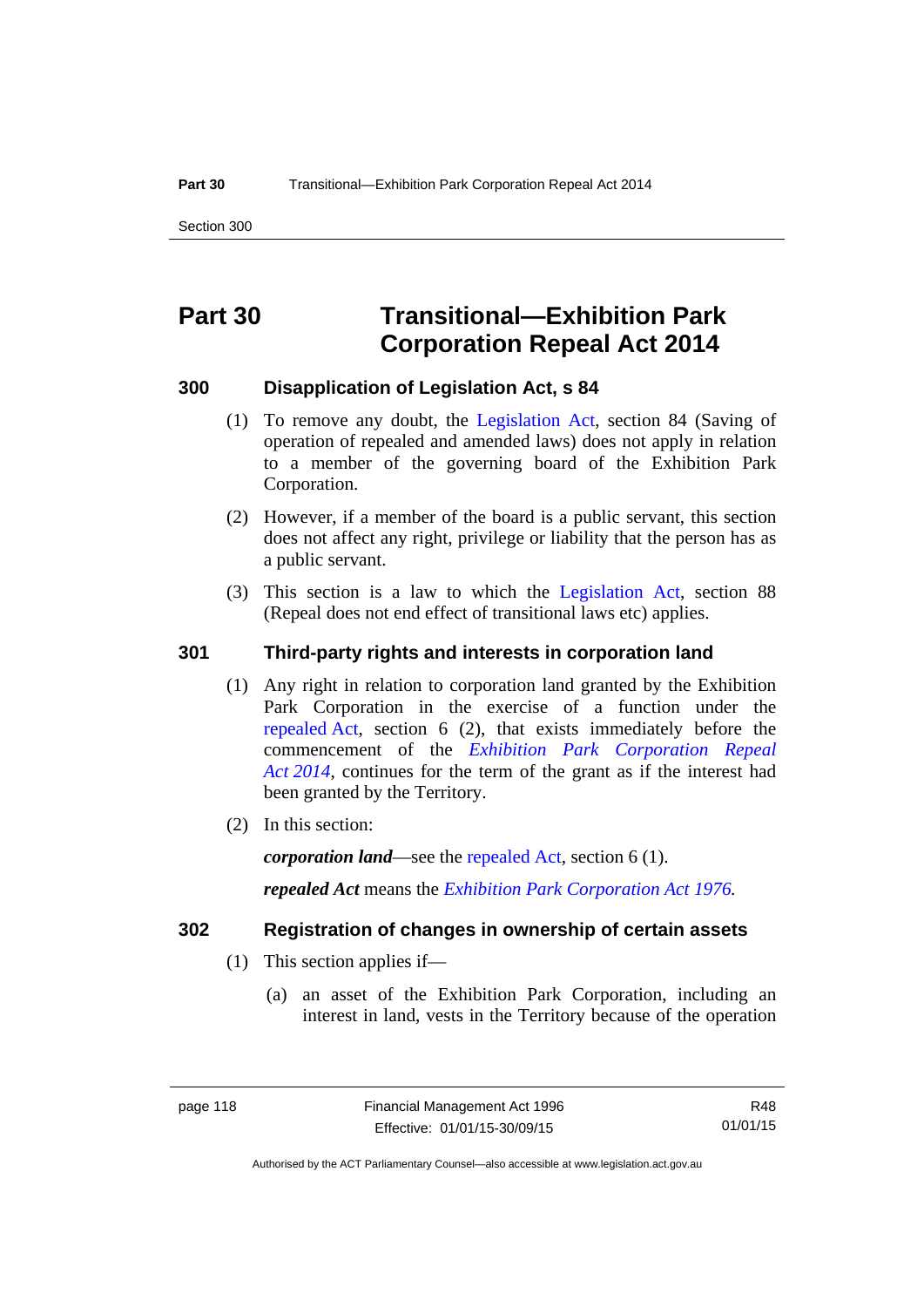# Part 30 Transitional—Exhibition Park Corporation Repeal Act 2014

### 300 Disapplication of Legislation Act, s 84

(1) To remove any doubt, the Legislation Act, section 84 (Saving of operation of repealed and amended laws) does not apply in relation to a member of the governing board of the Exhibition Park Corporation.

(2) However, if a member of the board is a public servant, this section does not affect any right, privilege or liability that the person has as a public servant.

(3) This section is a law to which the Legislation Act, section 88 (Repeal does not end effect of transitional laws etc) applies.

### 301 Third-party rights and interests in corporation land

(1) Any right in relation to corporation land granted by the Exhibition Park Corporation in the exercise of a function under the repealed Act, section 6 (2), that exists immediately before the commencement of the *Exhibition Park Corporation Repeal Act 2014*, continues for the term of the grant as if the interest had been granted by the Territory.

(2) In this section:

***corporation land***—see the repealed Act, section 6 (1).

***repealed Act*** means the *Exhibition Park Corporation Act 1976*.

### 302 Registration of changes in ownership of certain assets

(1) This section applies if—

(a) an asset of the Exhibition Park Corporation, including an interest in land, vests in the Territory because of the operation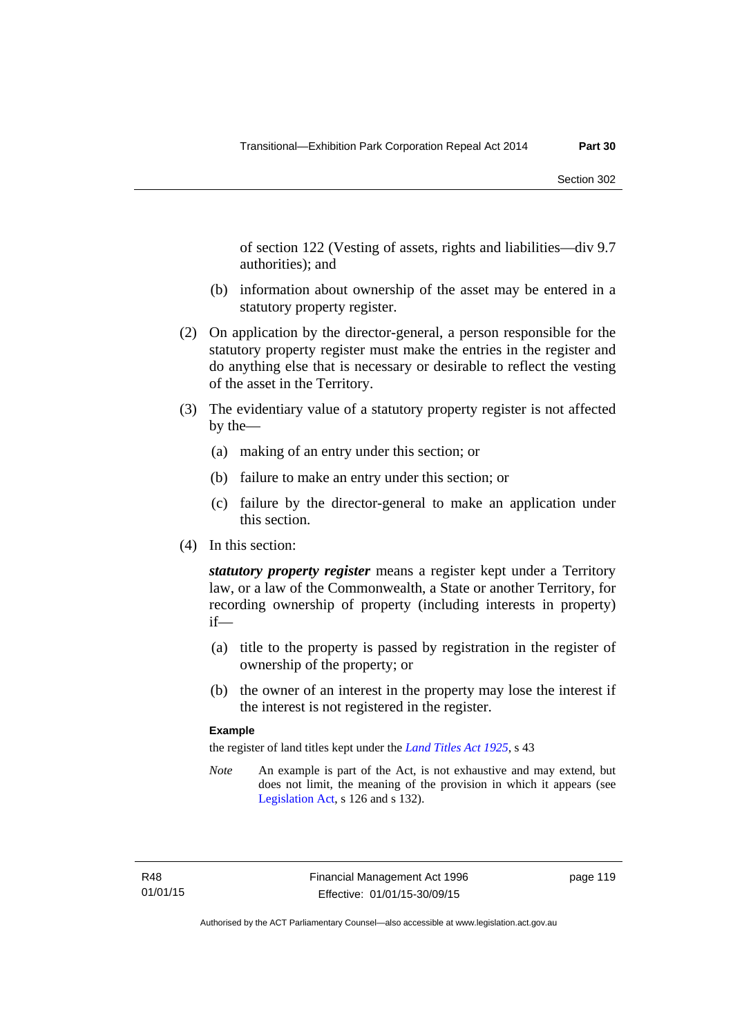of section 122 (Vesting of assets, rights and liabilities—div 9.7 authorities); and

(b) information about ownership of the asset may be entered in a statutory property register.

(2) On application by the director-general, a person responsible for the statutory property register must make the entries in the register and do anything else that is necessary or desirable to reflect the vesting of the asset in the Territory.

(3) The evidentiary value of a statutory property register is not affected by the—

(a) making of an entry under this section; or

(b) failure to make an entry under this section; or

(c) failure by the director-general to make an application under this section.

(4) In this section:

***statutory property register*** means a register kept under a Territory law, or a law of the Commonwealth, a State or another Territory, for recording ownership of property (including interests in property) if—

(a) title to the property is passed by registration in the register of ownership of the property; or

(b) the owner of an interest in the property may lose the interest if the interest is not registered in the register.

**Example**

the register of land titles kept under the *Land Titles Act 1925*, s 43

*Note* An example is part of the Act, is not exhaustive and may extend, but does not limit, the meaning of the provision in which it appears (see Legislation Act, s 126 and s 132).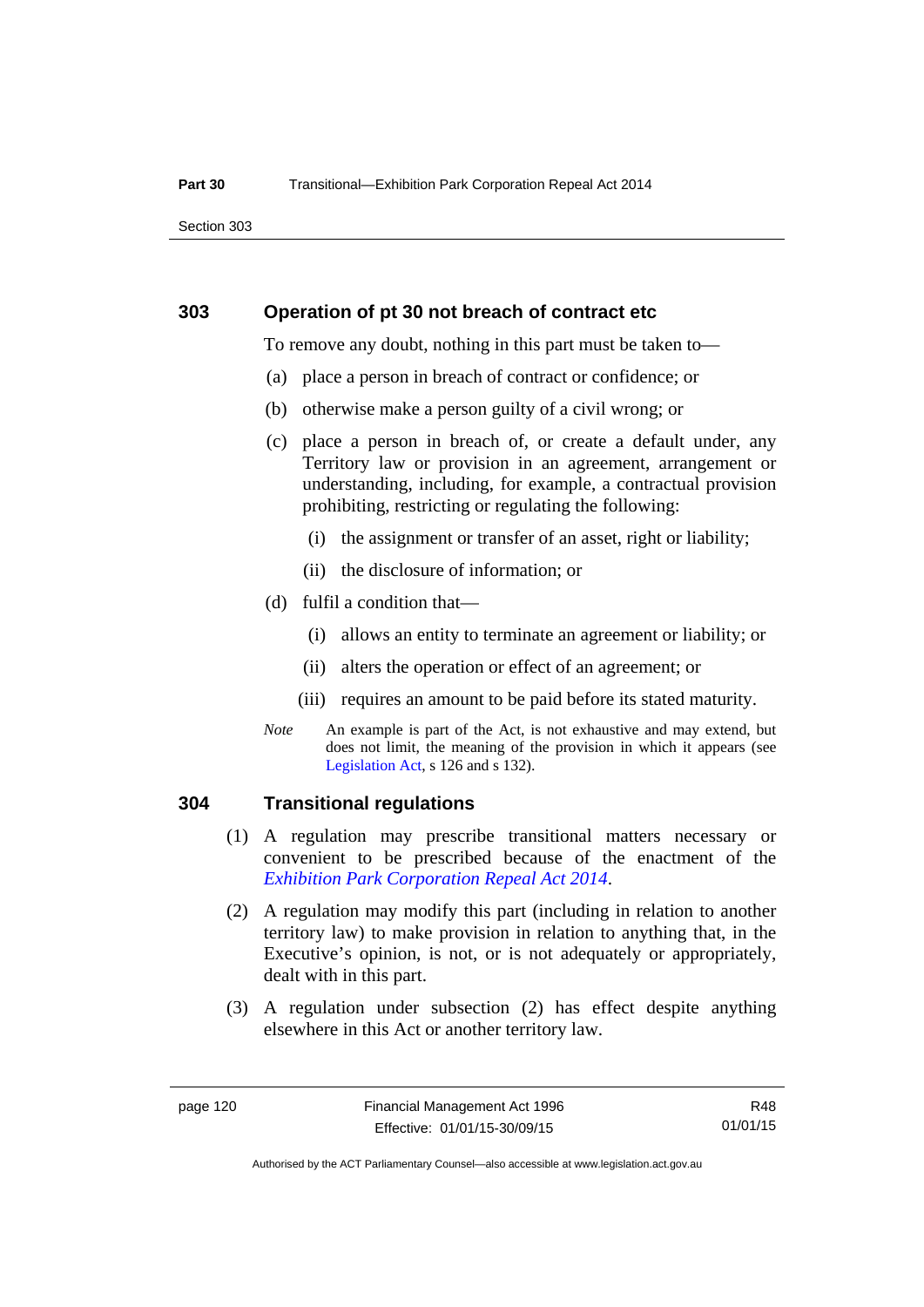### 303 Operation of pt 30 not breach of contract etc

To remove any doubt, nothing in this part must be taken to—

(a) place a person in breach of contract or confidence; or

(b) otherwise make a person guilty of a civil wrong; or

(c) place a person in breach of, or create a default under, any Territory law or provision in an agreement, arrangement or understanding, including, for example, a contractual provision prohibiting, restricting or regulating the following:

  (i) the assignment or transfer of an asset, right or liability;

  (ii) the disclosure of information; or

(d) fulfil a condition that—

  (i) allows an entity to terminate an agreement or liability; or

  (ii) alters the operation or effect of an agreement; or

  (iii) requires an amount to be paid before its stated maturity.

*Note* An example is part of the Act, is not exhaustive and may extend, but does not limit, the meaning of the provision in which it appears (see Legislation Act, s 126 and s 132).

### 304 Transitional regulations

(1) A regulation may prescribe transitional matters necessary or convenient to be prescribed because of the enactment of the *Exhibition Park Corporation Repeal Act 2014*.

(2) A regulation may modify this part (including in relation to another territory law) to make provision in relation to anything that, in the Executive's opinion, is not, or is not adequately or appropriately, dealt with in this part.

(3) A regulation under subsection (2) has effect despite anything elsewhere in this Act or another territory law.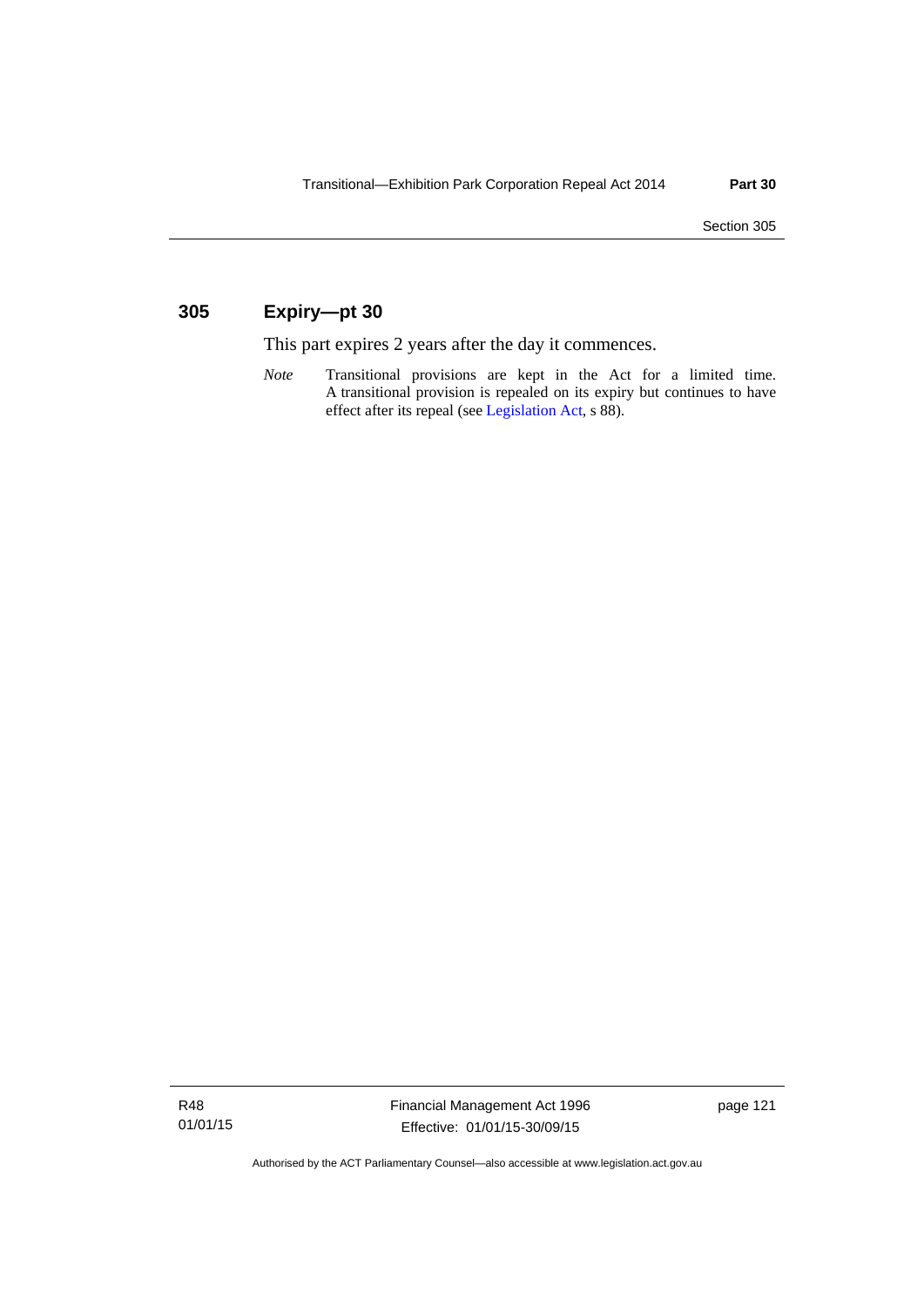## 305 Expiry—pt 30

This part expires 2 years after the day it commences.

*Note* Transitional provisions are kept in the Act for a limited time. A transitional provision is repealed on its expiry but continues to have effect after its repeal (see Legislation Act, s 88).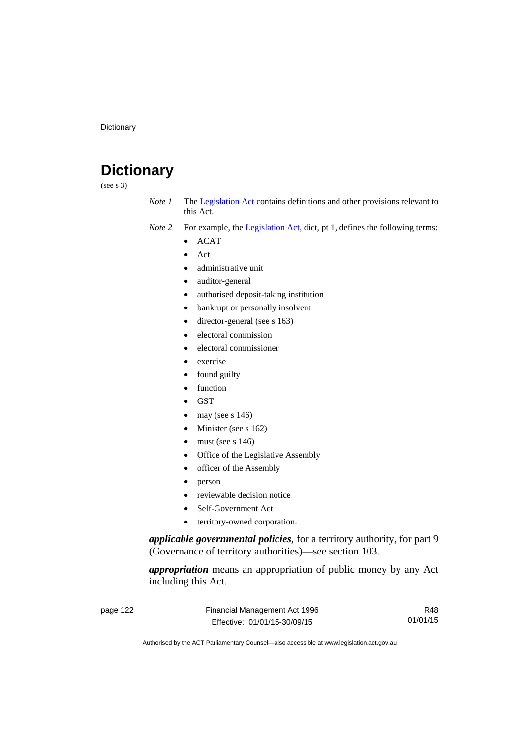# Dictionary

(see s 3)

*Note 1* The Legislation Act contains definitions and other provisions relevant to this Act.

*Note 2* For example, the Legislation Act, dict, pt 1, defines the following terms:

- ACAT
- Act
- administrative unit
- auditor-general
- authorised deposit-taking institution
- bankrupt or personally insolvent
- director-general (see s 163)
- electoral commission
- electoral commissioner
- exercise
- found guilty
- function
- GST
- may (see s 146)
- Minister (see s 162)
- must (see s 146)
- Office of the Legislative Assembly
- officer of the Assembly
- person
- reviewable decision notice
- Self-Government Act
- territory-owned corporation.

***applicable governmental policies***, for a territory authority, for part 9 (Governance of territory authorities)—see section 103.

***appropriation*** means an appropriation of public money by any Act including this Act.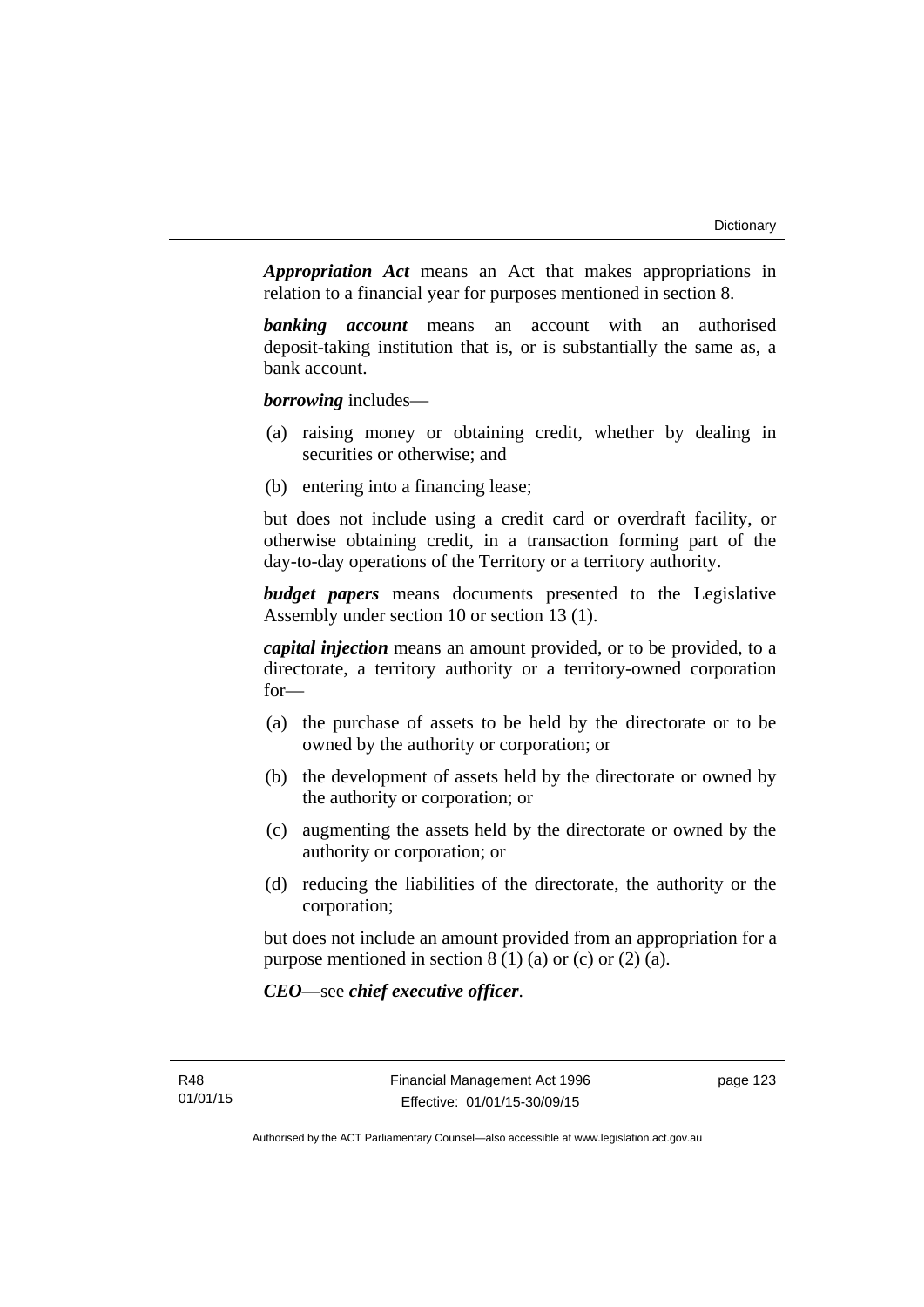***Appropriation Act*** means an Act that makes appropriations in relation to a financial year for purposes mentioned in section 8.

***banking account*** means an account with an authorised deposit-taking institution that is, or is substantially the same as, a bank account.

***borrowing*** includes—

(a) raising money or obtaining credit, whether by dealing in securities or otherwise; and

(b) entering into a financing lease;

but does not include using a credit card or overdraft facility, or otherwise obtaining credit, in a transaction forming part of the day-to-day operations of the Territory or a territory authority.

***budget papers*** means documents presented to the Legislative Assembly under section 10 or section 13 (1).

***capital injection*** means an amount provided, or to be provided, to a directorate, a territory authority or a territory-owned corporation for—

(a) the purchase of assets to be held by the directorate or to be owned by the authority or corporation; or

(b) the development of assets held by the directorate or owned by the authority or corporation; or

(c) augmenting the assets held by the directorate or owned by the authority or corporation; or

(d) reducing the liabilities of the directorate, the authority or the corporation;

but does not include an amount provided from an appropriation for a purpose mentioned in section 8 (1) (a) or (c) or (2) (a).

***CEO***—see ***chief executive officer***.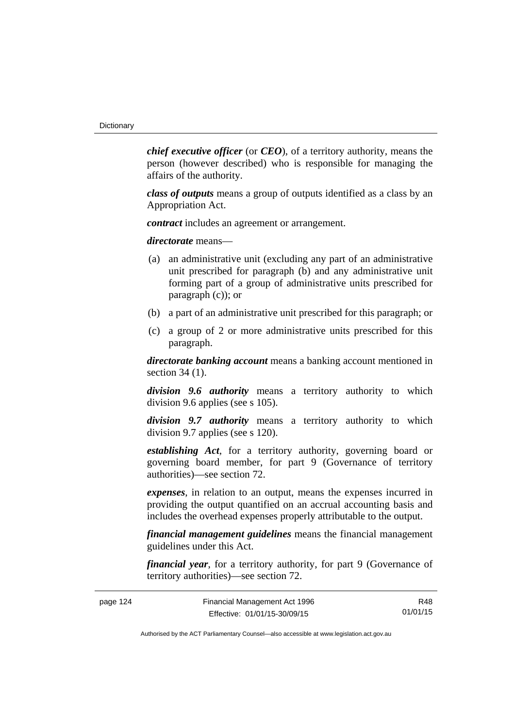***chief executive officer*** (or ***CEO***), of a territory authority, means the person (however described) who is responsible for managing the affairs of the authority.

***class of outputs*** means a group of outputs identified as a class by an Appropriation Act.

***contract*** includes an agreement or arrangement.

***directorate*** means—

(a) an administrative unit (excluding any part of an administrative unit prescribed for paragraph (b) and any administrative unit forming part of a group of administrative units prescribed for paragraph (c)); or

(b) a part of an administrative unit prescribed for this paragraph; or

(c) a group of 2 or more administrative units prescribed for this paragraph.

***directorate banking account*** means a banking account mentioned in section 34 (1).

***division 9.6 authority*** means a territory authority to which division 9.6 applies (see s 105).

***division 9.7 authority*** means a territory authority to which division 9.7 applies (see s 120).

***establishing Act***, for a territory authority, governing board or governing board member, for part 9 (Governance of territory authorities)—see section 72.

***expenses***, in relation to an output, means the expenses incurred in providing the output quantified on an accrual accounting basis and includes the overhead expenses properly attributable to the output.

***financial management guidelines*** means the financial management guidelines under this Act.

***financial year***, for a territory authority, for part 9 (Governance of territory authorities)—see section 72.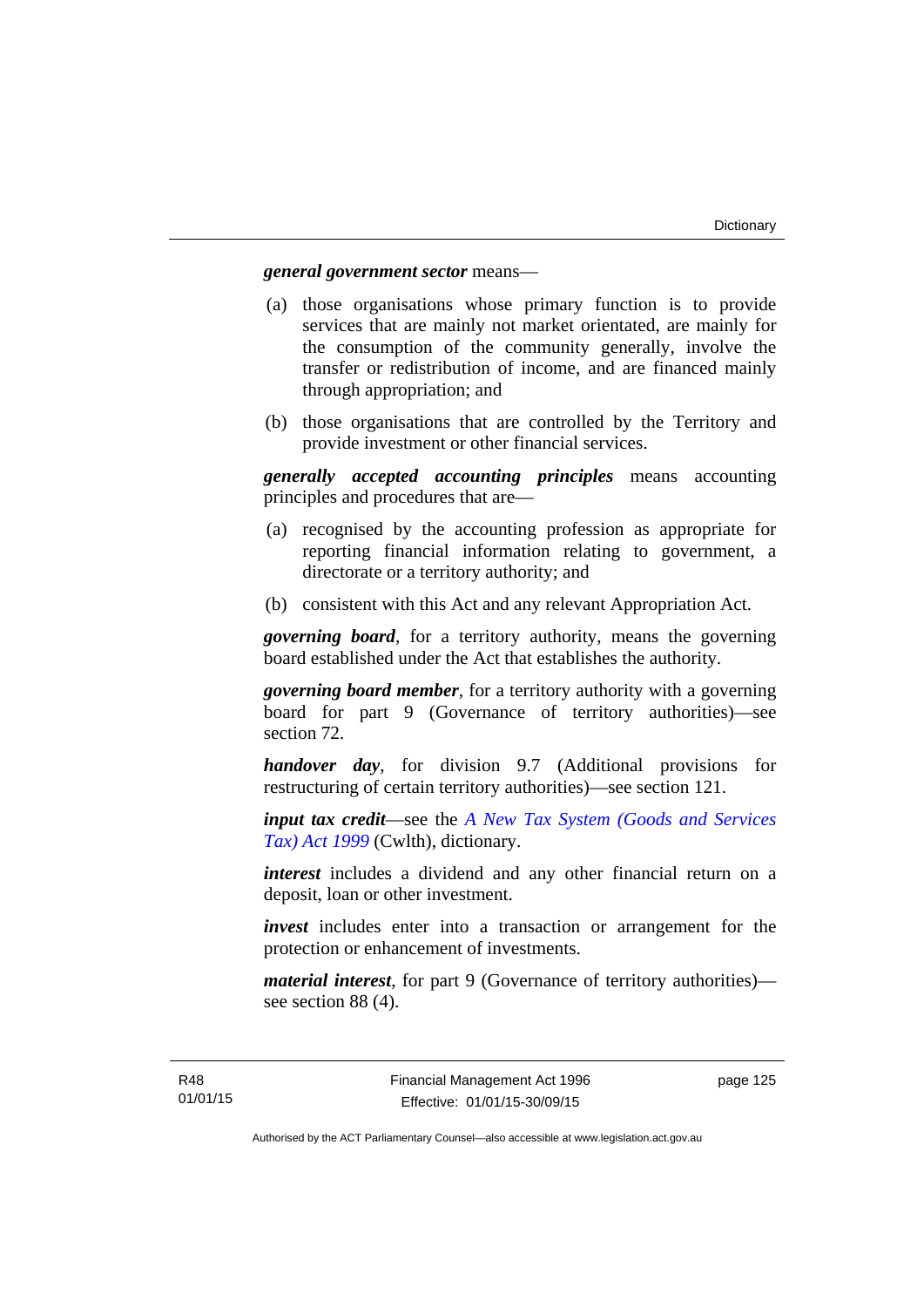***general government sector*** means—

(a) those organisations whose primary function is to provide services that are mainly not market orientated, are mainly for the consumption of the community generally, involve the transfer or redistribution of income, and are financed mainly through appropriation; and

(b) those organisations that are controlled by the Territory and provide investment or other financial services.

***generally accepted accounting principles*** means accounting principles and procedures that are—

(a) recognised by the accounting profession as appropriate for reporting financial information relating to government, a directorate or a territory authority; and

(b) consistent with this Act and any relevant Appropriation Act.

***governing board***, for a territory authority, means the governing board established under the Act that establishes the authority.

***governing board member***, for a territory authority with a governing board for part 9 (Governance of territory authorities)—see section 72.

***handover day***, for division 9.7 (Additional provisions for restructuring of certain territory authorities)—see section 121.

***input tax credit***—see the *A New Tax System (Goods and Services Tax) Act 1999* (Cwlth), dictionary.

***interest*** includes a dividend and any other financial return on a deposit, loan or other investment.

***invest*** includes enter into a transaction or arrangement for the protection or enhancement of investments.

***material interest***, for part 9 (Governance of territory authorities)—see section 88 (4).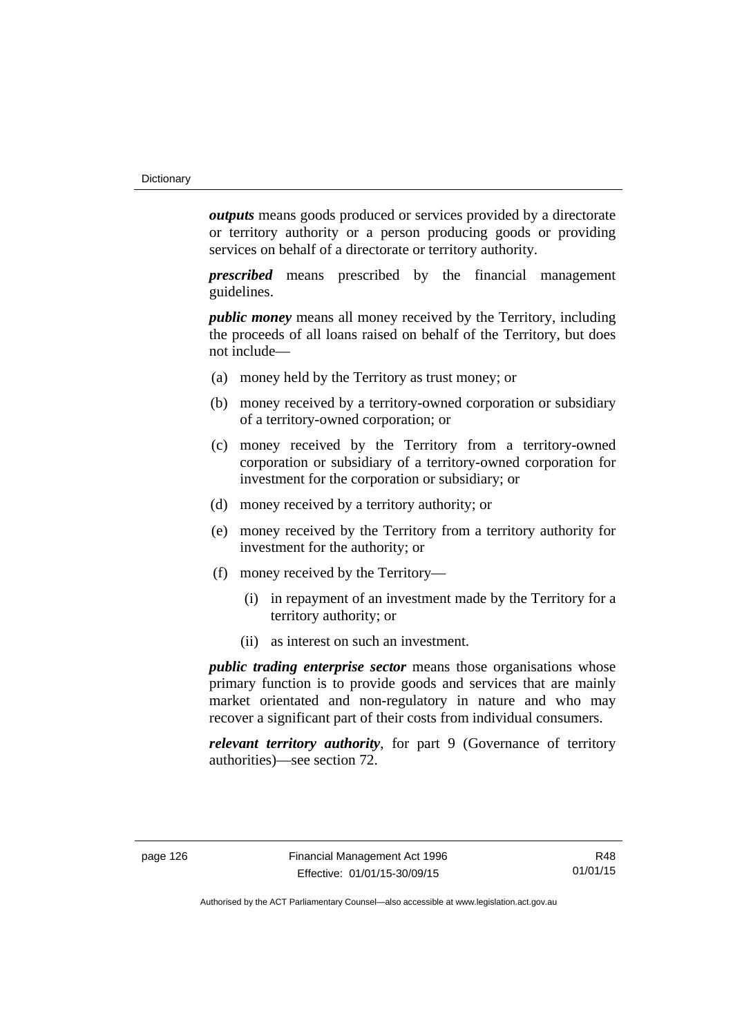***outputs*** means goods produced or services provided by a directorate or territory authority or a person producing goods or providing services on behalf of a directorate or territory authority.

***prescribed*** means prescribed by the financial management guidelines.

***public money*** means all money received by the Territory, including the proceeds of all loans raised on behalf of the Territory, but does not include—

(a) money held by the Territory as trust money; or

(b) money received by a territory-owned corporation or subsidiary of a territory-owned corporation; or

(c) money received by the Territory from a territory-owned corporation or subsidiary of a territory-owned corporation for investment for the corporation or subsidiary; or

(d) money received by a territory authority; or

(e) money received by the Territory from a territory authority for investment for the authority; or

(f) money received by the Territory—

   (i) in repayment of an investment made by the Territory for a territory authority; or

   (ii) as interest on such an investment.

***public trading enterprise sector*** means those organisations whose primary function is to provide goods and services that are mainly market orientated and non-regulatory in nature and who may recover a significant part of their costs from individual consumers.

***relevant territory authority***, for part 9 (Governance of territory authorities)—see section 72.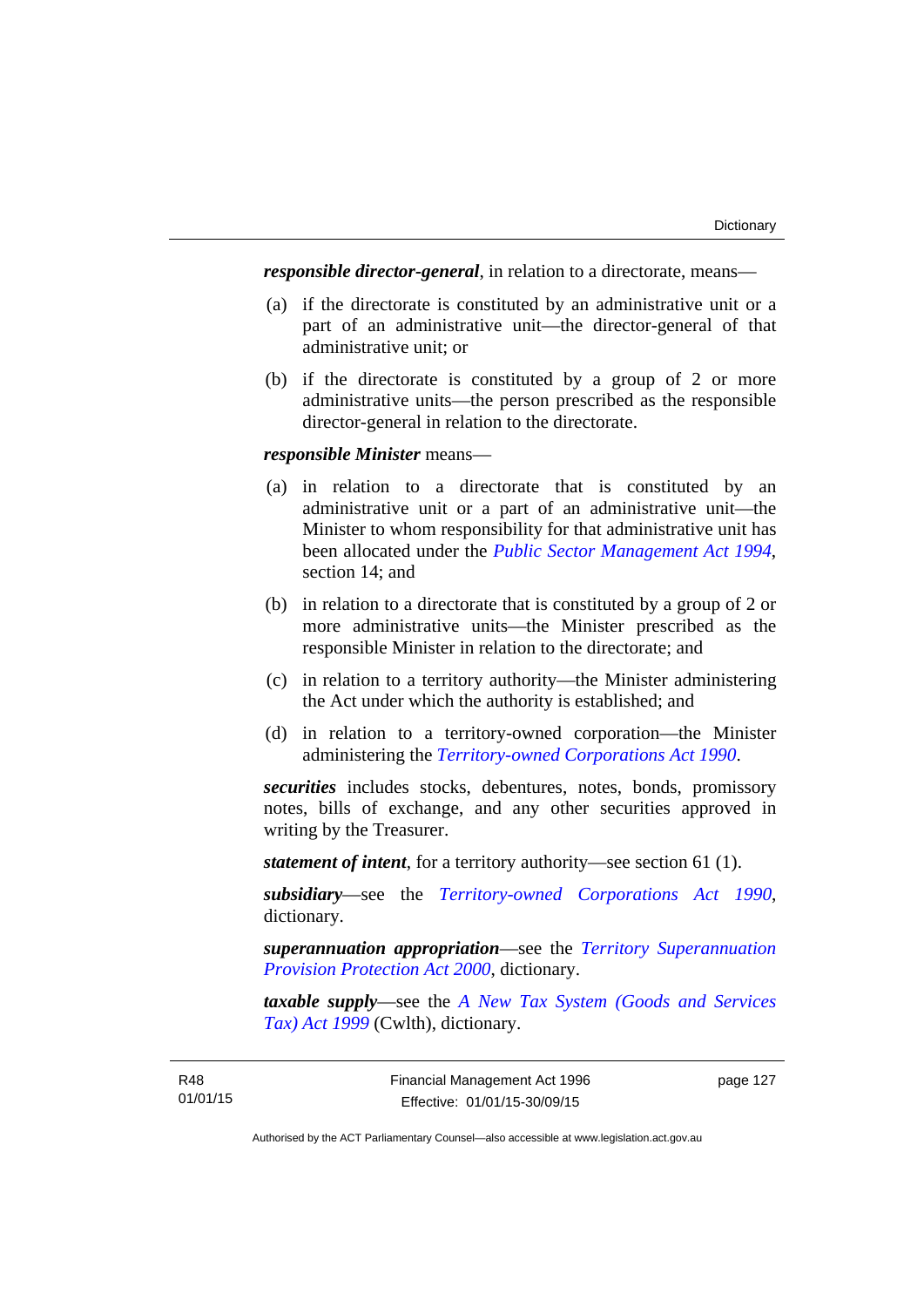***responsible director-general***, in relation to a directorate, means—

(a) if the directorate is constituted by an administrative unit or a part of an administrative unit—the director-general of that administrative unit; or

(b) if the directorate is constituted by a group of 2 or more administrative units—the person prescribed as the responsible director-general in relation to the directorate.

***responsible Minister*** means—

(a) in relation to a directorate that is constituted by an administrative unit or a part of an administrative unit—the Minister to whom responsibility for that administrative unit has been allocated under the *Public Sector Management Act 1994*, section 14; and

(b) in relation to a directorate that is constituted by a group of 2 or more administrative units—the Minister prescribed as the responsible Minister in relation to the directorate; and

(c) in relation to a territory authority—the Minister administering the Act under which the authority is established; and

(d) in relation to a territory-owned corporation—the Minister administering the *Territory-owned Corporations Act 1990*.

***securities*** includes stocks, debentures, notes, bonds, promissory notes, bills of exchange, and any other securities approved in writing by the Treasurer.

***statement of intent***, for a territory authority—see section 61 (1).

***subsidiary***—see the *Territory-owned Corporations Act 1990*, dictionary.

***superannuation appropriation***—see the *Territory Superannuation Provision Protection Act 2000*, dictionary.

***taxable supply***—see the *A New Tax System (Goods and Services Tax) Act 1999* (Cwlth), dictionary.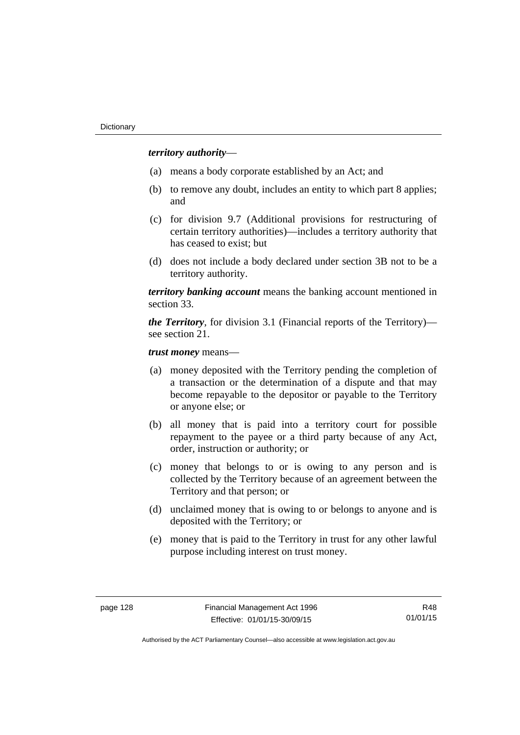***territory authority***—

(a) means a body corporate established by an Act; and

(b) to remove any doubt, includes an entity to which part 8 applies; and

(c) for division 9.7 (Additional provisions for restructuring of certain territory authorities)—includes a territory authority that has ceased to exist; but

(d) does not include a body declared under section 3B not to be a territory authority.

***territory banking account*** means the banking account mentioned in section 33.

***the Territory***, for division 3.1 (Financial reports of the Territory)—see section 21.

***trust money*** means—

(a) money deposited with the Territory pending the completion of a transaction or the determination of a dispute and that may become repayable to the depositor or payable to the Territory or anyone else; or

(b) all money that is paid into a territory court for possible repayment to the payee or a third party because of any Act, order, instruction or authority; or

(c) money that belongs to or is owing to any person and is collected by the Territory because of an agreement between the Territory and that person; or

(d) unclaimed money that is owing to or belongs to anyone and is deposited with the Territory; or

(e) money that is paid to the Territory in trust for any other lawful purpose including interest on trust money.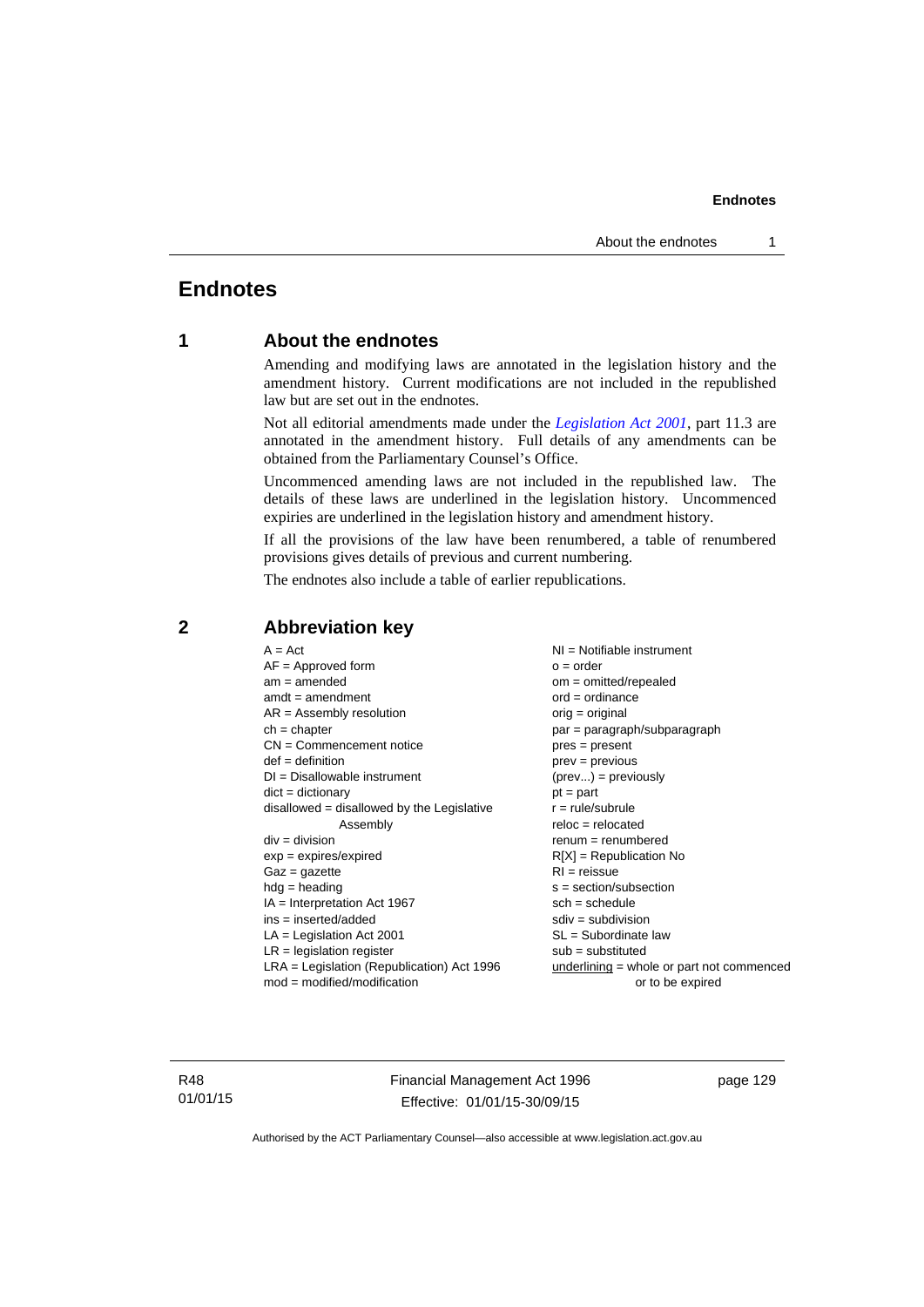# Endnotes

## 1 About the endnotes

Amending and modifying laws are annotated in the legislation history and the amendment history. Current modifications are not included in the republished law but are set out in the endnotes.

Not all editorial amendments made under the *Legislation Act 2001*, part 11.3 are annotated in the amendment history. Full details of any amendments can be obtained from the Parliamentary Counsel's Office.

Uncommenced amending laws are not included in the republished law. The details of these laws are underlined in the legislation history. Uncommenced expiries are underlined in the legislation history and amendment history.

If all the provisions of the law have been renumbered, a table of renumbered provisions gives details of previous and current numbering.

The endnotes also include a table of earlier republications.

## 2 Abbreviation key

| | |
|---|---|
| A = Act | NI = Notifiable instrument |
| AF = Approved form | o = order |
| am = amended | om = omitted/repealed |
| amdt = amendment | ord = ordinance |
| AR = Assembly resolution | orig = original |
| ch = chapter | par = paragraph/subparagraph |
| CN = Commencement notice | pres = present |
| def = definition | prev = previous |
| DI = Disallowable instrument | (prev...) = previously |
| dict = dictionary | pt = part |
| disallowed = disallowed by the Legislative Assembly | r = rule/subrule |
| div = division | reloc = relocated |
| exp = expires/expired | renum = renumbered |
| Gaz = gazette | R[X] = Republication No |
| hdg = heading | RI = reissue |
| IA = Interpretation Act 1967 | s = section/subsection |
| ins = inserted/added | sch = schedule |
| LA = Legislation Act 2001 | sdiv = subdivision |
| LR = legislation register | SL = Subordinate law |
| LRA = Legislation (Republication) Act 1996 | sub = substituted |
| mod = modified/modification | underlining = whole or part not commenced or to be expired |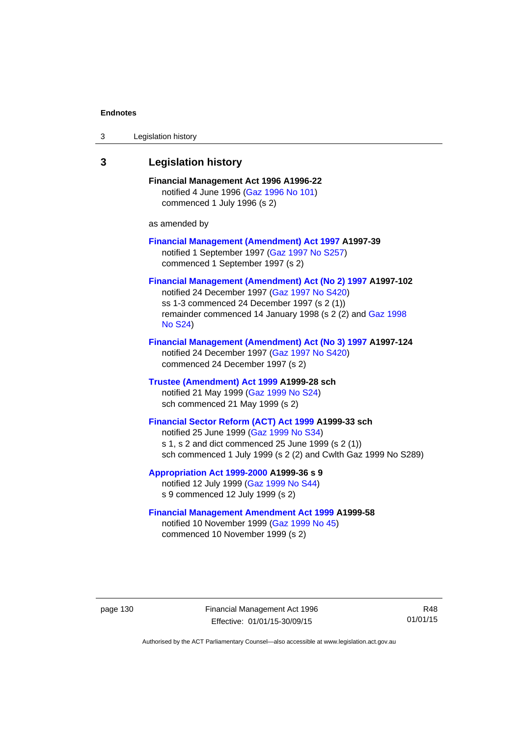## 3 Legislation history

**Financial Management Act 1996 A1996-22**
notified 4 June 1996 (Gaz 1996 No 101)
commenced 1 July 1996 (s 2)

as amended by

**Financial Management (Amendment) Act 1997 A1997-39**
notified 1 September 1997 (Gaz 1997 No S257)
commenced 1 September 1997 (s 2)

**Financial Management (Amendment) Act (No 2) 1997 A1997-102**
notified 24 December 1997 (Gaz 1997 No S420)
ss 1-3 commenced 24 December 1997 (s 2 (1))
remainder commenced 14 January 1998 (s 2 (2) and Gaz 1998 No S24)

**Financial Management (Amendment) Act (No 3) 1997 A1997-124**
notified 24 December 1997 (Gaz 1997 No S420)
commenced 24 December 1997 (s 2)

**Trustee (Amendment) Act 1999 A1999-28 sch**
notified 21 May 1999 (Gaz 1999 No S24)
sch commenced 21 May 1999 (s 2)

**Financial Sector Reform (ACT) Act 1999 A1999-33 sch**
notified 25 June 1999 (Gaz 1999 No S34)
s 1, s 2 and dict commenced 25 June 1999 (s 2 (1))
sch commenced 1 July 1999 (s 2 (2) and Cwlth Gaz 1999 No S289)

**Appropriation Act 1999-2000 A1999-36 s 9**
notified 12 July 1999 (Gaz 1999 No S44)
s 9 commenced 12 July 1999 (s 2)

**Financial Management Amendment Act 1999 A1999-58**
notified 10 November 1999 (Gaz 1999 No 45)
commenced 10 November 1999 (s 2)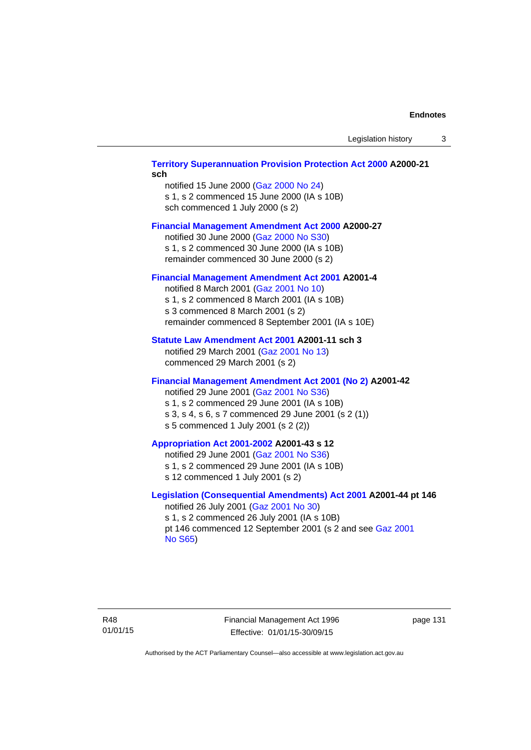**Territory Superannuation Provision Protection Act 2000 A2000-21 sch**

notified 15 June 2000 (Gaz 2000 No 24)
s 1, s 2 commenced 15 June 2000 (IA s 10B)
sch commenced 1 July 2000 (s 2)

**Financial Management Amendment Act 2000 A2000-27**

notified 30 June 2000 (Gaz 2000 No S30)
s 1, s 2 commenced 30 June 2000 (IA s 10B)
remainder commenced 30 June 2000 (s 2)

**Financial Management Amendment Act 2001 A2001-4**

notified 8 March 2001 (Gaz 2001 No 10)
s 1, s 2 commenced 8 March 2001 (IA s 10B)
s 3 commenced 8 March 2001 (s 2)
remainder commenced 8 September 2001 (IA s 10E)

**Statute Law Amendment Act 2001 A2001-11 sch 3**

notified 29 March 2001 (Gaz 2001 No 13)
commenced 29 March 2001 (s 2)

**Financial Management Amendment Act 2001 (No 2) A2001-42**

notified 29 June 2001 (Gaz 2001 No S36)
s 1, s 2 commenced 29 June 2001 (IA s 10B)
s 3, s 4, s 6, s 7 commenced 29 June 2001 (s 2 (1))
s 5 commenced 1 July 2001 (s 2 (2))

**Appropriation Act 2001-2002 A2001-43 s 12**

notified 29 June 2001 (Gaz 2001 No S36)
s 1, s 2 commenced 29 June 2001 (IA s 10B)
s 12 commenced 1 July 2001 (s 2)

**Legislation (Consequential Amendments) Act 2001 A2001-44 pt 146**

notified 26 July 2001 (Gaz 2001 No 30)
s 1, s 2 commenced 26 July 2001 (IA s 10B)
pt 146 commenced 12 September 2001 (s 2 and see Gaz 2001 No S65)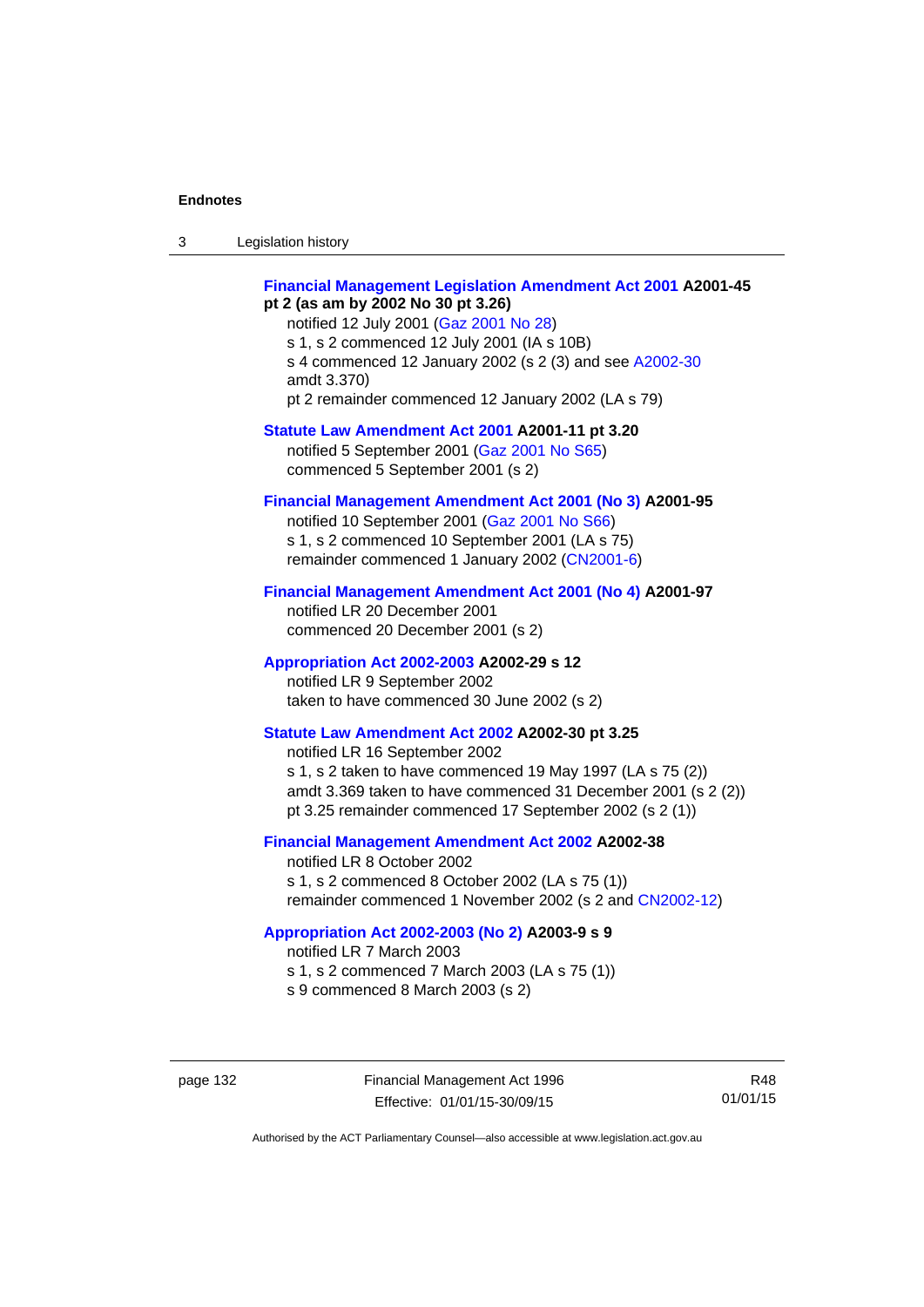**Financial Management Legislation Amendment Act 2001 A2001-45 pt 2 (as am by 2002 No 30 pt 3.26)**

notified 12 July 2001 (Gaz 2001 No 28)
s 1, s 2 commenced 12 July 2001 (IA s 10B)
s 4 commenced 12 January 2002 (s 2 (3) and see A2002-30 amdt 3.370)
pt 2 remainder commenced 12 January 2002 (LA s 79)

**Statute Law Amendment Act 2001 A2001-11 pt 3.20**

notified 5 September 2001 (Gaz 2001 No S65)
commenced 5 September 2001 (s 2)

**Financial Management Amendment Act 2001 (No 3) A2001-95**

notified 10 September 2001 (Gaz 2001 No S66)
s 1, s 2 commenced 10 September 2001 (LA s 75)
remainder commenced 1 January 2002 (CN2001-6)

**Financial Management Amendment Act 2001 (No 4) A2001-97**

notified LR 20 December 2001
commenced 20 December 2001 (s 2)

**Appropriation Act 2002-2003 A2002-29 s 12**

notified LR 9 September 2002
taken to have commenced 30 June 2002 (s 2)

**Statute Law Amendment Act 2002 A2002-30 pt 3.25**

notified LR 16 September 2002
s 1, s 2 taken to have commenced 19 May 1997 (LA s 75 (2))
amdt 3.369 taken to have commenced 31 December 2001 (s 2 (2))
pt 3.25 remainder commenced 17 September 2002 (s 2 (1))

**Financial Management Amendment Act 2002 A2002-38**

notified LR 8 October 2002
s 1, s 2 commenced 8 October 2002 (LA s 75 (1))
remainder commenced 1 November 2002 (s 2 and CN2002-12)

**Appropriation Act 2002-2003 (No 2) A2003-9 s 9**

notified LR 7 March 2003
s 1, s 2 commenced 7 March 2003 (LA s 75 (1))
s 9 commenced 8 March 2003 (s 2)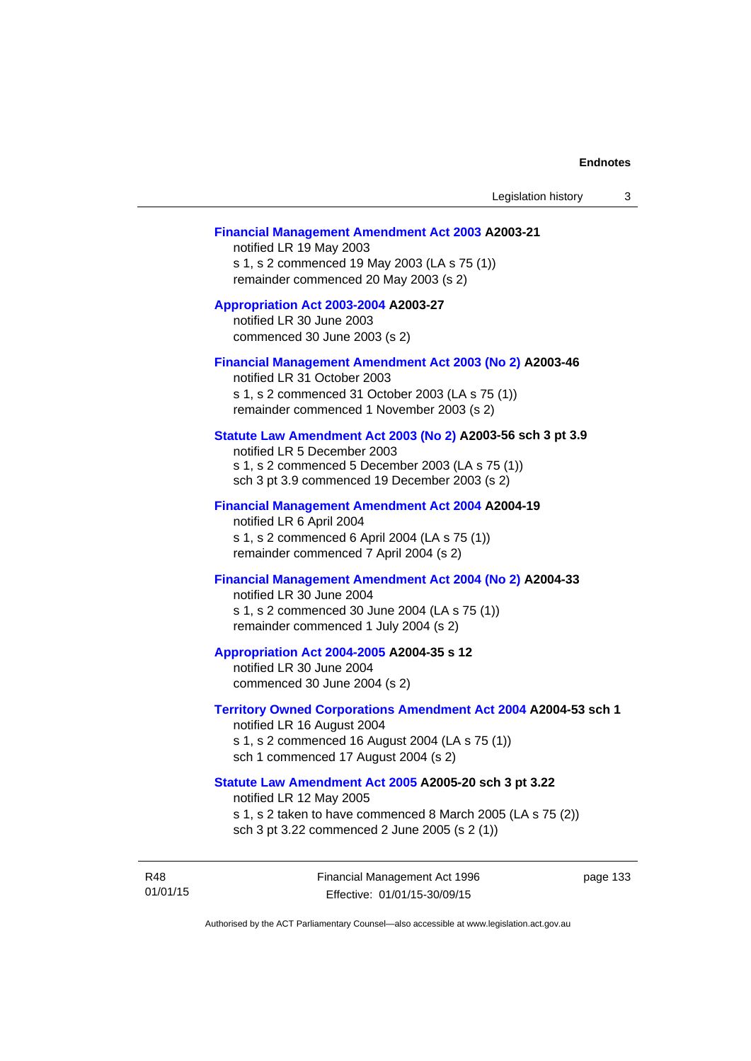**Financial Management Amendment Act 2003 A2003-21**
notified LR 19 May 2003
s 1, s 2 commenced 19 May 2003 (LA s 75 (1))
remainder commenced 20 May 2003 (s 2)

**Appropriation Act 2003-2004 A2003-27**
notified LR 30 June 2003
commenced 30 June 2003 (s 2)

**Financial Management Amendment Act 2003 (No 2) A2003-46**
notified LR 31 October 2003
s 1, s 2 commenced 31 October 2003 (LA s 75 (1))
remainder commenced 1 November 2003 (s 2)

**Statute Law Amendment Act 2003 (No 2) A2003-56 sch 3 pt 3.9**
notified LR 5 December 2003
s 1, s 2 commenced 5 December 2003 (LA s 75 (1))
sch 3 pt 3.9 commenced 19 December 2003 (s 2)

**Financial Management Amendment Act 2004 A2004-19**
notified LR 6 April 2004
s 1, s 2 commenced 6 April 2004 (LA s 75 (1))
remainder commenced 7 April 2004 (s 2)

**Financial Management Amendment Act 2004 (No 2) A2004-33**
notified LR 30 June 2004
s 1, s 2 commenced 30 June 2004 (LA s 75 (1))
remainder commenced 1 July 2004 (s 2)

**Appropriation Act 2004-2005 A2004-35 s 12**
notified LR 30 June 2004
commenced 30 June 2004 (s 2)

**Territory Owned Corporations Amendment Act 2004 A2004-53 sch 1**
notified LR 16 August 2004
s 1, s 2 commenced 16 August 2004 (LA s 75 (1))
sch 1 commenced 17 August 2004 (s 2)

**Statute Law Amendment Act 2005 A2005-20 sch 3 pt 3.22**
notified LR 12 May 2005
s 1, s 2 taken to have commenced 8 March 2005 (LA s 75 (2))
sch 3 pt 3.22 commenced 2 June 2005 (s 2 (1))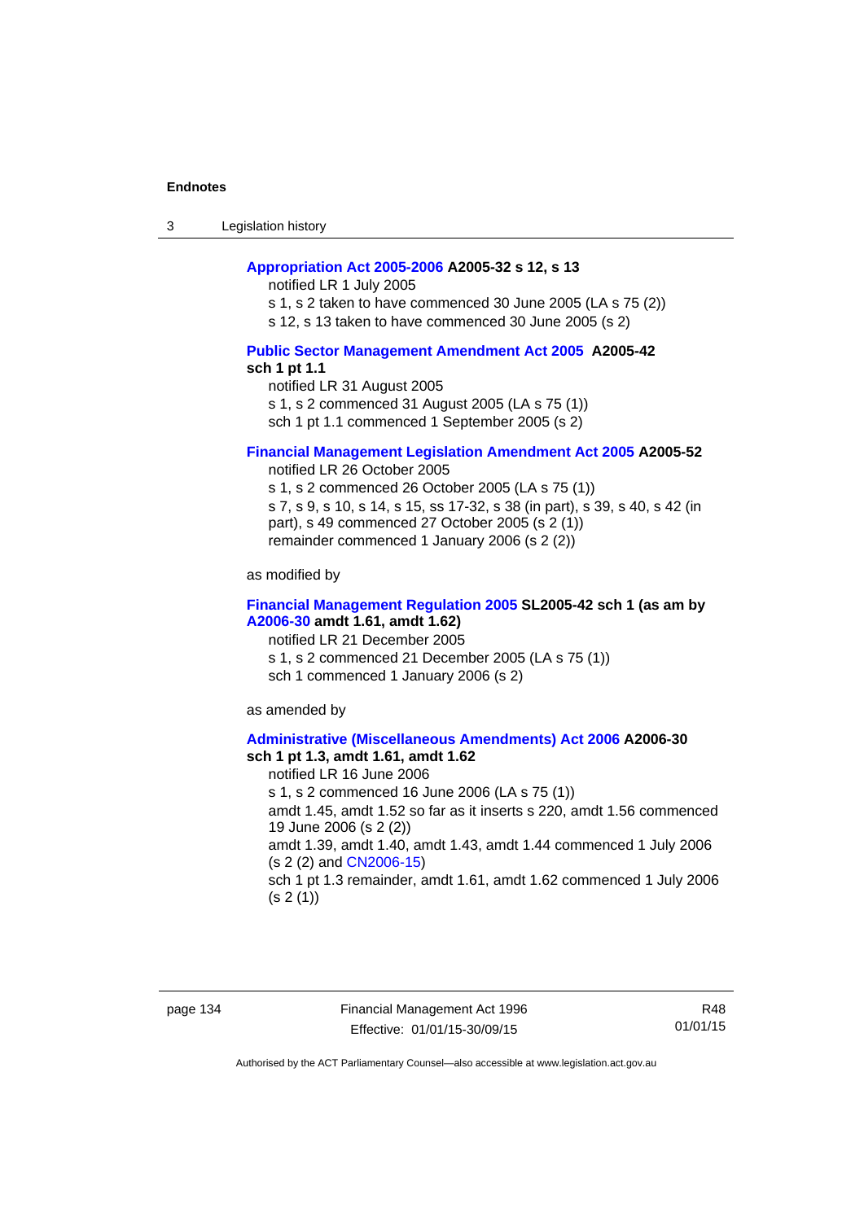**Appropriation Act 2005-2006 A2005-32 s 12, s 13**

notified LR 1 July 2005

s 1, s 2 taken to have commenced 30 June 2005 (LA s 75 (2))

s 12, s 13 taken to have commenced 30 June 2005 (s 2)

**Public Sector Management Amendment Act 2005 A2005-42 sch 1 pt 1.1**

notified LR 31 August 2005

s 1, s 2 commenced 31 August 2005 (LA s 75 (1))

sch 1 pt 1.1 commenced 1 September 2005 (s 2)

**Financial Management Legislation Amendment Act 2005 A2005-52**

notified LR 26 October 2005

s 1, s 2 commenced 26 October 2005 (LA s 75 (1))

s 7, s 9, s 10, s 14, s 15, ss 17-32, s 38 (in part), s 39, s 40, s 42 (in part), s 49 commenced 27 October 2005 (s 2 (1))

remainder commenced 1 January 2006 (s 2 (2))

as modified by

**Financial Management Regulation 2005 SL2005-42 sch 1 (as am by A2006-30 amdt 1.61, amdt 1.62)**

notified LR 21 December 2005

s 1, s 2 commenced 21 December 2005 (LA s 75 (1))

sch 1 commenced 1 January 2006 (s 2)

as amended by

**Administrative (Miscellaneous Amendments) Act 2006 A2006-30 sch 1 pt 1.3, amdt 1.61, amdt 1.62**

notified LR 16 June 2006

s 1, s 2 commenced 16 June 2006 (LA s 75 (1))

amdt 1.45, amdt 1.52 so far as it inserts s 220, amdt 1.56 commenced 19 June 2006 (s 2 (2))

amdt 1.39, amdt 1.40, amdt 1.43, amdt 1.44 commenced 1 July 2006 (s 2 (2) and CN2006-15)

sch 1 pt 1.3 remainder, amdt 1.61, amdt 1.62 commenced 1 July 2006 (s 2 (1))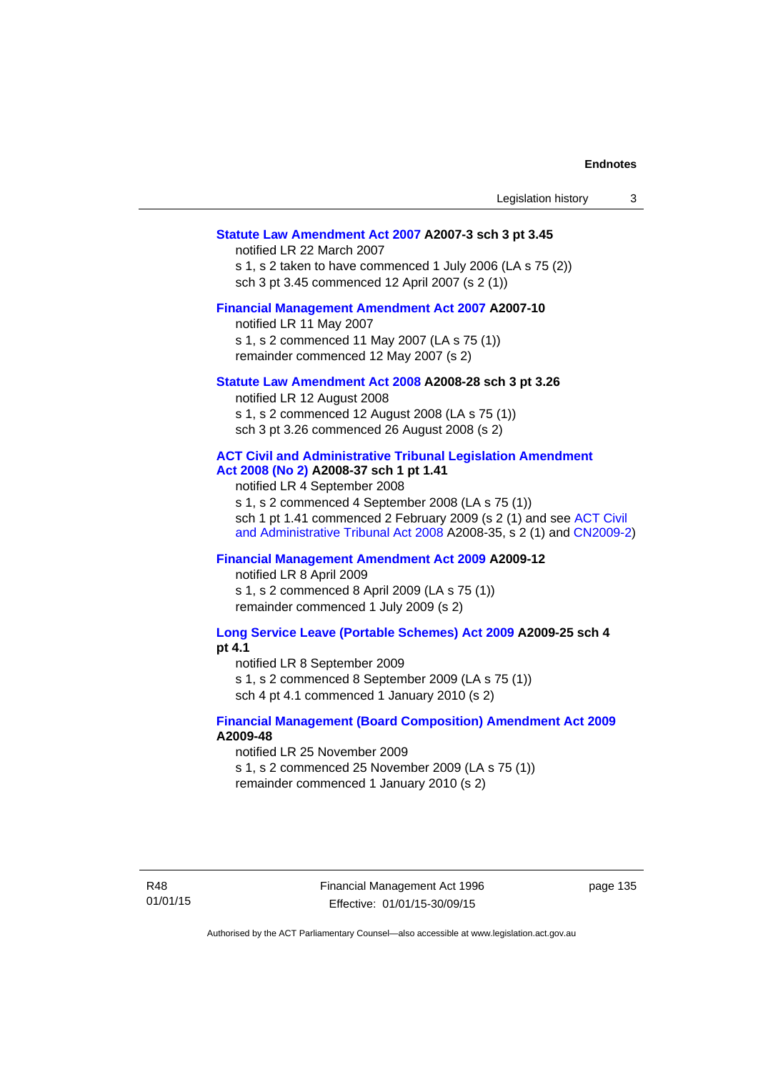**Statute Law Amendment Act 2007 A2007-3 sch 3 pt 3.45**

notified LR 22 March 2007

s 1, s 2 taken to have commenced 1 July 2006 (LA s 75 (2))

sch 3 pt 3.45 commenced 12 April 2007 (s 2 (1))

**Financial Management Amendment Act 2007 A2007-10**

notified LR 11 May 2007

s 1, s 2 commenced 11 May 2007 (LA s 75 (1))

remainder commenced 12 May 2007 (s 2)

**Statute Law Amendment Act 2008 A2008-28 sch 3 pt 3.26**

notified LR 12 August 2008

s 1, s 2 commenced 12 August 2008 (LA s 75 (1))

sch 3 pt 3.26 commenced 26 August 2008 (s 2)

**ACT Civil and Administrative Tribunal Legislation Amendment Act 2008 (No 2) A2008-37 sch 1 pt 1.41**

notified LR 4 September 2008

s 1, s 2 commenced 4 September 2008 (LA s 75 (1))

sch 1 pt 1.41 commenced 2 February 2009 (s 2 (1) and see ACT Civil and Administrative Tribunal Act 2008 A2008-35, s 2 (1) and CN2009-2)

**Financial Management Amendment Act 2009 A2009-12**

notified LR 8 April 2009

s 1, s 2 commenced 8 April 2009 (LA s 75 (1))

remainder commenced 1 July 2009 (s 2)

**Long Service Leave (Portable Schemes) Act 2009 A2009-25 sch 4 pt 4.1**

notified LR 8 September 2009

s 1, s 2 commenced 8 September 2009 (LA s 75 (1))

sch 4 pt 4.1 commenced 1 January 2010 (s 2)

**Financial Management (Board Composition) Amendment Act 2009 A2009-48**

notified LR 25 November 2009

s 1, s 2 commenced 25 November 2009 (LA s 75 (1))

remainder commenced 1 January 2010 (s 2)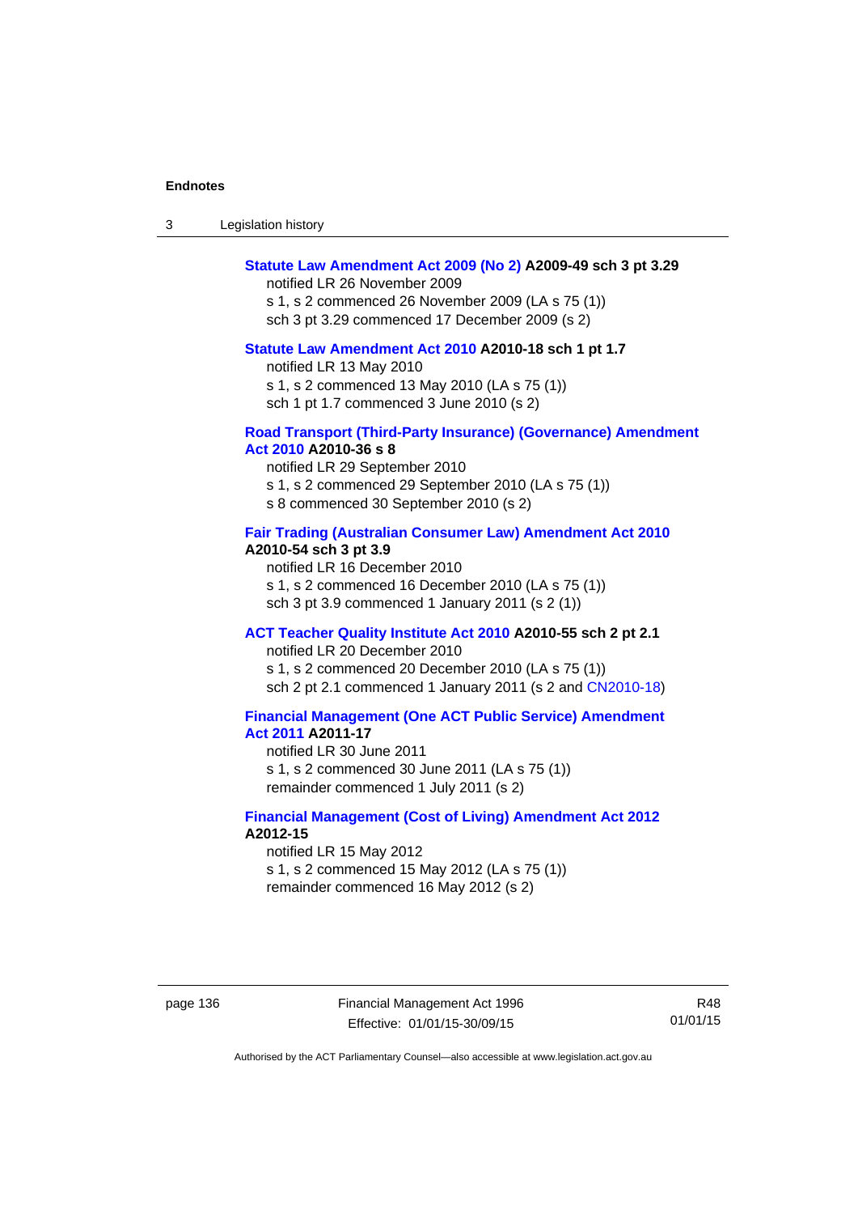**Statute Law Amendment Act 2009 (No 2) A2009-49 sch 3 pt 3.29**

notified LR 26 November 2009

s 1, s 2 commenced 26 November 2009 (LA s 75 (1))

sch 3 pt 3.29 commenced 17 December 2009 (s 2)

**Statute Law Amendment Act 2010 A2010-18 sch 1 pt 1.7**

notified LR 13 May 2010

s 1, s 2 commenced 13 May 2010 (LA s 75 (1))

sch 1 pt 1.7 commenced 3 June 2010 (s 2)

**Road Transport (Third-Party Insurance) (Governance) Amendment Act 2010 A2010-36 s 8**

notified LR 29 September 2010

s 1, s 2 commenced 29 September 2010 (LA s 75 (1))

s 8 commenced 30 September 2010 (s 2)

**Fair Trading (Australian Consumer Law) Amendment Act 2010 A2010-54 sch 3 pt 3.9**

notified LR 16 December 2010

s 1, s 2 commenced 16 December 2010 (LA s 75 (1))

sch 3 pt 3.9 commenced 1 January 2011 (s 2 (1))

**ACT Teacher Quality Institute Act 2010 A2010-55 sch 2 pt 2.1**

notified LR 20 December 2010

s 1, s 2 commenced 20 December 2010 (LA s 75 (1))

sch 2 pt 2.1 commenced 1 January 2011 (s 2 and CN2010-18)

**Financial Management (One ACT Public Service) Amendment Act 2011 A2011-17**

notified LR 30 June 2011

s 1, s 2 commenced 30 June 2011 (LA s 75 (1))

remainder commenced 1 July 2011 (s 2)

**Financial Management (Cost of Living) Amendment Act 2012 A2012-15**

notified LR 15 May 2012

s 1, s 2 commenced 15 May 2012 (LA s 75 (1))

remainder commenced 16 May 2012 (s 2)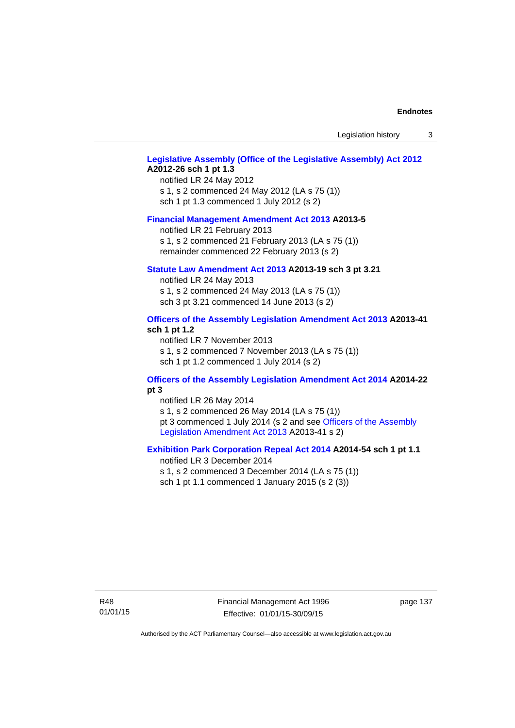**Legislative Assembly (Office of the Legislative Assembly) Act 2012 A2012-26 sch 1 pt 1.3**

notified LR 24 May 2012
s 1, s 2 commenced 24 May 2012 (LA s 75 (1))
sch 1 pt 1.3 commenced 1 July 2012 (s 2)

**Financial Management Amendment Act 2013 A2013-5**

notified LR 21 February 2013
s 1, s 2 commenced 21 February 2013 (LA s 75 (1))
remainder commenced 22 February 2013 (s 2)

**Statute Law Amendment Act 2013 A2013-19 sch 3 pt 3.21**

notified LR 24 May 2013
s 1, s 2 commenced 24 May 2013 (LA s 75 (1))
sch 3 pt 3.21 commenced 14 June 2013 (s 2)

**Officers of the Assembly Legislation Amendment Act 2013 A2013-41 sch 1 pt 1.2**

notified LR 7 November 2013
s 1, s 2 commenced 7 November 2013 (LA s 75 (1))
sch 1 pt 1.2 commenced 1 July 2014 (s 2)

**Officers of the Assembly Legislation Amendment Act 2014 A2014-22 pt 3**

notified LR 26 May 2014
s 1, s 2 commenced 26 May 2014 (LA s 75 (1))
pt 3 commenced 1 July 2014 (s 2 and see Officers of the Assembly Legislation Amendment Act 2013 A2013-41 s 2)

**Exhibition Park Corporation Repeal Act 2014 A2014-54 sch 1 pt 1.1**

notified LR 3 December 2014
s 1, s 2 commenced 3 December 2014 (LA s 75 (1))
sch 1 pt 1.1 commenced 1 January 2015 (s 2 (3))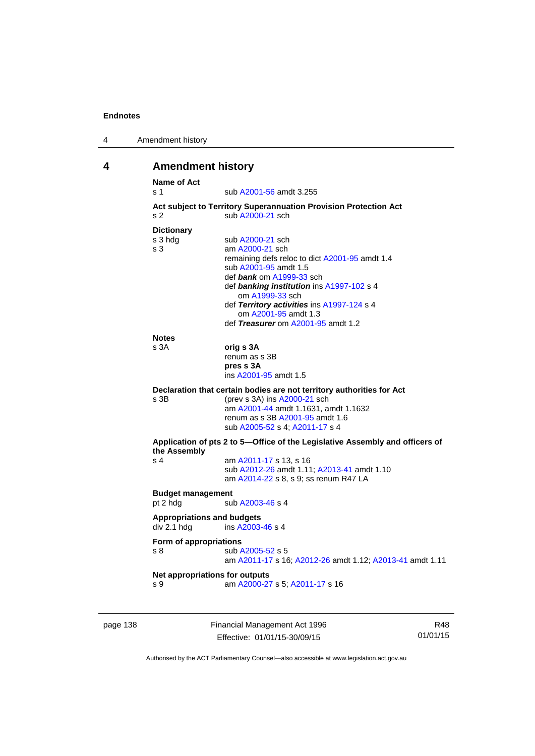# 4 Amendment history

**Name of Act**

s 1 sub A2001-56 amdt 3.255

**Act subject to Territory Superannuation Provision Protection Act**

s 2 sub A2000-21 sch

**Dictionary**

s 3 hdg sub A2000-21 sch

s 3 am A2000-21 sch
remaining defs reloc to dict A2001-95 amdt 1.4
sub A2001-95 amdt 1.5
def ***bank*** om A1999-33 sch
def ***banking institution*** ins A1997-102 s 4
om A1999-33 sch
def ***Territory activities*** ins A1997-124 s 4
om A2001-95 amdt 1.3
def ***Treasurer*** om A2001-95 amdt 1.2

**Notes**

s 3A **orig s 3A**
renum as s 3B
**pres s 3A**
ins A2001-95 amdt 1.5

**Declaration that certain bodies are not territory authorities for Act**

s 3B (prev s 3A) ins A2000-21 sch
am A2001-44 amdt 1.1631, amdt 1.1632
renum as s 3B A2001-95 amdt 1.6
sub A2005-52 s 4; A2011-17 s 4

**Application of pts 2 to 5—Office of the Legislative Assembly and officers of the Assembly**

s 4 am A2011-17 s 13, s 16
sub A2012-26 amdt 1.11; A2013-41 amdt 1.10
am A2014-22 s 8, s 9; ss renum R47 LA

**Budget management**

pt 2 hdg sub A2003-46 s 4

**Appropriations and budgets**

div 2.1 hdg ins A2003-46 s 4

**Form of appropriations**

s 8 sub A2005-52 s 5
am A2011-17 s 16; A2012-26 amdt 1.12; A2013-41 amdt 1.11

**Net appropriations for outputs**

s 9 am A2000-27 s 5; A2011-17 s 16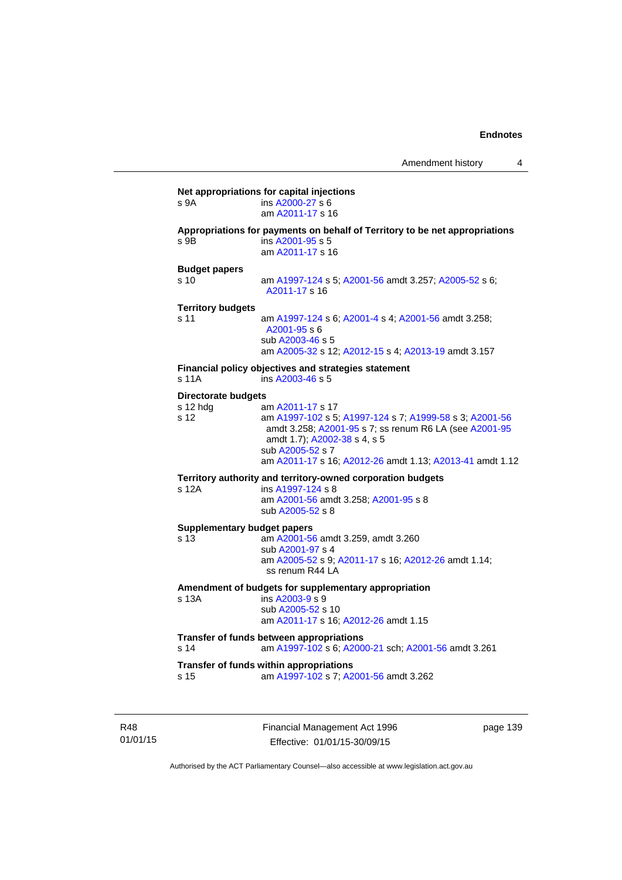**Net appropriations for capital injections**

s 9A ins A2000-27 s 6
am A2011-17 s 16

**Appropriations for payments on behalf of Territory to be net appropriations**

s 9B ins A2001-95 s 5
am A2011-17 s 16

**Budget papers**

s 10 am A1997-124 s 5; A2001-56 amdt 3.257; A2005-52 s 6; A2011-17 s 16

**Territory budgets**

s 11 am A1997-124 s 6; A2001-4 s 4; A2001-56 amdt 3.258; A2001-95 s 6
sub A2003-46 s 5
am A2005-32 s 12; A2012-15 s 4; A2013-19 amdt 3.157

**Financial policy objectives and strategies statement**

s 11A ins A2003-46 s 5

**Directorate budgets**

s 12 hdg am A2011-17 s 17

s 12 am A1997-102 s 5; A1997-124 s 7; A1999-58 s 3; A2001-56 amdt 3.258; A2001-95 s 7; ss renum R6 LA (see A2001-95 amdt 1.7); A2002-38 s 4, s 5
sub A2005-52 s 7
am A2011-17 s 16; A2012-26 amdt 1.13; A2013-41 amdt 1.12

**Territory authority and territory-owned corporation budgets**

s 12A ins A1997-124 s 8
am A2001-56 amdt 3.258; A2001-95 s 8
sub A2005-52 s 8

**Supplementary budget papers**

s 13 am A2001-56 amdt 3.259, amdt 3.260
sub A2001-97 s 4
am A2005-52 s 9; A2011-17 s 16; A2012-26 amdt 1.14; ss renum R44 LA

**Amendment of budgets for supplementary appropriation**

s 13A ins A2003-9 s 9
sub A2005-52 s 10
am A2011-17 s 16; A2012-26 amdt 1.15

**Transfer of funds between appropriations**

s 14 am A1997-102 s 6; A2000-21 sch; A2001-56 amdt 3.261

**Transfer of funds within appropriations**

s 15 am A1997-102 s 7; A2001-56 amdt 3.262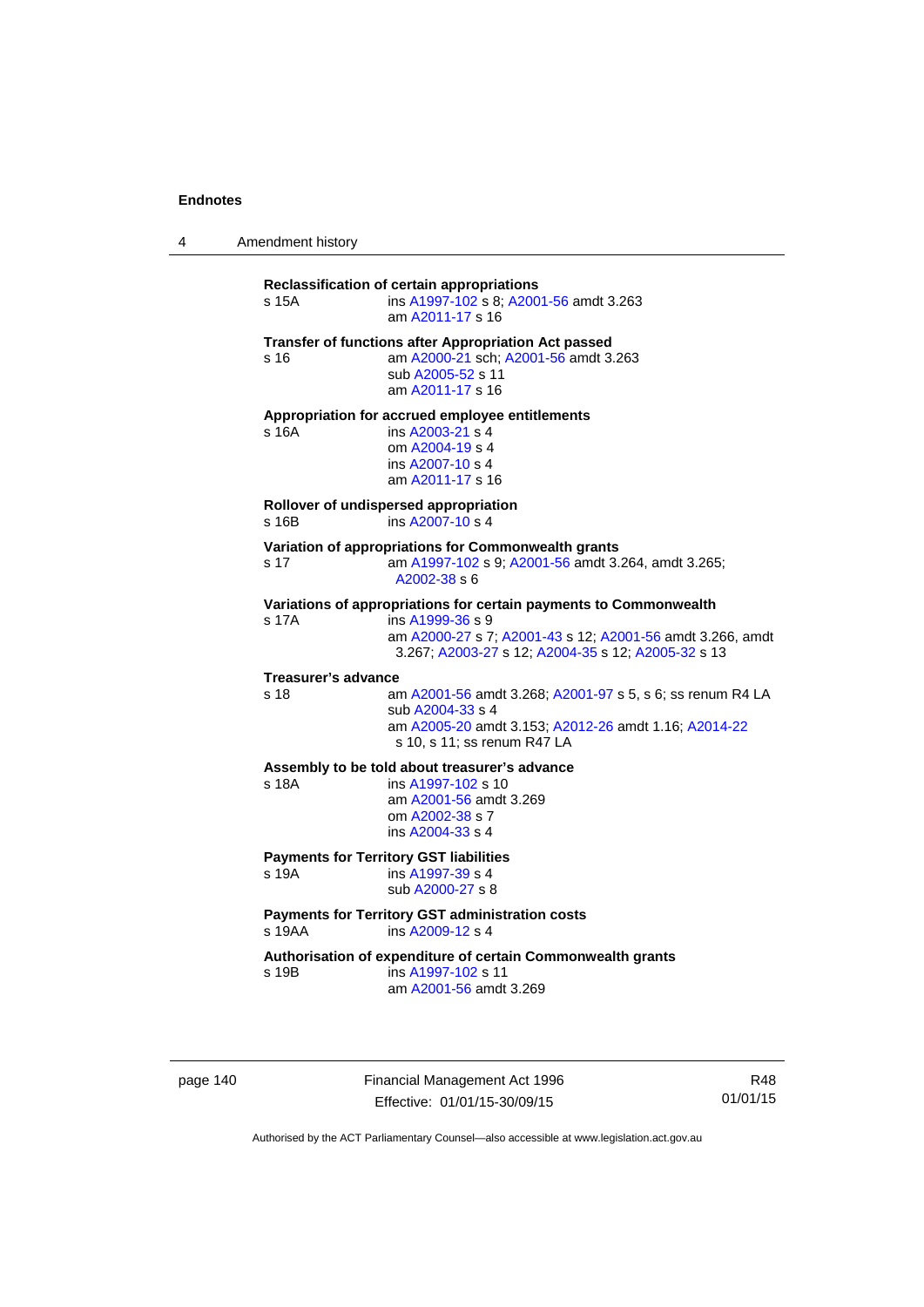**Reclassification of certain appropriations**
s 15A ins A1997-102 s 8; A2001-56 amdt 3.263
am A2011-17 s 16

**Transfer of functions after Appropriation Act passed**
s 16 am A2000-21 sch; A2001-56 amdt 3.263
sub A2005-52 s 11
am A2011-17 s 16

**Appropriation for accrued employee entitlements**
s 16A ins A2003-21 s 4
om A2004-19 s 4
ins A2007-10 s 4
am A2011-17 s 16

**Rollover of undispersed appropriation**
s 16B ins A2007-10 s 4

**Variation of appropriations for Commonwealth grants**
s 17 am A1997-102 s 9; A2001-56 amdt 3.264, amdt 3.265; A2002-38 s 6

**Variations of appropriations for certain payments to Commonwealth**
s 17A ins A1999-36 s 9
am A2000-27 s 7; A2001-43 s 12; A2001-56 amdt 3.266, amdt 3.267; A2003-27 s 12; A2004-35 s 12; A2005-32 s 13

**Treasurer's advance**
s 18 am A2001-56 amdt 3.268; A2001-97 s 5, s 6; ss renum R4 LA
sub A2004-33 s 4
am A2005-20 amdt 3.153; A2012-26 amdt 1.16; A2014-22 s 10, s 11; ss renum R47 LA

**Assembly to be told about treasurer's advance**
s 18A ins A1997-102 s 10
am A2001-56 amdt 3.269
om A2002-38 s 7
ins A2004-33 s 4

**Payments for Territory GST liabilities**
s 19A ins A1997-39 s 4
sub A2000-27 s 8

**Payments for Territory GST administration costs**
s 19AA ins A2009-12 s 4

**Authorisation of expenditure of certain Commonwealth grants**
s 19B ins A1997-102 s 11
am A2001-56 amdt 3.269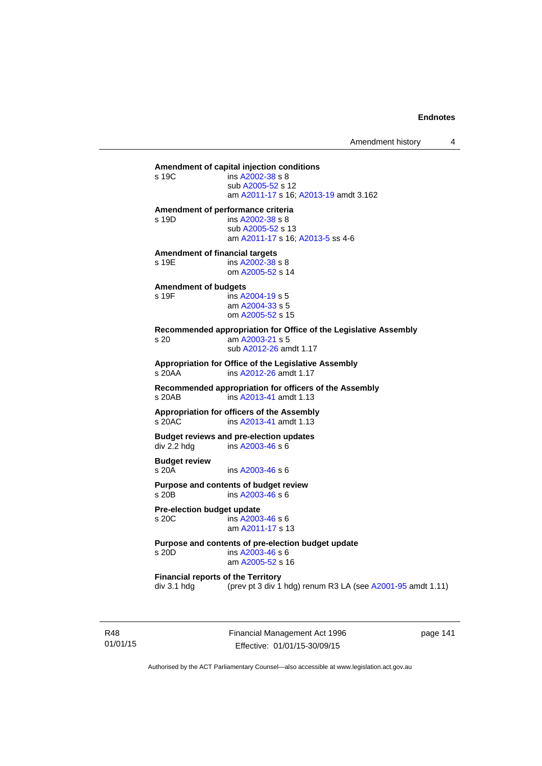**Amendment of capital injection conditions**

s 19C — ins A2002-38 s 8
sub A2005-52 s 12
am A2011-17 s 16; A2013-19 amdt 3.162

**Amendment of performance criteria**

s 19D — ins A2002-38 s 8
sub A2005-52 s 13
am A2011-17 s 16; A2013-5 ss 4-6

**Amendment of financial targets**

s 19E — ins A2002-38 s 8
om A2005-52 s 14

**Amendment of budgets**

s 19F — ins A2004-19 s 5
am A2004-33 s 5
om A2005-52 s 15

**Recommended appropriation for Office of the Legislative Assembly**

s 20 — am A2003-21 s 5
sub A2012-26 amdt 1.17

**Appropriation for Office of the Legislative Assembly**

s 20AA — ins A2012-26 amdt 1.17

**Recommended appropriation for officers of the Assembly**

s 20AB — ins A2013-41 amdt 1.13

**Appropriation for officers of the Assembly**

s 20AC — ins A2013-41 amdt 1.13

**Budget reviews and pre-election updates**

div 2.2 hdg — ins A2003-46 s 6

**Budget review**

s 20A — ins A2003-46 s 6

**Purpose and contents of budget review**

s 20B — ins A2003-46 s 6

**Pre-election budget update**

s 20C — ins A2003-46 s 6
am A2011-17 s 13

**Purpose and contents of pre-election budget update**

s 20D — ins A2003-46 s 6
am A2005-52 s 16

**Financial reports of the Territory**

div 3.1 hdg — (prev pt 3 div 1 hdg) renum R3 LA (see A2001-95 amdt 1.11)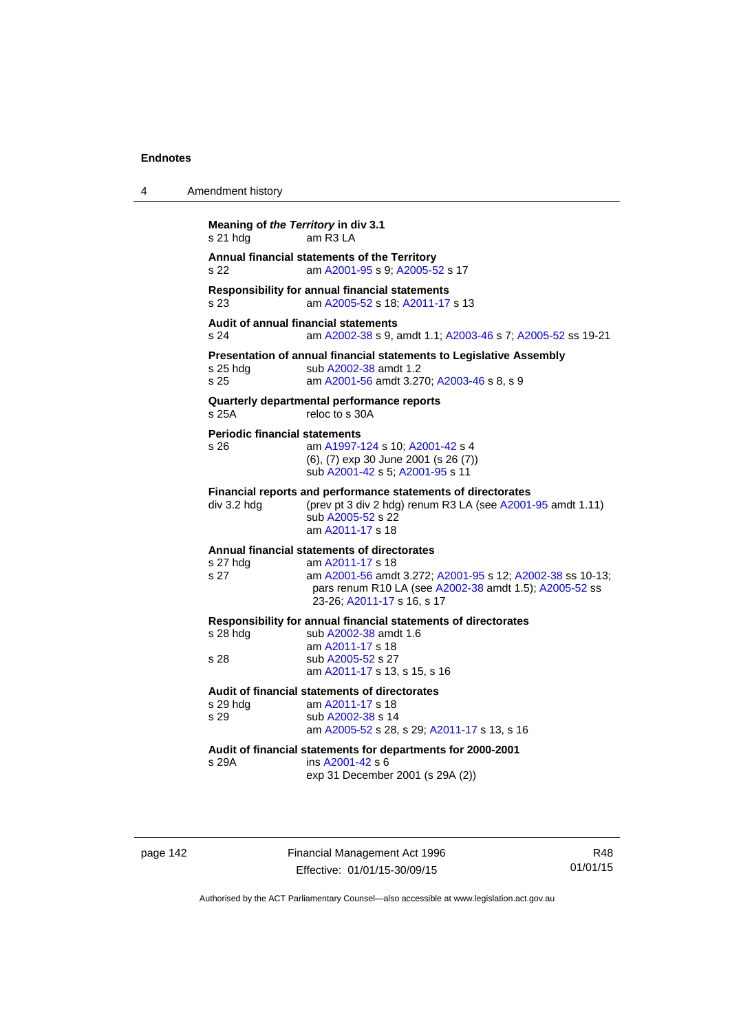**Meaning of *the Territory* in div 3.1**

s 21 hdg am R3 LA

**Annual financial statements of the Territory**

s 22 am A2001-95 s 9; A2005-52 s 17

**Responsibility for annual financial statements**

s 23 am A2005-52 s 18; A2011-17 s 13

**Audit of annual financial statements**

s 24 am A2002-38 s 9, amdt 1.1; A2003-46 s 7; A2005-52 ss 19-21

**Presentation of annual financial statements to Legislative Assembly**

s 25 hdg sub A2002-38 amdt 1.2

s 25 am A2001-56 amdt 3.270; A2003-46 s 8, s 9

**Quarterly departmental performance reports**

s 25A reloc to s 30A

**Periodic financial statements**

s 26 am A1997-124 s 10; A2001-42 s 4
(6), (7) exp 30 June 2001 (s 26 (7))
sub A2001-42 s 5; A2001-95 s 11

**Financial reports and performance statements of directorates**

div 3.2 hdg (prev pt 3 div 2 hdg) renum R3 LA (see A2001-95 amdt 1.11)
sub A2005-52 s 22
am A2011-17 s 18

**Annual financial statements of directorates**

s 27 hdg am A2011-17 s 18

s 27 am A2001-56 amdt 3.272; A2001-95 s 12; A2002-38 ss 10-13; pars renum R10 LA (see A2002-38 amdt 1.5); A2005-52 ss 23-26; A2011-17 s 16, s 17

**Responsibility for annual financial statements of directorates**

s 28 hdg sub A2002-38 amdt 1.6
am A2011-17 s 18

s 28 sub A2005-52 s 27
am A2011-17 s 13, s 15, s 16

**Audit of financial statements of directorates**

s 29 hdg am A2011-17 s 18

s 29 sub A2002-38 s 14
am A2005-52 s 28, s 29; A2011-17 s 13, s 16

**Audit of financial statements for departments for 2000-2001**

s 29A ins A2001-42 s 6
exp 31 December 2001 (s 29A (2))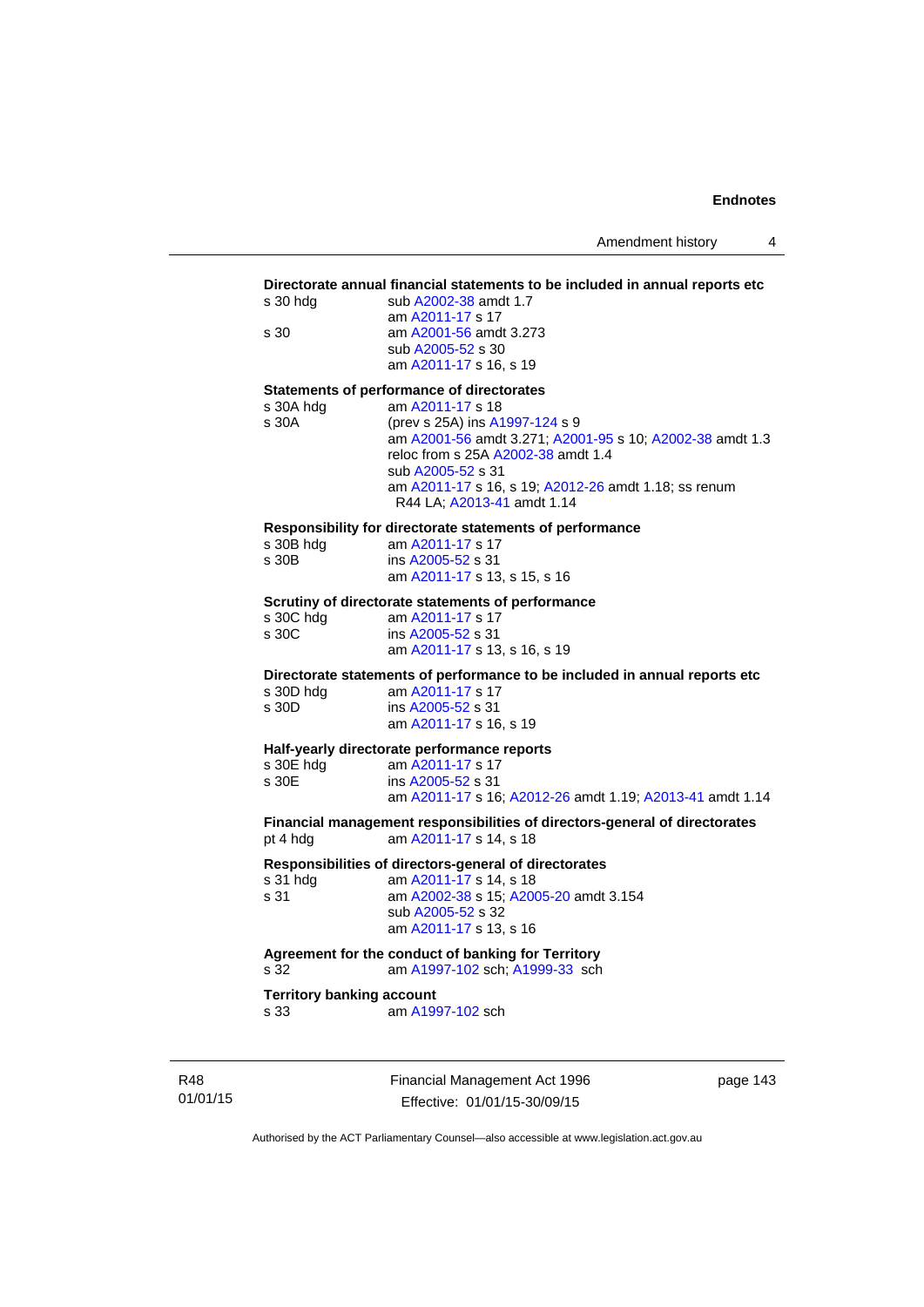**Directorate annual financial statements to be included in annual reports etc**

s 30 hdg sub A2002-38 amdt 1.7
am A2011-17 s 17

s 30 am A2001-56 amdt 3.273
sub A2005-52 s 30
am A2011-17 s 16, s 19

**Statements of performance of directorates**

s 30A hdg am A2011-17 s 18

s 30A (prev s 25A) ins A1997-124 s 9
am A2001-56 amdt 3.271; A2001-95 s 10; A2002-38 amdt 1.3
reloc from s 25A A2002-38 amdt 1.4
sub A2005-52 s 31
am A2011-17 s 16, s 19; A2012-26 amdt 1.18; ss renum R44 LA; A2013-41 amdt 1.14

**Responsibility for directorate statements of performance**

s 30B hdg am A2011-17 s 17

s 30B ins A2005-52 s 31
am A2011-17 s 13, s 15, s 16

**Scrutiny of directorate statements of performance**

s 30C hdg am A2011-17 s 17

s 30C ins A2005-52 s 31
am A2011-17 s 13, s 16, s 19

**Directorate statements of performance to be included in annual reports etc**

s 30D hdg am A2011-17 s 17

s 30D ins A2005-52 s 31
am A2011-17 s 16, s 19

**Half-yearly directorate performance reports**

s 30E hdg am A2011-17 s 17

s 30E ins A2005-52 s 31
am A2011-17 s 16; A2012-26 amdt 1.19; A2013-41 amdt 1.14

**Financial management responsibilities of directors-general of directorates**

pt 4 hdg am A2011-17 s 14, s 18

**Responsibilities of directors-general of directorates**

s 31 hdg am A2011-17 s 14, s 18

s 31 am A2002-38 s 15; A2005-20 amdt 3.154
sub A2005-52 s 32
am A2011-17 s 13, s 16

**Agreement for the conduct of banking for Territory**

s 32 am A1997-102 sch; A1999-33 sch

**Territory banking account**

s 33 am A1997-102 sch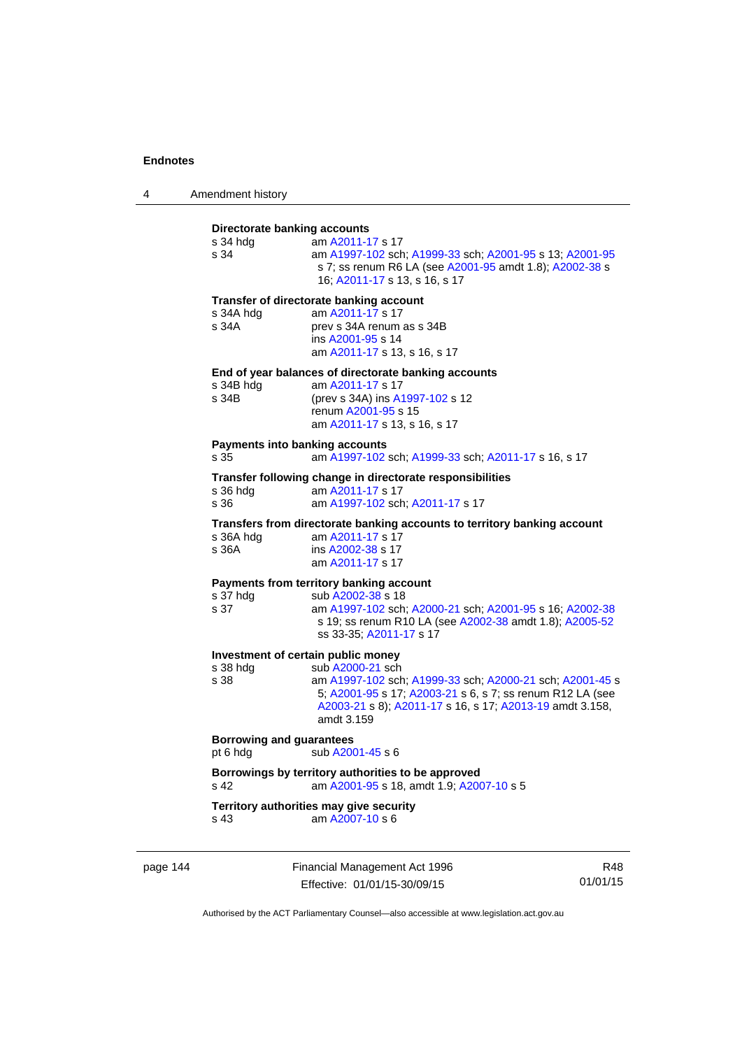**Directorate banking accounts**

s 34 hdg am A2011-17 s 17

s 34 am A1997-102 sch; A1999-33 sch; A2001-95 s 13; A2001-95 s 7; ss renum R6 LA (see A2001-95 amdt 1.8); A2002-38 s 16; A2011-17 s 13, s 16, s 17

**Transfer of directorate banking account**

s 34A hdg am A2011-17 s 17

s 34A prev s 34A renum as s 34B
ins A2001-95 s 14
am A2011-17 s 13, s 16, s 17

**End of year balances of directorate banking accounts**

s 34B hdg am A2011-17 s 17

s 34B (prev s 34A) ins A1997-102 s 12
renum A2001-95 s 15
am A2011-17 s 13, s 16, s 17

**Payments into banking accounts**

s 35 am A1997-102 sch; A1999-33 sch; A2011-17 s 16, s 17

**Transfer following change in directorate responsibilities**

s 36 hdg am A2011-17 s 17

s 36 am A1997-102 sch; A2011-17 s 17

**Transfers from directorate banking accounts to territory banking account**

s 36A hdg am A2011-17 s 17

s 36A ins A2002-38 s 17
am A2011-17 s 17

**Payments from territory banking account**

s 37 hdg sub A2002-38 s 18

s 37 am A1997-102 sch; A2000-21 sch; A2001-95 s 16; A2002-38 s 19; ss renum R10 LA (see A2002-38 amdt 1.8); A2005-52 ss 33-35; A2011-17 s 17

**Investment of certain public money**

s 38 hdg sub A2000-21 sch

s 38 am A1997-102 sch; A1999-33 sch; A2000-21 sch; A2001-45 s 5; A2001-95 s 17; A2003-21 s 6, s 7; ss renum R12 LA (see A2003-21 s 8); A2011-17 s 16, s 17; A2013-19 amdt 3.158, amdt 3.159

**Borrowing and guarantees**

pt 6 hdg sub A2001-45 s 6

**Borrowings by territory authorities to be approved**

s 42 am A2001-95 s 18, amdt 1.9; A2007-10 s 5

**Territory authorities may give security**

s 43 am A2007-10 s 6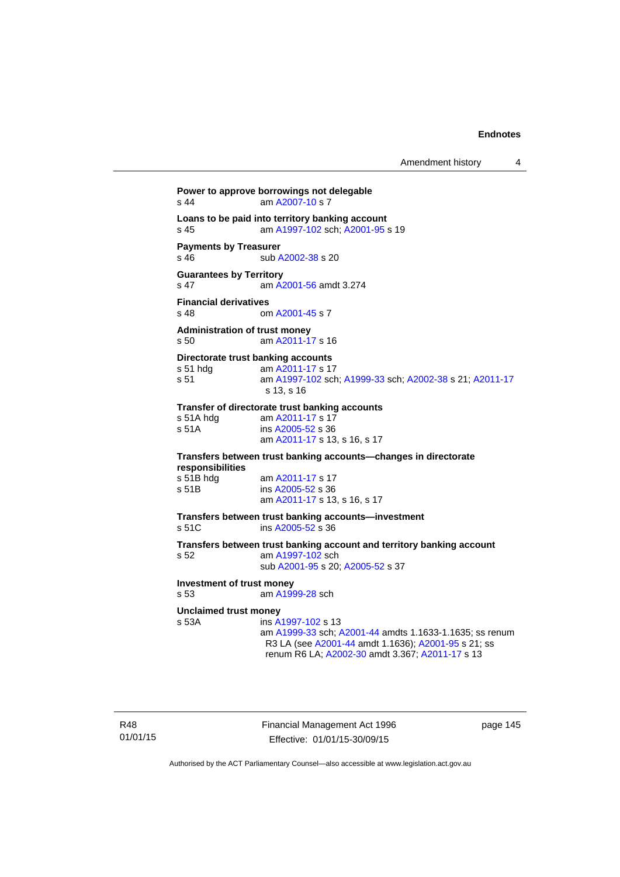**Power to approve borrowings not delegable**
s 44 am A2007-10 s 7

**Loans to be paid into territory banking account**
s 45 am A1997-102 sch; A2001-95 s 19

**Payments by Treasurer**
s 46 sub A2002-38 s 20

**Guarantees by Territory**
s 47 am A2001-56 amdt 3.274

**Financial derivatives**
s 48 om A2001-45 s 7

**Administration of trust money**
s 50 am A2011-17 s 16

**Directorate trust banking accounts**
s 51 hdg am A2011-17 s 17
s 51 am A1997-102 sch; A1999-33 sch; A2002-38 s 21; A2011-17 s 13, s 16

**Transfer of directorate trust banking accounts**
s 51A hdg am A2011-17 s 17
s 51A ins A2005-52 s 36
am A2011-17 s 13, s 16, s 17

**Transfers between trust banking accounts—changes in directorate responsibilities**
s 51B hdg am A2011-17 s 17
s 51B ins A2005-52 s 36
am A2011-17 s 13, s 16, s 17

**Transfers between trust banking accounts—investment**
s 51C ins A2005-52 s 36

**Transfers between trust banking account and territory banking account**
s 52 am A1997-102 sch
sub A2001-95 s 20; A2005-52 s 37

**Investment of trust money**
s 53 am A1999-28 sch

**Unclaimed trust money**
s 53A ins A1997-102 s 13
am A1999-33 sch; A2001-44 amdts 1.1633-1.1635; ss renum R3 LA (see A2001-44 amdt 1.1636); A2001-95 s 21; ss renum R6 LA; A2002-30 amdt 3.367; A2011-17 s 13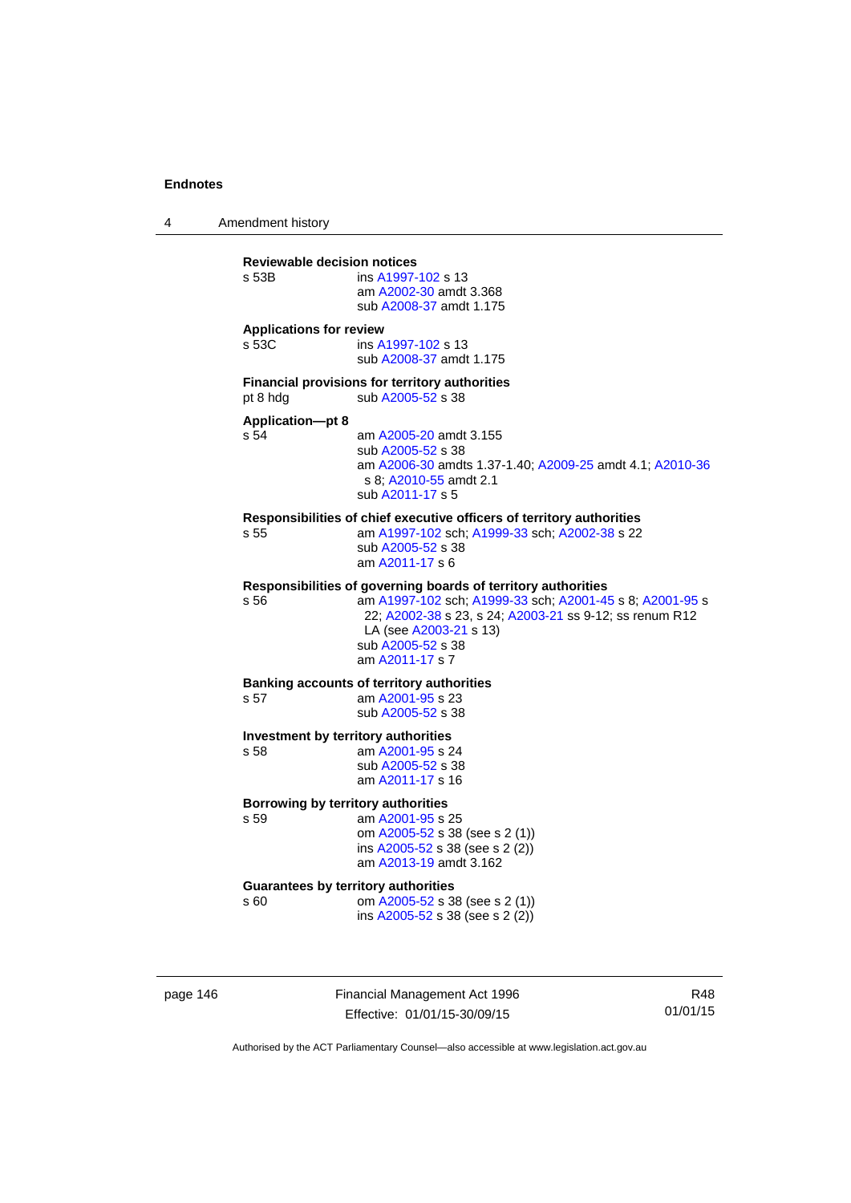**Reviewable decision notices**

s 53B — ins A1997-102 s 13
am A2002-30 amdt 3.368
sub A2008-37 amdt 1.175

**Applications for review**

s 53C — ins A1997-102 s 13
sub A2008-37 amdt 1.175

**Financial provisions for territory authorities**

pt 8 hdg — sub A2005-52 s 38

**Application—pt 8**

s 54 — am A2005-20 amdt 3.155
sub A2005-52 s 38
am A2006-30 amdts 1.37-1.40; A2009-25 amdt 4.1; A2010-36 s 8; A2010-55 amdt 2.1
sub A2011-17 s 5

**Responsibilities of chief executive officers of territory authorities**

s 55 — am A1997-102 sch; A1999-33 sch; A2002-38 s 22
sub A2005-52 s 38
am A2011-17 s 6

**Responsibilities of governing boards of territory authorities**

s 56 — am A1997-102 sch; A1999-33 sch; A2001-45 s 8; A2001-95 s 22; A2002-38 s 23, s 24; A2003-21 ss 9-12; ss renum R12 LA (see A2003-21 s 13)
sub A2005-52 s 38
am A2011-17 s 7

**Banking accounts of territory authorities**

s 57 — am A2001-95 s 23
sub A2005-52 s 38

**Investment by territory authorities**

s 58 — am A2001-95 s 24
sub A2005-52 s 38
am A2011-17 s 16

**Borrowing by territory authorities**

s 59 — am A2001-95 s 25
om A2005-52 s 38 (see s 2 (1))
ins A2005-52 s 38 (see s 2 (2))
am A2013-19 amdt 3.162

**Guarantees by territory authorities**

s 60 — om A2005-52 s 38 (see s 2 (1))
ins A2005-52 s 38 (see s 2 (2))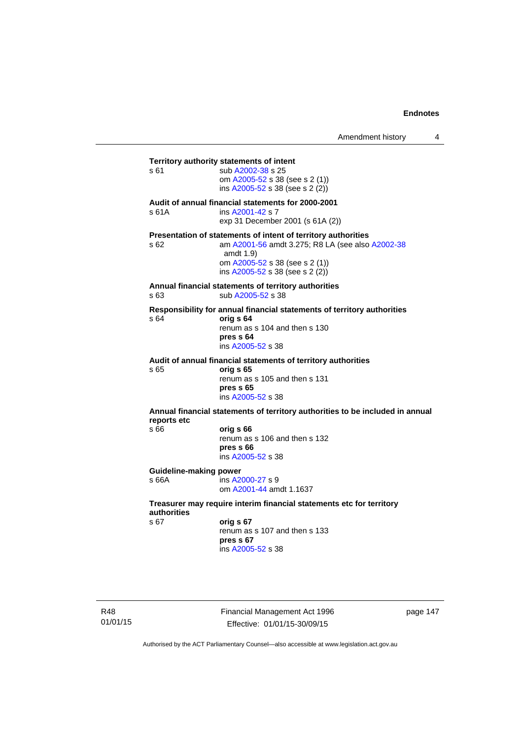**Territory authority statements of intent**

s 61 sub A2002-38 s 25
om A2005-52 s 38 (see s 2 (1))
ins A2005-52 s 38 (see s 2 (2))

**Audit of annual financial statements for 2000-2001**

s 61A ins A2001-42 s 7
exp 31 December 2001 (s 61A (2))

**Presentation of statements of intent of territory authorities**

s 62 am A2001-56 amdt 3.275; R8 LA (see also A2002-38 amdt 1.9)
om A2005-52 s 38 (see s 2 (1))
ins A2005-52 s 38 (see s 2 (2))

**Annual financial statements of territory authorities**

s 63 sub A2005-52 s 38

**Responsibility for annual financial statements of territory authorities**

s 64 **orig s 64**
renum as s 104 and then s 130
**pres s 64**
ins A2005-52 s 38

**Audit of annual financial statements of territory authorities**

s 65 **orig s 65**
renum as s 105 and then s 131
**pres s 65**
ins A2005-52 s 38

**Annual financial statements of territory authorities to be included in annual reports etc**

s 66 **orig s 66**
renum as s 106 and then s 132
**pres s 66**
ins A2005-52 s 38

**Guideline-making power**

s 66A ins A2000-27 s 9
om A2001-44 amdt 1.1637

**Treasurer may require interim financial statements etc for territory authorities**

s 67 **orig s 67**
renum as s 107 and then s 133
**pres s 67**
ins A2005-52 s 38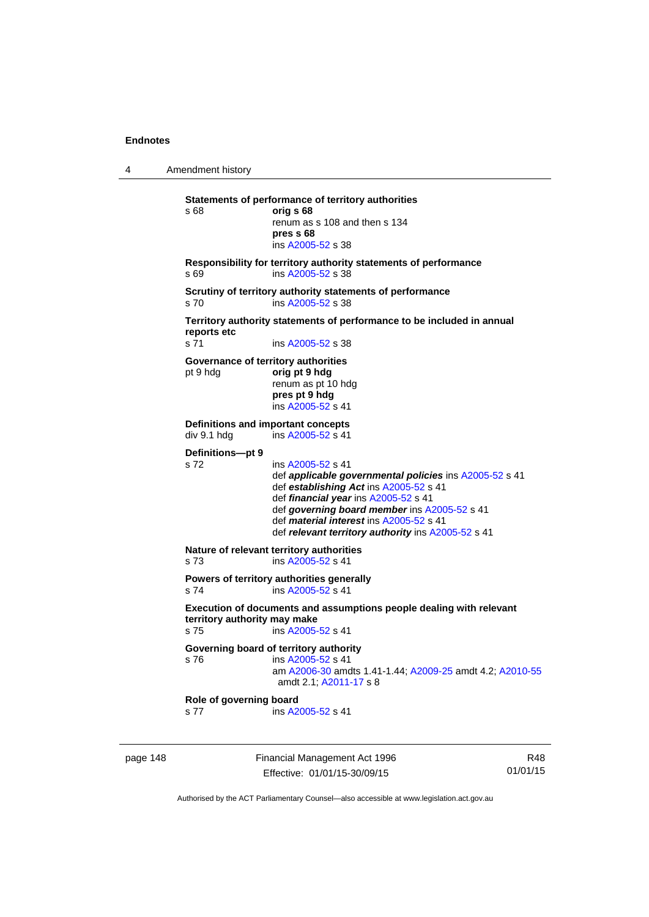**Statements of performance of territory authorities**

s 68 **orig s 68**
renum as s 108 and then s 134
**pres s 68**
ins A2005-52 s 38

**Responsibility for territory authority statements of performance**

s 69 ins A2005-52 s 38

**Scrutiny of territory authority statements of performance**

s 70 ins A2005-52 s 38

**Territory authority statements of performance to be included in annual reports etc**

s 71 ins A2005-52 s 38

**Governance of territory authorities**

pt 9 hdg **orig pt 9 hdg**
renum as pt 10 hdg
**pres pt 9 hdg**
ins A2005-52 s 41

**Definitions and important concepts**

div 9.1 hdg ins A2005-52 s 41

**Definitions—pt 9**

s 72 ins A2005-52 s 41
def ***applicable governmental policies*** ins A2005-52 s 41
def ***establishing Act*** ins A2005-52 s 41
def ***financial year*** ins A2005-52 s 41
def ***governing board member*** ins A2005-52 s 41
def ***material interest*** ins A2005-52 s 41
def ***relevant territory authority*** ins A2005-52 s 41

**Nature of relevant territory authorities**

s 73 ins A2005-52 s 41

**Powers of territory authorities generally**

s 74 ins A2005-52 s 41

**Execution of documents and assumptions people dealing with relevant territory authority may make**

s 75 ins A2005-52 s 41

**Governing board of territory authority**

s 76 ins A2005-52 s 41
am A2006-30 amdts 1.41-1.44; A2009-25 amdt 4.2; A2010-55 amdt 2.1; A2011-17 s 8

**Role of governing board**

s 77 ins A2005-52 s 41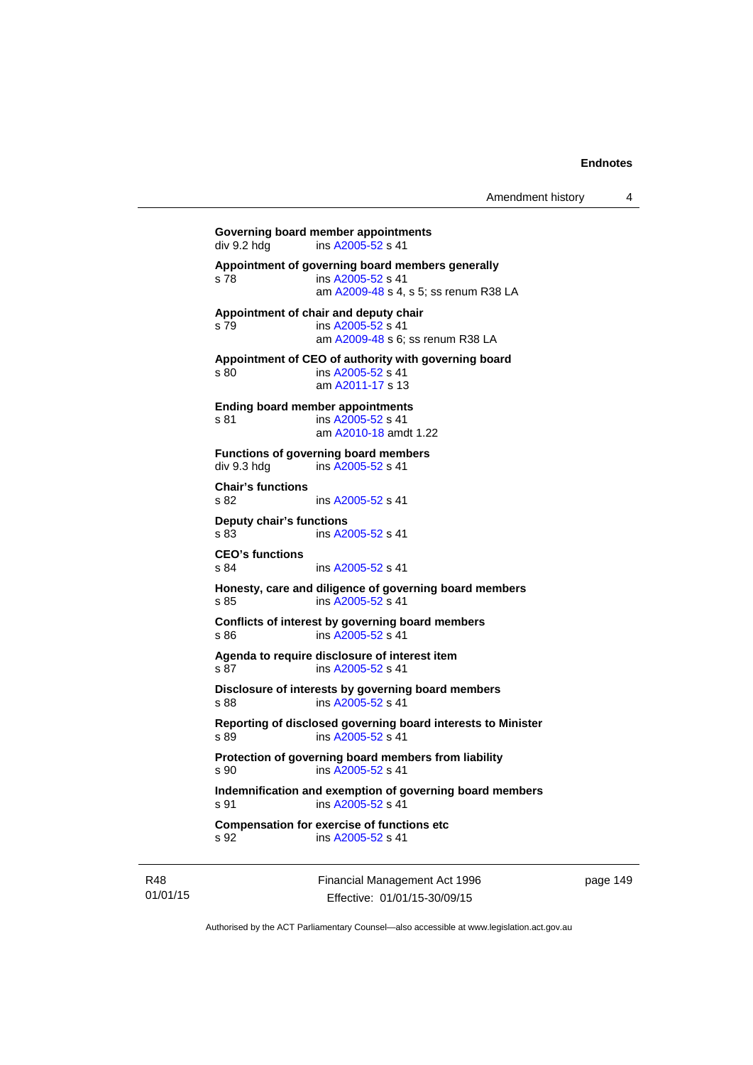**Governing board member appointments**
div 9.2 hdg ins A2005-52 s 41

**Appointment of governing board members generally**
s 78 ins A2005-52 s 41
am A2009-48 s 4, s 5; ss renum R38 LA

**Appointment of chair and deputy chair**
s 79 ins A2005-52 s 41
am A2009-48 s 6; ss renum R38 LA

**Appointment of CEO of authority with governing board**
s 80 ins A2005-52 s 41
am A2011-17 s 13

**Ending board member appointments**
s 81 ins A2005-52 s 41
am A2010-18 amdt 1.22

**Functions of governing board members**
div 9.3 hdg ins A2005-52 s 41

**Chair's functions**
s 82 ins A2005-52 s 41

**Deputy chair's functions**
s 83 ins A2005-52 s 41

**CEO's functions**
s 84 ins A2005-52 s 41

**Honesty, care and diligence of governing board members**
s 85 ins A2005-52 s 41

**Conflicts of interest by governing board members**
s 86 ins A2005-52 s 41

**Agenda to require disclosure of interest item**
s 87 ins A2005-52 s 41

**Disclosure of interests by governing board members**
s 88 ins A2005-52 s 41

**Reporting of disclosed governing board interests to Minister**
s 89 ins A2005-52 s 41

**Protection of governing board members from liability**
s 90 ins A2005-52 s 41

**Indemnification and exemption of governing board members**
s 91 ins A2005-52 s 41

**Compensation for exercise of functions etc**
s 92 ins A2005-52 s 41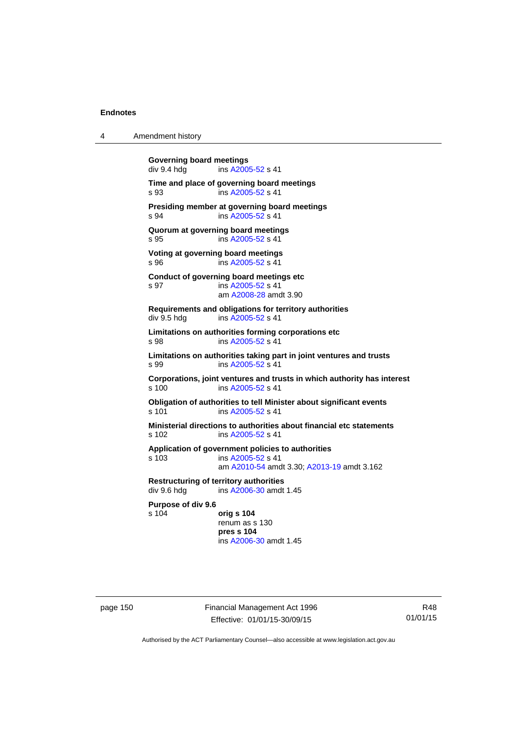**Governing board meetings**
div 9.4 hdg ins A2005-52 s 41

**Time and place of governing board meetings**
s 93 ins A2005-52 s 41

**Presiding member at governing board meetings**
s 94 ins A2005-52 s 41

**Quorum at governing board meetings**
s 95 ins A2005-52 s 41

**Voting at governing board meetings**
s 96 ins A2005-52 s 41

**Conduct of governing board meetings etc**
s 97 ins A2005-52 s 41
am A2008-28 amdt 3.90

**Requirements and obligations for territory authorities**
div 9.5 hdg ins A2005-52 s 41

**Limitations on authorities forming corporations etc**
s 98 ins A2005-52 s 41

**Limitations on authorities taking part in joint ventures and trusts**
s 99 ins A2005-52 s 41

**Corporations, joint ventures and trusts in which authority has interest**
s 100 ins A2005-52 s 41

**Obligation of authorities to tell Minister about significant events**
s 101 ins A2005-52 s 41

**Ministerial directions to authorities about financial etc statements**
s 102 ins A2005-52 s 41

**Application of government policies to authorities**
s 103 ins A2005-52 s 41
am A2010-54 amdt 3.30; A2013-19 amdt 3.162

**Restructuring of territory authorities**
div 9.6 hdg ins A2006-30 amdt 1.45

**Purpose of div 9.6**
s 104 **orig s 104**
renum as s 130
**pres s 104**
ins A2006-30 amdt 1.45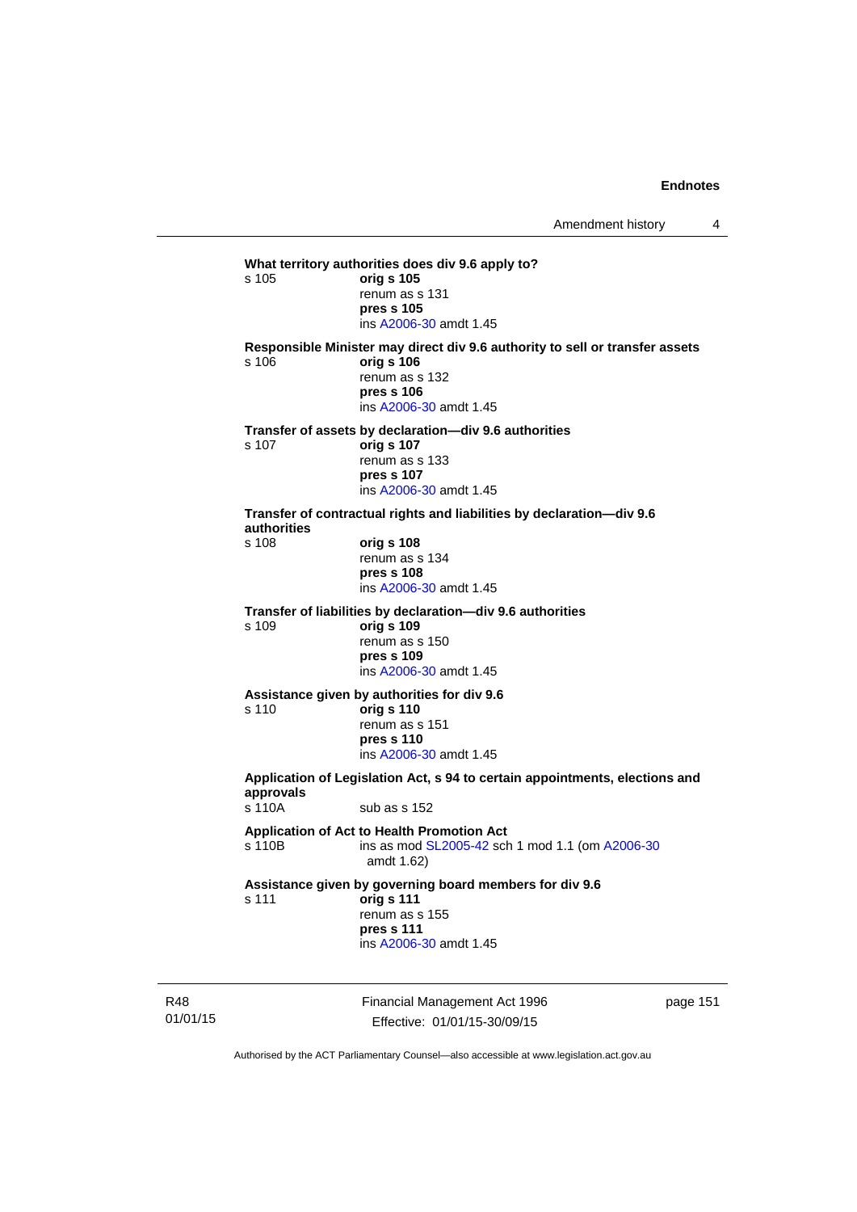**What territory authorities does div 9.6 apply to?**

s 105 **orig s 105**
renum as s 131
**pres s 105**
ins A2006-30 amdt 1.45

**Responsible Minister may direct div 9.6 authority to sell or transfer assets**

s 106 **orig s 106**
renum as s 132
**pres s 106**
ins A2006-30 amdt 1.45

**Transfer of assets by declaration—div 9.6 authorities**

s 107 **orig s 107**
renum as s 133
**pres s 107**
ins A2006-30 amdt 1.45

**Transfer of contractual rights and liabilities by declaration—div 9.6 authorities**

s 108 **orig s 108**
renum as s 134
**pres s 108**
ins A2006-30 amdt 1.45

**Transfer of liabilities by declaration—div 9.6 authorities**

s 109 **orig s 109**
renum as s 150
**pres s 109**
ins A2006-30 amdt 1.45

**Assistance given by authorities for div 9.6**

s 110 **orig s 110**
renum as s 151
**pres s 110**
ins A2006-30 amdt 1.45

**Application of Legislation Act, s 94 to certain appointments, elections and approvals**

s 110A sub as s 152

**Application of Act to Health Promotion Act**

s 110B ins as mod SL2005-42 sch 1 mod 1.1 (om A2006-30 amdt 1.62)

**Assistance given by governing board members for div 9.6**

s 111 **orig s 111**
renum as s 155
**pres s 111**
ins A2006-30 amdt 1.45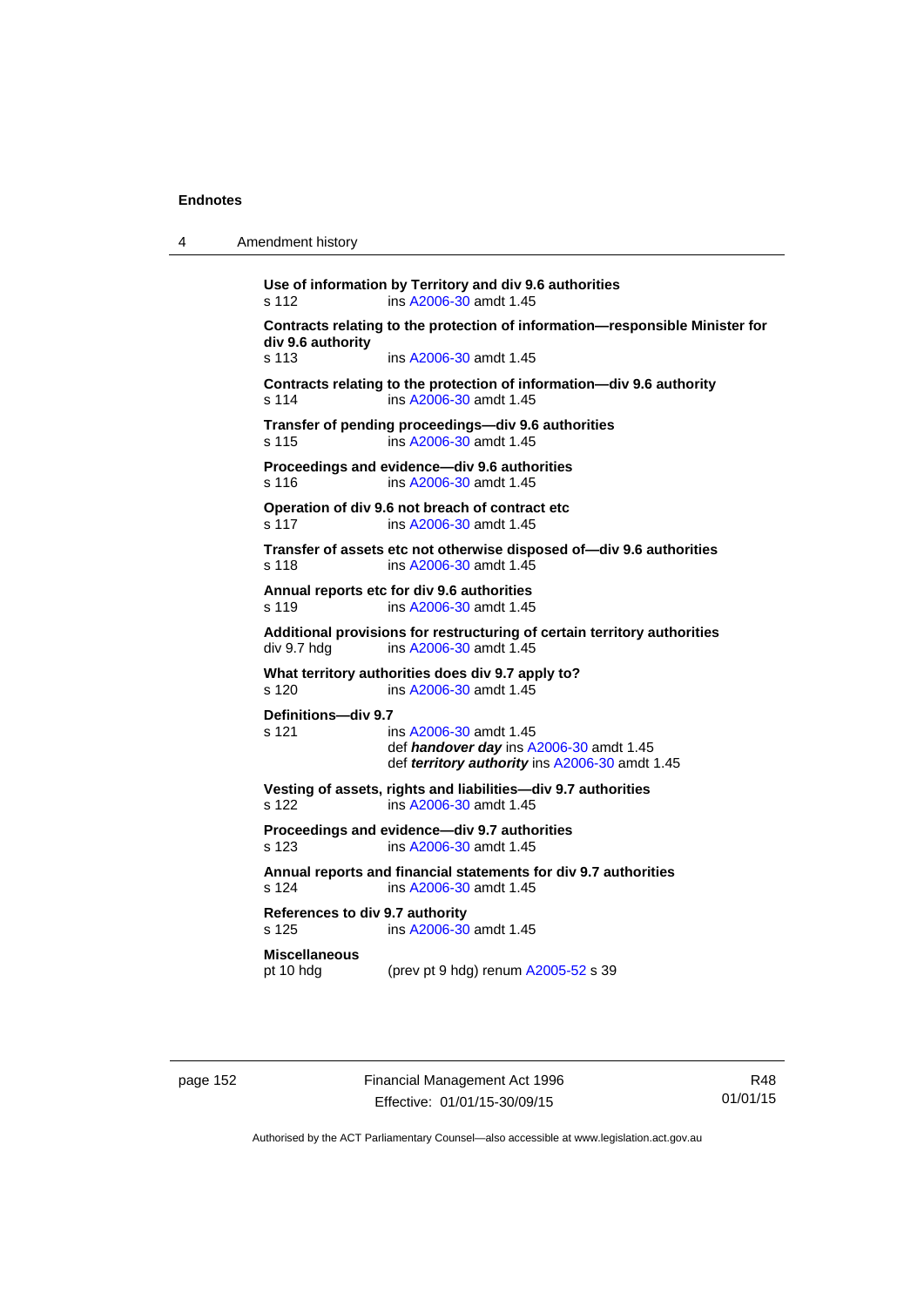**Use of information by Territory and div 9.6 authorities**
s 112 ins A2006-30 amdt 1.45

**Contracts relating to the protection of information—responsible Minister for div 9.6 authority**
s 113 ins A2006-30 amdt 1.45

**Contracts relating to the protection of information—div 9.6 authority**
s 114 ins A2006-30 amdt 1.45

**Transfer of pending proceedings—div 9.6 authorities**
s 115 ins A2006-30 amdt 1.45

**Proceedings and evidence—div 9.6 authorities**
s 116 ins A2006-30 amdt 1.45

**Operation of div 9.6 not breach of contract etc**
s 117 ins A2006-30 amdt 1.45

**Transfer of assets etc not otherwise disposed of—div 9.6 authorities**
s 118 ins A2006-30 amdt 1.45

**Annual reports etc for div 9.6 authorities**
s 119 ins A2006-30 amdt 1.45

**Additional provisions for restructuring of certain territory authorities**
div 9.7 hdg ins A2006-30 amdt 1.45

**What territory authorities does div 9.7 apply to?**
s 120 ins A2006-30 amdt 1.45

**Definitions—div 9.7**
s 121 ins A2006-30 amdt 1.45
def ***handover day*** ins A2006-30 amdt 1.45
def ***territory authority*** ins A2006-30 amdt 1.45

**Vesting of assets, rights and liabilities—div 9.7 authorities**
s 122 ins A2006-30 amdt 1.45

**Proceedings and evidence—div 9.7 authorities**
s 123 ins A2006-30 amdt 1.45

**Annual reports and financial statements for div 9.7 authorities**
s 124 ins A2006-30 amdt 1.45

**References to div 9.7 authority**
s 125 ins A2006-30 amdt 1.45

**Miscellaneous**
pt 10 hdg (prev pt 9 hdg) renum A2005-52 s 39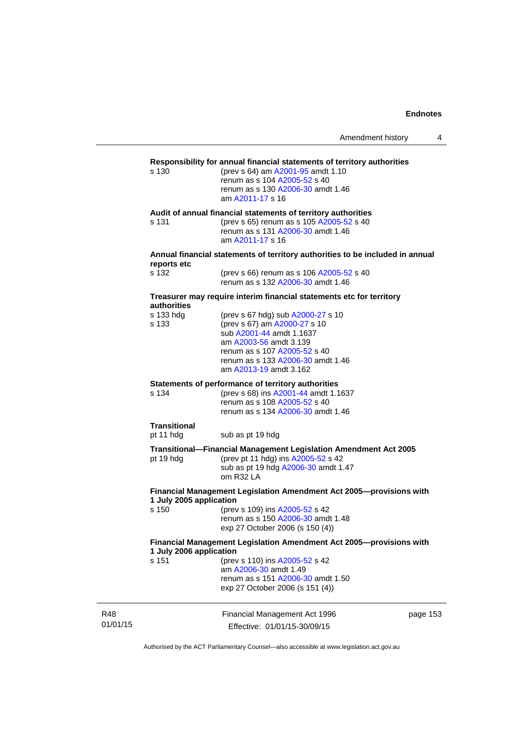**Responsibility for annual financial statements of territory authorities**

s 130 (prev s 64) am A2001-95 amdt 1.10
renum as s 104 A2005-52 s 40
renum as s 130 A2006-30 amdt 1.46
am A2011-17 s 16

**Audit of annual financial statements of territory authorities**

s 131 (prev s 65) renum as s 105 A2005-52 s 40
renum as s 131 A2006-30 amdt 1.46
am A2011-17 s 16

**Annual financial statements of territory authorities to be included in annual reports etc**

s 132 (prev s 66) renum as s 106 A2005-52 s 40
renum as s 132 A2006-30 amdt 1.46

**Treasurer may require interim financial statements etc for territory authorities**

s 133 hdg (prev s 67 hdg) sub A2000-27 s 10

s 133 (prev s 67) am A2000-27 s 10
sub A2001-44 amdt 1.1637
am A2003-56 amdt 3.139
renum as s 107 A2005-52 s 40
renum as s 133 A2006-30 amdt 1.46
am A2013-19 amdt 3.162

**Statements of performance of territory authorities**

s 134 (prev s 68) ins A2001-44 amdt 1.1637
renum as s 108 A2005-52 s 40
renum as s 134 A2006-30 amdt 1.46

**Transitional**

pt 11 hdg sub as pt 19 hdg

**Transitional—Financial Management Legislation Amendment Act 2005**

pt 19 hdg (prev pt 11 hdg) ins A2005-52 s 42
sub as pt 19 hdg A2006-30 amdt 1.47
om R32 LA

**Financial Management Legislation Amendment Act 2005—provisions with 1 July 2005 application**

s 150 (prev s 109) ins A2005-52 s 42
renum as s 150 A2006-30 amdt 1.48
exp 27 October 2006 (s 150 (4))

**Financial Management Legislation Amendment Act 2005—provisions with 1 July 2006 application**

s 151 (prev s 110) ins A2005-52 s 42
am A2006-30 amdt 1.49
renum as s 151 A2006-30 amdt 1.50
exp 27 October 2006 (s 151 (4))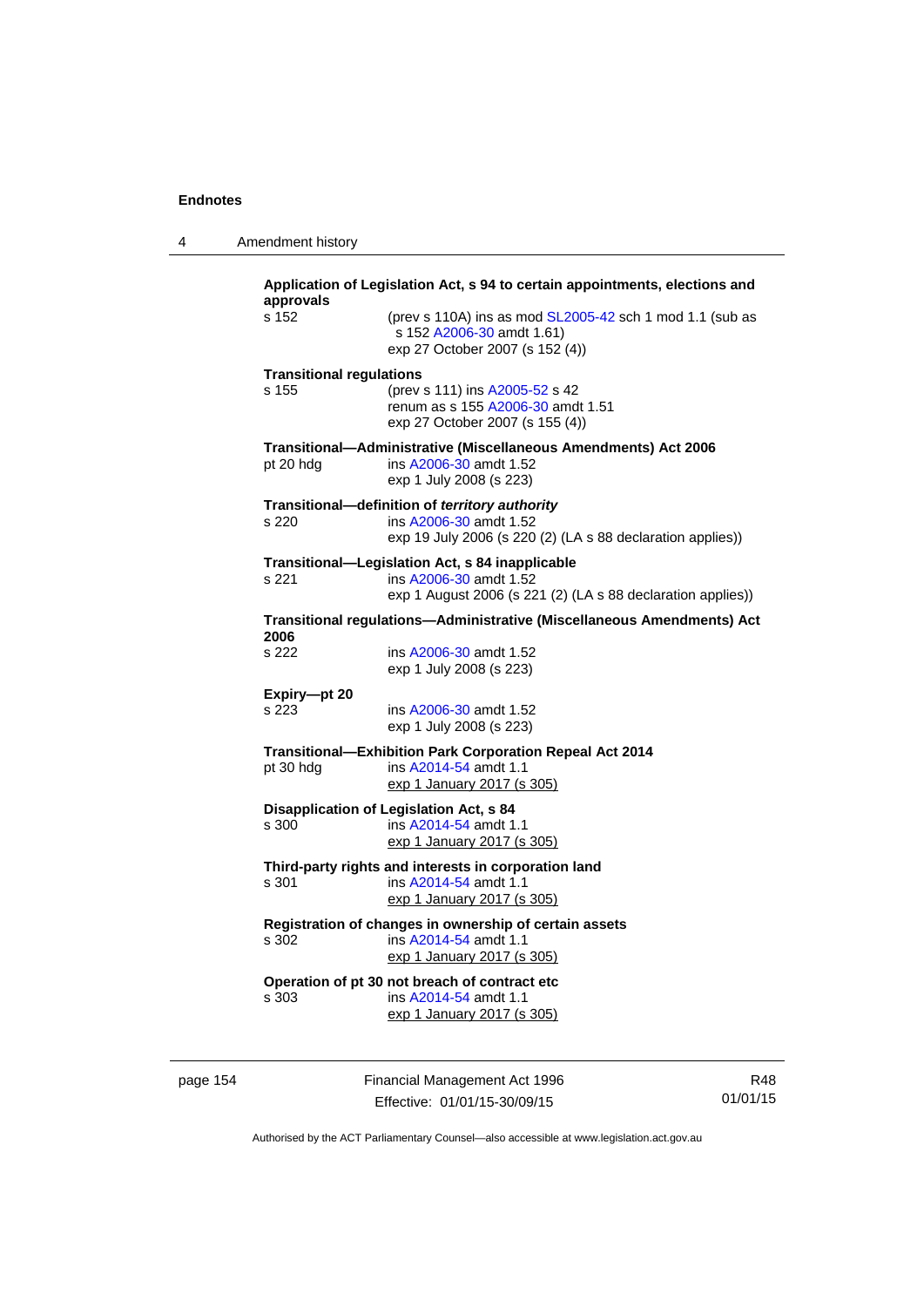**Application of Legislation Act, s 94 to certain appointments, elections and approvals**

s 152 — (prev s 110A) ins as mod SL2005-42 sch 1 mod 1.1 (sub as s 152 A2006-30 amdt 1.61)
exp 27 October 2007 (s 152 (4))

**Transitional regulations**

s 155 — (prev s 111) ins A2005-52 s 42
renum as s 155 A2006-30 amdt 1.51
exp 27 October 2007 (s 155 (4))

**Transitional—Administrative (Miscellaneous Amendments) Act 2006**

pt 20 hdg — ins A2006-30 amdt 1.52
exp 1 July 2008 (s 223)

**Transitional—definition of *territory authority***

s 220 — ins A2006-30 amdt 1.52
exp 19 July 2006 (s 220 (2) (LA s 88 declaration applies))

**Transitional—Legislation Act, s 84 inapplicable**

s 221 — ins A2006-30 amdt 1.52
exp 1 August 2006 (s 221 (2) (LA s 88 declaration applies))

**Transitional regulations—Administrative (Miscellaneous Amendments) Act 2006**

s 222 — ins A2006-30 amdt 1.52
exp 1 July 2008 (s 223)

**Expiry—pt 20**

s 223 — ins A2006-30 amdt 1.52
exp 1 July 2008 (s 223)

**Transitional—Exhibition Park Corporation Repeal Act 2014**

pt 30 hdg — ins A2014-54 amdt 1.1
exp 1 January 2017 (s 305)

**Disapplication of Legislation Act, s 84**

s 300 — ins A2014-54 amdt 1.1
exp 1 January 2017 (s 305)

**Third-party rights and interests in corporation land**

s 301 — ins A2014-54 amdt 1.1
exp 1 January 2017 (s 305)

**Registration of changes in ownership of certain assets**

s 302 — ins A2014-54 amdt 1.1
exp 1 January 2017 (s 305)

**Operation of pt 30 not breach of contract etc**

s 303 — ins A2014-54 amdt 1.1
exp 1 January 2017 (s 305)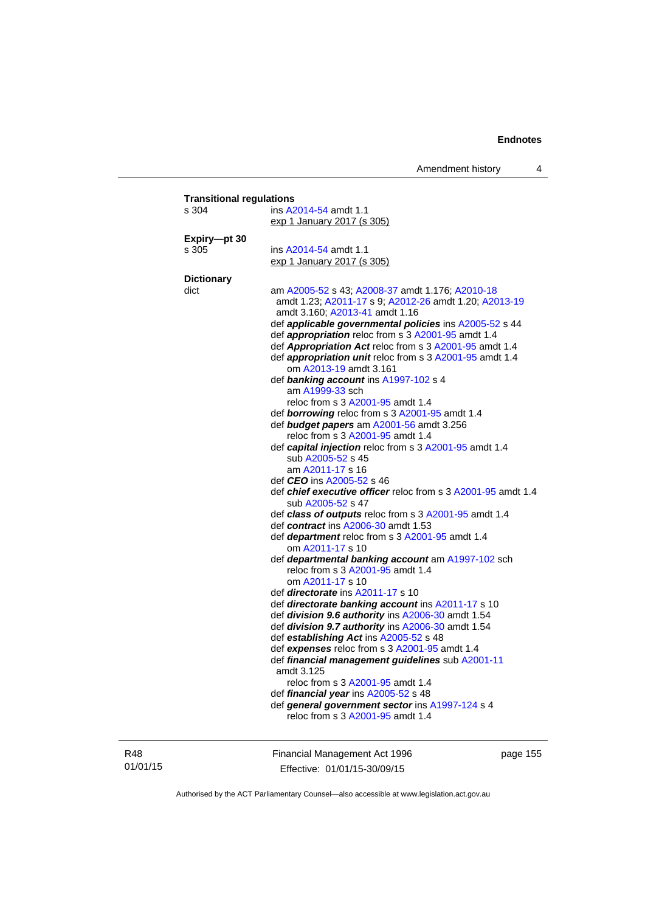**Transitional regulations**

s 304 ins A2014-54 amdt 1.1
exp 1 January 2017 (s 305)

**Expiry—pt 30**

s 305 ins A2014-54 amdt 1.1
exp 1 January 2017 (s 305)

**Dictionary**

dict am A2005-52 s 43; A2008-37 amdt 1.176; A2010-18 amdt 1.23; A2011-17 s 9; A2012-26 amdt 1.20; A2013-19 amdt 3.160; A2013-41 amdt 1.16

def ***applicable governmental policies*** ins A2005-52 s 44
def ***appropriation*** reloc from s 3 A2001-95 amdt 1.4
def ***Appropriation Act*** reloc from s 3 A2001-95 amdt 1.4
def ***appropriation unit*** reloc from s 3 A2001-95 amdt 1.4
om A2013-19 amdt 3.161
def ***banking account*** ins A1997-102 s 4
am A1999-33 sch
reloc from s 3 A2001-95 amdt 1.4
def ***borrowing*** reloc from s 3 A2001-95 amdt 1.4
def ***budget papers*** am A2001-56 amdt 3.256
reloc from s 3 A2001-95 amdt 1.4
def ***capital injection*** reloc from s 3 A2001-95 amdt 1.4
sub A2005-52 s 45
am A2011-17 s 16
def ***CEO*** ins A2005-52 s 46
def ***chief executive officer*** reloc from s 3 A2001-95 amdt 1.4
sub A2005-52 s 47
def ***class of outputs*** reloc from s 3 A2001-95 amdt 1.4
def ***contract*** ins A2006-30 amdt 1.53
def ***department*** reloc from s 3 A2001-95 amdt 1.4
om A2011-17 s 10
def ***departmental banking account*** am A1997-102 sch
reloc from s 3 A2001-95 amdt 1.4
om A2011-17 s 10
def ***directorate*** ins A2011-17 s 10
def ***directorate banking account*** ins A2011-17 s 10
def ***division 9.6 authority*** ins A2006-30 amdt 1.54
def ***division 9.7 authority*** ins A2006-30 amdt 1.54
def ***establishing Act*** ins A2005-52 s 48
def ***expenses*** reloc from s 3 A2001-95 amdt 1.4
def ***financial management guidelines*** sub A2001-11 amdt 3.125
reloc from s 3 A2001-95 amdt 1.4
def ***financial year*** ins A2005-52 s 48
def ***general government sector*** ins A1997-124 s 4
reloc from s 3 A2001-95 amdt 1.4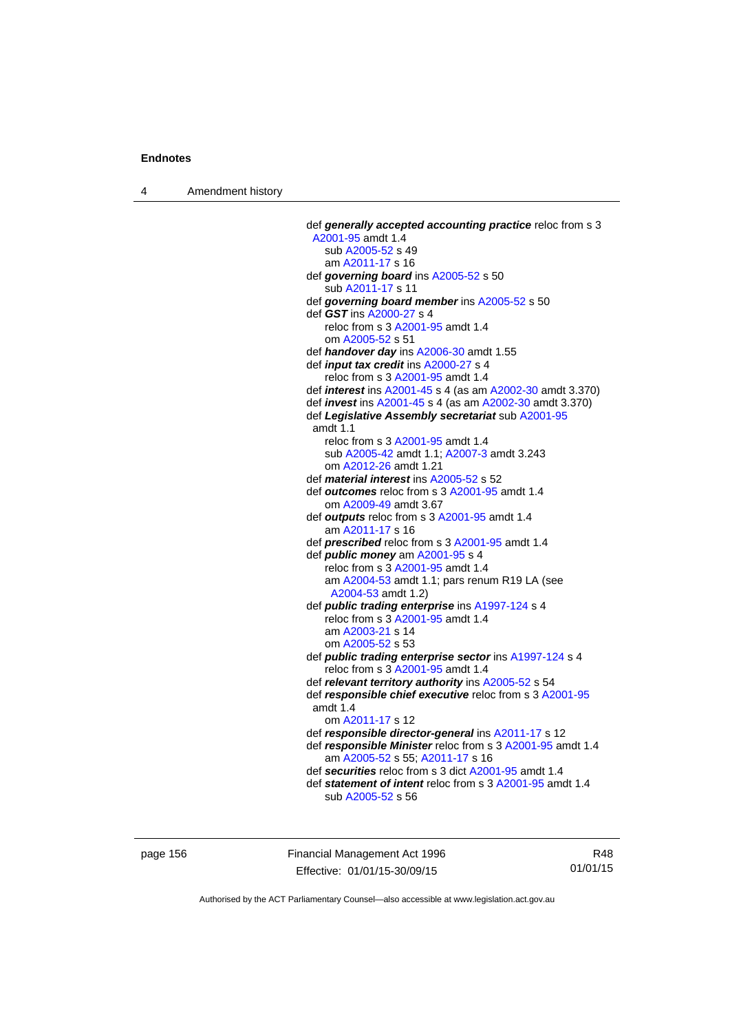def ***generally accepted accounting practice*** reloc from s 3 A2001-95 amdt 1.4
sub A2005-52 s 49
am A2011-17 s 16

def ***governing board*** ins A2005-52 s 50
sub A2011-17 s 11

def ***governing board member*** ins A2005-52 s 50

def ***GST*** ins A2000-27 s 4
reloc from s 3 A2001-95 amdt 1.4
om A2005-52 s 51

def ***handover day*** ins A2006-30 amdt 1.55

def ***input tax credit*** ins A2000-27 s 4
reloc from s 3 A2001-95 amdt 1.4

def ***interest*** ins A2001-45 s 4 (as am A2002-30 amdt 3.370)

def ***invest*** ins A2001-45 s 4 (as am A2002-30 amdt 3.370)

def ***Legislative Assembly secretariat*** sub A2001-95 amdt 1.1
reloc from s 3 A2001-95 amdt 1.4
sub A2005-42 amdt 1.1; A2007-3 amdt 3.243
om A2012-26 amdt 1.21

def ***material interest*** ins A2005-52 s 52

def ***outcomes*** reloc from s 3 A2001-95 amdt 1.4
om A2009-49 amdt 3.67

def ***outputs*** reloc from s 3 A2001-95 amdt 1.4
am A2011-17 s 16

def ***prescribed*** reloc from s 3 A2001-95 amdt 1.4

def ***public money*** am A2001-95 s 4
reloc from s 3 A2001-95 amdt 1.4
am A2004-53 amdt 1.1; pars renum R19 LA (see A2004-53 amdt 1.2)

def ***public trading enterprise*** ins A1997-124 s 4
reloc from s 3 A2001-95 amdt 1.4
am A2003-21 s 14
om A2005-52 s 53

def ***public trading enterprise sector*** ins A1997-124 s 4
reloc from s 3 A2001-95 amdt 1.4

def ***relevant territory authority*** ins A2005-52 s 54

def ***responsible chief executive*** reloc from s 3 A2001-95 amdt 1.4
om A2011-17 s 12

def ***responsible director-general*** ins A2011-17 s 12

def ***responsible Minister*** reloc from s 3 A2001-95 amdt 1.4
am A2005-52 s 55; A2011-17 s 16

def ***securities*** reloc from s 3 dict A2001-95 amdt 1.4

def ***statement of intent*** reloc from s 3 A2001-95 amdt 1.4
sub A2005-52 s 56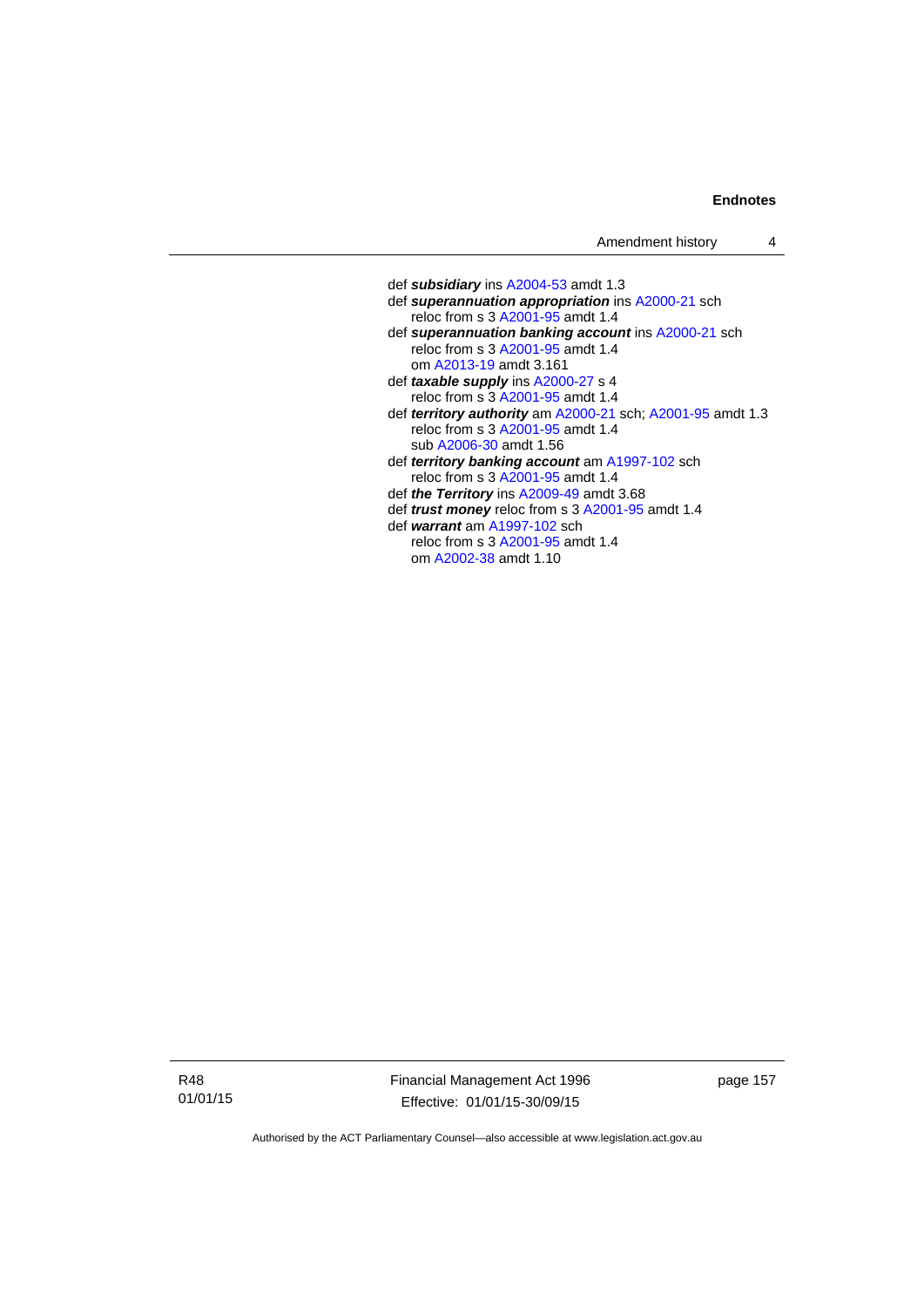def ***subsidiary*** ins A2004-53 amdt 1.3

def ***superannuation appropriation*** ins A2000-21 sch
    reloc from s 3 A2001-95 amdt 1.4

def ***superannuation banking account*** ins A2000-21 sch
    reloc from s 3 A2001-95 amdt 1.4
    om A2013-19 amdt 3.161

def ***taxable supply*** ins A2000-27 s 4
    reloc from s 3 A2001-95 amdt 1.4

def ***territory authority*** am A2000-21 sch; A2001-95 amdt 1.3
    reloc from s 3 A2001-95 amdt 1.4
    sub A2006-30 amdt 1.56

def ***territory banking account*** am A1997-102 sch
    reloc from s 3 A2001-95 amdt 1.4

def ***the Territory*** ins A2009-49 amdt 3.68

def ***trust money*** reloc from s 3 A2001-95 amdt 1.4

def ***warrant*** am A1997-102 sch
    reloc from s 3 A2001-95 amdt 1.4
    om A2002-38 amdt 1.10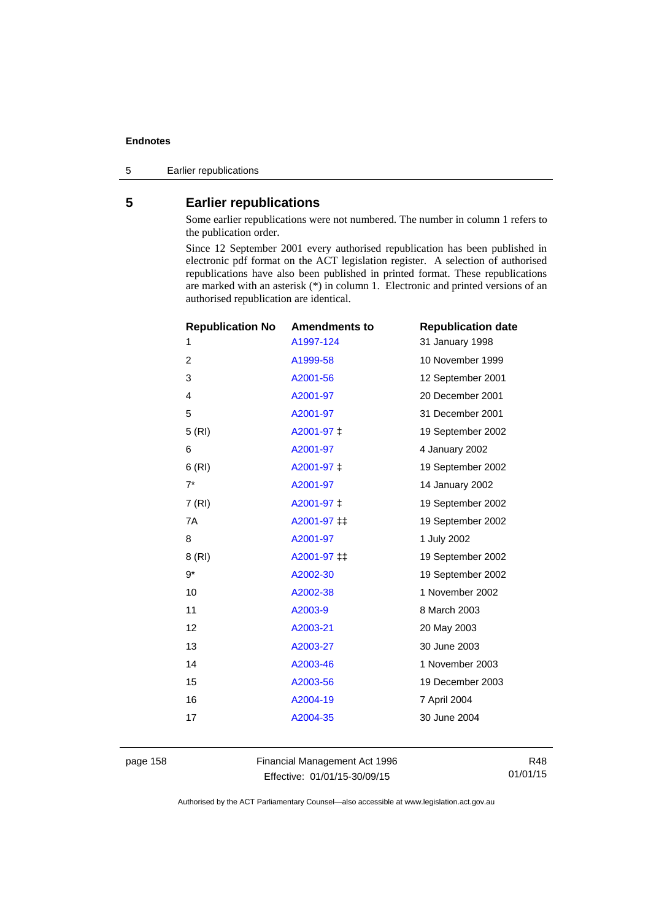## 5 Earlier republications

Some earlier republications were not numbered. The number in column 1 refers to the publication order.

Since 12 September 2001 every authorised republication has been published in electronic pdf format on the ACT legislation register. A selection of authorised republications have also been published in printed format. These republications are marked with an asterisk (*) in column 1. Electronic and printed versions of an authorised republication are identical.

| Republication No | Amendments to | Republication date |
|---|---|---|
| 1 | A1997-124 | 31 January 1998 |
| 2 | A1999-58 | 10 November 1999 |
| 3 | A2001-56 | 12 September 2001 |
| 4 | A2001-97 | 20 December 2001 |
| 5 | A2001-97 | 31 December 2001 |
| 5 (RI) | A2001-97 ‡ | 19 September 2002 |
| 6 | A2001-97 | 4 January 2002 |
| 6 (RI) | A2001-97 ‡ | 19 September 2002 |
| 7* | A2001-97 | 14 January 2002 |
| 7 (RI) | A2001-97 ‡ | 19 September 2002 |
| 7A | A2001-97 ‡‡ | 19 September 2002 |
| 8 | A2001-97 | 1 July 2002 |
| 8 (RI) | A2001-97 ‡‡ | 19 September 2002 |
| 9* | A2002-30 | 19 September 2002 |
| 10 | A2002-38 | 1 November 2002 |
| 11 | A2003-9 | 8 March 2003 |
| 12 | A2003-21 | 20 May 2003 |
| 13 | A2003-27 | 30 June 2003 |
| 14 | A2003-46 | 1 November 2003 |
| 15 | A2003-56 | 19 December 2003 |
| 16 | A2004-19 | 7 April 2004 |
| 17 | A2004-35 | 30 June 2004 |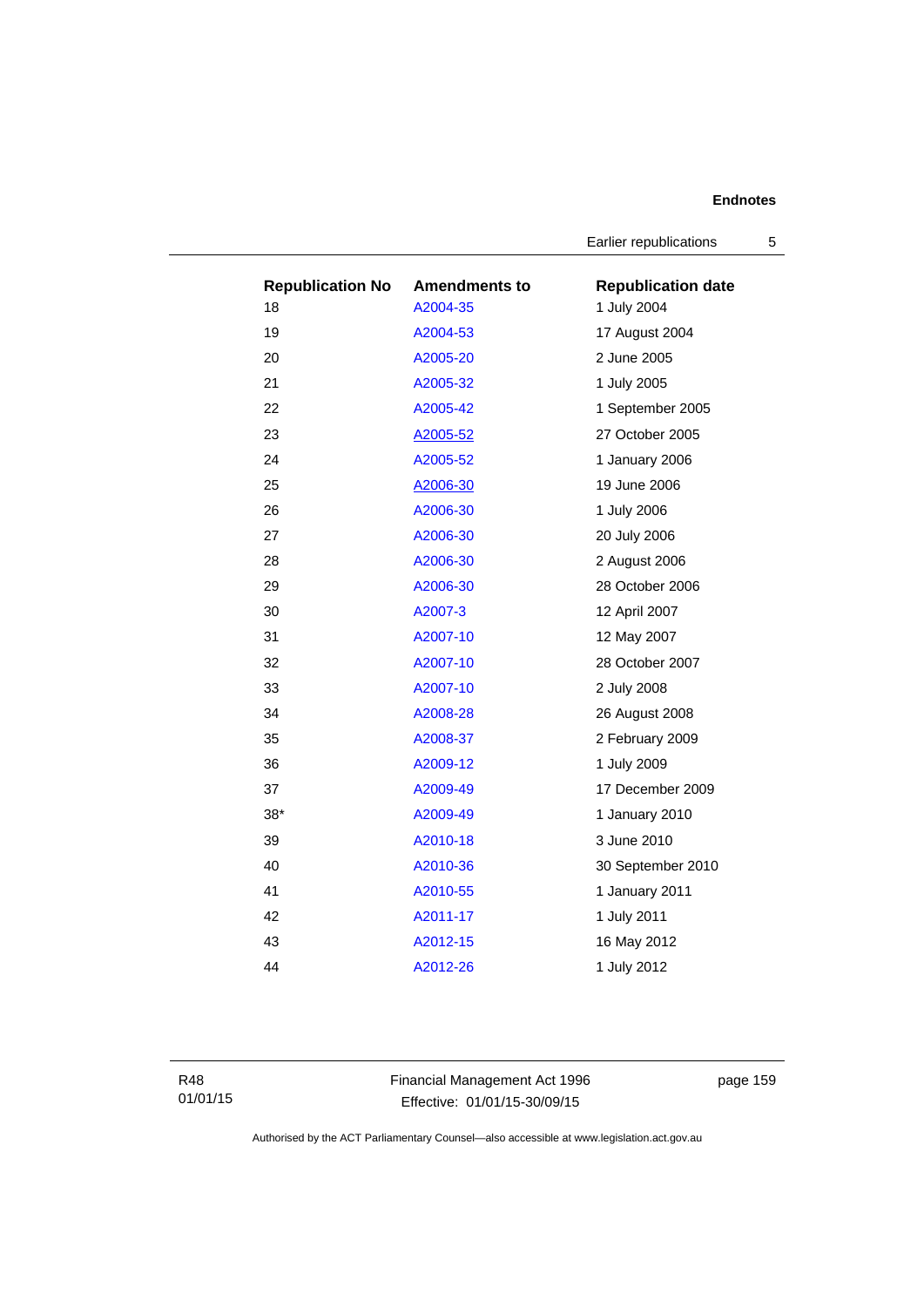| Republication No | Amendments to | Republication date |
|---|---|---|
| 18 | A2004-35 | 1 July 2004 |
| 19 | A2004-53 | 17 August 2004 |
| 20 | A2005-20 | 2 June 2005 |
| 21 | A2005-32 | 1 July 2005 |
| 22 | A2005-42 | 1 September 2005 |
| 23 | A2005-52 | 27 October 2005 |
| 24 | A2005-52 | 1 January 2006 |
| 25 | A2006-30 | 19 June 2006 |
| 26 | A2006-30 | 1 July 2006 |
| 27 | A2006-30 | 20 July 2006 |
| 28 | A2006-30 | 2 August 2006 |
| 29 | A2006-30 | 28 October 2006 |
| 30 | A2007-3 | 12 April 2007 |
| 31 | A2007-10 | 12 May 2007 |
| 32 | A2007-10 | 28 October 2007 |
| 33 | A2007-10 | 2 July 2008 |
| 34 | A2008-28 | 26 August 2008 |
| 35 | A2008-37 | 2 February 2009 |
| 36 | A2009-12 | 1 July 2009 |
| 37 | A2009-49 | 17 December 2009 |
| 38* | A2009-49 | 1 January 2010 |
| 39 | A2010-18 | 3 June 2010 |
| 40 | A2010-36 | 30 September 2010 |
| 41 | A2010-55 | 1 January 2011 |
| 42 | A2011-17 | 1 July 2011 |
| 43 | A2012-15 | 16 May 2012 |
| 44 | A2012-26 | 1 July 2012 |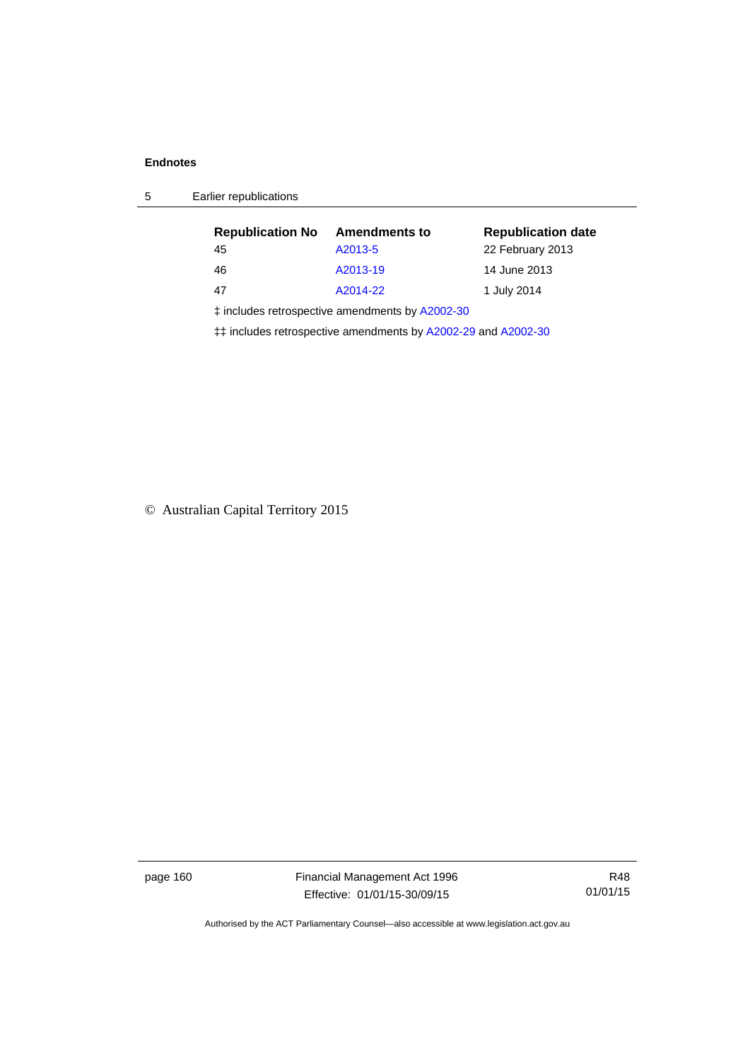## 5 Earlier republications

| Republication No | Amendments to | Republication date |
|---|---|---|
| 45 | A2013-5 | 22 February 2013 |
| 46 | A2013-19 | 14 June 2013 |
| 47 | A2014-22 | 1 July 2014 |

‡ includes retrospective amendments by A2002-30

‡‡ includes retrospective amendments by A2002-29 and A2002-30

© Australian Capital Territory 2015